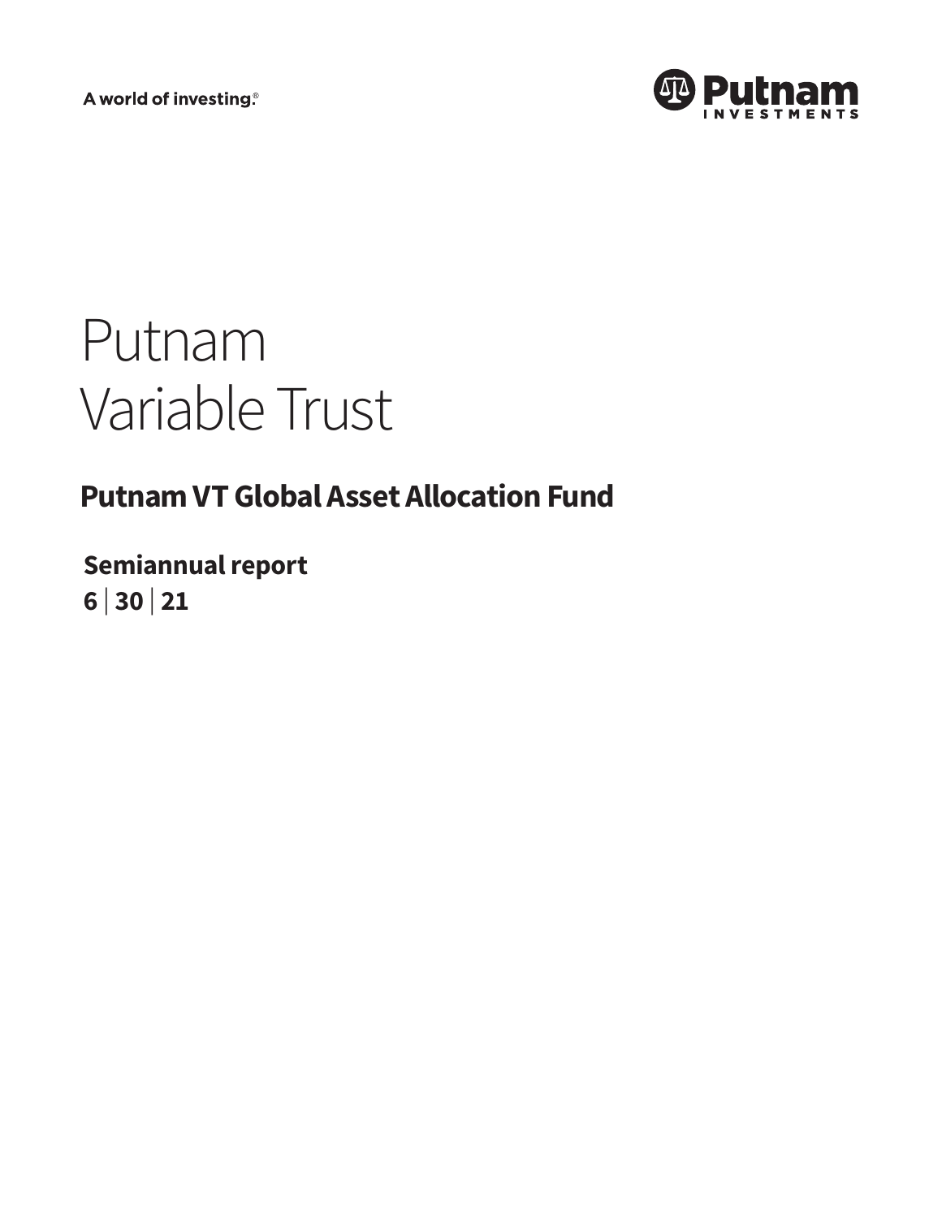A world of investing.®

Putnam Investments

# Putnam Variable Trust

## Putnam VT Global Asset Allocation Fund

**Semiannual report**

**6 | 30 | 21**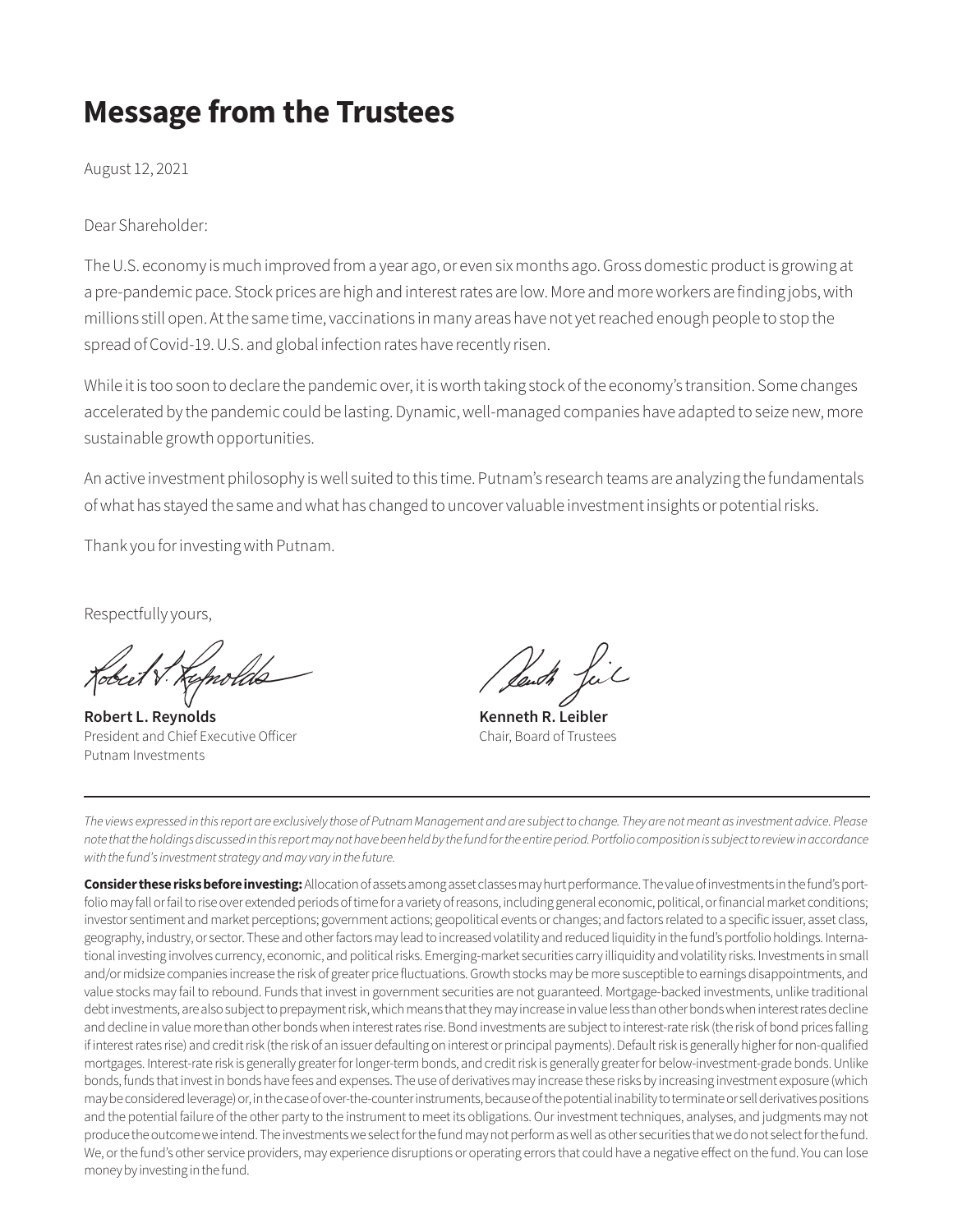# Message from the Trustees

August 12, 2021

Dear Shareholder:

The U.S. economy is much improved from a year ago, or even six months ago. Gross domestic product is growing at a pre-pandemic pace. Stock prices are high and interest rates are low. More and more workers are finding jobs, with millions still open. At the same time, vaccinations in many areas have not yet reached enough people to stop the spread of Covid-19. U.S. and global infection rates have recently risen.

While it is too soon to declare the pandemic over, it is worth taking stock of the economy's transition. Some changes accelerated by the pandemic could be lasting. Dynamic, well-managed companies have adapted to seize new, more sustainable growth opportunities.

An active investment philosophy is well suited to this time. Putnam's research teams are analyzing the fundamentals of what has stayed the same and what has changed to uncover valuable investment insights or potential risks.

Thank you for investing with Putnam.

Respectfully yours,

**Robert L. Reynolds**
President and Chief Executive Officer
Putnam Investments

**Kenneth R. Leibler**
Chair, Board of Trustees

---

*The views expressed in this report are exclusively those of Putnam Management and are subject to change. They are not meant as investment advice. Please note that the holdings discussed in this report may not have been held by the fund for the entire period. Portfolio composition is subject to review in accordance with the fund's investment strategy and may vary in the future.*

**Consider these risks before investing:** Allocation of assets among asset classes may hurt performance. The value of investments in the fund's portfolio may fall or fail to rise over extended periods of time for a variety of reasons, including general economic, political, or financial market conditions; investor sentiment and market perceptions; government actions; geopolitical events or changes; and factors related to a specific issuer, asset class, geography, industry, or sector. These and other factors may lead to increased volatility and reduced liquidity in the fund's portfolio holdings. International investing involves currency, economic, and political risks. Emerging-market securities carry illiquidity and volatility risks. Investments in small and/or midsize companies increase the risk of greater price fluctuations. Growth stocks may be more susceptible to earnings disappointments, and value stocks may fail to rebound. Funds that invest in government securities are not guaranteed. Mortgage-backed investments, unlike traditional debt investments, are also subject to prepayment risk, which means that they may increase in value less than other bonds when interest rates decline and decline in value more than other bonds when interest rates rise. Bond investments are subject to interest-rate risk (the risk of bond prices falling if interest rates rise) and credit risk (the risk of an issuer defaulting on interest or principal payments). Default risk is generally higher for non-qualified mortgages. Interest-rate risk is generally greater for longer-term bonds, and credit risk is generally greater for below-investment-grade bonds. Unlike bonds, funds that invest in bonds have fees and expenses. The use of derivatives may increase these risks by increasing investment exposure (which may be considered leverage) or, in the case of over-the-counter instruments, because of the potential inability to terminate or sell derivatives positions and the potential failure of the other party to the instrument to meet its obligations. Our investment techniques, analyses, and judgments may not produce the outcome we intend. The investments we select for the fund may not perform as well as other securities that we do not select for the fund. We, or the fund's other service providers, may experience disruptions or operating errors that could have a negative effect on the fund. You can lose money by investing in the fund.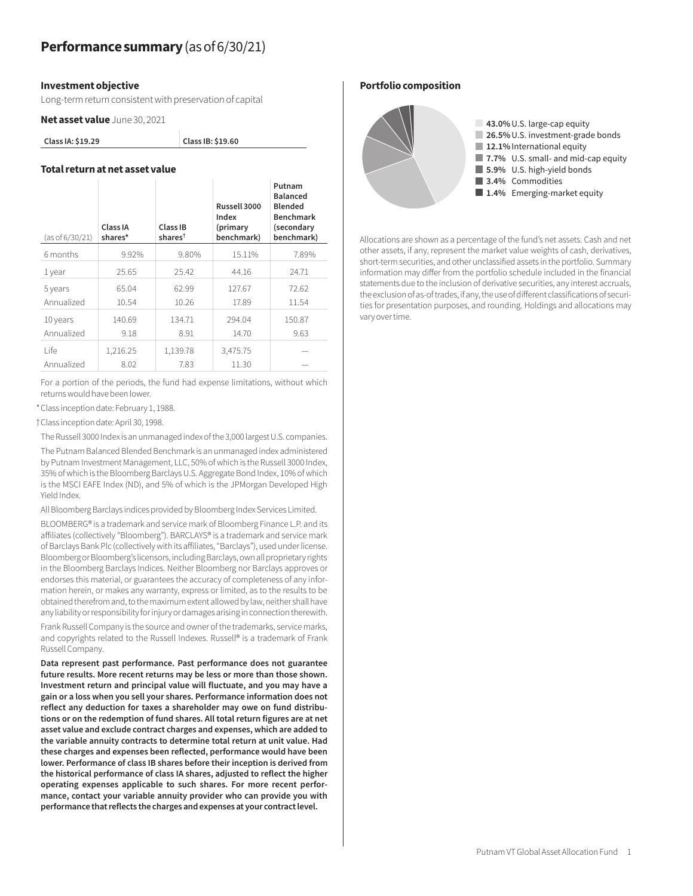# Performance summary (as of 6/30/21)

### Investment objective

Long-term return consistent with preservation of capital

**Net asset value** June 30, 2021

| Class IA: $19.29 | Class IB: $19.60 |
|---|---|

### Total return at net asset value

| (as of 6/30/21) | Class IA shares* | Class IB shares† | Russell 3000 Index (primary benchmark) | Putnam Balanced Blended Benchmark (secondary benchmark) |
|---|---|---|---|---|
| 6 months | 9.92% | 9.80% | 15.11% | 7.89% |
| 1 year | 25.65 | 25.42 | 44.16 | 24.71 |
| 5 years | 65.04 | 62.99 | 127.67 | 72.62 |
| Annualized | 10.54 | 10.26 | 17.89 | 11.54 |
| 10 years | 140.69 | 134.71 | 294.04 | 150.87 |
| Annualized | 9.18 | 8.91 | 14.70 | 9.63 |
| Life | 1,216.25 | 1,139.78 | 3,475.75 | — |
| Annualized | 8.02 | 7.83 | 11.30 | — |

For a portion of the periods, the fund had expense limitations, without which returns would have been lower.

* Class inception date: February 1, 1988.

† Class inception date: April 30, 1998.

The Russell 3000 Index is an unmanaged index of the 3,000 largest U.S. companies.

The Putnam Balanced Blended Benchmark is an unmanaged index administered by Putnam Investment Management, LLC, 50% of which is the Russell 3000 Index, 35% of which is the Bloomberg Barclays U.S. Aggregate Bond Index, 10% of which is the MSCI EAFE Index (ND), and 5% of which is the JPMorgan Developed High Yield Index.

All Bloomberg Barclays indices provided by Bloomberg Index Services Limited.

BLOOMBERG® is a trademark and service mark of Bloomberg Finance L.P. and its affiliates (collectively "Bloomberg"). BARCLAYS® is a trademark and service mark of Barclays Bank Plc (collectively with its affiliates, "Barclays"), used under license. Bloomberg or Bloomberg's licensors, including Barclays, own all proprietary rights in the Bloomberg Barclays Indices. Neither Bloomberg nor Barclays approves or endorses this material, or guarantees the accuracy of completeness of any information herein, or makes any warranty, express or limited, as to the results to be obtained therefrom and, to the maximum extent allowed by law, neither shall have any liability or responsibility for injury or damages arising in connection therewith.

Frank Russell Company is the source and owner of the trademarks, service marks, and copyrights related to the Russell Indexes. Russell® is a trademark of Frank Russell Company.

**Data represent past performance. Past performance does not guarantee future results. More recent returns may be less or more than those shown. Investment return and principal value will fluctuate, and you may have a gain or a loss when you sell your shares. Performance information does not reflect any deduction for taxes a shareholder may owe on fund distributions or on the redemption of fund shares. All total return figures are at net asset value and exclude contract charges and expenses, which are added to the variable annuity contracts to determine total return at unit value. Had these charges and expenses been reflected, performance would have been lower. Performance of class IB shares before their inception is derived from the historical performance of class IA shares, adjusted to reflect the higher operating expenses applicable to such shares. For more recent performance, contact your variable annuity provider who can provide you with performance that reflects the charges and expenses at your contract level.**

### Portfolio composition

- **43.0%** U.S. large-cap equity
- **26.5%** U.S. investment-grade bonds
- **12.1%** International equity
- **7.7%** U.S. small- and mid-cap equity
- **5.9%** U.S. high-yield bonds
- **3.4%** Commodities
- **1.4%** Emerging-market equity

Allocations are shown as a percentage of the fund's net assets. Cash and net other assets, if any, represent the market value weights of cash, derivatives, short-term securities, and other unclassified assets in the portfolio. Summary information may differ from the portfolio schedule included in the financial statements due to the inclusion of derivative securities, any interest accruals, the exclusion of as-of trades, if any, the use of different classifications of securities for presentation purposes, and rounding. Holdings and allocations may vary over time.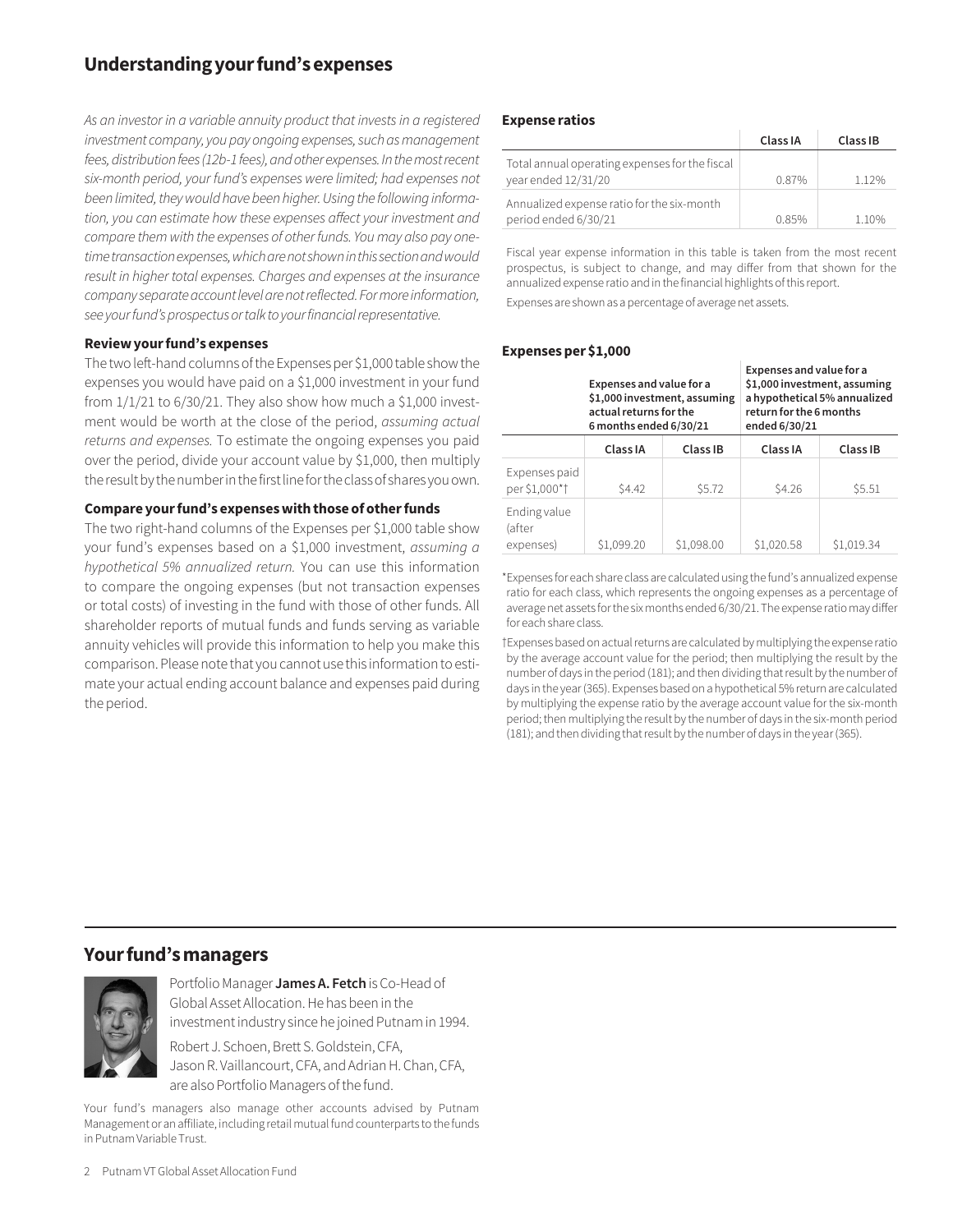## Understanding your fund's expenses

*As an investor in a variable annuity product that invests in a registered investment company, you pay ongoing expenses, such as management fees, distribution fees (12b-1 fees), and other expenses. In the most recent six-month period, your fund's expenses were limited; had expenses not been limited, they would have been higher. Using the following information, you can estimate how these expenses affect your investment and compare them with the expenses of other funds. You may also pay one-time transaction expenses, which are not shown in this section and would result in higher total expenses. Charges and expenses at the insurance company separate account level are not reflected. For more information, see your fund's prospectus or talk to your financial representative.*

### Review your fund's expenses

The two left-hand columns of the Expenses per $1,000 table show the expenses you would have paid on a $1,000 investment in your fund from 1/1/21 to 6/30/21. They also show how much a $1,000 investment would be worth at the close of the period, *assuming actual returns and expenses.* To estimate the ongoing expenses you paid over the period, divide your account value by $1,000, then multiply the result by the number in the first line for the class of shares you own.

### Compare your fund's expenses with those of other funds

The two right-hand columns of the Expenses per $1,000 table show your fund's expenses based on a $1,000 investment, *assuming a hypothetical 5% annualized return.* You can use this information to compare the ongoing expenses (but not transaction expenses or total costs) of investing in the fund with those of other funds. All shareholder reports of mutual funds and funds serving as variable annuity vehicles will provide this information to help you make this comparison. Please note that you cannot use this information to estimate your actual ending account balance and expenses paid during the period.

### Expense ratios

| | Class IA | Class IB |
|---|---|---|
| Total annual operating expenses for the fiscal year ended 12/31/20 | 0.87% | 1.12% |
| Annualized expense ratio for the six-month period ended 6/30/21 | 0.85% | 1.10% |

Fiscal year expense information in this table is taken from the most recent prospectus, is subject to change, and may differ from that shown for the annualized expense ratio and in the financial highlights of this report.

Expenses are shown as a percentage of average net assets.

### Expenses per $1,000

| | Expenses and value for a $1,000 investment, assuming actual returns for the 6 months ended 6/30/21 | | Expenses and value for a $1,000 investment, assuming a hypothetical 5% annualized return for the 6 months ended 6/30/21 | |
|---|---|---|---|---|
| | **Class IA** | **Class IB** | **Class IA** | **Class IB** |
| Expenses paid per $1,000*† | $4.42 | $5.72 | $4.26 | $5.51 |
| Ending value (after expenses) | $1,099.20 | $1,098.00 | $1,020.58 | $1,019.34 |

*Expenses for each share class are calculated using the fund's annualized expense ratio for each class, which represents the ongoing expenses as a percentage of average net assets for the six months ended 6/30/21. The expense ratio may differ for each share class.

†Expenses based on actual returns are calculated by multiplying the expense ratio by the average account value for the period; then multiplying the result by the number of days in the period (181); and then dividing that result by the number of days in the year (365). Expenses based on a hypothetical 5% return are calculated by multiplying the expense ratio by the average account value for the six-month period; then multiplying the result by the number of days in the six-month period (181); and then dividing that result by the number of days in the year (365).

## Your fund's managers

Portfolio Manager **James A. Fetch** is Co-Head of Global Asset Allocation. He has been in the investment industry since he joined Putnam in 1994.

Robert J. Schoen, Brett S. Goldstein, CFA, Jason R. Vaillancourt, CFA, and Adrian H. Chan, CFA, are also Portfolio Managers of the fund.

Your fund's managers also manage other accounts advised by Putnam Management or an affiliate, including retail mutual fund counterparts to the funds in Putnam Variable Trust.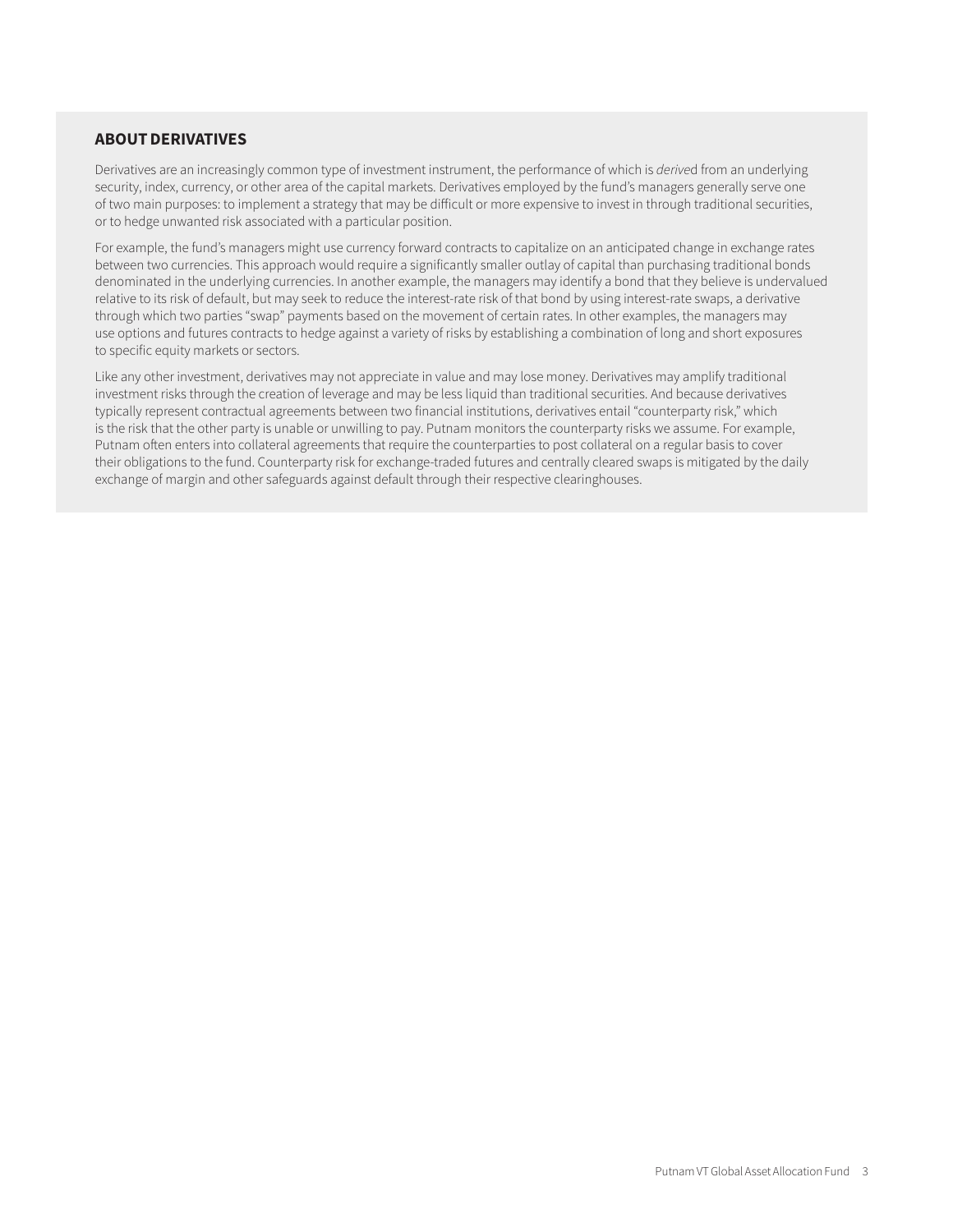## ABOUT DERIVATIVES

Derivatives are an increasingly common type of investment instrument, the performance of which is *derive*d from an underlying security, index, currency, or other area of the capital markets. Derivatives employed by the fund's managers generally serve one of two main purposes: to implement a strategy that may be difficult or more expensive to invest in through traditional securities, or to hedge unwanted risk associated with a particular position.

For example, the fund's managers might use currency forward contracts to capitalize on an anticipated change in exchange rates between two currencies. This approach would require a significantly smaller outlay of capital than purchasing traditional bonds denominated in the underlying currencies. In another example, the managers may identify a bond that they believe is undervalued relative to its risk of default, but may seek to reduce the interest-rate risk of that bond by using interest-rate swaps, a derivative through which two parties "swap" payments based on the movement of certain rates. In other examples, the managers may use options and futures contracts to hedge against a variety of risks by establishing a combination of long and short exposures to specific equity markets or sectors.

Like any other investment, derivatives may not appreciate in value and may lose money. Derivatives may amplify traditional investment risks through the creation of leverage and may be less liquid than traditional securities. And because derivatives typically represent contractual agreements between two financial institutions, derivatives entail "counterparty risk," which is the risk that the other party is unable or unwilling to pay. Putnam monitors the counterparty risks we assume. For example, Putnam often enters into collateral agreements that require the counterparties to post collateral on a regular basis to cover their obligations to the fund. Counterparty risk for exchange-traded futures and centrally cleared swaps is mitigated by the daily exchange of margin and other safeguards against default through their respective clearinghouses.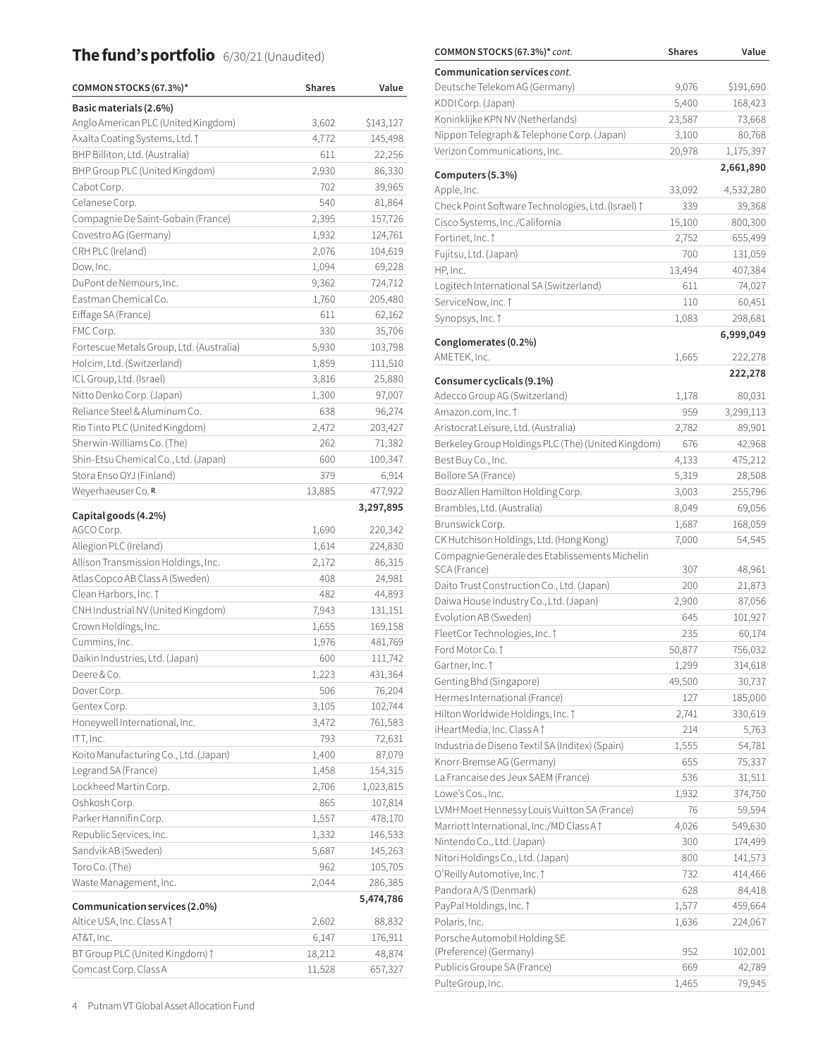# The fund's portfolio 6/30/21 (Unaudited)

| COMMON STOCKS (67.3%)* | Shares | Value |
|---|---|---|
| **Basic materials (2.6%)** | | |
| Anglo American PLC (United Kingdom) | 3,602 | $143,127 |
| Axalta Coating Systems, Ltd. † | 4,772 | 145,498 |
| BHP Billiton, Ltd. (Australia) | 611 | 22,256 |
| BHP Group PLC (United Kingdom) | 2,930 | 86,330 |
| Cabot Corp. | 702 | 39,965 |
| Celanese Corp. | 540 | 81,864 |
| Compagnie De Saint-Gobain (France) | 2,395 | 157,726 |
| Covestro AG (Germany) | 1,932 | 124,761 |
| CRH PLC (Ireland) | 2,076 | 104,619 |
| Dow, Inc. | 1,094 | 69,228 |
| DuPont de Nemours, Inc. | 9,362 | 724,712 |
| Eastman Chemical Co. | 1,760 | 205,480 |
| Eiffage SA (France) | 611 | 62,162 |
| FMC Corp. | 330 | 35,706 |
| Fortescue Metals Group, Ltd. (Australia) | 5,930 | 103,798 |
| Holcim, Ltd. (Switzerland) | 1,859 | 111,510 |
| ICL Group, Ltd. (Israel) | 3,816 | 25,880 |
| Nitto Denko Corp. (Japan) | 1,300 | 97,007 |
| Reliance Steel & Aluminum Co. | 638 | 96,274 |
| Rio Tinto PLC (United Kingdom) | 2,472 | 203,427 |
| Sherwin-Williams Co. (The) | 262 | 71,382 |
| Shin-Etsu Chemical Co., Ltd. (Japan) | 600 | 100,347 |
| Stora Enso OYJ (Finland) | 379 | 6,914 |
| Weyerhaeuser Co. R | 13,885 | 477,922 |
| | | **3,297,895** |
| **Capital goods (4.2%)** | | |
| AGCO Corp. | 1,690 | 220,342 |
| Allegion PLC (Ireland) | 1,614 | 224,830 |
| Allison Transmission Holdings, Inc. | 2,172 | 86,315 |
| Atlas Copco AB Class A (Sweden) | 408 | 24,981 |
| Clean Harbors, Inc. † | 482 | 44,893 |
| CNH Industrial NV (United Kingdom) | 7,943 | 131,151 |
| Crown Holdings, Inc. | 1,655 | 169,158 |
| Cummins, Inc. | 1,976 | 481,769 |
| Daikin Industries, Ltd. (Japan) | 600 | 111,742 |
| Deere & Co. | 1,223 | 431,364 |
| Dover Corp. | 506 | 76,204 |
| Gentex Corp. | 3,105 | 102,744 |
| Honeywell International, Inc. | 3,472 | 761,583 |
| ITT, Inc. | 793 | 72,631 |
| Koito Manufacturing Co., Ltd. (Japan) | 1,400 | 87,079 |
| Legrand SA (France) | 1,458 | 154,315 |
| Lockheed Martin Corp. | 2,706 | 1,023,815 |
| Oshkosh Corp. | 865 | 107,814 |
| Parker Hannifin Corp. | 1,557 | 478,170 |
| Republic Services, Inc. | 1,332 | 146,533 |
| Sandvik AB (Sweden) | 5,687 | 145,263 |
| Toro Co. (The) | 962 | 105,705 |
| Waste Management, Inc. | 2,044 | 286,385 |
| | | **5,474,786** |
| **Communication services (2.0%)** | | |
| Altice USA, Inc. Class A † | 2,602 | 88,832 |
| AT&T, Inc. | 6,147 | 176,911 |
| BT Group PLC (United Kingdom) † | 18,212 | 48,874 |
| Comcast Corp. Class A | 11,528 | 657,327 |
| Deutsche Telekom AG (Germany) | 9,076 | $191,690 |
| KDDI Corp. (Japan) | 5,400 | 168,423 |
| Koninklijke KPN NV (Netherlands) | 23,587 | 73,668 |
| Nippon Telegraph & Telephone Corp. (Japan) | 3,100 | 80,768 |
| Verizon Communications, Inc. | 20,978 | 1,175,397 |
| | | **2,661,890** |
| **Computers (5.3%)** | | |
| Apple, Inc. | 33,092 | 4,532,280 |
| Check Point Software Technologies, Ltd. (Israel) † | 339 | 39,368 |
| Cisco Systems, Inc./California | 15,100 | 800,300 |
| Fortinet, Inc. † | 2,752 | 655,499 |
| Fujitsu, Ltd. (Japan) | 700 | 131,059 |
| HP, Inc. | 13,494 | 407,384 |
| Logitech International SA (Switzerland) | 611 | 74,027 |
| ServiceNow, Inc. † | 110 | 60,451 |
| Synopsys, Inc. † | 1,083 | 298,681 |
| | | **6,999,049** |
| **Conglomerates (0.2%)** | | |
| AMETEK, Inc. | 1,665 | 222,278 |
| | | **222,278** |
| **Consumer cyclicals (9.1%)** | | |
| Adecco Group AG (Switzerland) | 1,178 | 80,031 |
| Amazon.com, Inc. † | 959 | 3,299,113 |
| Aristocrat Leisure, Ltd. (Australia) | 2,782 | 89,901 |
| Berkeley Group Holdings PLC (The) (United Kingdom) | 676 | 42,968 |
| Best Buy Co., Inc. | 4,133 | 475,212 |
| Bollore SA (France) | 5,319 | 28,508 |
| Booz Allen Hamilton Holding Corp. | 3,003 | 255,796 |
| Brambles, Ltd. (Australia) | 8,049 | 69,056 |
| Brunswick Corp. | 1,687 | 168,059 |
| CK Hutchison Holdings, Ltd. (Hong Kong) | 7,000 | 54,545 |
| Compagnie Generale des Etablissements Michelin SCA (France) | 307 | 48,961 |
| Daito Trust Construction Co., Ltd. (Japan) | 200 | 21,873 |
| Daiwa House Industry Co., Ltd. (Japan) | 2,900 | 87,056 |
| Evolution AB (Sweden) | 645 | 101,927 |
| FleetCor Technologies, Inc. † | 235 | 60,174 |
| Ford Motor Co. † | 50,877 | 756,032 |
| Gartner, Inc. † | 1,299 | 314,618 |
| Genting Bhd (Singapore) | 49,500 | 30,737 |
| Hermes International (France) | 127 | 185,000 |
| Hilton Worldwide Holdings, Inc. † | 2,741 | 330,619 |
| iHeartMedia, Inc. Class A † | 214 | 5,763 |
| Industria de Diseno Textil SA (Inditex) (Spain) | 1,555 | 54,781 |
| Knorr-Bremse AG (Germany) | 655 | 75,337 |
| La Francaise des Jeux SAEM (France) | 536 | 31,511 |
| Lowe's Cos., Inc. | 1,932 | 374,750 |
| LVMH Moet Hennessy Louis Vuitton SA (France) | 76 | 59,594 |
| Marriott International, Inc./MD Class A † | 4,026 | 549,630 |
| Nintendo Co., Ltd. (Japan) | 300 | 174,499 |
| Nitori Holdings Co., Ltd. (Japan) | 800 | 141,573 |
| O'Reilly Automotive, Inc. † | 732 | 414,466 |
| Pandora A/S (Denmark) | 628 | 84,418 |
| PayPal Holdings, Inc. † | 1,577 | 459,664 |
| Polaris, Inc. | 1,636 | 224,067 |
| Porsche Automobil Holding SE (Preference) (Germany) | 952 | 102,001 |
| Publicis Groupe SA (France) | 669 | 42,789 |
| PulteGroup, Inc. | 1,465 | 79,945 |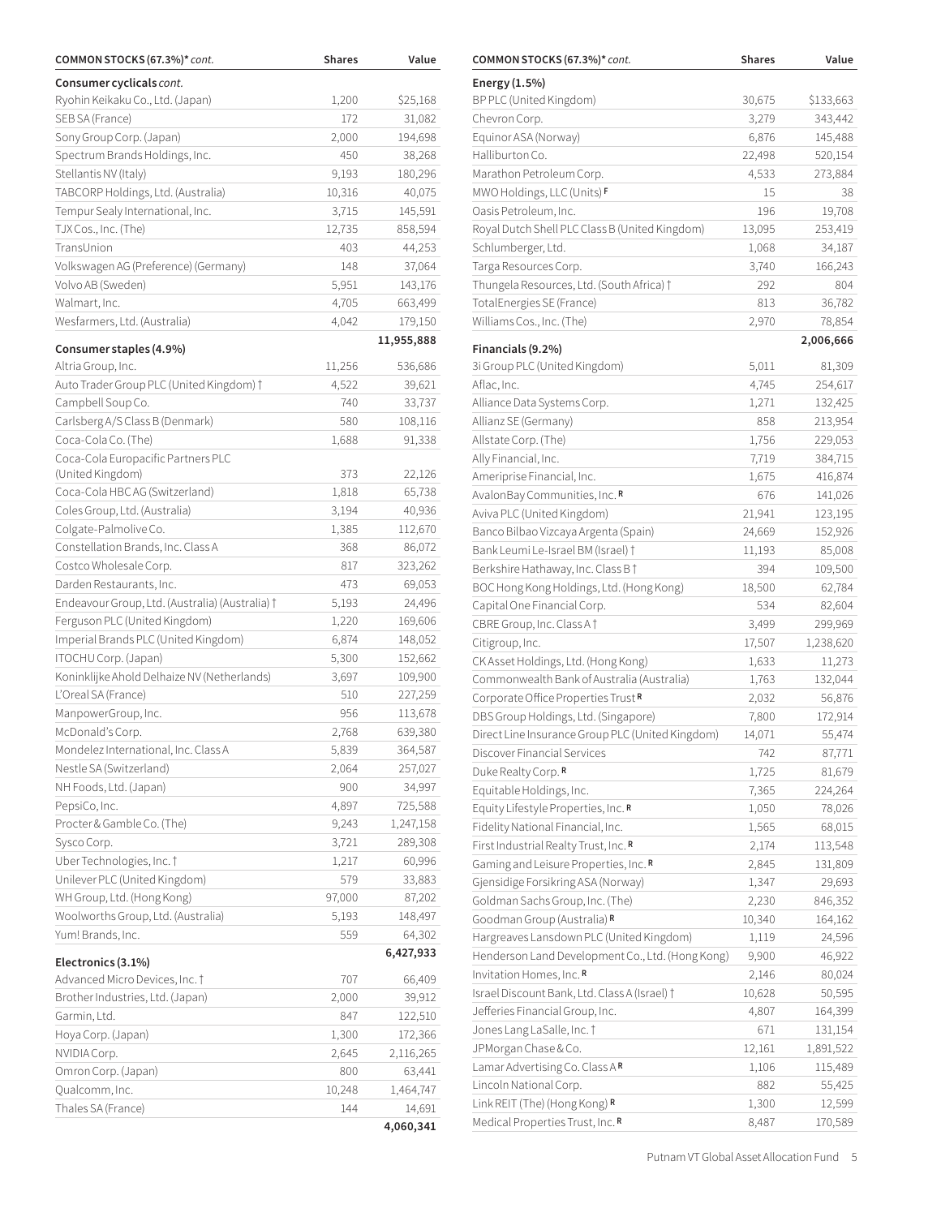| COMMON STOCKS (67.3%)* *cont.* | Shares | Value |
|---|---|---|
| **Consumer cyclicals** *cont.* | | |
| Ryohin Keikaku Co., Ltd. (Japan) | 1,200 | $25,168 |
| SEB SA (France) | 172 | 31,082 |
| Sony Group Corp. (Japan) | 2,000 | 194,698 |
| Spectrum Brands Holdings, Inc. | 450 | 38,268 |
| Stellantis NV (Italy) | 9,193 | 180,296 |
| TABCORP Holdings, Ltd. (Australia) | 10,316 | 40,075 |
| Tempur Sealy International, Inc. | 3,715 | 145,591 |
| TJX Cos., Inc. (The) | 12,735 | 858,594 |
| TransUnion | 403 | 44,253 |
| Volkswagen AG (Preference) (Germany) | 148 | 37,064 |
| Volvo AB (Sweden) | 5,951 | 143,176 |
| Walmart, Inc. | 4,705 | 663,499 |
| Wesfarmers, Ltd. (Australia) | 4,042 | 179,150 |
| | | **11,955,888** |
| **Consumer staples (4.9%)** | | |
| Altria Group, Inc. | 11,256 | 536,686 |
| Auto Trader Group PLC (United Kingdom) † | 4,522 | 39,621 |
| Campbell Soup Co. | 740 | 33,737 |
| Carlsberg A/S Class B (Denmark) | 580 | 108,116 |
| Coca-Cola Co. (The) | 1,688 | 91,338 |
| Coca-Cola Europacific Partners PLC (United Kingdom) | 373 | 22,126 |
| Coca-Cola HBC AG (Switzerland) | 1,818 | 65,738 |
| Coles Group, Ltd. (Australia) | 3,194 | 40,936 |
| Colgate-Palmolive Co. | 1,385 | 112,670 |
| Constellation Brands, Inc. Class A | 368 | 86,072 |
| Costco Wholesale Corp. | 817 | 323,262 |
| Darden Restaurants, Inc. | 473 | 69,053 |
| Endeavour Group, Ltd. (Australia) (Australia) † | 5,193 | 24,496 |
| Ferguson PLC (United Kingdom) | 1,220 | 169,606 |
| Imperial Brands PLC (United Kingdom) | 6,874 | 148,052 |
| ITOCHU Corp. (Japan) | 5,300 | 152,662 |
| Koninklijke Ahold Delhaize NV (Netherlands) | 3,697 | 109,900 |
| L'Oreal SA (France) | 510 | 227,259 |
| ManpowerGroup, Inc. | 956 | 113,678 |
| McDonald's Corp. | 2,768 | 639,380 |
| Mondelez International, Inc. Class A | 5,839 | 364,587 |
| Nestle SA (Switzerland) | 2,064 | 257,027 |
| NH Foods, Ltd. (Japan) | 900 | 34,997 |
| PepsiCo, Inc. | 4,897 | 725,588 |
| Procter & Gamble Co. (The) | 9,243 | 1,247,158 |
| Sysco Corp. | 3,721 | 289,308 |
| Uber Technologies, Inc. † | 1,217 | 60,996 |
| Unilever PLC (United Kingdom) | 579 | 33,883 |
| WH Group, Ltd. (Hong Kong) | 97,000 | 87,202 |
| Woolworths Group, Ltd. (Australia) | 5,193 | 148,497 |
| Yum! Brands, Inc. | 559 | 64,302 |
| | | **6,427,933** |
| **Electronics (3.1%)** | | |
| Advanced Micro Devices, Inc. † | 707 | 66,409 |
| Brother Industries, Ltd. (Japan) | 2,000 | 39,912 |
| Garmin, Ltd. | 847 | 122,510 |
| Hoya Corp. (Japan) | 1,300 | 172,366 |
| NVIDIA Corp. | 2,645 | 2,116,265 |
| Omron Corp. (Japan) | 800 | 63,441 |
| Qualcomm, Inc. | 10,248 | 1,464,747 |
| Thales SA (France) | 144 | 14,691 |
| | | **4,060,341** |
| **Energy (1.5%)** | | |
| BP PLC (United Kingdom) | 30,675 | $133,663 |
| Chevron Corp. | 3,279 | 343,442 |
| Equinor ASA (Norway) | 6,876 | 145,488 |
| Halliburton Co. | 22,498 | 520,154 |
| Marathon Petroleum Corp. | 4,533 | 273,884 |
| MWO Holdings, LLC (Units) F | 15 | 38 |
| Oasis Petroleum, Inc. | 196 | 19,708 |
| Royal Dutch Shell PLC Class B (United Kingdom) | 13,095 | 253,419 |
| Schlumberger, Ltd. | 1,068 | 34,187 |
| Targa Resources Corp. | 3,740 | 166,243 |
| Thungela Resources, Ltd. (South Africa) † | 292 | 804 |
| TotalEnergies SE (France) | 813 | 36,782 |
| Williams Cos., Inc. (The) | 2,970 | 78,854 |
| | | **2,006,666** |
| **Financials (9.2%)** | | |
| 3i Group PLC (United Kingdom) | 5,011 | 81,309 |
| Aflac, Inc. | 4,745 | 254,617 |
| Alliance Data Systems Corp. | 1,271 | 132,425 |
| Allianz SE (Germany) | 858 | 213,954 |
| Allstate Corp. (The) | 1,756 | 229,053 |
| Ally Financial, Inc. | 7,719 | 384,715 |
| Ameriprise Financial, Inc. | 1,675 | 416,874 |
| AvalonBay Communities, Inc. R | 676 | 141,026 |
| Aviva PLC (United Kingdom) | 21,941 | 123,195 |
| Banco Bilbao Vizcaya Argenta (Spain) | 24,669 | 152,926 |
| Bank Leumi Le-Israel BM (Israel) † | 11,193 | 85,008 |
| Berkshire Hathaway, Inc. Class B † | 394 | 109,500 |
| BOC Hong Kong Holdings, Ltd. (Hong Kong) | 18,500 | 62,784 |
| Capital One Financial Corp. | 534 | 82,604 |
| CBRE Group, Inc. Class A † | 3,499 | 299,969 |
| Citigroup, Inc. | 17,507 | 1,238,620 |
| CK Asset Holdings, Ltd. (Hong Kong) | 1,633 | 11,273 |
| Commonwealth Bank of Australia (Australia) | 1,763 | 132,044 |
| Corporate Office Properties Trust R | 2,032 | 56,876 |
| DBS Group Holdings, Ltd. (Singapore) | 7,800 | 172,914 |
| Direct Line Insurance Group PLC (United Kingdom) | 14,071 | 55,474 |
| Discover Financial Services | 742 | 87,771 |
| Duke Realty Corp. R | 1,725 | 81,679 |
| Equitable Holdings, Inc. | 7,365 | 224,264 |
| Equity Lifestyle Properties, Inc. R | 1,050 | 78,026 |
| Fidelity National Financial, Inc. | 1,565 | 68,015 |
| First Industrial Realty Trust, Inc. R | 2,174 | 113,548 |
| Gaming and Leisure Properties, Inc. R | 2,845 | 131,809 |
| Gjensidige Forsikring ASA (Norway) | 1,347 | 29,693 |
| Goldman Sachs Group, Inc. (The) | 2,230 | 846,352 |
| Goodman Group (Australia) R | 10,340 | 164,162 |
| Hargreaves Lansdown PLC (United Kingdom) | 1,119 | 24,596 |
| Henderson Land Development Co., Ltd. (Hong Kong) | 9,900 | 46,922 |
| Invitation Homes, Inc. R | 2,146 | 80,024 |
| Israel Discount Bank, Ltd. Class A (Israel) † | 10,628 | 50,595 |
| Jefferies Financial Group, Inc. | 4,807 | 164,399 |
| Jones Lang LaSalle, Inc. † | 671 | 131,154 |
| JPMorgan Chase & Co. | 12,161 | 1,891,522 |
| Lamar Advertising Co. Class A R | 1,106 | 115,489 |
| Lincoln National Corp. | 882 | 55,425 |
| Link REIT (The) (Hong Kong) R | 1,300 | 12,599 |
| Medical Properties Trust, Inc. R | 8,487 | 170,589 |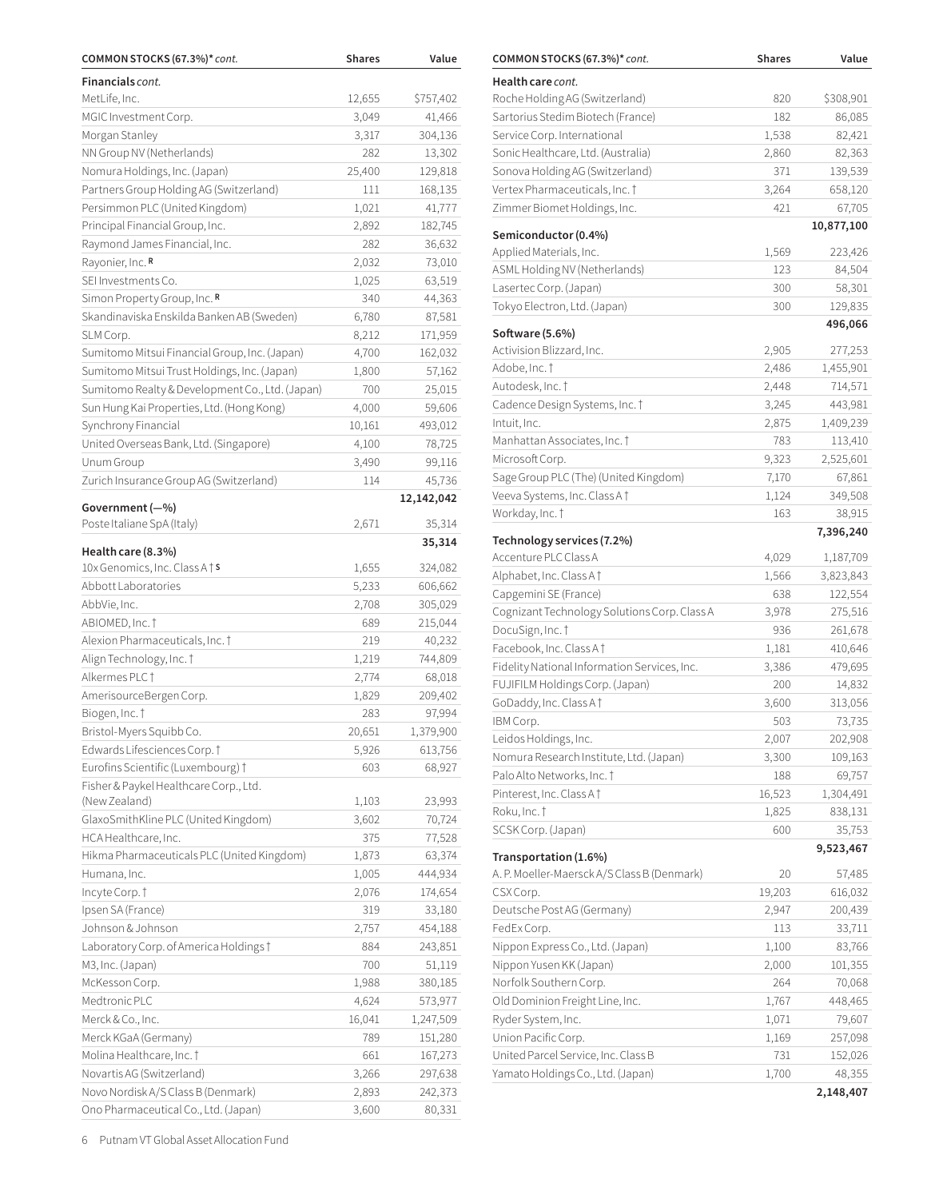| COMMON STOCKS (67.3%)* *cont.* | Shares | Value |
|---|---|---|
| **Financials** *cont.* | | |
| MetLife, Inc. | 12,655 | $757,402 |
| MGIC Investment Corp. | 3,049 | 41,466 |
| Morgan Stanley | 3,317 | 304,136 |
| NN Group NV (Netherlands) | 282 | 13,302 |
| Nomura Holdings, Inc. (Japan) | 25,400 | 129,818 |
| Partners Group Holding AG (Switzerland) | 111 | 168,135 |
| Persimmon PLC (United Kingdom) | 1,021 | 41,777 |
| Principal Financial Group, Inc. | 2,892 | 182,745 |
| Raymond James Financial, Inc. | 282 | 36,632 |
| Rayonier, Inc. R | 2,032 | 73,010 |
| SEI Investments Co. | 1,025 | 63,519 |
| Simon Property Group, Inc. R | 340 | 44,363 |
| Skandinaviska Enskilda Banken AB (Sweden) | 6,780 | 87,581 |
| SLM Corp. | 8,212 | 171,959 |
| Sumitomo Mitsui Financial Group, Inc. (Japan) | 4,700 | 162,032 |
| Sumitomo Mitsui Trust Holdings, Inc. (Japan) | 1,800 | 57,162 |
| Sumitomo Realty & Development Co., Ltd. (Japan) | 700 | 25,015 |
| Sun Hung Kai Properties, Ltd. (Hong Kong) | 4,000 | 59,606 |
| Synchrony Financial | 10,161 | 493,012 |
| United Overseas Bank, Ltd. (Singapore) | 4,100 | 78,725 |
| Unum Group | 3,490 | 99,116 |
| Zurich Insurance Group AG (Switzerland) | 114 | 45,736 |
| | | **12,142,042** |
| **Government (—%)** | | |
| Poste Italiane SpA (Italy) | 2,671 | 35,314 |
| | | **35,314** |
| **Health care (8.3%)** | | |
| 10x Genomics, Inc. Class A † S | 1,655 | 324,082 |
| Abbott Laboratories | 5,233 | 606,662 |
| AbbVie, Inc. | 2,708 | 305,029 |
| ABIOMED, Inc. † | 689 | 215,044 |
| Alexion Pharmaceuticals, Inc. † | 219 | 40,232 |
| Align Technology, Inc. † | 1,219 | 744,809 |
| Alkermes PLC † | 2,774 | 68,018 |
| AmerisourceBergen Corp. | 1,829 | 209,402 |
| Biogen, Inc. † | 283 | 97,994 |
| Bristol-Myers Squibb Co. | 20,651 | 1,379,900 |
| Edwards Lifesciences Corp. † | 5,926 | 613,756 |
| Eurofins Scientific (Luxembourg) † | 603 | 68,927 |
| Fisher & Paykel Healthcare Corp., Ltd. (New Zealand) | 1,103 | 23,993 |
| GlaxoSmithKline PLC (United Kingdom) | 3,602 | 70,724 |
| HCA Healthcare, Inc. | 375 | 77,528 |
| Hikma Pharmaceuticals PLC (United Kingdom) | 1,873 | 63,374 |
| Humana, Inc. | 1,005 | 444,934 |
| Incyte Corp. † | 2,076 | 174,654 |
| Ipsen SA (France) | 319 | 33,180 |
| Johnson & Johnson | 2,757 | 454,188 |
| Laboratory Corp. of America Holdings † | 884 | 243,851 |
| M3, Inc. (Japan) | 700 | 51,119 |
| McKesson Corp. | 1,988 | 380,185 |
| Medtronic PLC | 4,624 | 573,977 |
| Merck & Co., Inc. | 16,041 | 1,247,509 |
| Merck KGaA (Germany) | 789 | 151,280 |
| Molina Healthcare, Inc. † | 661 | 167,273 |
| Novartis AG (Switzerland) | 3,266 | 297,638 |
| Novo Nordisk A/S Class B (Denmark) | 2,893 | 242,373 |
| Ono Pharmaceutical Co., Ltd. (Japan) | 3,600 | 80,331 |
| Roche Holding AG (Switzerland) | 820 | $308,901 |
| Sartorius Stedim Biotech (France) | 182 | 86,085 |
| Service Corp. International | 1,538 | 82,421 |
| Sonic Healthcare, Ltd. (Australia) | 2,860 | 82,363 |
| Sonova Holding AG (Switzerland) | 371 | 139,539 |
| Vertex Pharmaceuticals, Inc. † | 3,264 | 658,120 |
| Zimmer Biomet Holdings, Inc. | 421 | 67,705 |
| | | **10,877,100** |
| **Semiconductor (0.4%)** | | |
| Applied Materials, Inc. | 1,569 | 223,426 |
| ASML Holding NV (Netherlands) | 123 | 84,504 |
| Lasertec Corp. (Japan) | 300 | 58,301 |
| Tokyo Electron, Ltd. (Japan) | 300 | 129,835 |
| | | **496,066** |
| **Software (5.6%)** | | |
| Activision Blizzard, Inc. | 2,905 | 277,253 |
| Adobe, Inc. † | 2,486 | 1,455,901 |
| Autodesk, Inc. † | 2,448 | 714,571 |
| Cadence Design Systems, Inc. † | 3,245 | 443,981 |
| Intuit, Inc. | 2,875 | 1,409,239 |
| Manhattan Associates, Inc. † | 783 | 113,410 |
| Microsoft Corp. | 9,323 | 2,525,601 |
| Sage Group PLC (The) (United Kingdom) | 7,170 | 67,861 |
| Veeva Systems, Inc. Class A † | 1,124 | 349,508 |
| Workday, Inc. † | 163 | 38,915 |
| | | **7,396,240** |
| **Technology services (7.2%)** | | |
| Accenture PLC Class A | 4,029 | 1,187,709 |
| Alphabet, Inc. Class A † | 1,566 | 3,823,843 |
| Capgemini SE (France) | 638 | 122,554 |
| Cognizant Technology Solutions Corp. Class A | 3,978 | 275,516 |
| DocuSign, Inc. † | 936 | 261,678 |
| Facebook, Inc. Class A † | 1,181 | 410,646 |
| Fidelity National Information Services, Inc. | 3,386 | 479,695 |
| FUJIFILM Holdings Corp. (Japan) | 200 | 14,832 |
| GoDaddy, Inc. Class A † | 3,600 | 313,056 |
| IBM Corp. | 503 | 73,735 |
| Leidos Holdings, Inc. | 2,007 | 202,908 |
| Nomura Research Institute, Ltd. (Japan) | 3,300 | 109,163 |
| Palo Alto Networks, Inc. † | 188 | 69,757 |
| Pinterest, Inc. Class A † | 16,523 | 1,304,491 |
| Roku, Inc. † | 1,825 | 838,131 |
| SCSK Corp. (Japan) | 600 | 35,753 |
| | | **9,523,467** |
| **Transportation (1.6%)** | | |
| A. P. Moeller-Maersk A/S Class B (Denmark) | 20 | 57,485 |
| CSX Corp. | 19,203 | 616,032 |
| Deutsche Post AG (Germany) | 2,947 | 200,439 |
| FedEx Corp. | 113 | 33,711 |
| Nippon Express Co., Ltd. (Japan) | 1,100 | 83,766 |
| Nippon Yusen KK (Japan) | 2,000 | 101,355 |
| Norfolk Southern Corp. | 264 | 70,068 |
| Old Dominion Freight Line, Inc. | 1,767 | 448,465 |
| Ryder System, Inc. | 1,071 | 79,607 |
| Union Pacific Corp. | 1,169 | 257,098 |
| United Parcel Service, Inc. Class B | 731 | 152,026 |
| Yamato Holdings Co., Ltd. (Japan) | 1,700 | 48,355 |
| | | **2,148,407** |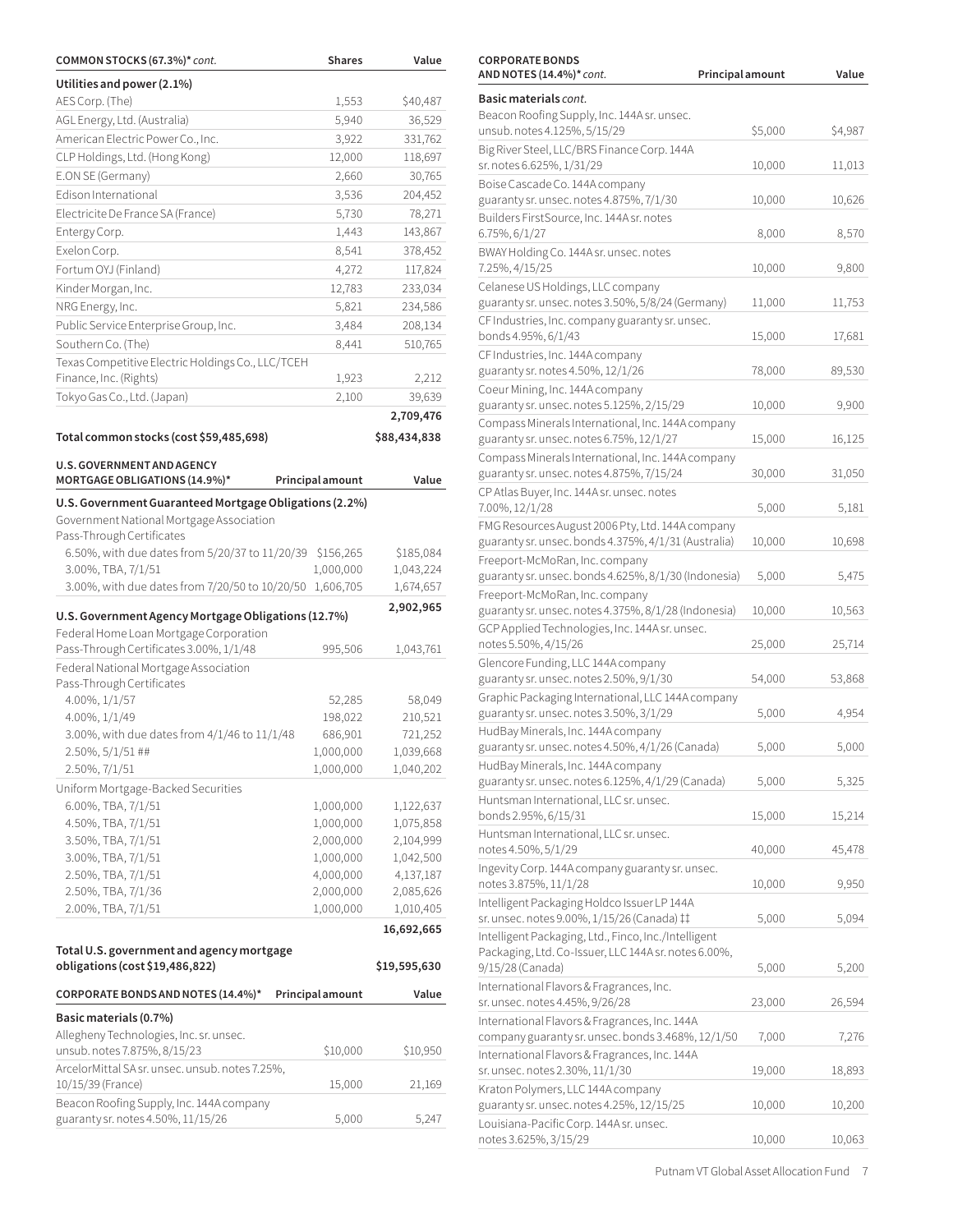| COMMON STOCKS (67.3%)* *cont.* | Shares | Value |
|---|---|---|
| **Utilities and power (2.1%)** | | |
| AES Corp. (The) | 1,553 | $40,487 |
| AGL Energy, Ltd. (Australia) | 5,940 | 36,529 |
| American Electric Power Co., Inc. | 3,922 | 331,762 |
| CLP Holdings, Ltd. (Hong Kong) | 12,000 | 118,697 |
| E.ON SE (Germany) | 2,660 | 30,765 |
| Edison International | 3,536 | 204,452 |
| Electricite De France SA (France) | 5,730 | 78,271 |
| Entergy Corp. | 1,443 | 143,867 |
| Exelon Corp. | 8,541 | 378,452 |
| Fortum OYJ (Finland) | 4,272 | 117,824 |
| Kinder Morgan, Inc. | 12,783 | 233,034 |
| NRG Energy, Inc. | 5,821 | 234,586 |
| Public Service Enterprise Group, Inc. | 3,484 | 208,134 |
| Southern Co. (The) | 8,441 | 510,765 |
| Texas Competitive Electric Holdings Co., LLC/TCEH Finance, Inc. (Rights) | 1,923 | 2,212 |
| Tokyo Gas Co., Ltd. (Japan) | 2,100 | 39,639 |
| | | **2,709,476** |
| **Total common stocks (cost $59,485,698)** | | **$88,434,838** |

| U.S. GOVERNMENT AND AGENCY MORTGAGE OBLIGATIONS (14.9%)* | Principal amount | Value |
|---|---|---|
| **U.S. Government Guaranteed Mortgage Obligations (2.2%)** | | |
| Government National Mortgage Association Pass-Through Certificates | | |
| 6.50%, with due dates from 5/20/37 to 11/20/39 | $156,265 | $185,084 |
| 3.00%, TBA, 7/1/51 | 1,000,000 | 1,043,224 |
| 3.00%, with due dates from 7/20/50 to 10/20/50 | 1,606,705 | 1,674,657 |
| | | **2,902,965** |
| **U.S. Government Agency Mortgage Obligations (12.7%)** | | |
| Federal Home Loan Mortgage Corporation Pass-Through Certificates 3.00%, 1/1/48 | 995,506 | 1,043,761 |
| Federal National Mortgage Association Pass-Through Certificates | | |
| 4.00%, 1/1/57 | 52,285 | 58,049 |
| 4.00%, 1/1/49 | 198,022 | 210,521 |
| 3.00%, with due dates from 4/1/46 to 11/1/48 | 686,901 | 721,252 |
| 2.50%, 5/1/51 ## | 1,000,000 | 1,039,668 |
| 2.50%, 7/1/51 | 1,000,000 | 1,040,202 |
| Uniform Mortgage-Backed Securities | | |
| 6.00%, TBA, 7/1/51 | 1,000,000 | 1,122,637 |
| 4.50%, TBA, 7/1/51 | 1,000,000 | 1,075,858 |
| 3.50%, TBA, 7/1/51 | 2,000,000 | 2,104,999 |
| 3.00%, TBA, 7/1/51 | 1,000,000 | 1,042,500 |
| 2.50%, TBA, 7/1/51 | 4,000,000 | 4,137,187 |
| 2.50%, TBA, 7/1/36 | 2,000,000 | 2,085,626 |
| 2.00%, TBA, 7/1/51 | 1,000,000 | 1,010,405 |
| | | **16,692,665** |
| **Total U.S. government and agency mortgage obligations (cost $19,486,822)** | | **$19,595,630** |

| CORPORATE BONDS AND NOTES (14.4%)* | Principal amount | Value |
|---|---|---|
| **Basic materials (0.7%)** | | |
| Allegheny Technologies, Inc. sr. unsec. unsub. notes 7.875%, 8/15/23 | $10,000 | $10,950 |
| ArcelorMittal SA sr. unsec. unsub. notes 7.25%, 10/15/39 (France) | 15,000 | 21,169 |
| Beacon Roofing Supply, Inc. 144A company guaranty sr. notes 4.50%, 11/15/26 | 5,000 | 5,247 |
| Beacon Roofing Supply, Inc. 144A sr. unsec. unsub. notes 4.125%, 5/15/29 | $5,000 | $4,987 |
| Big River Steel, LLC/BRS Finance Corp. 144A sr. notes 6.625%, 1/31/29 | 10,000 | 11,013 |
| Boise Cascade Co. 144A company guaranty sr. unsec. notes 4.875%, 7/1/30 | 10,000 | 10,626 |
| Builders FirstSource, Inc. 144A sr. notes 6.75%, 6/1/27 | 8,000 | 8,570 |
| BWAY Holding Co. 144A sr. unsec. notes 7.25%, 4/15/25 | 10,000 | 9,800 |
| Celanese US Holdings, LLC company guaranty sr. unsec. notes 3.50%, 5/8/24 (Germany) | 11,000 | 11,753 |
| CF Industries, Inc. company guaranty sr. unsec. bonds 4.95%, 6/1/43 | 15,000 | 17,681 |
| CF Industries, Inc. 144A company guaranty sr. notes 4.50%, 12/1/26 | 78,000 | 89,530 |
| Coeur Mining, Inc. 144A company guaranty sr. unsec. notes 5.125%, 2/15/29 | 10,000 | 9,900 |
| Compass Minerals International, Inc. 144A company guaranty sr. unsec. notes 6.75%, 12/1/27 | 15,000 | 16,125 |
| Compass Minerals International, Inc. 144A company guaranty sr. unsec. notes 4.875%, 7/15/24 | 30,000 | 31,050 |
| CP Atlas Buyer, Inc. 144A sr. unsec. notes 7.00%, 12/1/28 | 5,000 | 5,181 |
| FMG Resources August 2006 Pty, Ltd. 144A company guaranty sr. unsec. bonds 4.375%, 4/1/31 (Australia) | 10,000 | 10,698 |
| Freeport-McMoRan, Inc. company guaranty sr. unsec. bonds 4.625%, 8/1/30 (Indonesia) | 5,000 | 5,475 |
| Freeport-McMoRan, Inc. company guaranty sr. unsec. notes 4.375%, 8/1/28 (Indonesia) | 10,000 | 10,563 |
| GCP Applied Technologies, Inc. 144A sr. unsec. notes 5.50%, 4/15/26 | 25,000 | 25,714 |
| Glencore Funding, LLC 144A company guaranty sr. unsec. notes 2.50%, 9/1/30 | 54,000 | 53,868 |
| Graphic Packaging International, LLC 144A company guaranty sr. unsec. notes 3.50%, 3/1/29 | 5,000 | 4,954 |
| HudBay Minerals, Inc. 144A company guaranty sr. unsec. notes 4.50%, 4/1/26 (Canada) | 5,000 | 5,000 |
| HudBay Minerals, Inc. 144A company guaranty sr. unsec. notes 6.125%, 4/1/29 (Canada) | 5,000 | 5,325 |
| Huntsman International, LLC sr. unsec. bonds 2.95%, 6/15/31 | 15,000 | 15,214 |
| Huntsman International, LLC sr. unsec. notes 4.50%, 5/1/29 | 40,000 | 45,478 |
| Ingevity Corp. 144A company guaranty sr. unsec. notes 3.875%, 11/1/28 | 10,000 | 9,950 |
| Intelligent Packaging Holdco Issuer LP 144A sr. unsec. notes 9.00%, 1/15/26 (Canada) ‡‡ | 5,000 | 5,094 |
| Intelligent Packaging, Ltd., Finco, Inc./Intelligent Packaging, Ltd. Co-Issuer, LLC 144A sr. notes 6.00%, 9/15/28 (Canada) | 5,000 | 5,200 |
| International Flavors & Fragrances, Inc. sr. unsec. notes 4.45%, 9/26/28 | 23,000 | 26,594 |
| International Flavors & Fragrances, Inc. 144A company guaranty sr. unsec. bonds 3.468%, 12/1/50 | 7,000 | 7,276 |
| International Flavors & Fragrances, Inc. 144A sr. unsec. notes 2.30%, 11/1/30 | 19,000 | 18,893 |
| Kraton Polymers, LLC 144A company guaranty sr. unsec. notes 4.25%, 12/15/25 | 10,000 | 10,200 |
| Louisiana-Pacific Corp. 144A sr. unsec. notes 3.625%, 3/15/29 | 10,000 | 10,063 |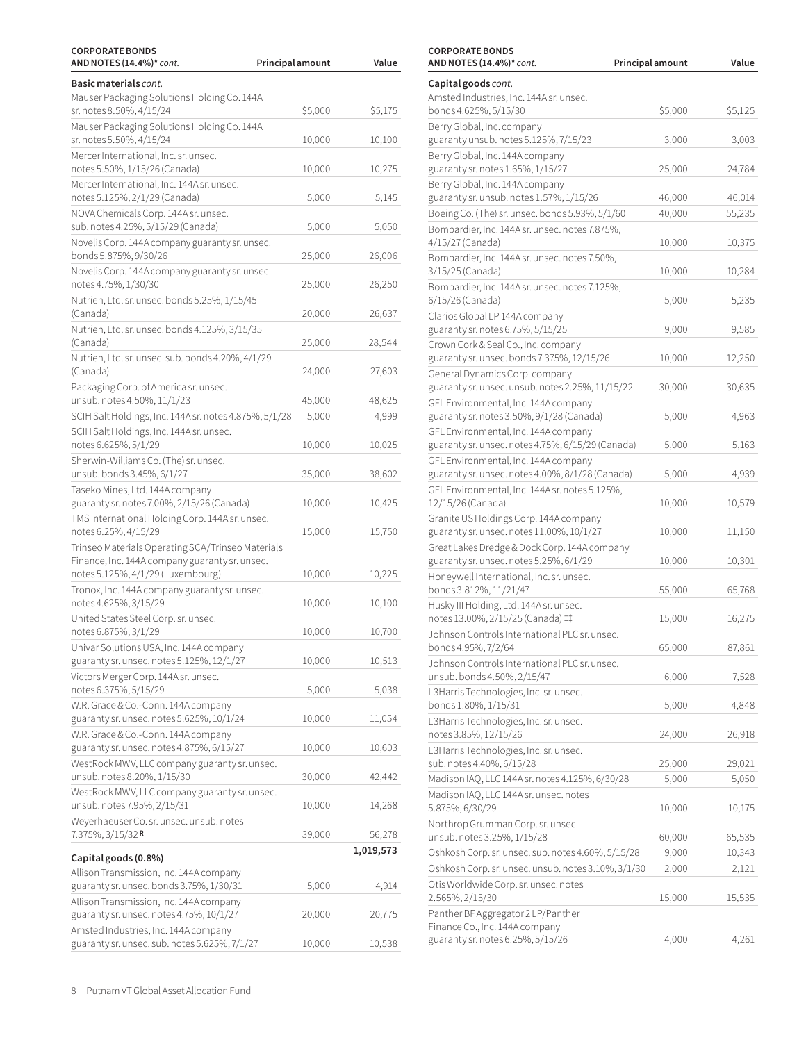| CORPORATE BONDS AND NOTES (14.4%)* *cont.* | Principal amount | Value |
|---|---|---|
| **Basic materials** *cont.* | | |
| Mauser Packaging Solutions Holding Co. 144A sr. notes 8.50%, 4/15/24 | $5,000 | $5,175 |
| Mauser Packaging Solutions Holding Co. 144A sr. notes 5.50%, 4/15/24 | 10,000 | 10,100 |
| Mercer International, Inc. sr. unsec. notes 5.50%, 1/15/26 (Canada) | 10,000 | 10,275 |
| Mercer International, Inc. 144A sr. unsec. notes 5.125%, 2/1/29 (Canada) | 5,000 | 5,145 |
| NOVA Chemicals Corp. 144A sr. unsec. sub. notes 4.25%, 5/15/29 (Canada) | 5,000 | 5,050 |
| Novelis Corp. 144A company guaranty sr. unsec. bonds 5.875%, 9/30/26 | 25,000 | 26,006 |
| Novelis Corp. 144A company guaranty sr. unsec. notes 4.75%, 1/30/30 | 25,000 | 26,250 |
| Nutrien, Ltd. sr. unsec. bonds 5.25%, 1/15/45 (Canada) | 20,000 | 26,637 |
| Nutrien, Ltd. sr. unsec. bonds 4.125%, 3/15/35 (Canada) | 25,000 | 28,544 |
| Nutrien, Ltd. sr. unsec. sub. bonds 4.20%, 4/1/29 (Canada) | 24,000 | 27,603 |
| Packaging Corp. of America sr. unsec. unsub. notes 4.50%, 11/1/23 | 45,000 | 48,625 |
| SCIH Salt Holdings, Inc. 144A sr. notes 4.875%, 5/1/28 | 5,000 | 4,999 |
| SCIH Salt Holdings, Inc. 144A sr. unsec. notes 6.625%, 5/1/29 | 10,000 | 10,025 |
| Sherwin-Williams Co. (The) sr. unsec. unsub. bonds 3.45%, 6/1/27 | 35,000 | 38,602 |
| Taseko Mines, Ltd. 144A company guaranty sr. notes 7.00%, 2/15/26 (Canada) | 10,000 | 10,425 |
| TMS International Holding Corp. 144A sr. unsec. notes 6.25%, 4/15/29 | 15,000 | 15,750 |
| Trinseo Materials Operating SCA/Trinseo Materials Finance, Inc. 144A company guaranty sr. unsec. notes 5.125%, 4/1/29 (Luxembourg) | 10,000 | 10,225 |
| Tronox, Inc. 144A company guaranty sr. unsec. notes 4.625%, 3/15/29 | 10,000 | 10,100 |
| United States Steel Corp. sr. unsec. notes 6.875%, 3/1/29 | 10,000 | 10,700 |
| Univar Solutions USA, Inc. 144A company guaranty sr. unsec. notes 5.125%, 12/1/27 | 10,000 | 10,513 |
| Victors Merger Corp. 144A sr. unsec. notes 6.375%, 5/15/29 | 5,000 | 5,038 |
| W.R. Grace & Co.-Conn. 144A company guaranty sr. unsec. notes 5.625%, 10/1/24 | 10,000 | 11,054 |
| W.R. Grace & Co.-Conn. 144A company guaranty sr. unsec. notes 4.875%, 6/15/27 | 10,000 | 10,603 |
| WestRock MWV, LLC company guaranty sr. unsec. unsub. notes 8.20%, 1/15/30 | 30,000 | 42,442 |
| WestRock MWV, LLC company guaranty sr. unsec. unsub. notes 7.95%, 2/15/31 | 10,000 | 14,268 |
| Weyerhaeuser Co. sr. unsec. unsub. notes 7.375%, 3/15/32 R | 39,000 | 56,278 |
| | | 1,019,573 |
| **Capital goods (0.8%)** | | |
| Allison Transmission, Inc. 144A company guaranty sr. unsec. bonds 3.75%, 1/30/31 | 5,000 | 4,914 |
| Allison Transmission, Inc. 144A company guaranty sr. unsec. notes 4.75%, 10/1/27 | 20,000 | 20,775 |
| Amsted Industries, Inc. 144A company guaranty sr. unsec. sub. notes 5.625%, 7/1/27 | 10,000 | 10,538 |
| Amsted Industries, Inc. 144A sr. unsec. bonds 4.625%, 5/15/30 | $5,000 | $5,125 |
| Berry Global, Inc. company guaranty unsub. notes 5.125%, 7/15/23 | 3,000 | 3,003 |
| Berry Global, Inc. 144A company guaranty sr. notes 1.65%, 1/15/27 | 25,000 | 24,784 |
| Berry Global, Inc. 144A company guaranty sr. unsub. notes 1.57%, 1/15/26 | 46,000 | 46,014 |
| Boeing Co. (The) sr. unsec. bonds 5.93%, 5/1/60 | 40,000 | 55,235 |
| Bombardier, Inc. 144A sr. unsec. notes 7.875%, 4/15/27 (Canada) | 10,000 | 10,375 |
| Bombardier, Inc. 144A sr. unsec. notes 7.50%, 3/15/25 (Canada) | 10,000 | 10,284 |
| Bombardier, Inc. 144A sr. unsec. notes 7.125%, 6/15/26 (Canada) | 5,000 | 5,235 |
| Clarios Global LP 144A company guaranty sr. notes 6.75%, 5/15/25 | 9,000 | 9,585 |
| Crown Cork & Seal Co., Inc. company guaranty sr. unsec. bonds 7.375%, 12/15/26 | 10,000 | 12,250 |
| General Dynamics Corp. company guaranty sr. unsec. unsub. notes 2.25%, 11/15/22 | 30,000 | 30,635 |
| GFL Environmental, Inc. 144A company guaranty sr. notes 3.50%, 9/1/28 (Canada) | 5,000 | 4,963 |
| GFL Environmental, Inc. 144A company guaranty sr. unsec. notes 4.75%, 6/15/29 (Canada) | 5,000 | 5,163 |
| GFL Environmental, Inc. 144A company guaranty sr. unsec. notes 4.00%, 8/1/28 (Canada) | 5,000 | 4,939 |
| GFL Environmental, Inc. 144A sr. notes 5.125%, 12/15/26 (Canada) | 10,000 | 10,579 |
| Granite US Holdings Corp. 144A company guaranty sr. unsec. notes 11.00%, 10/1/27 | 10,000 | 11,150 |
| Great Lakes Dredge & Dock Corp. 144A company guaranty sr. unsec. notes 5.25%, 6/1/29 | 10,000 | 10,301 |
| Honeywell International, Inc. sr. unsec. bonds 3.812%, 11/21/47 | 55,000 | 65,768 |
| Husky III Holding, Ltd. 144A sr. unsec. notes 13.00%, 2/15/25 (Canada) ‡‡ | 15,000 | 16,275 |
| Johnson Controls International PLC sr. unsec. bonds 4.95%, 7/2/64 | 65,000 | 87,861 |
| Johnson Controls International PLC sr. unsec. unsub. bonds 4.50%, 2/15/47 | 6,000 | 7,528 |
| L3Harris Technologies, Inc. sr. unsec. bonds 1.80%, 1/15/31 | 5,000 | 4,848 |
| L3Harris Technologies, Inc. sr. unsec. notes 3.85%, 12/15/26 | 24,000 | 26,918 |
| L3Harris Technologies, Inc. sr. unsec. sub. notes 4.40%, 6/15/28 | 25,000 | 29,021 |
| Madison IAQ, LLC 144A sr. notes 4.125%, 6/30/28 | 5,000 | 5,050 |
| Madison IAQ, LLC 144A sr. unsec. notes 5.875%, 6/30/29 | 10,000 | 10,175 |
| Northrop Grumman Corp. sr. unsec. unsub. notes 3.25%, 1/15/28 | 60,000 | 65,535 |
| Oshkosh Corp. sr. unsec. sub. notes 4.60%, 5/15/28 | 9,000 | 10,343 |
| Oshkosh Corp. sr. unsec. unsub. notes 3.10%, 3/1/30 | 2,000 | 2,121 |
| Otis Worldwide Corp. sr. unsec. notes 2.565%, 2/15/30 | 15,000 | 15,535 |
| Panther BF Aggregator 2 LP/Panther Finance Co., Inc. 144A company guaranty sr. notes 6.25%, 5/15/26 | 4,000 | 4,261 |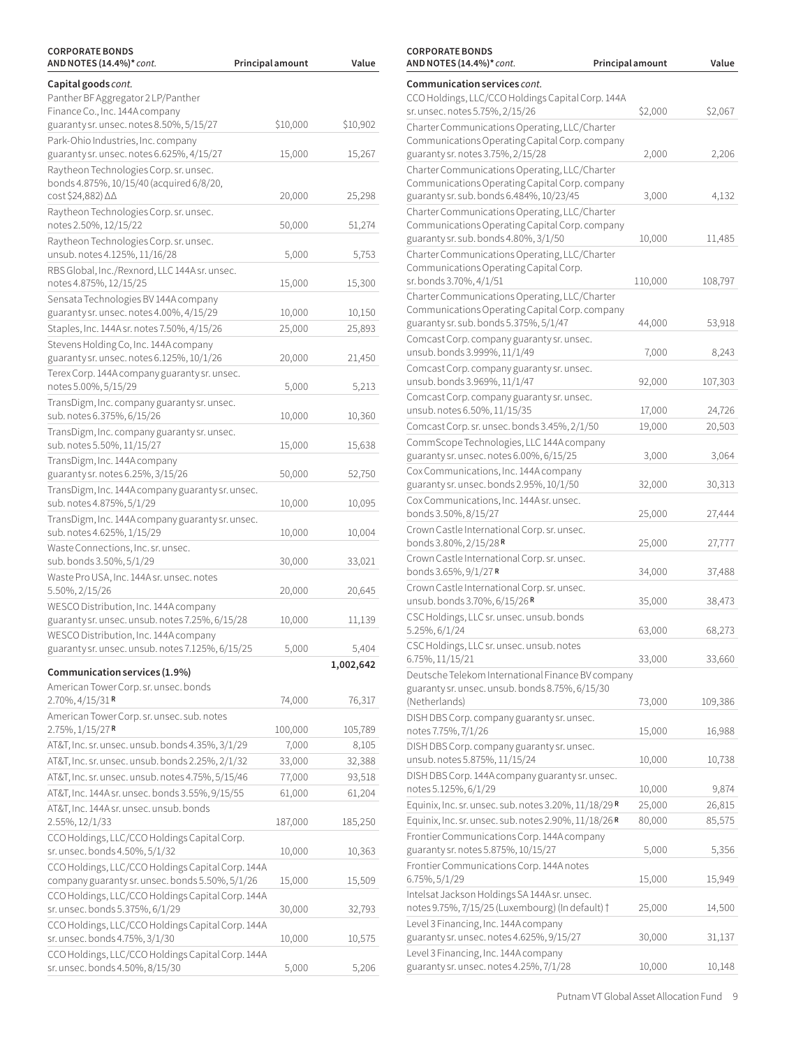| CORPORATE BONDS AND NOTES (14.4%)* *cont.* | Principal amount | Value |
|---|---|---|
| **Capital goods** *cont.* | | |
| Panther BF Aggregator 2 LP/Panther Finance Co., Inc. 144A company guaranty sr. unsec. notes 8.50%, 5/15/27 | $10,000 | $10,902 |
| Park-Ohio Industries, Inc. company guaranty sr. unsec. notes 6.625%, 4/15/27 | 15,000 | 15,267 |
| Raytheon Technologies Corp. sr. unsec. bonds 4.875%, 10/15/40 (acquired 6/8/20, cost $24,882) ΔΔ | 20,000 | 25,298 |
| Raytheon Technologies Corp. sr. unsec. notes 2.50%, 12/15/22 | 50,000 | 51,274 |
| Raytheon Technologies Corp. sr. unsec. unsub. notes 4.125%, 11/16/28 | 5,000 | 5,753 |
| RBS Global, Inc./Rexnord, LLC 144A sr. unsec. notes 4.875%, 12/15/25 | 15,000 | 15,300 |
| Sensata Technologies BV 144A company guaranty sr. unsec. notes 4.00%, 4/15/29 | 10,000 | 10,150 |
| Staples, Inc. 144A sr. notes 7.50%, 4/15/26 | 25,000 | 25,893 |
| Stevens Holding Co, Inc. 144A company guaranty sr. unsec. notes 6.125%, 10/1/26 | 20,000 | 21,450 |
| Terex Corp. 144A company guaranty sr. unsec. notes 5.00%, 5/15/29 | 5,000 | 5,213 |
| TransDigm, Inc. company guaranty sr. unsec. sub. notes 6.375%, 6/15/26 | 10,000 | 10,360 |
| TransDigm, Inc. company guaranty sr. unsec. sub. notes 5.50%, 11/15/27 | 15,000 | 15,638 |
| TransDigm, Inc. 144A company guaranty sr. notes 6.25%, 3/15/26 | 50,000 | 52,750 |
| TransDigm, Inc. 144A company guaranty sr. unsec. sub. notes 4.875%, 5/1/29 | 10,000 | 10,095 |
| TransDigm, Inc. 144A company guaranty sr. unsec. sub. notes 4.625%, 1/15/29 | 10,000 | 10,004 |
| Waste Connections, Inc. sr. unsec. sub. bonds 3.50%, 5/1/29 | 30,000 | 33,021 |
| Waste Pro USA, Inc. 144A sr. unsec. notes 5.50%, 2/15/26 | 20,000 | 20,645 |
| WESCO Distribution, Inc. 144A company guaranty sr. unsec. unsub. notes 7.25%, 6/15/28 | 10,000 | 11,139 |
| WESCO Distribution, Inc. 144A company guaranty sr. unsec. unsub. notes 7.125%, 6/15/25 | 5,000 | 5,404 |
| | | **1,002,642** |
| **Communication services (1.9%)** | | |
| American Tower Corp. sr. unsec. bonds 2.70%, 4/15/31 R | 74,000 | 76,317 |
| American Tower Corp. sr. unsec. sub. notes 2.75%, 1/15/27 R | 100,000 | 105,789 |
| AT&T, Inc. sr. unsec. unsub. bonds 4.35%, 3/1/29 | 7,000 | 8,105 |
| AT&T, Inc. sr. unsec. unsub. bonds 2.25%, 2/1/32 | 33,000 | 32,388 |
| AT&T, Inc. sr. unsec. unsub. notes 4.75%, 5/15/46 | 77,000 | 93,518 |
| AT&T, Inc. 144A sr. unsec. bonds 3.55%, 9/15/55 | 61,000 | 61,204 |
| AT&T, Inc. 144A sr. unsec. unsub. bonds 2.55%, 12/1/33 | 187,000 | 185,250 |
| CCO Holdings, LLC/CCO Holdings Capital Corp. sr. unsec. bonds 4.50%, 5/1/32 | 10,000 | 10,363 |
| CCO Holdings, LLC/CCO Holdings Capital Corp. 144A company guaranty sr. unsec. bonds 5.50%, 5/1/26 | 15,000 | 15,509 |
| CCO Holdings, LLC/CCO Holdings Capital Corp. 144A sr. unsec. bonds 5.375%, 6/1/29 | 30,000 | 32,793 |
| CCO Holdings, LLC/CCO Holdings Capital Corp. 144A sr. unsec. bonds 4.75%, 3/1/30 | 10,000 | 10,575 |
| CCO Holdings, LLC/CCO Holdings Capital Corp. 144A sr. unsec. bonds 4.50%, 8/15/30 | 5,000 | 5,206 |
| CCO Holdings, LLC/CCO Holdings Capital Corp. 144A sr. unsec. notes 5.75%, 2/15/26 | $2,000 | $2,067 |
| Charter Communications Operating, LLC/Charter Communications Operating Capital Corp. company guaranty sr. notes 3.75%, 2/15/28 | 2,000 | 2,206 |
| Charter Communications Operating, LLC/Charter Communications Operating Capital Corp. company guaranty sr. sub. bonds 6.484%, 10/23/45 | 3,000 | 4,132 |
| Charter Communications Operating, LLC/Charter Communications Operating Capital Corp. company guaranty sr. sub. bonds 4.80%, 3/1/50 | 10,000 | 11,485 |
| Charter Communications Operating, LLC/Charter Communications Operating Capital Corp. sr. bonds 3.70%, 4/1/51 | 110,000 | 108,797 |
| Charter Communications Operating, LLC/Charter Communications Operating Capital Corp. company guaranty sr. sub. bonds 5.375%, 5/1/47 | 44,000 | 53,918 |
| Comcast Corp. company guaranty sr. unsec. unsub. bonds 3.999%, 11/1/49 | 7,000 | 8,243 |
| Comcast Corp. company guaranty sr. unsec. unsub. bonds 3.969%, 11/1/47 | 92,000 | 107,303 |
| Comcast Corp. company guaranty sr. unsec. unsub. notes 6.50%, 11/15/35 | 17,000 | 24,726 |
| Comcast Corp. sr. unsec. bonds 3.45%, 2/1/50 | 19,000 | 20,503 |
| CommScope Technologies, LLC 144A company guaranty sr. unsec. notes 6.00%, 6/15/25 | 3,000 | 3,064 |
| Cox Communications, Inc. 144A company guaranty sr. unsec. bonds 2.95%, 10/1/50 | 32,000 | 30,313 |
| Cox Communications, Inc. 144A sr. unsec. bonds 3.50%, 8/15/27 | 25,000 | 27,444 |
| Crown Castle International Corp. sr. unsec. bonds 3.80%, 2/15/28 R | 25,000 | 27,777 |
| Crown Castle International Corp. sr. unsec. bonds 3.65%, 9/1/27 R | 34,000 | 37,488 |
| Crown Castle International Corp. sr. unsec. unsub. bonds 3.70%, 6/15/26 R | 35,000 | 38,473 |
| CSC Holdings, LLC sr. unsec. unsub. bonds 5.25%, 6/1/24 | 63,000 | 68,273 |
| CSC Holdings, LLC sr. unsec. unsub. notes 6.75%, 11/15/21 | 33,000 | 33,660 |
| Deutsche Telekom International Finance BV company guaranty sr. unsec. unsub. bonds 8.75%, 6/15/30 (Netherlands) | 73,000 | 109,386 |
| DISH DBS Corp. company guaranty sr. unsec. notes 7.75%, 7/1/26 | 15,000 | 16,988 |
| DISH DBS Corp. company guaranty sr. unsec. unsub. notes 5.875%, 11/15/24 | 10,000 | 10,738 |
| DISH DBS Corp. 144A company guaranty sr. unsec. notes 5.125%, 6/1/29 | 10,000 | 9,874 |
| Equinix, Inc. sr. unsec. sub. notes 3.20%, 11/18/29 R | 25,000 | 26,815 |
| Equinix, Inc. sr. unsec. sub. notes 2.90%, 11/18/26 R | 80,000 | 85,575 |
| Frontier Communications Corp. 144A company guaranty sr. notes 5.875%, 10/15/27 | 5,000 | 5,356 |
| Frontier Communications Corp. 144A notes 6.75%, 5/1/29 | 15,000 | 15,949 |
| Intelsat Jackson Holdings SA 144A sr. unsec. notes 9.75%, 7/15/25 (Luxembourg) (In default) † | 25,000 | 14,500 |
| Level 3 Financing, Inc. 144A company guaranty sr. unsec. notes 4.625%, 9/15/27 | 30,000 | 31,137 |
| Level 3 Financing, Inc. 144A company guaranty sr. unsec. notes 4.25%, 7/1/28 | 10,000 | 10,148 |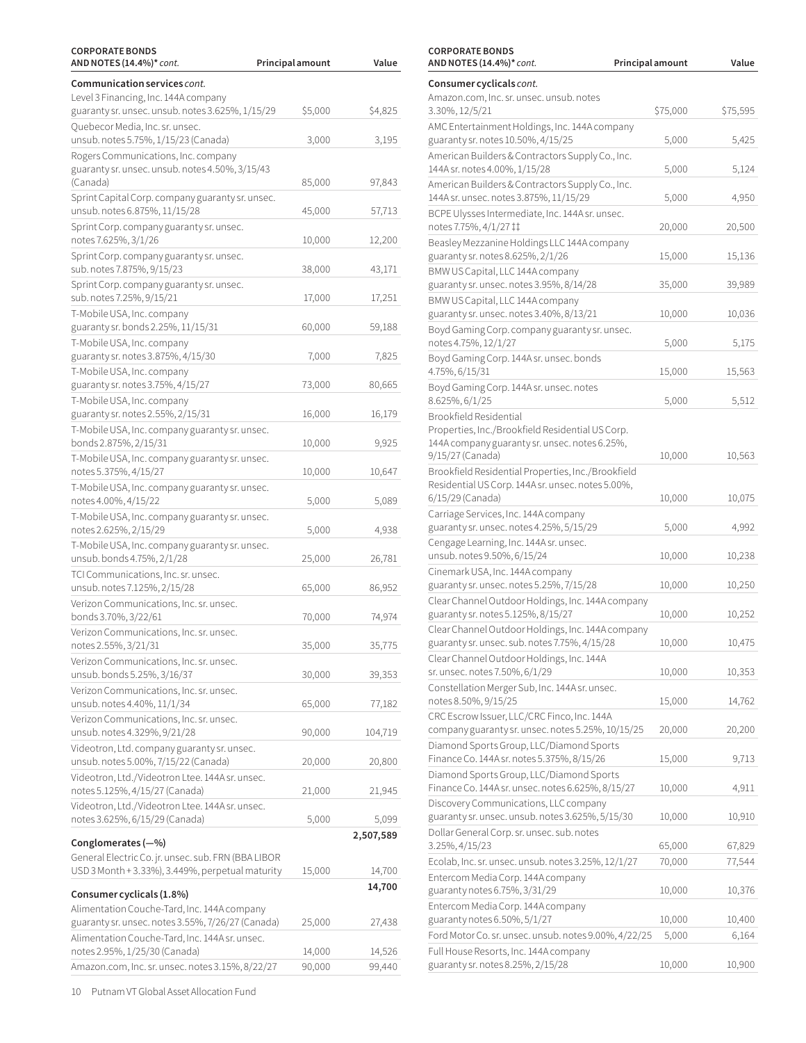| CORPORATE BONDS AND NOTES (14.4%)* *cont.* | Principal amount | Value |
|---|---|---|
| **Communication services** *cont.* | | |
| Level 3 Financing, Inc. 144A company guaranty sr. unsec. unsub. notes 3.625%, 1/15/29 | $5,000 | $4,825 |
| Quebecor Media, Inc. sr. unsec. unsub. notes 5.75%, 1/15/23 (Canada) | 3,000 | 3,195 |
| Rogers Communications, Inc. company guaranty sr. unsec. unsub. notes 4.50%, 3/15/43 (Canada) | 85,000 | 97,843 |
| Sprint Capital Corp. company guaranty sr. unsec. unsub. notes 6.875%, 11/15/28 | 45,000 | 57,713 |
| Sprint Corp. company guaranty sr. unsec. notes 7.625%, 3/1/26 | 10,000 | 12,200 |
| Sprint Corp. company guaranty sr. unsec. sub. notes 7.875%, 9/15/23 | 38,000 | 43,171 |
| Sprint Corp. company guaranty sr. unsec. sub. notes 7.25%, 9/15/21 | 17,000 | 17,251 |
| T-Mobile USA, Inc. company guaranty sr. bonds 2.25%, 11/15/31 | 60,000 | 59,188 |
| T-Mobile USA, Inc. company guaranty sr. notes 3.875%, 4/15/30 | 7,000 | 7,825 |
| T-Mobile USA, Inc. company guaranty sr. notes 3.75%, 4/15/27 | 73,000 | 80,665 |
| T-Mobile USA, Inc. company guaranty sr. notes 2.55%, 2/15/31 | 16,000 | 16,179 |
| T-Mobile USA, Inc. company guaranty sr. unsec. bonds 2.875%, 2/15/31 | 10,000 | 9,925 |
| T-Mobile USA, Inc. company guaranty sr. unsec. notes 5.375%, 4/15/27 | 10,000 | 10,647 |
| T-Mobile USA, Inc. company guaranty sr. unsec. notes 4.00%, 4/15/22 | 5,000 | 5,089 |
| T-Mobile USA, Inc. company guaranty sr. unsec. notes 2.625%, 2/15/29 | 5,000 | 4,938 |
| T-Mobile USA, Inc. company guaranty sr. unsec. unsub. bonds 4.75%, 2/1/28 | 25,000 | 26,781 |
| TCI Communications, Inc. sr. unsec. unsub. notes 7.125%, 2/15/28 | 65,000 | 86,952 |
| Verizon Communications, Inc. sr. unsec. bonds 3.70%, 3/22/61 | 70,000 | 74,974 |
| Verizon Communications, Inc. sr. unsec. notes 2.55%, 3/21/31 | 35,000 | 35,775 |
| Verizon Communications, Inc. sr. unsec. unsub. bonds 5.25%, 3/16/37 | 30,000 | 39,353 |
| Verizon Communications, Inc. sr. unsec. unsub. notes 4.40%, 11/1/34 | 65,000 | 77,182 |
| Verizon Communications, Inc. sr. unsec. unsub. notes 4.329%, 9/21/28 | 90,000 | 104,719 |
| Videotron, Ltd. company guaranty sr. unsec. unsub. notes 5.00%, 7/15/22 (Canada) | 20,000 | 20,800 |
| Videotron, Ltd./Videotron Ltee. 144A sr. unsec. notes 5.125%, 4/15/27 (Canada) | 21,000 | 21,945 |
| Videotron, Ltd./Videotron Ltee. 144A sr. unsec. notes 3.625%, 6/15/29 (Canada) | 5,000 | 5,099 |
| | | **2,507,589** |
| **Conglomerates (—%)** | | |
| General Electric Co. jr. unsec. sub. FRN (BBA LIBOR USD 3 Month + 3.33%), 3.449%, perpetual maturity | 15,000 | 14,700 |
| | | **14,700** |
| **Consumer cyclicals (1.8%)** | | |
| Alimentation Couche-Tard, Inc. 144A company guaranty sr. unsec. notes 3.55%, 7/26/27 (Canada) | 25,000 | 27,438 |
| Alimentation Couche-Tard, Inc. 144A sr. unsec. notes 2.95%, 1/25/30 (Canada) | 14,000 | 14,526 |
| Amazon.com, Inc. sr. unsec. notes 3.15%, 8/22/27 | 90,000 | 99,440 |
| Amazon.com, Inc. sr. unsec. unsub. notes 3.30%, 12/5/21 | $75,000 | $75,595 |
| AMC Entertainment Holdings, Inc. 144A company guaranty sr. notes 10.50%, 4/15/25 | 5,000 | 5,425 |
| American Builders & Contractors Supply Co., Inc. 144A sr. notes 4.00%, 1/15/28 | 5,000 | 5,124 |
| American Builders & Contractors Supply Co., Inc. 144A sr. unsec. notes 3.875%, 11/15/29 | 5,000 | 4,950 |
| BCPE Ulysses Intermediate, Inc. 144A sr. unsec. notes 7.75%, 4/1/27 ‡‡ | 20,000 | 20,500 |
| Beasley Mezzanine Holdings LLC 144A company guaranty sr. notes 8.625%, 2/1/26 | 15,000 | 15,136 |
| BMW US Capital, LLC 144A company guaranty sr. unsec. notes 3.95%, 8/14/28 | 35,000 | 39,989 |
| BMW US Capital, LLC 144A company guaranty sr. unsec. notes 3.40%, 8/13/21 | 10,000 | 10,036 |
| Boyd Gaming Corp. company guaranty sr. unsec. notes 4.75%, 12/1/27 | 5,000 | 5,175 |
| Boyd Gaming Corp. 144A sr. unsec. bonds 4.75%, 6/15/31 | 15,000 | 15,563 |
| Boyd Gaming Corp. 144A sr. unsec. notes 8.625%, 6/1/25 | 5,000 | 5,512 |
| Brookfield Residential Properties, Inc./Brookfield Residential US Corp. 144A company guaranty sr. unsec. notes 6.25%, 9/15/27 (Canada) | 10,000 | 10,563 |
| Brookfield Residential Properties, Inc./Brookfield Residential US Corp. 144A sr. unsec. notes 5.00%, 6/15/29 (Canada) | 10,000 | 10,075 |
| Carriage Services, Inc. 144A company guaranty sr. unsec. notes 4.25%, 5/15/29 | 5,000 | 4,992 |
| Cengage Learning, Inc. 144A sr. unsec. unsub. notes 9.50%, 6/15/24 | 10,000 | 10,238 |
| Cinemark USA, Inc. 144A company guaranty sr. unsec. notes 5.25%, 7/15/28 | 10,000 | 10,250 |
| Clear Channel Outdoor Holdings, Inc. 144A company guaranty sr. notes 5.125%, 8/15/27 | 10,000 | 10,252 |
| Clear Channel Outdoor Holdings, Inc. 144A company guaranty sr. unsec. sub. notes 7.75%, 4/15/28 | 10,000 | 10,475 |
| Clear Channel Outdoor Holdings, Inc. 144A sr. unsec. notes 7.50%, 6/1/29 | 10,000 | 10,353 |
| Constellation Merger Sub, Inc. 144A sr. unsec. notes 8.50%, 9/15/25 | 15,000 | 14,762 |
| CRC Escrow Issuer, LLC/CRC Finco, Inc. 144A company guaranty sr. unsec. notes 5.25%, 10/15/25 | 20,000 | 20,200 |
| Diamond Sports Group, LLC/Diamond Sports Finance Co. 144A sr. notes 5.375%, 8/15/26 | 15,000 | 9,713 |
| Diamond Sports Group, LLC/Diamond Sports Finance Co. 144A sr. unsec. notes 6.625%, 8/15/27 | 10,000 | 4,911 |
| Discovery Communications, LLC company guaranty sr. unsec. unsub. notes 3.625%, 5/15/30 | 10,000 | 10,910 |
| Dollar General Corp. sr. unsec. sub. notes 3.25%, 4/15/23 | 65,000 | 67,829 |
| Ecolab, Inc. sr. unsec. unsub. notes 3.25%, 12/1/27 | 70,000 | 77,544 |
| Entercom Media Corp. 144A company guaranty notes 6.75%, 3/31/29 | 10,000 | 10,376 |
| Entercom Media Corp. 144A company guaranty notes 6.50%, 5/1/27 | 10,000 | 10,400 |
| Ford Motor Co. sr. unsec. unsub. notes 9.00%, 4/22/25 | 5,000 | 6,164 |
| Full House Resorts, Inc. 144A company guaranty sr. notes 8.25%, 2/15/28 | 10,000 | 10,900 |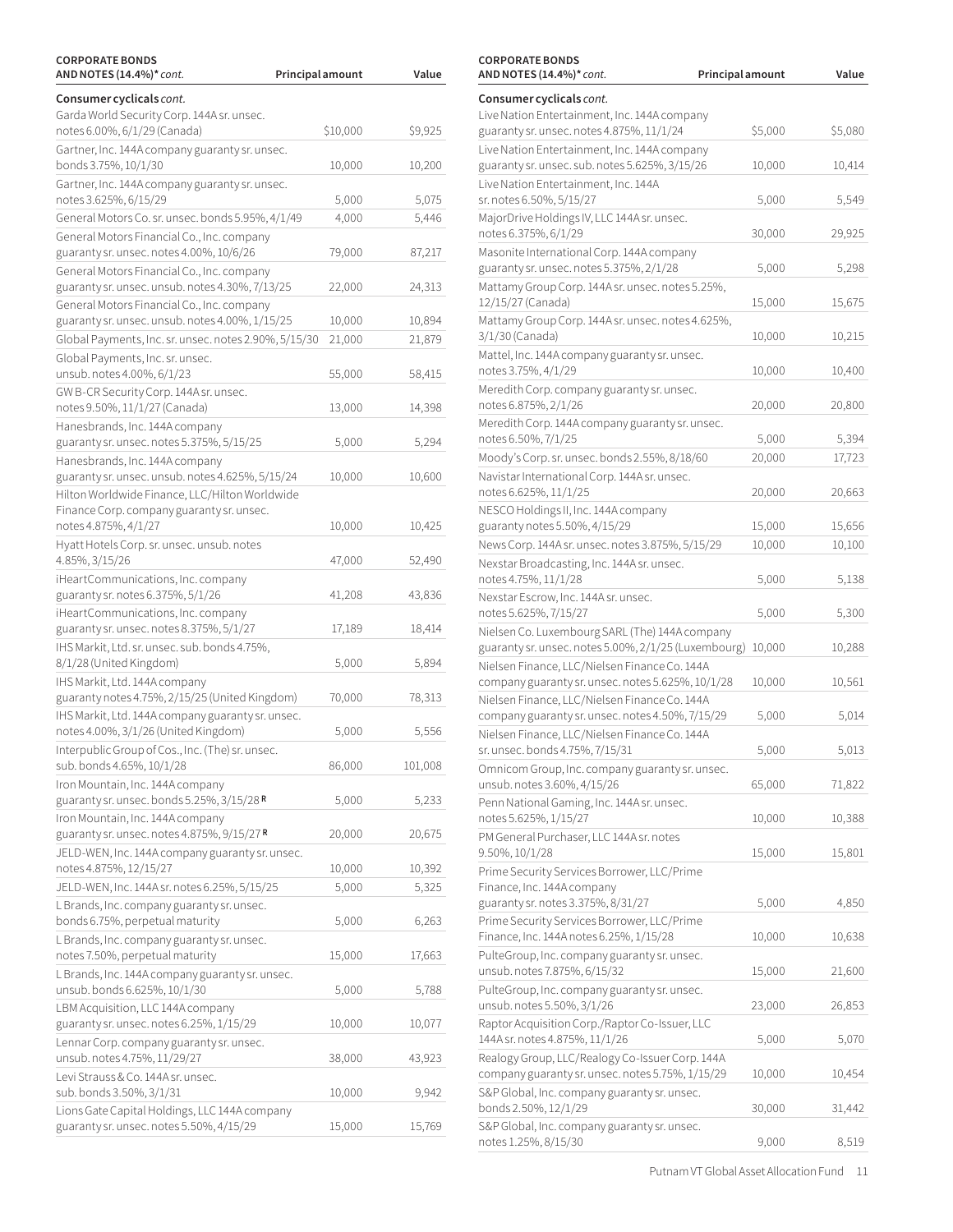| CORPORATE BONDS AND NOTES (14.4%)* *cont.* | Principal amount | Value |
|---|---|---|
| **Consumer cyclicals** *cont.* | | |
| Garda World Security Corp. 144A sr. unsec. notes 6.00%, 6/1/29 (Canada) | $10,000 | $9,925 |
| Gartner, Inc. 144A company guaranty sr. unsec. bonds 3.75%, 10/1/30 | 10,000 | 10,200 |
| Gartner, Inc. 144A company guaranty sr. unsec. notes 3.625%, 6/15/29 | 5,000 | 5,075 |
| General Motors Co. sr. unsec. bonds 5.95%, 4/1/49 | 4,000 | 5,446 |
| General Motors Financial Co., Inc. company guaranty sr. unsec. notes 4.00%, 10/6/26 | 79,000 | 87,217 |
| General Motors Financial Co., Inc. company guaranty sr. unsec. unsub. notes 4.30%, 7/13/25 | 22,000 | 24,313 |
| General Motors Financial Co., Inc. company guaranty sr. unsec. unsub. notes 4.00%, 1/15/25 | 10,000 | 10,894 |
| Global Payments, Inc. sr. unsec. notes 2.90%, 5/15/30 | 21,000 | 21,879 |
| Global Payments, Inc. sr. unsec. unsub. notes 4.00%, 6/1/23 | 55,000 | 58,415 |
| GW B-CR Security Corp. 144A sr. unsec. notes 9.50%, 11/1/27 (Canada) | 13,000 | 14,398 |
| Hanesbrands, Inc. 144A company guaranty sr. unsec. notes 5.375%, 5/15/25 | 5,000 | 5,294 |
| Hanesbrands, Inc. 144A company guaranty sr. unsec. unsub. notes 4.625%, 5/15/24 | 10,000 | 10,600 |
| Hilton Worldwide Finance, LLC/Hilton Worldwide Finance Corp. company guaranty sr. unsec. notes 4.875%, 4/1/27 | 10,000 | 10,425 |
| Hyatt Hotels Corp. sr. unsec. unsub. notes 4.85%, 3/15/26 | 47,000 | 52,490 |
| iHeartCommunications, Inc. company guaranty sr. notes 6.375%, 5/1/26 | 41,208 | 43,836 |
| iHeartCommunications, Inc. company guaranty sr. unsec. notes 8.375%, 5/1/27 | 17,189 | 18,414 |
| IHS Markit, Ltd. sr. unsec. sub. bonds 4.75%, 8/1/28 (United Kingdom) | 5,000 | 5,894 |
| IHS Markit, Ltd. 144A company guaranty notes 4.75%, 2/15/25 (United Kingdom) | 70,000 | 78,313 |
| IHS Markit, Ltd. 144A company guaranty sr. unsec. notes 4.00%, 3/1/26 (United Kingdom) | 5,000 | 5,556 |
| Interpublic Group of Cos., Inc. (The) sr. unsec. sub. bonds 4.65%, 10/1/28 | 86,000 | 101,008 |
| Iron Mountain, Inc. 144A company guaranty sr. unsec. bonds 5.25%, 3/15/28 **R** | 5,000 | 5,233 |
| Iron Mountain, Inc. 144A company guaranty sr. unsec. notes 4.875%, 9/15/27 **R** | 20,000 | 20,675 |
| JELD-WEN, Inc. 144A company guaranty sr. unsec. notes 4.875%, 12/15/27 | 10,000 | 10,392 |
| JELD-WEN, Inc. 144A sr. notes 6.25%, 5/15/25 | 5,000 | 5,325 |
| L Brands, Inc. company guaranty sr. unsec. bonds 6.75%, perpetual maturity | 5,000 | 6,263 |
| L Brands, Inc. company guaranty sr. unsec. notes 7.50%, perpetual maturity | 15,000 | 17,663 |
| L Brands, Inc. 144A company guaranty sr. unsec. unsub. bonds 6.625%, 10/1/30 | 5,000 | 5,788 |
| LBM Acquisition, LLC 144A company guaranty sr. unsec. notes 6.25%, 1/15/29 | 10,000 | 10,077 |
| Lennar Corp. company guaranty sr. unsec. unsub. notes 4.75%, 11/29/27 | 38,000 | 43,923 |
| Levi Strauss & Co. 144A sr. unsec. sub. bonds 3.50%, 3/1/31 | 10,000 | 9,942 |
| Lions Gate Capital Holdings, LLC 144A company guaranty sr. unsec. notes 5.50%, 4/15/29 | 15,000 | 15,769 |
| Live Nation Entertainment, Inc. 144A company guaranty sr. unsec. notes 4.875%, 11/1/24 | $5,000 | $5,080 |
| Live Nation Entertainment, Inc. 144A company guaranty sr. unsec. sub. notes 5.625%, 3/15/26 | 10,000 | 10,414 |
| Live Nation Entertainment, Inc. 144A sr. notes 6.50%, 5/15/27 | 5,000 | 5,549 |
| MajorDrive Holdings IV, LLC 144A sr. unsec. notes 6.375%, 6/1/29 | 30,000 | 29,925 |
| Masonite International Corp. 144A company guaranty sr. unsec. notes 5.375%, 2/1/28 | 5,000 | 5,298 |
| Mattamy Group Corp. 144A sr. unsec. notes 5.25%, 12/15/27 (Canada) | 15,000 | 15,675 |
| Mattamy Group Corp. 144A sr. unsec. notes 4.625%, 3/1/30 (Canada) | 10,000 | 10,215 |
| Mattel, Inc. 144A company guaranty sr. unsec. notes 3.75%, 4/1/29 | 10,000 | 10,400 |
| Meredith Corp. company guaranty sr. unsec. notes 6.875%, 2/1/26 | 20,000 | 20,800 |
| Meredith Corp. 144A company guaranty sr. unsec. notes 6.50%, 7/1/25 | 5,000 | 5,394 |
| Moody's Corp. sr. unsec. bonds 2.55%, 8/18/60 | 20,000 | 17,723 |
| Navistar International Corp. 144A sr. unsec. notes 6.625%, 11/1/25 | 20,000 | 20,663 |
| NESCO Holdings II, Inc. 144A company guaranty notes 5.50%, 4/15/29 | 15,000 | 15,656 |
| News Corp. 144A sr. unsec. notes 3.875%, 5/15/29 | 10,000 | 10,100 |
| Nexstar Broadcasting, Inc. 144A sr. unsec. notes 4.75%, 11/1/28 | 5,000 | 5,138 |
| Nexstar Escrow, Inc. 144A sr. unsec. notes 5.625%, 7/15/27 | 5,000 | 5,300 |
| Nielsen Co. Luxembourg SARL (The) 144A company guaranty sr. unsec. notes 5.00%, 2/1/25 (Luxembourg) | 10,000 | 10,288 |
| Nielsen Finance, LLC/Nielsen Finance Co. 144A company guaranty sr. unsec. notes 5.625%, 10/1/28 | 10,000 | 10,561 |
| Nielsen Finance, LLC/Nielsen Finance Co. 144A company guaranty sr. unsec. notes 4.50%, 7/15/29 | 5,000 | 5,014 |
| Nielsen Finance, LLC/Nielsen Finance Co. 144A sr. unsec. bonds 4.75%, 7/15/31 | 5,000 | 5,013 |
| Omnicom Group, Inc. company guaranty sr. unsec. unsub. notes 3.60%, 4/15/26 | 65,000 | 71,822 |
| Penn National Gaming, Inc. 144A sr. unsec. notes 5.625%, 1/15/27 | 10,000 | 10,388 |
| PM General Purchaser, LLC 144A sr. notes 9.50%, 10/1/28 | 15,000 | 15,801 |
| Prime Security Services Borrower, LLC/Prime Finance, Inc. 144A company guaranty sr. notes 3.375%, 8/31/27 | 5,000 | 4,850 |
| Prime Security Services Borrower, LLC/Prime Finance, Inc. 144A notes 6.25%, 1/15/28 | 10,000 | 10,638 |
| PulteGroup, Inc. company guaranty sr. unsec. unsub. notes 7.875%, 6/15/32 | 15,000 | 21,600 |
| PulteGroup, Inc. company guaranty sr. unsec. unsub. notes 5.50%, 3/1/26 | 23,000 | 26,853 |
| Raptor Acquisition Corp./Raptor Co-Issuer, LLC 144A sr. notes 4.875%, 11/1/26 | 5,000 | 5,070 |
| Realogy Group, LLC/Realogy Co-Issuer Corp. 144A company guaranty sr. unsec. notes 5.75%, 1/15/29 | 10,000 | 10,454 |
| S&P Global, Inc. company guaranty sr. unsec. bonds 2.50%, 12/1/29 | 30,000 | 31,442 |
| S&P Global, Inc. company guaranty sr. unsec. notes 1.25%, 8/15/30 | 9,000 | 8,519 |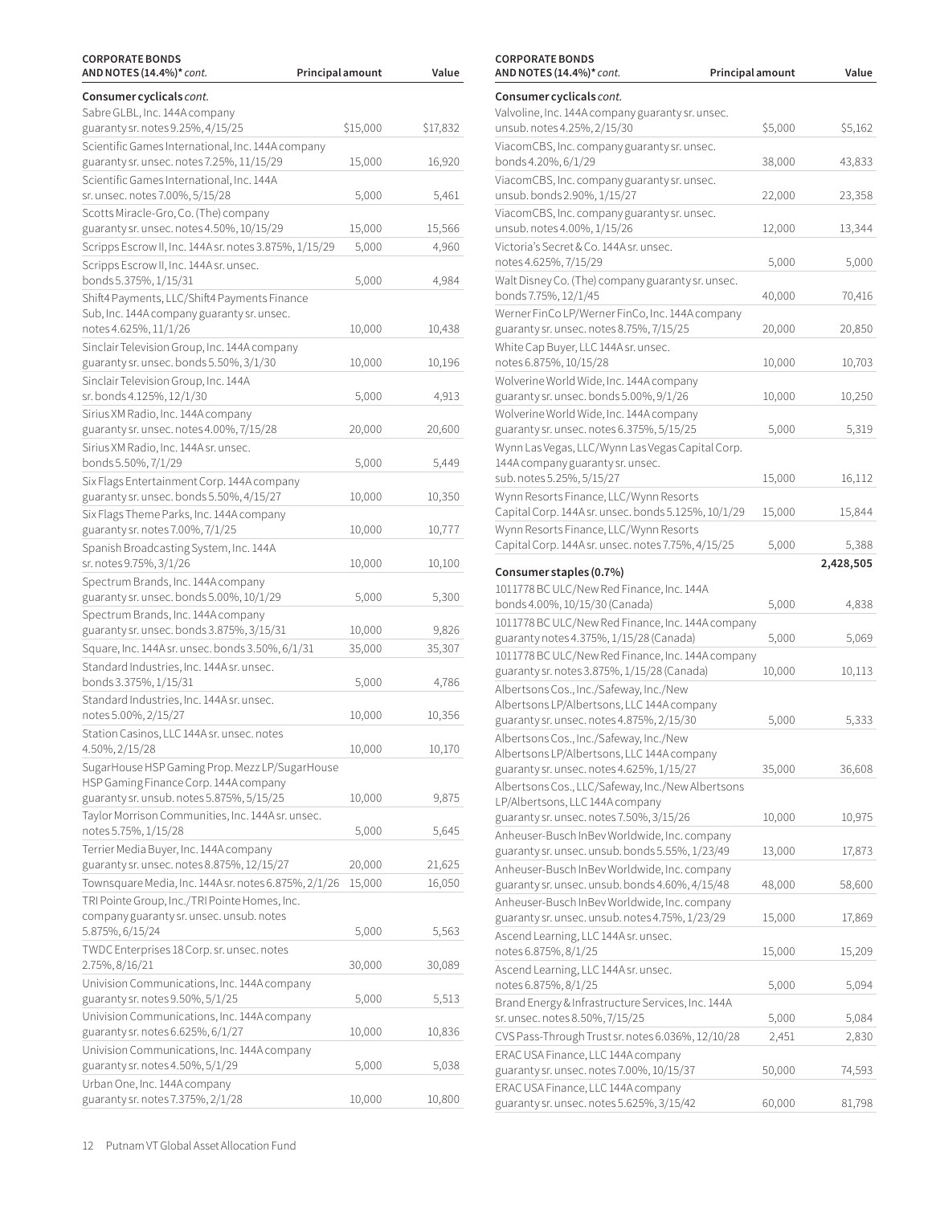| CORPORATE BONDS AND NOTES (14.4%)* *cont.* | Principal amount | Value |
|---|---|---|
| **Consumer cyclicals** *cont.* | | |
| Sabre GLBL, Inc. 144A company guaranty sr. notes 9.25%, 4/15/25 | $15,000 | $17,832 |
| Scientific Games International, Inc. 144A company guaranty sr. unsec. notes 7.25%, 11/15/29 | 15,000 | 16,920 |
| Scientific Games International, Inc. 144A sr. unsec. notes 7.00%, 5/15/28 | 5,000 | 5,461 |
| Scotts Miracle-Gro, Co. (The) company guaranty sr. unsec. notes 4.50%, 10/15/29 | 15,000 | 15,566 |
| Scripps Escrow II, Inc. 144A sr. notes 3.875%, 1/15/29 | 5,000 | 4,960 |
| Scripps Escrow II, Inc. 144A sr. unsec. bonds 5.375%, 1/15/31 | 5,000 | 4,984 |
| Shift4 Payments, LLC/Shift4 Payments Finance Sub, Inc. 144A company guaranty sr. unsec. notes 4.625%, 11/1/26 | 10,000 | 10,438 |
| Sinclair Television Group, Inc. 144A company guaranty sr. unsec. bonds 5.50%, 3/1/30 | 10,000 | 10,196 |
| Sinclair Television Group, Inc. 144A sr. bonds 4.125%, 12/1/30 | 5,000 | 4,913 |
| Sirius XM Radio, Inc. 144A company guaranty sr. unsec. notes 4.00%, 7/15/28 | 20,000 | 20,600 |
| Sirius XM Radio, Inc. 144A sr. unsec. bonds 5.50%, 7/1/29 | 5,000 | 5,449 |
| Six Flags Entertainment Corp. 144A company guaranty sr. unsec. bonds 5.50%, 4/15/27 | 10,000 | 10,350 |
| Six Flags Theme Parks, Inc. 144A company guaranty sr. notes 7.00%, 7/1/25 | 10,000 | 10,777 |
| Spanish Broadcasting System, Inc. 144A sr. notes 9.75%, 3/1/26 | 10,000 | 10,100 |
| Spectrum Brands, Inc. 144A company guaranty sr. unsec. bonds 5.00%, 10/1/29 | 5,000 | 5,300 |
| Spectrum Brands, Inc. 144A company guaranty sr. unsec. bonds 3.875%, 3/15/31 | 10,000 | 9,826 |
| Square, Inc. 144A sr. unsec. bonds 3.50%, 6/1/31 | 35,000 | 35,307 |
| Standard Industries, Inc. 144A sr. unsec. bonds 3.375%, 1/15/31 | 5,000 | 4,786 |
| Standard Industries, Inc. 144A sr. unsec. notes 5.00%, 2/15/27 | 10,000 | 10,356 |
| Station Casinos, LLC 144A sr. unsec. notes 4.50%, 2/15/28 | 10,000 | 10,170 |
| SugarHouse HSP Gaming Prop. Mezz LP/SugarHouse HSP Gaming Finance Corp. 144A company guaranty sr. unsub. notes 5.875%, 5/15/25 | 10,000 | 9,875 |
| Taylor Morrison Communities, Inc. 144A sr. unsec. notes 5.75%, 1/15/28 | 5,000 | 5,645 |
| Terrier Media Buyer, Inc. 144A company guaranty sr. unsec. notes 8.875%, 12/15/27 | 20,000 | 21,625 |
| Townsquare Media, Inc. 144A sr. notes 6.875%, 2/1/26 | 15,000 | 16,050 |
| TRI Pointe Group, Inc./TRI Pointe Homes, Inc. company guaranty sr. unsec. unsub. notes 5.875%, 6/15/24 | 5,000 | 5,563 |
| TWDC Enterprises 18 Corp. sr. unsec. notes 2.75%, 8/16/21 | 30,000 | 30,089 |
| Univision Communications, Inc. 144A company guaranty sr. notes 9.50%, 5/1/25 | 5,000 | 5,513 |
| Univision Communications, Inc. 144A company guaranty sr. notes 6.625%, 6/1/27 | 10,000 | 10,836 |
| Univision Communications, Inc. 144A company guaranty sr. notes 4.50%, 5/1/29 | 5,000 | 5,038 |
| Urban One, Inc. 144A company guaranty sr. notes 7.375%, 2/1/28 | 10,000 | 10,800 |
| Valvoline, Inc. 144A company guaranty sr. unsec. unsub. notes 4.25%, 2/15/30 | $5,000 | $5,162 |
| ViacomCBS, Inc. company guaranty sr. unsec. bonds 4.20%, 6/1/29 | 38,000 | 43,833 |
| ViacomCBS, Inc. company guaranty sr. unsec. unsub. bonds 2.90%, 1/15/27 | 22,000 | 23,358 |
| ViacomCBS, Inc. company guaranty sr. unsec. unsub. notes 4.00%, 1/15/26 | 12,000 | 13,344 |
| Victoria's Secret & Co. 144A sr. unsec. notes 4.625%, 7/15/29 | 5,000 | 5,000 |
| Walt Disney Co. (The) company guaranty sr. unsec. bonds 7.75%, 12/1/45 | 40,000 | 70,416 |
| Werner FinCo LP/Werner FinCo, Inc. 144A company guaranty sr. unsec. notes 8.75%, 7/15/25 | 20,000 | 20,850 |
| White Cap Buyer, LLC 144A sr. unsec. notes 6.875%, 10/15/28 | 10,000 | 10,703 |
| Wolverine World Wide, Inc. 144A company guaranty sr. unsec. bonds 5.00%, 9/1/26 | 10,000 | 10,250 |
| Wolverine World Wide, Inc. 144A company guaranty sr. unsec. notes 6.375%, 5/15/25 | 5,000 | 5,319 |
| Wynn Las Vegas, LLC/Wynn Las Vegas Capital Corp. 144A company guaranty sr. unsec. sub. notes 5.25%, 5/15/27 | 15,000 | 16,112 |
| Wynn Resorts Finance, LLC/Wynn Resorts Capital Corp. 144A sr. unsec. bonds 5.125%, 10/1/29 | 15,000 | 15,844 |
| Wynn Resorts Finance, LLC/Wynn Resorts Capital Corp. 144A sr. unsec. notes 7.75%, 4/15/25 | 5,000 | 5,388 |
| | | **2,428,505** |
| **Consumer staples (0.7%)** | | |
| 1011778 BC ULC/New Red Finance, Inc. 144A bonds 4.00%, 10/15/30 (Canada) | 5,000 | 4,838 |
| 1011778 BC ULC/New Red Finance, Inc. 144A company guaranty notes 4.375%, 1/15/28 (Canada) | 5,000 | 5,069 |
| 1011778 BC ULC/New Red Finance, Inc. 144A company guaranty sr. notes 3.875%, 1/15/28 (Canada) | 10,000 | 10,113 |
| Albertsons Cos., Inc./Safeway, Inc./New Albertsons LP/Albertsons, LLC 144A company guaranty sr. unsec. notes 4.875%, 2/15/30 | 5,000 | 5,333 |
| Albertsons Cos., Inc./Safeway, Inc./New Albertsons LP/Albertsons, LLC 144A company guaranty sr. unsec. notes 4.625%, 1/15/27 | 35,000 | 36,608 |
| Albertsons Cos., LLC/Safeway, Inc./New Albertsons LP/Albertsons, LLC 144A company guaranty sr. unsec. notes 7.50%, 3/15/26 | 10,000 | 10,975 |
| Anheuser-Busch InBev Worldwide, Inc. company guaranty sr. unsec. unsub. bonds 5.55%, 1/23/49 | 13,000 | 17,873 |
| Anheuser-Busch InBev Worldwide, Inc. company guaranty sr. unsec. unsub. bonds 4.60%, 4/15/48 | 48,000 | 58,600 |
| Anheuser-Busch InBev Worldwide, Inc. company guaranty sr. unsec. unsub. notes 4.75%, 1/23/29 | 15,000 | 17,869 |
| Ascend Learning, LLC 144A sr. unsec. notes 6.875%, 8/1/25 | 15,000 | 15,209 |
| Ascend Learning, LLC 144A sr. unsec. notes 6.875%, 8/1/25 | 5,000 | 5,094 |
| Brand Energy & Infrastructure Services, Inc. 144A sr. unsec. notes 8.50%, 7/15/25 | 5,000 | 5,084 |
| CVS Pass-Through Trust sr. notes 6.036%, 12/10/28 | 2,451 | 2,830 |
| ERAC USA Finance, LLC 144A company guaranty sr. unsec. notes 7.00%, 10/15/37 | 50,000 | 74,593 |
| ERAC USA Finance, LLC 144A company guaranty sr. unsec. notes 5.625%, 3/15/42 | 60,000 | 81,798 |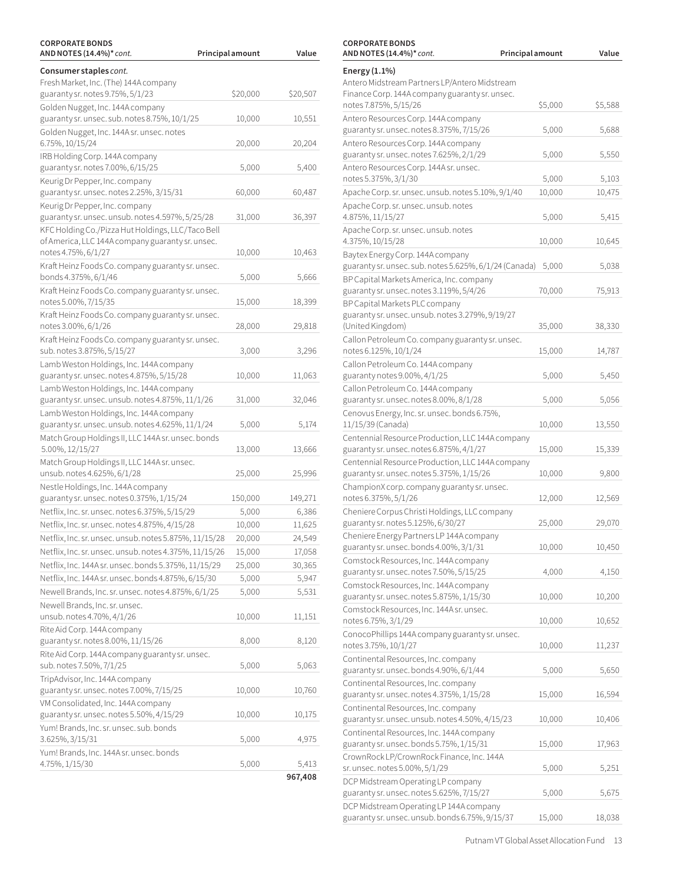| CORPORATE BONDS AND NOTES (14.4%)* *cont.* | Principal amount | Value |
|---|---|---|
| **Consumer staples** *cont.* | | |
| Fresh Market, Inc. (The) 144A company guaranty sr. notes 9.75%, 5/1/23 | $20,000 | $20,507 |
| Golden Nugget, Inc. 144A company guaranty sr. unsec. sub. notes 8.75%, 10/1/25 | 10,000 | 10,551 |
| Golden Nugget, Inc. 144A sr. unsec. notes 6.75%, 10/15/24 | 20,000 | 20,204 |
| IRB Holding Corp. 144A company guaranty sr. notes 7.00%, 6/15/25 | 5,000 | 5,400 |
| Keurig Dr Pepper, Inc. company guaranty sr. unsec. notes 2.25%, 3/15/31 | 60,000 | 60,487 |
| Keurig Dr Pepper, Inc. company guaranty sr. unsec. unsub. notes 4.597%, 5/25/28 | 31,000 | 36,397 |
| KFC Holding Co./Pizza Hut Holdings, LLC/Taco Bell of America, LLC 144A company guaranty sr. unsec. notes 4.75%, 6/1/27 | 10,000 | 10,463 |
| Kraft Heinz Foods Co. company guaranty sr. unsec. bonds 4.375%, 6/1/46 | 5,000 | 5,666 |
| Kraft Heinz Foods Co. company guaranty sr. unsec. notes 5.00%, 7/15/35 | 15,000 | 18,399 |
| Kraft Heinz Foods Co. company guaranty sr. unsec. notes 3.00%, 6/1/26 | 28,000 | 29,818 |
| Kraft Heinz Foods Co. company guaranty sr. unsec. sub. notes 3.875%, 5/15/27 | 3,000 | 3,296 |
| Lamb Weston Holdings, Inc. 144A company guaranty sr. unsec. notes 4.875%, 5/15/28 | 10,000 | 11,063 |
| Lamb Weston Holdings, Inc. 144A company guaranty sr. unsec. unsub. notes 4.875%, 11/1/26 | 31,000 | 32,046 |
| Lamb Weston Holdings, Inc. 144A company guaranty sr. unsec. unsub. notes 4.625%, 11/1/24 | 5,000 | 5,174 |
| Match Group Holdings II, LLC 144A sr. unsec. bonds 5.00%, 12/15/27 | 13,000 | 13,666 |
| Match Group Holdings II, LLC 144A sr. unsec. unsub. notes 4.625%, 6/1/28 | 25,000 | 25,996 |
| Nestle Holdings, Inc. 144A company guaranty sr. unsec. notes 0.375%, 1/15/24 | 150,000 | 149,271 |
| Netflix, Inc. sr. unsec. notes 6.375%, 5/15/29 | 5,000 | 6,386 |
| Netflix, Inc. sr. unsec. notes 4.875%, 4/15/28 | 10,000 | 11,625 |
| Netflix, Inc. sr. unsec. unsub. notes 5.875%, 11/15/28 | 20,000 | 24,549 |
| Netflix, Inc. sr. unsec. unsub. notes 4.375%, 11/15/26 | 15,000 | 17,058 |
| Netflix, Inc. 144A sr. unsec. bonds 5.375%, 11/15/29 | 25,000 | 30,365 |
| Netflix, Inc. 144A sr. unsec. bonds 4.875%, 6/15/30 | 5,000 | 5,947 |
| Newell Brands, Inc. sr. unsec. notes 4.875%, 6/1/25 | 5,000 | 5,531 |
| Newell Brands, Inc. sr. unsec. unsub. notes 4.70%, 4/1/26 | 10,000 | 11,151 |
| Rite Aid Corp. 144A company guaranty sr. notes 8.00%, 11/15/26 | 8,000 | 8,120 |
| Rite Aid Corp. 144A company guaranty sr. unsec. sub. notes 7.50%, 7/1/25 | 5,000 | 5,063 |
| TripAdvisor, Inc. 144A company guaranty sr. unsec. notes 7.00%, 7/15/25 | 10,000 | 10,760 |
| VM Consolidated, Inc. 144A company guaranty sr. unsec. notes 5.50%, 4/15/29 | 10,000 | 10,175 |
| Yum! Brands, Inc. sr. unsec. sub. bonds 3.625%, 3/15/31 | 5,000 | 4,975 |
| Yum! Brands, Inc. 144A sr. unsec. bonds 4.75%, 1/15/30 | 5,000 | 5,413 |
| | | **967,408** |
| **Energy (1.1%)** | | |
| Antero Midstream Partners LP/Antero Midstream Finance Corp. 144A company guaranty sr. unsec. notes 7.875%, 5/15/26 | $5,000 | $5,588 |
| Antero Resources Corp. 144A company guaranty sr. unsec. notes 8.375%, 7/15/26 | 5,000 | 5,688 |
| Antero Resources Corp. 144A company guaranty sr. unsec. notes 7.625%, 2/1/29 | 5,000 | 5,550 |
| Antero Resources Corp. 144A sr. unsec. notes 5.375%, 3/1/30 | 5,000 | 5,103 |
| Apache Corp. sr. unsec. unsub. notes 5.10%, 9/1/40 | 10,000 | 10,475 |
| Apache Corp. sr. unsec. unsub. notes 4.875%, 11/15/27 | 5,000 | 5,415 |
| Apache Corp. sr. unsec. unsub. notes 4.375%, 10/15/28 | 10,000 | 10,645 |
| Baytex Energy Corp. 144A company guaranty sr. unsec. sub. notes 5.625%, 6/1/24 (Canada) | 5,000 | 5,038 |
| BP Capital Markets America, Inc. company guaranty sr. unsec. notes 3.119%, 5/4/26 | 70,000 | 75,913 |
| BP Capital Markets PLC company guaranty sr. unsec. unsub. notes 3.279%, 9/19/27 (United Kingdom) | 35,000 | 38,330 |
| Callon Petroleum Co. company guaranty sr. unsec. notes 6.125%, 10/1/24 | 15,000 | 14,787 |
| Callon Petroleum Co. 144A company guaranty notes 9.00%, 4/1/25 | 5,000 | 5,450 |
| Callon Petroleum Co. 144A company guaranty sr. unsec. notes 8.00%, 8/1/28 | 5,000 | 5,056 |
| Cenovus Energy, Inc. sr. unsec. bonds 6.75%, 11/15/39 (Canada) | 10,000 | 13,550 |
| Centennial Resource Production, LLC 144A company guaranty sr. unsec. notes 6.875%, 4/1/27 | 15,000 | 15,339 |
| Centennial Resource Production, LLC 144A company guaranty sr. unsec. notes 5.375%, 1/15/26 | 10,000 | 9,800 |
| ChampionX corp. company guaranty sr. unsec. notes 6.375%, 5/1/26 | 12,000 | 12,569 |
| Cheniere Corpus Christi Holdings, LLC company guaranty sr. notes 5.125%, 6/30/27 | 25,000 | 29,070 |
| Cheniere Energy Partners LP 144A company guaranty sr. unsec. bonds 4.00%, 3/1/31 | 10,000 | 10,450 |
| Comstock Resources, Inc. 144A company guaranty sr. unsec. notes 7.50%, 5/15/25 | 4,000 | 4,150 |
| Comstock Resources, Inc. 144A company guaranty sr. unsec. notes 5.875%, 1/15/30 | 10,000 | 10,200 |
| Comstock Resources, Inc. 144A sr. unsec. notes 6.75%, 3/1/29 | 10,000 | 10,652 |
| ConocoPhillips 144A company guaranty sr. unsec. notes 3.75%, 10/1/27 | 10,000 | 11,237 |
| Continental Resources, Inc. company guaranty sr. unsec. bonds 4.90%, 6/1/44 | 5,000 | 5,650 |
| Continental Resources, Inc. company guaranty sr. unsec. notes 4.375%, 1/15/28 | 15,000 | 16,594 |
| Continental Resources, Inc. company guaranty sr. unsec. unsub. notes 4.50%, 4/15/23 | 10,000 | 10,406 |
| Continental Resources, Inc. 144A company guaranty sr. unsec. bonds 5.75%, 1/15/31 | 15,000 | 17,963 |
| CrownRock LP/CrownRock Finance, Inc. 144A sr. unsec. notes 5.00%, 5/1/29 | 5,000 | 5,251 |
| DCP Midstream Operating LP company guaranty sr. unsec. notes 5.625%, 7/15/27 | 5,000 | 5,675 |
| DCP Midstream Operating LP 144A company guaranty sr. unsec. unsub. bonds 6.75%, 9/15/37 | 15,000 | 18,038 |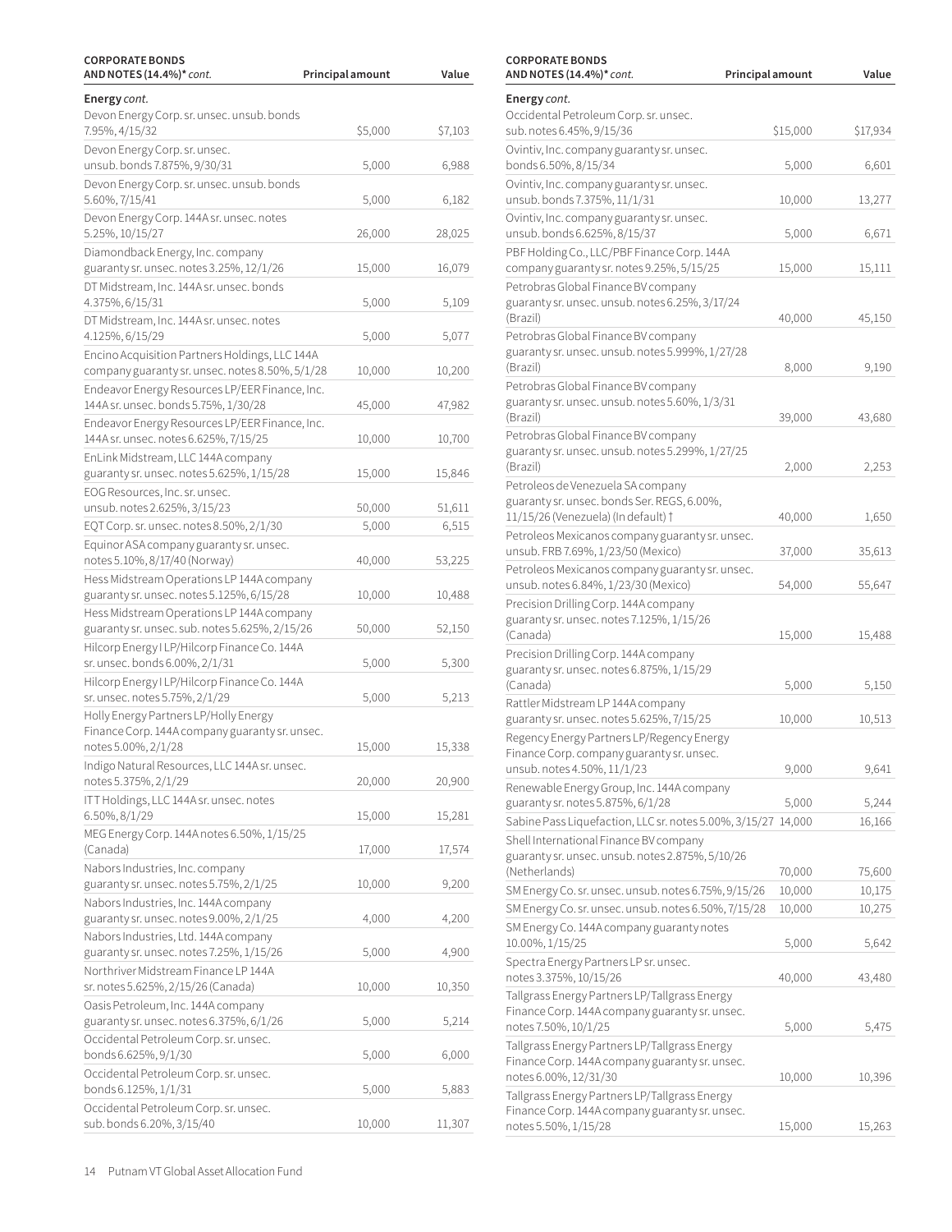| CORPORATE BONDS AND NOTES (14.4%)* *cont.* | Principal amount | Value |
|---|---|---|
| **Energy** *cont.* | | |
| Devon Energy Corp. sr. unsec. unsub. bonds 7.95%, 4/15/32 | $5,000 | $7,103 |
| Devon Energy Corp. sr. unsec. unsub. bonds 7.875%, 9/30/31 | 5,000 | 6,988 |
| Devon Energy Corp. sr. unsec. unsub. bonds 5.60%, 7/15/41 | 5,000 | 6,182 |
| Devon Energy Corp. 144A sr. unsec. notes 5.25%, 10/15/27 | 26,000 | 28,025 |
| Diamondback Energy, Inc. company guaranty sr. unsec. notes 3.25%, 12/1/26 | 15,000 | 16,079 |
| DT Midstream, Inc. 144A sr. unsec. bonds 4.375%, 6/15/31 | 5,000 | 5,109 |
| DT Midstream, Inc. 144A sr. unsec. notes 4.125%, 6/15/29 | 5,000 | 5,077 |
| Encino Acquisition Partners Holdings, LLC 144A company guaranty sr. unsec. notes 8.50%, 5/1/28 | 10,000 | 10,200 |
| Endeavor Energy Resources LP/EER Finance, Inc. 144A sr. unsec. bonds 5.75%, 1/30/28 | 45,000 | 47,982 |
| Endeavor Energy Resources LP/EER Finance, Inc. 144A sr. unsec. notes 6.625%, 7/15/25 | 10,000 | 10,700 |
| EnLink Midstream, LLC 144A company guaranty sr. unsec. notes 5.625%, 1/15/28 | 15,000 | 15,846 |
| EOG Resources, Inc. sr. unsec. unsub. notes 2.625%, 3/15/23 | 50,000 | 51,611 |
| EQT Corp. sr. unsec. notes 8.50%, 2/1/30 | 5,000 | 6,515 |
| Equinor ASA company guaranty sr. unsec. notes 5.10%, 8/17/40 (Norway) | 40,000 | 53,225 |
| Hess Midstream Operations LP 144A company guaranty sr. unsec. notes 5.125%, 6/15/28 | 10,000 | 10,488 |
| Hess Midstream Operations LP 144A company guaranty sr. unsec. sub. notes 5.625%, 2/15/26 | 50,000 | 52,150 |
| Hilcorp Energy I LP/Hilcorp Finance Co. 144A sr. unsec. bonds 6.00%, 2/1/31 | 5,000 | 5,300 |
| Hilcorp Energy I LP/Hilcorp Finance Co. 144A sr. unsec. notes 5.75%, 2/1/29 | 5,000 | 5,213 |
| Holly Energy Partners LP/Holly Energy Finance Corp. 144A company guaranty sr. unsec. notes 5.00%, 2/1/28 | 15,000 | 15,338 |
| Indigo Natural Resources, LLC 144A sr. unsec. notes 5.375%, 2/1/29 | 20,000 | 20,900 |
| ITT Holdings, LLC 144A sr. unsec. notes 6.50%, 8/1/29 | 15,000 | 15,281 |
| MEG Energy Corp. 144A notes 6.50%, 1/15/25 (Canada) | 17,000 | 17,574 |
| Nabors Industries, Inc. company guaranty sr. unsec. notes 5.75%, 2/1/25 | 10,000 | 9,200 |
| Nabors Industries, Inc. 144A company guaranty sr. unsec. notes 9.00%, 2/1/25 | 4,000 | 4,200 |
| Nabors Industries, Ltd. 144A company guaranty sr. unsec. notes 7.25%, 1/15/26 | 5,000 | 4,900 |
| Northriver Midstream Finance LP 144A sr. notes 5.625%, 2/15/26 (Canada) | 10,000 | 10,350 |
| Oasis Petroleum, Inc. 144A company guaranty sr. unsec. notes 6.375%, 6/1/26 | 5,000 | 5,214 |
| Occidental Petroleum Corp. sr. unsec. bonds 6.625%, 9/1/30 | 5,000 | 6,000 |
| Occidental Petroleum Corp. sr. unsec. bonds 6.125%, 1/1/31 | 5,000 | 5,883 |
| Occidental Petroleum Corp. sr. unsec. sub. bonds 6.20%, 3/15/40 | 10,000 | 11,307 |
| Occidental Petroleum Corp. sr. unsec. sub. notes 6.45%, 9/15/36 | $15,000 | $17,934 |
| Ovintiv, Inc. company guaranty sr. unsec. bonds 6.50%, 8/15/34 | 5,000 | 6,601 |
| Ovintiv, Inc. company guaranty sr. unsec. unsub. bonds 7.375%, 11/1/31 | 10,000 | 13,277 |
| Ovintiv, Inc. company guaranty sr. unsec. unsub. bonds 6.625%, 8/15/37 | 5,000 | 6,671 |
| PBF Holding Co., LLC/PBF Finance Corp. 144A company guaranty sr. notes 9.25%, 5/15/25 | 15,000 | 15,111 |
| Petrobras Global Finance BV company guaranty sr. unsec. unsub. notes 6.25%, 3/17/24 (Brazil) | 40,000 | 45,150 |
| Petrobras Global Finance BV company guaranty sr. unsec. unsub. notes 5.999%, 1/27/28 (Brazil) | 8,000 | 9,190 |
| Petrobras Global Finance BV company guaranty sr. unsec. unsub. notes 5.60%, 1/3/31 (Brazil) | 39,000 | 43,680 |
| Petrobras Global Finance BV company guaranty sr. unsec. unsub. notes 5.299%, 1/27/25 (Brazil) | 2,000 | 2,253 |
| Petroleos de Venezuela SA company guaranty sr. unsec. bonds Ser. REGS, 6.00%, 11/15/26 (Venezuela) (In default) † | 40,000 | 1,650 |
| Petroleos Mexicanos company guaranty sr. unsec. unsub. FRB 7.69%, 1/23/50 (Mexico) | 37,000 | 35,613 |
| Petroleos Mexicanos company guaranty sr. unsec. unsub. notes 6.84%, 1/23/30 (Mexico) | 54,000 | 55,647 |
| Precision Drilling Corp. 144A company guaranty sr. unsec. notes 7.125%, 1/15/26 (Canada) | 15,000 | 15,488 |
| Precision Drilling Corp. 144A company guaranty sr. unsec. notes 6.875%, 1/15/29 (Canada) | 5,000 | 5,150 |
| Rattler Midstream LP 144A company guaranty sr. unsec. notes 5.625%, 7/15/25 | 10,000 | 10,513 |
| Regency Energy Partners LP/Regency Energy Finance Corp. company guaranty sr. unsec. unsub. notes 4.50%, 11/1/23 | 9,000 | 9,641 |
| Renewable Energy Group, Inc. 144A company guaranty sr. notes 5.875%, 6/1/28 | 5,000 | 5,244 |
| Sabine Pass Liquefaction, LLC sr. notes 5.00%, 3/15/27 | 14,000 | 16,166 |
| Shell International Finance BV company guaranty sr. unsec. unsub. notes 2.875%, 5/10/26 (Netherlands) | 70,000 | 75,600 |
| SM Energy Co. sr. unsec. unsub. notes 6.75%, 9/15/26 | 10,000 | 10,175 |
| SM Energy Co. sr. unsec. unsub. notes 6.50%, 7/15/28 | 10,000 | 10,275 |
| SM Energy Co. 144A company guaranty notes 10.00%, 1/15/25 | 5,000 | 5,642 |
| Spectra Energy Partners LP sr. unsec. notes 3.375%, 10/15/26 | 40,000 | 43,480 |
| Tallgrass Energy Partners LP/Tallgrass Energy Finance Corp. 144A company guaranty sr. unsec. notes 7.50%, 10/1/25 | 5,000 | 5,475 |
| Tallgrass Energy Partners LP/Tallgrass Energy Finance Corp. 144A company guaranty sr. unsec. notes 6.00%, 12/31/30 | 10,000 | 10,396 |
| Tallgrass Energy Partners LP/Tallgrass Energy Finance Corp. 144A company guaranty sr. unsec. notes 5.50%, 1/15/28 | 15,000 | 15,263 |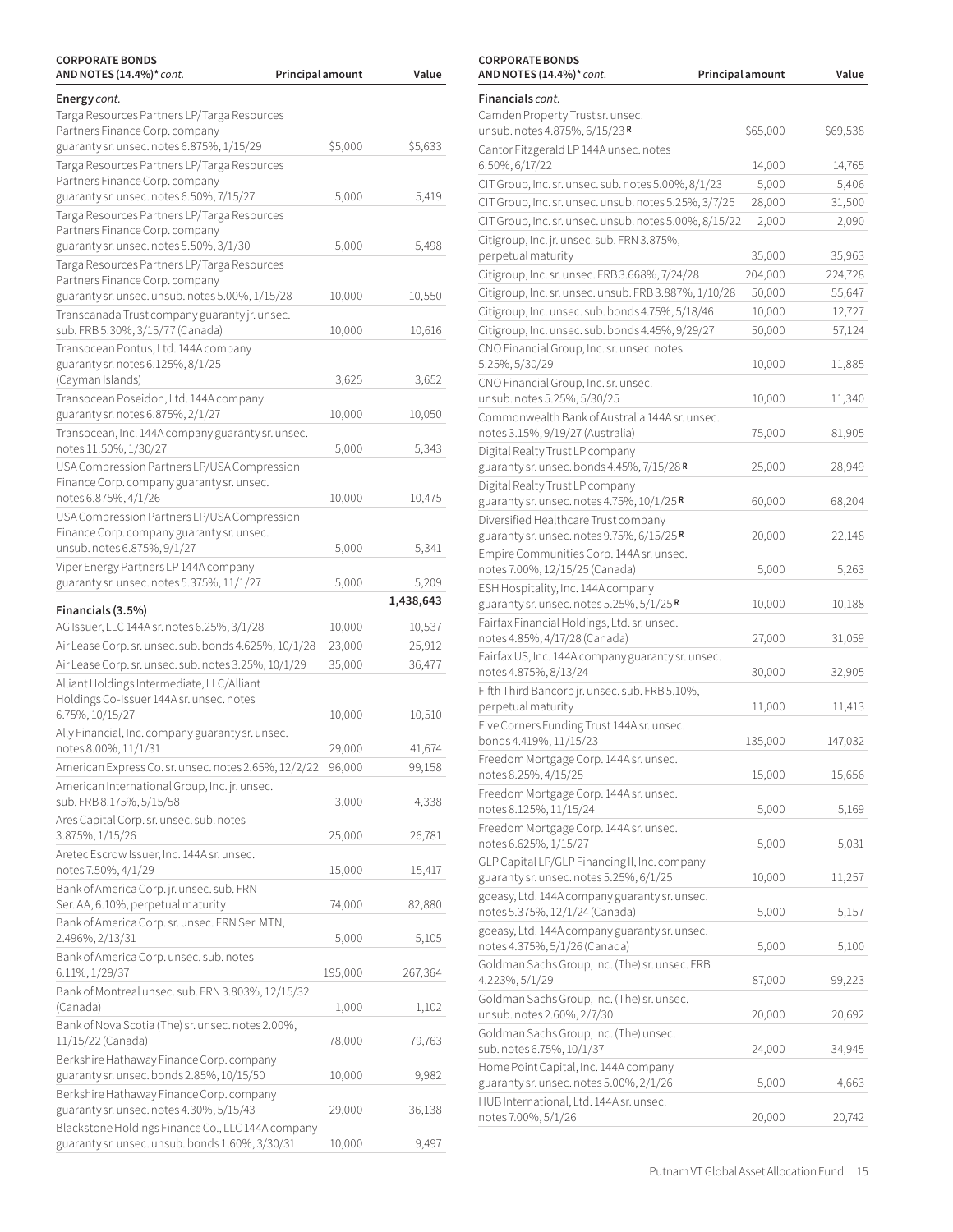| CORPORATE BONDS AND NOTES (14.4%)* *cont.* | Principal amount | Value |
|---|---|---|
| **Energy** *cont.* | | |
| Targa Resources Partners LP/Targa Resources Partners Finance Corp. company guaranty sr. unsec. notes 6.875%, 1/15/29 | $5,000 | $5,633 |
| Targa Resources Partners LP/Targa Resources Partners Finance Corp. company guaranty sr. unsec. notes 6.50%, 7/15/27 | 5,000 | 5,419 |
| Targa Resources Partners LP/Targa Resources Partners Finance Corp. company guaranty sr. unsec. notes 5.50%, 3/1/30 | 5,000 | 5,498 |
| Targa Resources Partners LP/Targa Resources Partners Finance Corp. company guaranty sr. unsec. unsub. notes 5.00%, 1/15/28 | 10,000 | 10,550 |
| Transcanada Trust company guaranty jr. unsec. sub. FRB 5.30%, 3/15/77 (Canada) | 10,000 | 10,616 |
| Transocean Pontus, Ltd. 144A company guaranty sr. notes 6.125%, 8/1/25 (Cayman Islands) | 3,625 | 3,652 |
| Transocean Poseidon, Ltd. 144A company guaranty sr. notes 6.875%, 2/1/27 | 10,000 | 10,050 |
| Transocean, Inc. 144A company guaranty sr. unsec. notes 11.50%, 1/30/27 | 5,000 | 5,343 |
| USA Compression Partners LP/USA Compression Finance Corp. company guaranty sr. unsec. notes 6.875%, 4/1/26 | 10,000 | 10,475 |
| USA Compression Partners LP/USA Compression Finance Corp. company guaranty sr. unsec. unsub. notes 6.875%, 9/1/27 | 5,000 | 5,341 |
| Viper Energy Partners LP 144A company guaranty sr. unsec. notes 5.375%, 11/1/27 | 5,000 | 5,209 |
| | | **1,438,643** |
| **Financials (3.5%)** | | |
| AG Issuer, LLC 144A sr. notes 6.25%, 3/1/28 | 10,000 | 10,537 |
| Air Lease Corp. sr. unsec. sub. bonds 4.625%, 10/1/28 | 23,000 | 25,912 |
| Air Lease Corp. sr. unsec. sub. notes 3.25%, 10/1/29 | 35,000 | 36,477 |
| Alliant Holdings Intermediate, LLC/Alliant Holdings Co-Issuer 144A sr. unsec. notes 6.75%, 10/15/27 | 10,000 | 10,510 |
| Ally Financial, Inc. company guaranty sr. unsec. notes 8.00%, 11/1/31 | 29,000 | 41,674 |
| American Express Co. sr. unsec. notes 2.65%, 12/2/22 | 96,000 | 99,158 |
| American International Group, Inc. jr. unsec. sub. FRB 8.175%, 5/15/58 | 3,000 | 4,338 |
| Ares Capital Corp. sr. unsec. sub. notes 3.875%, 1/15/26 | 25,000 | 26,781 |
| Aretec Escrow Issuer, Inc. 144A sr. unsec. notes 7.50%, 4/1/29 | 15,000 | 15,417 |
| Bank of America Corp. jr. unsec. sub. FRN Ser. AA, 6.10%, perpetual maturity | 74,000 | 82,880 |
| Bank of America Corp. sr. unsec. FRN Ser. MTN, 2.496%, 2/13/31 | 5,000 | 5,105 |
| Bank of America Corp. unsec. sub. notes 6.11%, 1/29/37 | 195,000 | 267,364 |
| Bank of Montreal unsec. sub. FRN 3.803%, 12/15/32 (Canada) | 1,000 | 1,102 |
| Bank of Nova Scotia (The) sr. unsec. notes 2.00%, 11/15/22 (Canada) | 78,000 | 79,763 |
| Berkshire Hathaway Finance Corp. company guaranty sr. unsec. bonds 2.85%, 10/15/50 | 10,000 | 9,982 |
| Berkshire Hathaway Finance Corp. company guaranty sr. unsec. notes 4.30%, 5/15/43 | 29,000 | 36,138 |
| Blackstone Holdings Finance Co., LLC 144A company guaranty sr. unsec. unsub. bonds 1.60%, 3/30/31 | 10,000 | 9,497 |
| **Financials** *cont.* | | |
| Camden Property Trust sr. unsec. unsub. notes 4.875%, 6/15/23 R | $65,000 | $69,538 |
| Cantor Fitzgerald LP 144A unsec. notes 6.50%, 6/17/22 | 14,000 | 14,765 |
| CIT Group, Inc. sr. unsec. sub. notes 5.00%, 8/1/23 | 5,000 | 5,406 |
| CIT Group, Inc. sr. unsec. unsub. notes 5.25%, 3/7/25 | 28,000 | 31,500 |
| CIT Group, Inc. sr. unsec. unsub. notes 5.00%, 8/15/22 | 2,000 | 2,090 |
| Citigroup, Inc. jr. unsec. sub. FRN 3.875%, perpetual maturity | 35,000 | 35,963 |
| Citigroup, Inc. sr. unsec. FRB 3.668%, 7/24/28 | 204,000 | 224,728 |
| Citigroup, Inc. sr. unsec. unsub. FRB 3.887%, 1/10/28 | 50,000 | 55,647 |
| Citigroup, Inc. unsec. sub. bonds 4.75%, 5/18/46 | 10,000 | 12,727 |
| Citigroup, Inc. unsec. sub. bonds 4.45%, 9/29/27 | 50,000 | 57,124 |
| CNO Financial Group, Inc. sr. unsec. notes 5.25%, 5/30/29 | 10,000 | 11,885 |
| CNO Financial Group, Inc. sr. unsec. unsub. notes 5.25%, 5/30/25 | 10,000 | 11,340 |
| Commonwealth Bank of Australia 144A sr. unsec. notes 3.15%, 9/19/27 (Australia) | 75,000 | 81,905 |
| Digital Realty Trust LP company guaranty sr. unsec. bonds 4.45%, 7/15/28 R | 25,000 | 28,949 |
| Digital Realty Trust LP company guaranty sr. unsec. notes 4.75%, 10/1/25 R | 60,000 | 68,204 |
| Diversified Healthcare Trust company guaranty sr. unsec. notes 9.75%, 6/15/25 R | 20,000 | 22,148 |
| Empire Communities Corp. 144A sr. unsec. notes 7.00%, 12/15/25 (Canada) | 5,000 | 5,263 |
| ESH Hospitality, Inc. 144A company guaranty sr. unsec. notes 5.25%, 5/1/25 R | 10,000 | 10,188 |
| Fairfax Financial Holdings, Ltd. sr. unsec. notes 4.85%, 4/17/28 (Canada) | 27,000 | 31,059 |
| Fairfax US, Inc. 144A company guaranty sr. unsec. notes 4.875%, 8/13/24 | 30,000 | 32,905 |
| Fifth Third Bancorp jr. unsec. sub. FRB 5.10%, perpetual maturity | 11,000 | 11,413 |
| Five Corners Funding Trust 144A sr. unsec. bonds 4.419%, 11/15/23 | 135,000 | 147,032 |
| Freedom Mortgage Corp. 144A sr. unsec. notes 8.25%, 4/15/25 | 15,000 | 15,656 |
| Freedom Mortgage Corp. 144A sr. unsec. notes 8.125%, 11/15/24 | 5,000 | 5,169 |
| Freedom Mortgage Corp. 144A sr. unsec. notes 6.625%, 1/15/27 | 5,000 | 5,031 |
| GLP Capital LP/GLP Financing II, Inc. company guaranty sr. unsec. notes 5.25%, 6/1/25 | 10,000 | 11,257 |
| goeasy, Ltd. 144A company guaranty sr. unsec. notes 5.375%, 12/1/24 (Canada) | 5,000 | 5,157 |
| goeasy, Ltd. 144A company guaranty sr. unsec. notes 4.375%, 5/1/26 (Canada) | 5,000 | 5,100 |
| Goldman Sachs Group, Inc. (The) sr. unsec. FRB 4.223%, 5/1/29 | 87,000 | 99,223 |
| Goldman Sachs Group, Inc. (The) sr. unsec. unsub. notes 2.60%, 2/7/30 | 20,000 | 20,692 |
| Goldman Sachs Group, Inc. (The) unsec. sub. notes 6.75%, 10/1/37 | 24,000 | 34,945 |
| Home Point Capital, Inc. 144A company guaranty sr. unsec. notes 5.00%, 2/1/26 | 5,000 | 4,663 |
| HUB International, Ltd. 144A sr. unsec. notes 7.00%, 5/1/26 | 20,000 | 20,742 |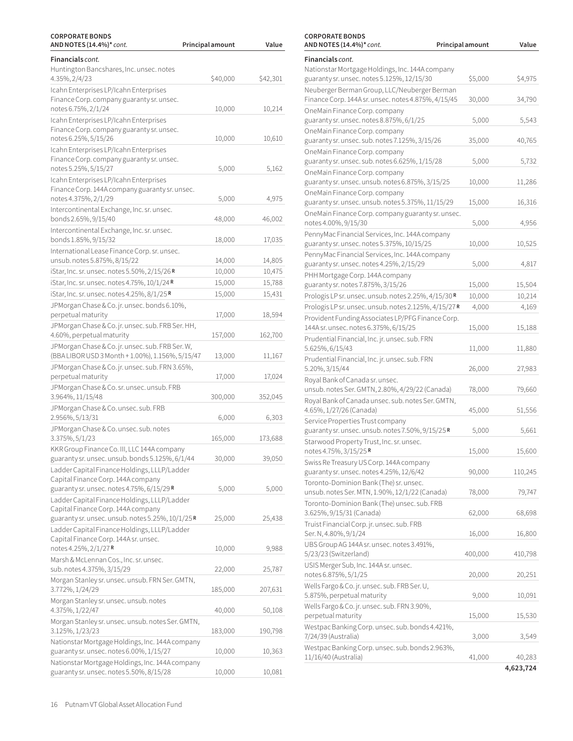| CORPORATE BONDS AND NOTES (14.4%)* *cont.* | Principal amount | Value |
|---|---|---|
| **Financials** *cont.* | | |
| Huntington Bancshares, Inc. unsec. notes 4.35%, 2/4/23 | $40,000 | $42,301 |
| Icahn Enterprises LP/Icahn Enterprises Finance Corp. company guaranty sr. unsec. notes 6.75%, 2/1/24 | 10,000 | 10,214 |
| Icahn Enterprises LP/Icahn Enterprises Finance Corp. company guaranty sr. unsec. notes 6.25%, 5/15/26 | 10,000 | 10,610 |
| Icahn Enterprises LP/Icahn Enterprises Finance Corp. company guaranty sr. unsec. notes 5.25%, 5/15/27 | 5,000 | 5,162 |
| Icahn Enterprises LP/Icahn Enterprises Finance Corp. 144A company guaranty sr. unsec. notes 4.375%, 2/1/29 | 5,000 | 4,975 |
| Intercontinental Exchange, Inc. sr. unsec. bonds 2.65%, 9/15/40 | 48,000 | 46,002 |
| Intercontinental Exchange, Inc. sr. unsec. bonds 1.85%, 9/15/32 | 18,000 | 17,035 |
| International Lease Finance Corp. sr. unsec. unsub. notes 5.875%, 8/15/22 | 14,000 | 14,805 |
| iStar, Inc. sr. unsec. notes 5.50%, 2/15/26 **R** | 10,000 | 10,475 |
| iStar, Inc. sr. unsec. notes 4.75%, 10/1/24 **R** | 15,000 | 15,788 |
| iStar, Inc. sr. unsec. notes 4.25%, 8/1/25 **R** | 15,000 | 15,431 |
| JPMorgan Chase & Co. jr. unsec. bonds 6.10%, perpetual maturity | 17,000 | 18,594 |
| JPMorgan Chase & Co. jr. unsec. sub. FRB Ser. HH, 4.60%, perpetual maturity | 157,000 | 162,700 |
| JPMorgan Chase & Co. jr. unsec. sub. FRB Ser. W, (BBA LIBOR USD 3 Month + 1.00%), 1.156%, 5/15/47 | 13,000 | 11,167 |
| JPMorgan Chase & Co. jr. unsec. sub. FRN 3.65%, perpetual maturity | 17,000 | 17,024 |
| JPMorgan Chase & Co. sr. unsec. unsub. FRB 3.964%, 11/15/48 | 300,000 | 352,045 |
| JPMorgan Chase & Co. unsec. sub. FRB 2.956%, 5/13/31 | 6,000 | 6,303 |
| JPMorgan Chase & Co. unsec. sub. notes 3.375%, 5/1/23 | 165,000 | 173,688 |
| KKR Group Finance Co. III, LLC 144A company guaranty sr. unsec. unsub. bonds 5.125%, 6/1/44 | 30,000 | 39,050 |
| Ladder Capital Finance Holdings, LLLP/Ladder Capital Finance Corp. 144A company guaranty sr. unsec. notes 4.75%, 6/15/29 **R** | 5,000 | 5,000 |
| Ladder Capital Finance Holdings, LLLP/Ladder Capital Finance Corp. 144A company guaranty sr. unsec. unsub. notes 5.25%, 10/1/25 **R** | 25,000 | 25,438 |
| Ladder Capital Finance Holdings, LLLP/Ladder Capital Finance Corp. 144A sr. unsec. notes 4.25%, 2/1/27 **R** | 10,000 | 9,988 |
| Marsh & McLennan Cos., Inc. sr. unsec. sub. notes 4.375%, 3/15/29 | 22,000 | 25,787 |
| Morgan Stanley sr. unsec. unsub. FRN Ser. GMTN, 3.772%, 1/24/29 | 185,000 | 207,631 |
| Morgan Stanley sr. unsec. unsub. notes 4.375%, 1/22/47 | 40,000 | 50,108 |
| Morgan Stanley sr. unsec. unsub. notes Ser. GMTN, 3.125%, 1/23/23 | 183,000 | 190,798 |
| Nationstar Mortgage Holdings, Inc. 144A company guaranty sr. unsec. notes 6.00%, 1/15/27 | 10,000 | 10,363 |
| Nationstar Mortgage Holdings, Inc. 144A company guaranty sr. unsec. notes 5.50%, 8/15/28 | 10,000 | 10,081 |
| Nationstar Mortgage Holdings, Inc. 144A company guaranty sr. unsec. notes 5.125%, 12/15/30 | $5,000 | $4,975 |
| Neuberger Berman Group, LLC/Neuberger Berman Finance Corp. 144A sr. unsec. notes 4.875%, 4/15/45 | 30,000 | 34,790 |
| OneMain Finance Corp. company guaranty sr. unsec. notes 8.875%, 6/1/25 | 5,000 | 5,543 |
| OneMain Finance Corp. company guaranty sr. unsec. sub. notes 7.125%, 3/15/26 | 35,000 | 40,765 |
| OneMain Finance Corp. company guaranty sr. unsec. sub. notes 6.625%, 1/15/28 | 5,000 | 5,732 |
| OneMain Finance Corp. company guaranty sr. unsec. unsub. notes 6.875%, 3/15/25 | 10,000 | 11,286 |
| OneMain Finance Corp. company guaranty sr. unsec. unsub. notes 5.375%, 11/15/29 | 15,000 | 16,316 |
| OneMain Finance Corp. company guaranty sr. unsec. notes 4.00%, 9/15/30 | 5,000 | 4,956 |
| PennyMac Financial Services, Inc. 144A company guaranty sr. unsec. notes 5.375%, 10/15/25 | 10,000 | 10,525 |
| PennyMac Financial Services, Inc. 144A company guaranty sr. unsec. notes 4.25%, 2/15/29 | 5,000 | 4,817 |
| PHH Mortgage Corp. 144A company guaranty sr. notes 7.875%, 3/15/26 | 15,000 | 15,504 |
| Prologis LP sr. unsec. unsub. notes 2.25%, 4/15/30 **R** | 10,000 | 10,214 |
| Prologis LP sr. unsec. unsub. notes 2.125%, 4/15/27 **R** | 4,000 | 4,169 |
| Provident Funding Associates LP/PFG Finance Corp. 144A sr. unsec. notes 6.375%, 6/15/25 | 15,000 | 15,188 |
| Prudential Financial, Inc. jr. unsec. sub. FRN 5.625%, 6/15/43 | 11,000 | 11,880 |
| Prudential Financial, Inc. jr. unsec. sub. FRN 5.20%, 3/15/44 | 26,000 | 27,983 |
| Royal Bank of Canada sr. unsec. unsub. notes Ser. GMTN, 2.80%, 4/29/22 (Canada) | 78,000 | 79,660 |
| Royal Bank of Canada unsec. sub. notes Ser. GMTN, 4.65%, 1/27/26 (Canada) | 45,000 | 51,556 |
| Service Properties Trust company guaranty sr. unsec. unsub. notes 7.50%, 9/15/25 **R** | 5,000 | 5,661 |
| Starwood Property Trust, Inc. sr. unsec. notes 4.75%, 3/15/25 **R** | 15,000 | 15,600 |
| Swiss Re Treasury US Corp. 144A company guaranty sr. unsec. notes 4.25%, 12/6/42 | 90,000 | 110,245 |
| Toronto-Dominion Bank (The) sr. unsec. unsub. notes Ser. MTN, 1.90%, 12/1/22 (Canada) | 78,000 | 79,747 |
| Toronto-Dominion Bank (The) unsec. sub. FRB 3.625%, 9/15/31 (Canada) | 62,000 | 68,698 |
| Truist Financial Corp. jr. unsec. sub. FRB Ser. N, 4.80%, 9/1/24 | 16,000 | 16,800 |
| UBS Group AG 144A sr. unsec. notes 3.491%, 5/23/23 (Switzerland) | 400,000 | 410,798 |
| USIS Merger Sub, Inc. 144A sr. unsec. notes 6.875%, 5/1/25 | 20,000 | 20,251 |
| Wells Fargo & Co. jr. unsec. sub. FRB Ser. U, 5.875%, perpetual maturity | 9,000 | 10,091 |
| Wells Fargo & Co. jr. unsec. sub. FRN 3.90%, perpetual maturity | 15,000 | 15,530 |
| Westpac Banking Corp. unsec. sub. bonds 4.421%, 7/24/39 (Australia) | 3,000 | 3,549 |
| Westpac Banking Corp. unsec. sub. bonds 2.963%, 11/16/40 (Australia) | 41,000 | 40,283 |
| | | **4,623,724** |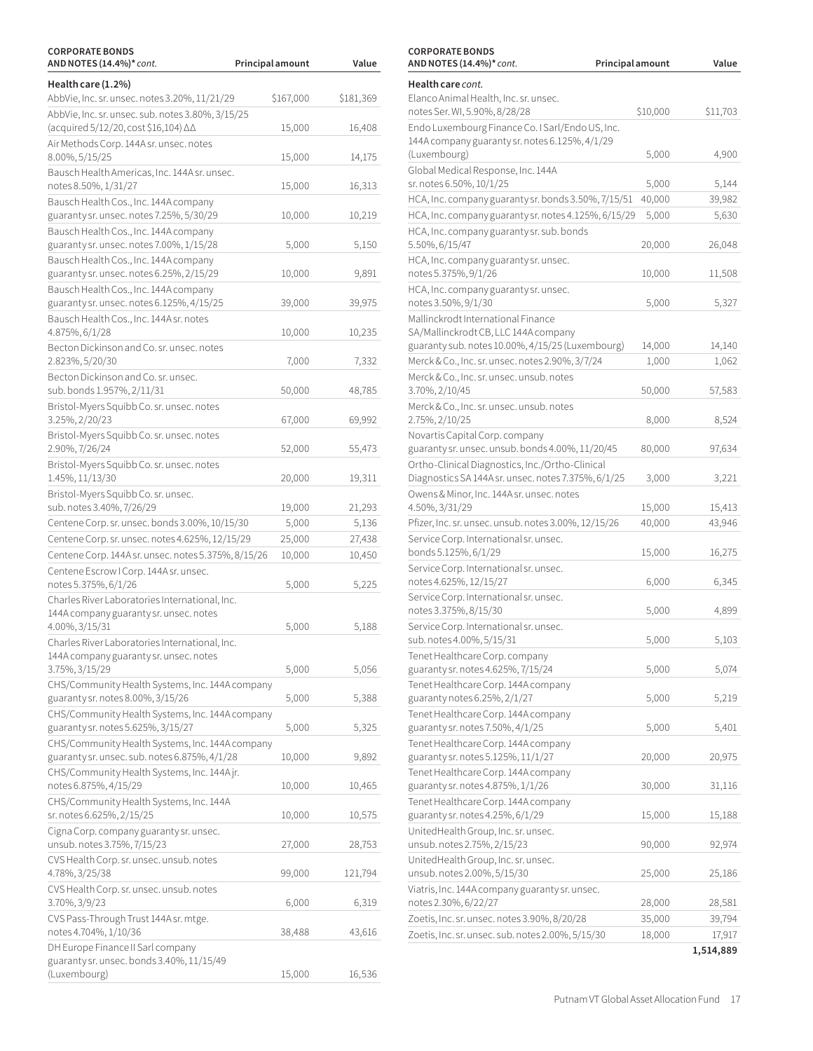| CORPORATE BONDS AND NOTES (14.4%)* *cont.* | Principal amount | Value |
|---|---|---|
| **Health care (1.2%)** | | |
| AbbVie, Inc. sr. unsec. notes 3.20%, 11/21/29 | $167,000 | $181,369 |
| AbbVie, Inc. sr. unsec. sub. notes 3.80%, 3/15/25 (acquired 5/12/20, cost $16,104) ∆∆ | 15,000 | 16,408 |
| Air Methods Corp. 144A sr. unsec. notes 8.00%, 5/15/25 | 15,000 | 14,175 |
| Bausch Health Americas, Inc. 144A sr. unsec. notes 8.50%, 1/31/27 | 15,000 | 16,313 |
| Bausch Health Cos., Inc. 144A company guaranty sr. unsec. notes 7.25%, 5/30/29 | 10,000 | 10,219 |
| Bausch Health Cos., Inc. 144A company guaranty sr. unsec. notes 7.00%, 1/15/28 | 5,000 | 5,150 |
| Bausch Health Cos., Inc. 144A company guaranty sr. unsec. notes 6.25%, 2/15/29 | 10,000 | 9,891 |
| Bausch Health Cos., Inc. 144A company guaranty sr. unsec. notes 6.125%, 4/15/25 | 39,000 | 39,975 |
| Bausch Health Cos., Inc. 144A sr. notes 4.875%, 6/1/28 | 10,000 | 10,235 |
| Becton Dickinson and Co. sr. unsec. notes 2.823%, 5/20/30 | 7,000 | 7,332 |
| Becton Dickinson and Co. sr. unsec. sub. bonds 1.957%, 2/11/31 | 50,000 | 48,785 |
| Bristol-Myers Squibb Co. sr. unsec. notes 3.25%, 2/20/23 | 67,000 | 69,992 |
| Bristol-Myers Squibb Co. sr. unsec. notes 2.90%, 7/26/24 | 52,000 | 55,473 |
| Bristol-Myers Squibb Co. sr. unsec. notes 1.45%, 11/13/30 | 20,000 | 19,311 |
| Bristol-Myers Squibb Co. sr. unsec. sub. notes 3.40%, 7/26/29 | 19,000 | 21,293 |
| Centene Corp. sr. unsec. bonds 3.00%, 10/15/30 | 5,000 | 5,136 |
| Centene Corp. sr. unsec. notes 4.625%, 12/15/29 | 25,000 | 27,438 |
| Centene Corp. 144A sr. unsec. notes 5.375%, 8/15/26 | 10,000 | 10,450 |
| Centene Escrow I Corp. 144A sr. unsec. notes 5.375%, 6/1/26 | 5,000 | 5,225 |
| Charles River Laboratories International, Inc. 144A company guaranty sr. unsec. notes 4.00%, 3/15/31 | 5,000 | 5,188 |
| Charles River Laboratories International, Inc. 144A company guaranty sr. unsec. notes 3.75%, 3/15/29 | 5,000 | 5,056 |
| CHS/Community Health Systems, Inc. 144A company guaranty sr. notes 8.00%, 3/15/26 | 5,000 | 5,388 |
| CHS/Community Health Systems, Inc. 144A company guaranty sr. notes 5.625%, 3/15/27 | 5,000 | 5,325 |
| CHS/Community Health Systems, Inc. 144A company guaranty sr. unsec. sub. notes 6.875%, 4/1/28 | 10,000 | 9,892 |
| CHS/Community Health Systems, Inc. 144A jr. notes 6.875%, 4/15/29 | 10,000 | 10,465 |
| CHS/Community Health Systems, Inc. 144A sr. notes 6.625%, 2/15/25 | 10,000 | 10,575 |
| Cigna Corp. company guaranty sr. unsec. unsub. notes 3.75%, 7/15/23 | 27,000 | 28,753 |
| CVS Health Corp. sr. unsec. unsub. notes 4.78%, 3/25/38 | 99,000 | 121,794 |
| CVS Health Corp. sr. unsec. unsub. notes 3.70%, 3/9/23 | 6,000 | 6,319 |
| CVS Pass-Through Trust 144A sr. mtge. notes 4.704%, 1/10/36 | 38,488 | 43,616 |
| DH Europe Finance II Sarl company guaranty sr. unsec. bonds 3.40%, 11/15/49 (Luxembourg) | 15,000 | 16,536 |
| Elanco Animal Health, Inc. sr. unsec. notes Ser. WI, 5.90%, 8/28/28 | $10,000 | $11,703 |
| Endo Luxembourg Finance Co. I Sarl/Endo US, Inc. 144A company guaranty sr. notes 6.125%, 4/1/29 (Luxembourg) | 5,000 | 4,900 |
| Global Medical Response, Inc. 144A sr. notes 6.50%, 10/1/25 | 5,000 | 5,144 |
| HCA, Inc. company guaranty sr. bonds 3.50%, 7/15/51 | 40,000 | 39,982 |
| HCA, Inc. company guaranty sr. notes 4.125%, 6/15/29 | 5,000 | 5,630 |
| HCA, Inc. company guaranty sr. sub. bonds 5.50%, 6/15/47 | 20,000 | 26,048 |
| HCA, Inc. company guaranty sr. unsec. notes 5.375%, 9/1/26 | 10,000 | 11,508 |
| HCA, Inc. company guaranty sr. unsec. notes 3.50%, 9/1/30 | 5,000 | 5,327 |
| Mallinckrodt International Finance SA/Mallinckrodt CB, LLC 144A company guaranty sub. notes 10.00%, 4/15/25 (Luxembourg) | 14,000 | 14,140 |
| Merck & Co., Inc. sr. unsec. notes 2.90%, 3/7/24 | 1,000 | 1,062 |
| Merck & Co., Inc. sr. unsec. unsub. notes 3.70%, 2/10/45 | 50,000 | 57,583 |
| Merck & Co., Inc. sr. unsec. unsub. notes 2.75%, 2/10/25 | 8,000 | 8,524 |
| Novartis Capital Corp. company guaranty sr. unsec. unsub. bonds 4.00%, 11/20/45 | 80,000 | 97,634 |
| Ortho-Clinical Diagnostics, Inc./Ortho-Clinical Diagnostics SA 144A sr. unsec. notes 7.375%, 6/1/25 | 3,000 | 3,221 |
| Owens & Minor, Inc. 144A sr. unsec. notes 4.50%, 3/31/29 | 15,000 | 15,413 |
| Pfizer, Inc. sr. unsec. unsub. notes 3.00%, 12/15/26 | 40,000 | 43,946 |
| Service Corp. International sr. unsec. bonds 5.125%, 6/1/29 | 15,000 | 16,275 |
| Service Corp. International sr. unsec. notes 4.625%, 12/15/27 | 6,000 | 6,345 |
| Service Corp. International sr. unsec. notes 3.375%, 8/15/30 | 5,000 | 4,899 |
| Service Corp. International sr. unsec. sub. notes 4.00%, 5/15/31 | 5,000 | 5,103 |
| Tenet Healthcare Corp. company guaranty sr. notes 4.625%, 7/15/24 | 5,000 | 5,074 |
| Tenet Healthcare Corp. 144A company guaranty notes 6.25%, 2/1/27 | 5,000 | 5,219 |
| Tenet Healthcare Corp. 144A company guaranty sr. notes 7.50%, 4/1/25 | 5,000 | 5,401 |
| Tenet Healthcare Corp. 144A company guaranty sr. notes 5.125%, 11/1/27 | 20,000 | 20,975 |
| Tenet Healthcare Corp. 144A company guaranty sr. notes 4.875%, 1/1/26 | 30,000 | 31,116 |
| Tenet Healthcare Corp. 144A company guaranty sr. notes 4.25%, 6/1/29 | 15,000 | 15,188 |
| UnitedHealth Group, Inc. sr. unsec. unsub. notes 2.75%, 2/15/23 | 90,000 | 92,974 |
| UnitedHealth Group, Inc. sr. unsec. unsub. notes 2.00%, 5/15/30 | 25,000 | 25,186 |
| Viatris, Inc. 144A company guaranty sr. unsec. notes 2.30%, 6/22/27 | 28,000 | 28,581 |
| Zoetis, Inc. sr. unsec. notes 3.90%, 8/20/28 | 35,000 | 39,794 |
| Zoetis, Inc. sr. unsec. sub. notes 2.00%, 5/15/30 | 18,000 | 17,917 |
| | | **1,514,889** |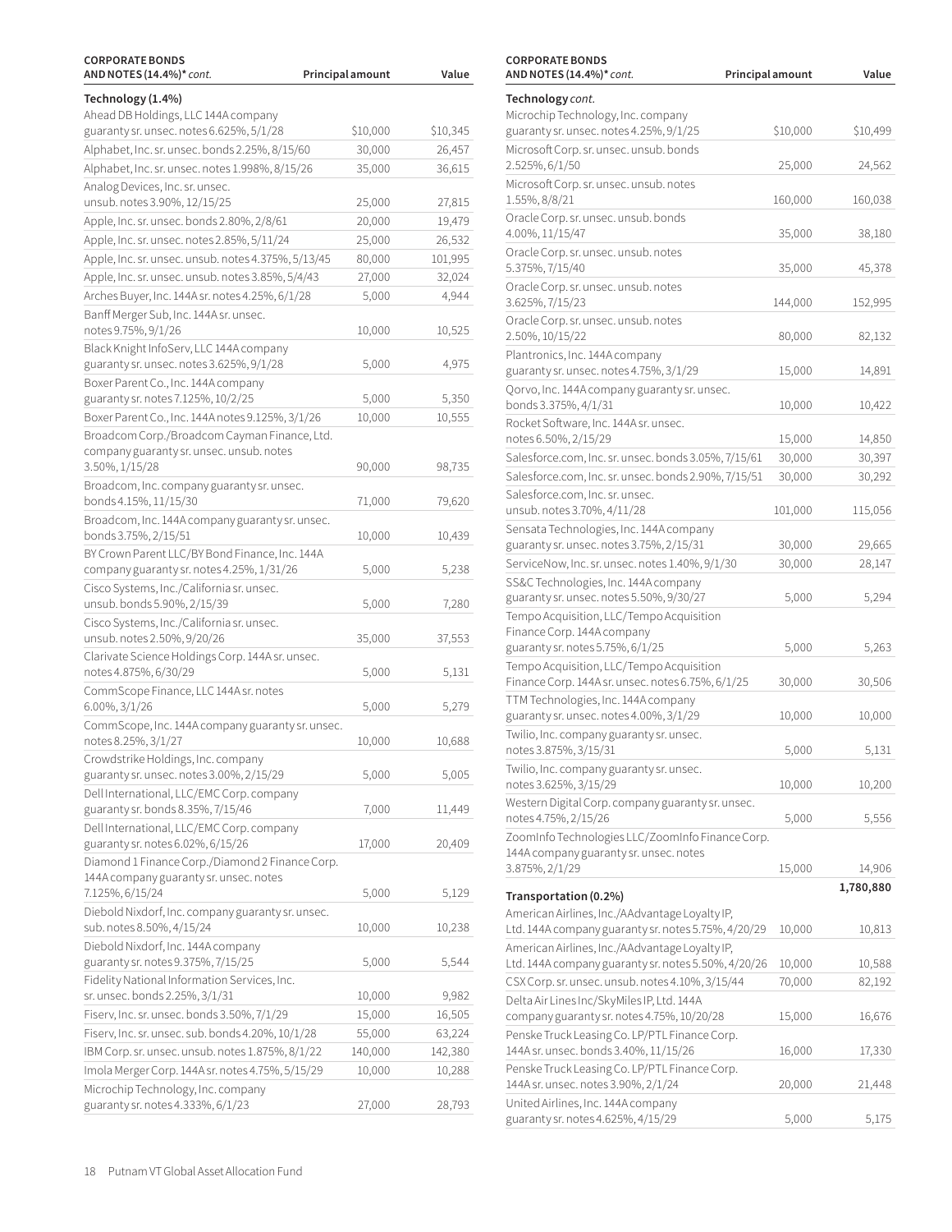| CORPORATE BONDS AND NOTES (14.4%)* *cont.* | Principal amount | Value |
|---|---|---|
| **Technology (1.4%)** | | |
| Ahead DB Holdings, LLC 144A company guaranty sr. unsec. notes 6.625%, 5/1/28 | $10,000 | $10,345 |
| Alphabet, Inc. sr. unsec. bonds 2.25%, 8/15/60 | 30,000 | 26,457 |
| Alphabet, Inc. sr. unsec. notes 1.998%, 8/15/26 | 35,000 | 36,615 |
| Analog Devices, Inc. sr. unsec. unsub. notes 3.90%, 12/15/25 | 25,000 | 27,815 |
| Apple, Inc. sr. unsec. bonds 2.80%, 2/8/61 | 20,000 | 19,479 |
| Apple, Inc. sr. unsec. notes 2.85%, 5/11/24 | 25,000 | 26,532 |
| Apple, Inc. sr. unsec. unsub. notes 4.375%, 5/13/45 | 80,000 | 101,995 |
| Apple, Inc. sr. unsec. unsub. notes 3.85%, 5/4/43 | 27,000 | 32,024 |
| Arches Buyer, Inc. 144A sr. notes 4.25%, 6/1/28 | 5,000 | 4,944 |
| Banff Merger Sub, Inc. 144A sr. unsec. notes 9.75%, 9/1/26 | 10,000 | 10,525 |
| Black Knight InfoServ, LLC 144A company guaranty sr. unsec. notes 3.625%, 9/1/28 | 5,000 | 4,975 |
| Boxer Parent Co., Inc. 144A company guaranty sr. notes 7.125%, 10/2/25 | 5,000 | 5,350 |
| Boxer Parent Co., Inc. 144A notes 9.125%, 3/1/26 | 10,000 | 10,555 |
| Broadcom Corp./Broadcom Cayman Finance, Ltd. company guaranty sr. unsec. unsub. notes 3.50%, 1/15/28 | 90,000 | 98,735 |
| Broadcom, Inc. company guaranty sr. unsec. bonds 4.15%, 11/15/30 | 71,000 | 79,620 |
| Broadcom, Inc. 144A company guaranty sr. unsec. bonds 3.75%, 2/15/51 | 10,000 | 10,439 |
| BY Crown Parent LLC/BY Bond Finance, Inc. 144A company guaranty sr. notes 4.25%, 1/31/26 | 5,000 | 5,238 |
| Cisco Systems, Inc./California sr. unsec. unsub. bonds 5.90%, 2/15/39 | 5,000 | 7,280 |
| Cisco Systems, Inc./California sr. unsec. unsub. notes 2.50%, 9/20/26 | 35,000 | 37,553 |
| Clarivate Science Holdings Corp. 144A sr. unsec. notes 4.875%, 6/30/29 | 5,000 | 5,131 |
| CommScope Finance, LLC 144A sr. notes 6.00%, 3/1/26 | 5,000 | 5,279 |
| CommScope, Inc. 144A company guaranty sr. unsec. notes 8.25%, 3/1/27 | 10,000 | 10,688 |
| Crowdstrike Holdings, Inc. company guaranty sr. unsec. notes 3.00%, 2/15/29 | 5,000 | 5,005 |
| Dell International, LLC/EMC Corp. company guaranty sr. bonds 8.35%, 7/15/46 | 7,000 | 11,449 |
| Dell International, LLC/EMC Corp. company guaranty sr. notes 6.02%, 6/15/26 | 17,000 | 20,409 |
| Diamond 1 Finance Corp./Diamond 2 Finance Corp. 144A company guaranty sr. unsec. notes 7.125%, 6/15/24 | 5,000 | 5,129 |
| Diebold Nixdorf, Inc. company guaranty sr. unsec. sub. notes 8.50%, 4/15/24 | 10,000 | 10,238 |
| Diebold Nixdorf, Inc. 144A company guaranty sr. notes 9.375%, 7/15/25 | 5,000 | 5,544 |
| Fidelity National Information Services, Inc. sr. unsec. bonds 2.25%, 3/1/31 | 10,000 | 9,982 |
| Fiserv, Inc. sr. unsec. bonds 3.50%, 7/1/29 | 15,000 | 16,505 |
| Fiserv, Inc. sr. unsec. sub. bonds 4.20%, 10/1/28 | 55,000 | 63,224 |
| IBM Corp. sr. unsec. unsub. notes 1.875%, 8/1/22 | 140,000 | 142,380 |
| Imola Merger Corp. 144A sr. notes 4.75%, 5/15/29 | 10,000 | 10,288 |
| Microchip Technology, Inc. company guaranty sr. notes 4.333%, 6/1/23 | 27,000 | 28,793 |
| Microchip Technology, Inc. company guaranty sr. unsec. notes 4.25%, 9/1/25 | $10,000 | $10,499 |
| Microsoft Corp. sr. unsec. unsub. bonds 2.525%, 6/1/50 | 25,000 | 24,562 |
| Microsoft Corp. sr. unsec. unsub. notes 1.55%, 8/8/21 | 160,000 | 160,038 |
| Oracle Corp. sr. unsec. unsub. bonds 4.00%, 11/15/47 | 35,000 | 38,180 |
| Oracle Corp. sr. unsec. unsub. notes 5.375%, 7/15/40 | 35,000 | 45,378 |
| Oracle Corp. sr. unsec. unsub. notes 3.625%, 7/15/23 | 144,000 | 152,995 |
| Oracle Corp. sr. unsec. unsub. notes 2.50%, 10/15/22 | 80,000 | 82,132 |
| Plantronics, Inc. 144A company guaranty sr. unsec. notes 4.75%, 3/1/29 | 15,000 | 14,891 |
| Qorvo, Inc. 144A company guaranty sr. unsec. bonds 3.375%, 4/1/31 | 10,000 | 10,422 |
| Rocket Software, Inc. 144A sr. unsec. notes 6.50%, 2/15/29 | 15,000 | 14,850 |
| Salesforce.com, Inc. sr. unsec. bonds 3.05%, 7/15/61 | 30,000 | 30,397 |
| Salesforce.com, Inc. sr. unsec. bonds 2.90%, 7/15/51 | 30,000 | 30,292 |
| Salesforce.com, Inc. sr. unsec. unsub. notes 3.70%, 4/11/28 | 101,000 | 115,056 |
| Sensata Technologies, Inc. 144A company guaranty sr. unsec. notes 3.75%, 2/15/31 | 30,000 | 29,665 |
| ServiceNow, Inc. sr. unsec. notes 1.40%, 9/1/30 | 30,000 | 28,147 |
| SS&C Technologies, Inc. 144A company guaranty sr. unsec. notes 5.50%, 9/30/27 | 5,000 | 5,294 |
| Tempo Acquisition, LLC/Tempo Acquisition Finance Corp. 144A company guaranty sr. notes 5.75%, 6/1/25 | 5,000 | 5,263 |
| Tempo Acquisition, LLC/Tempo Acquisition Finance Corp. 144A sr. unsec. notes 6.75%, 6/1/25 | 30,000 | 30,506 |
| TTM Technologies, Inc. 144A company guaranty sr. unsec. notes 4.00%, 3/1/29 | 10,000 | 10,000 |
| Twilio, Inc. company guaranty sr. unsec. notes 3.875%, 3/15/31 | 5,000 | 5,131 |
| Twilio, Inc. company guaranty sr. unsec. notes 3.625%, 3/15/29 | 10,000 | 10,200 |
| Western Digital Corp. company guaranty sr. unsec. notes 4.75%, 2/15/26 | 5,000 | 5,556 |
| ZoomInfo Technologies LLC/ZoomInfo Finance Corp. 144A company guaranty sr. unsec. notes 3.875%, 2/1/29 | 15,000 | 14,906 |
| | | **1,780,880** |
| **Transportation (0.2%)** | | |
| American Airlines, Inc./AAdvantage Loyalty IP, Ltd. 144A company guaranty sr. notes 5.75%, 4/20/29 | 10,000 | 10,813 |
| American Airlines, Inc./AAdvantage Loyalty IP, Ltd. 144A company guaranty sr. notes 5.50%, 4/20/26 | 10,000 | 10,588 |
| CSX Corp. sr. unsec. unsub. notes 4.10%, 3/15/44 | 70,000 | 82,192 |
| Delta Air Lines Inc/SkyMiles IP, Ltd. 144A company guaranty sr. notes 4.75%, 10/20/28 | 15,000 | 16,676 |
| Penske Truck Leasing Co. LP/PTL Finance Corp. 144A sr. unsec. bonds 3.40%, 11/15/26 | 16,000 | 17,330 |
| Penske Truck Leasing Co. LP/PTL Finance Corp. 144A sr. unsec. notes 3.90%, 2/1/24 | 20,000 | 21,448 |
| United Airlines, Inc. 144A company guaranty sr. notes 4.625%, 4/15/29 | 5,000 | 5,175 |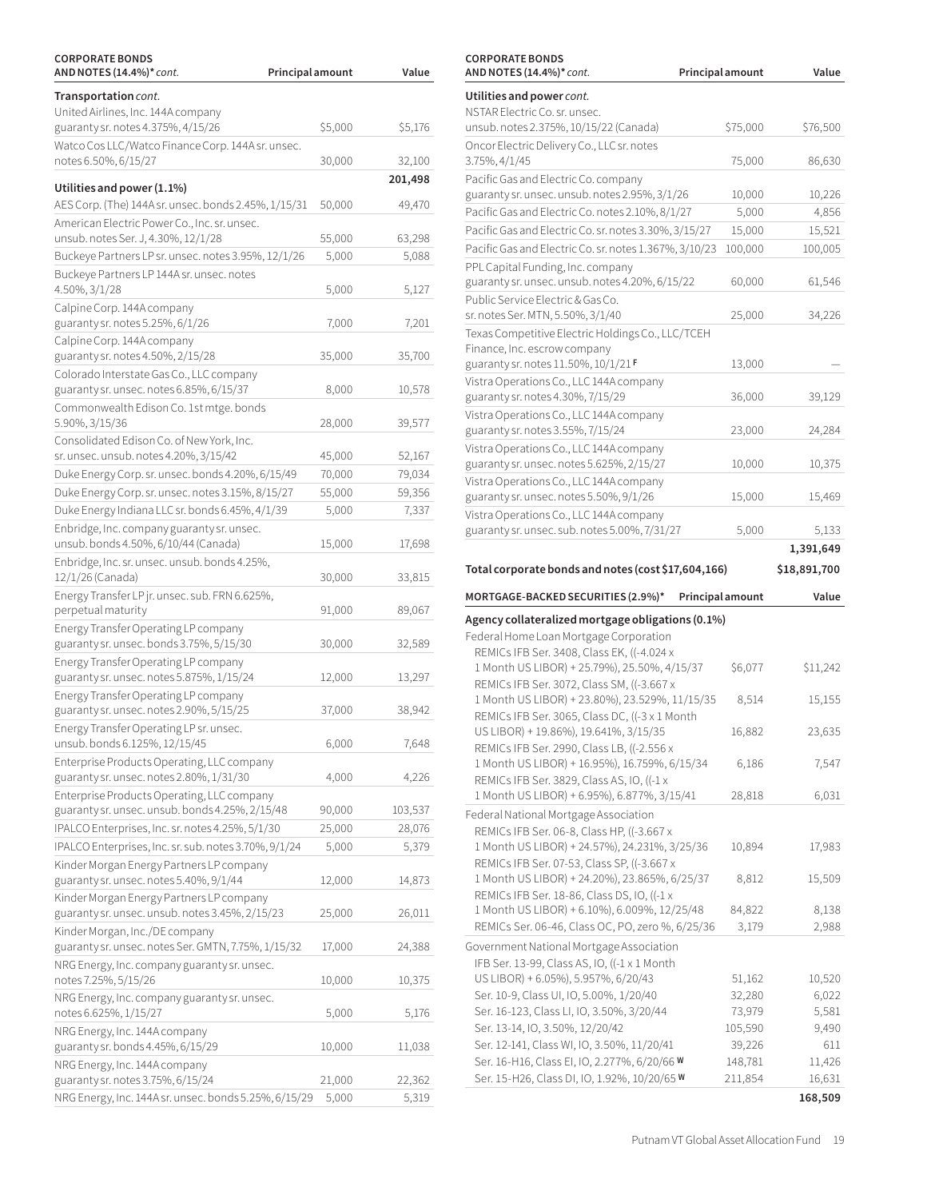| CORPORATE BONDS AND NOTES (14.4%)* *cont.* | Principal amount | Value |
|---|---|---|
| **Transportation** *cont.* | | |
| United Airlines, Inc. 144A company guaranty sr. notes 4.375%, 4/15/26 | $5,000 | $5,176 |
| Watco Cos LLC/Watco Finance Corp. 144A sr. unsec. notes 6.50%, 6/15/27 | 30,000 | 32,100 |
| | | **201,498** |
| **Utilities and power (1.1%)** | | |
| AES Corp. (The) 144A sr. unsec. bonds 2.45%, 1/15/31 | 50,000 | 49,470 |
| American Electric Power Co., Inc. sr. unsec. unsub. notes Ser. J, 4.30%, 12/1/28 | 55,000 | 63,298 |
| Buckeye Partners LP sr. unsec. notes 3.95%, 12/1/26 | 5,000 | 5,088 |
| Buckeye Partners LP 144A sr. unsec. notes 4.50%, 3/1/28 | 5,000 | 5,127 |
| Calpine Corp. 144A company guaranty sr. notes 5.25%, 6/1/26 | 7,000 | 7,201 |
| Calpine Corp. 144A company guaranty sr. notes 4.50%, 2/15/28 | 35,000 | 35,700 |
| Colorado Interstate Gas Co., LLC company guaranty sr. unsec. notes 6.85%, 6/15/37 | 8,000 | 10,578 |
| Commonwealth Edison Co. 1st mtge. bonds 5.90%, 3/15/36 | 28,000 | 39,577 |
| Consolidated Edison Co. of New York, Inc. sr. unsec. unsub. notes 4.20%, 3/15/42 | 45,000 | 52,167 |
| Duke Energy Corp. sr. unsec. bonds 4.20%, 6/15/49 | 70,000 | 79,034 |
| Duke Energy Corp. sr. unsec. notes 3.15%, 8/15/27 | 55,000 | 59,356 |
| Duke Energy Indiana LLC sr. bonds 6.45%, 4/1/39 | 5,000 | 7,337 |
| Enbridge, Inc. company guaranty sr. unsec. unsub. bonds 4.50%, 6/10/44 (Canada) | 15,000 | 17,698 |
| Enbridge, Inc. sr. unsec. unsub. bonds 4.25%, 12/1/26 (Canada) | 30,000 | 33,815 |
| Energy Transfer LP jr. unsec. sub. FRN 6.625%, perpetual maturity | 91,000 | 89,067 |
| Energy Transfer Operating LP company guaranty sr. unsec. bonds 3.75%, 5/15/30 | 30,000 | 32,589 |
| Energy Transfer Operating LP company guaranty sr. unsec. notes 5.875%, 1/15/24 | 12,000 | 13,297 |
| Energy Transfer Operating LP company guaranty sr. unsec. notes 2.90%, 5/15/25 | 37,000 | 38,942 |
| Energy Transfer Operating LP sr. unsec. unsub. bonds 6.125%, 12/15/45 | 6,000 | 7,648 |
| Enterprise Products Operating, LLC company guaranty sr. unsec. notes 2.80%, 1/31/30 | 4,000 | 4,226 |
| Enterprise Products Operating, LLC company guaranty sr. unsec. unsub. bonds 4.25%, 2/15/48 | 90,000 | 103,537 |
| IPALCO Enterprises, Inc. sr. notes 4.25%, 5/1/30 | 25,000 | 28,076 |
| IPALCO Enterprises, Inc. sr. sub. notes 3.70%, 9/1/24 | 5,000 | 5,379 |
| Kinder Morgan Energy Partners LP company guaranty sr. unsec. notes 5.40%, 9/1/44 | 12,000 | 14,873 |
| Kinder Morgan Energy Partners LP company guaranty sr. unsec. unsub. notes 3.45%, 2/15/23 | 25,000 | 26,011 |
| Kinder Morgan, Inc./DE company guaranty sr. unsec. notes Ser. GMTN, 7.75%, 1/15/32 | 17,000 | 24,388 |
| NRG Energy, Inc. company guaranty sr. unsec. notes 7.25%, 5/15/26 | 10,000 | 10,375 |
| NRG Energy, Inc. company guaranty sr. unsec. notes 6.625%, 1/15/27 | 5,000 | 5,176 |
| NRG Energy, Inc. 144A company guaranty sr. bonds 4.45%, 6/15/29 | 10,000 | 11,038 |
| NRG Energy, Inc. 144A company guaranty sr. notes 3.75%, 6/15/24 | 21,000 | 22,362 |
| NRG Energy, Inc. 144A sr. unsec. bonds 5.25%, 6/15/29 | 5,000 | 5,319 |
| NSTAR Electric Co. sr. unsec. unsub. notes 2.375%, 10/15/22 (Canada) | $75,000 | $76,500 |
| Oncor Electric Delivery Co., LLC sr. notes 3.75%, 4/1/45 | 75,000 | 86,630 |
| Pacific Gas and Electric Co. company guaranty sr. unsec. unsub. notes 2.95%, 3/1/26 | 10,000 | 10,226 |
| Pacific Gas and Electric Co. notes 2.10%, 8/1/27 | 5,000 | 4,856 |
| Pacific Gas and Electric Co. sr. notes 3.30%, 3/15/27 | 15,000 | 15,521 |
| Pacific Gas and Electric Co. sr. notes 1.367%, 3/10/23 | 100,000 | 100,005 |
| PPL Capital Funding, Inc. company guaranty sr. unsec. unsub. notes 4.20%, 6/15/22 | 60,000 | 61,546 |
| Public Service Electric & Gas Co. sr. notes Ser. MTN, 5.50%, 3/1/40 | 25,000 | 34,226 |
| Texas Competitive Electric Holdings Co., LLC/TCEH Finance, Inc. escrow company guaranty sr. notes 11.50%, 10/1/21 F | 13,000 | — |
| Vistra Operations Co., LLC 144A company guaranty sr. notes 4.30%, 7/15/29 | 36,000 | 39,129 |
| Vistra Operations Co., LLC 144A company guaranty sr. notes 3.55%, 7/15/24 | 23,000 | 24,284 |
| Vistra Operations Co., LLC 144A company guaranty sr. unsec. notes 5.625%, 2/15/27 | 10,000 | 10,375 |
| Vistra Operations Co., LLC 144A company guaranty sr. unsec. notes 5.50%, 9/1/26 | 15,000 | 15,469 |
| Vistra Operations Co., LLC 144A company guaranty sr. unsec. sub. notes 5.00%, 7/31/27 | 5,000 | 5,133 |
| | | **1,391,649** |
| **Total corporate bonds and notes (cost $17,604,166)** | | **$18,891,700** |

| MORTGAGE-BACKED SECURITIES (2.9%)* | Principal amount | Value |
|---|---|---|
| **Agency collateralized mortgage obligations (0.1%)** | | |
| Federal Home Loan Mortgage Corporation | | |
| REMICs IFB Ser. 3408, Class EK, ((-4.024 x 1 Month US LIBOR) + 25.79%), 25.50%, 4/15/37 | $6,077 | $11,242 |
| REMICs IFB Ser. 3072, Class SM, ((-3.667 x 1 Month US LIBOR) + 23.80%), 23.529%, 11/15/35 | 8,514 | 15,155 |
| REMICs IFB Ser. 3065, Class DC, ((-3 x 1 Month US LIBOR) + 19.86%), 19.641%, 3/15/35 | 16,882 | 23,635 |
| REMICs IFB Ser. 2990, Class LB, ((-2.556 x 1 Month US LIBOR) + 16.95%), 16.759%, 6/15/34 | 6,186 | 7,547 |
| REMICs IFB Ser. 3829, Class AS, IO, ((-1 x 1 Month US LIBOR) + 6.95%), 6.877%, 3/15/41 | 28,818 | 6,031 |
| Federal National Mortgage Association | | |
| REMICs IFB Ser. 06-8, Class HP, ((-3.667 x 1 Month US LIBOR) + 24.57%), 24.231%, 3/25/36 | 10,894 | 17,983 |
| REMICs IFB Ser. 07-53, Class SP, ((-3.667 x 1 Month US LIBOR) + 24.20%), 23.865%, 6/25/37 | 8,812 | 15,509 |
| REMICs IFB Ser. 18-86, Class DS, IO, ((-1 x 1 Month US LIBOR) + 6.10%), 6.009%, 12/25/48 | 84,822 | 8,138 |
| REMICs Ser. 06-46, Class OC, PO, zero %, 6/25/36 | 3,179 | 2,988 |
| Government National Mortgage Association | | |
| IFB Ser. 13-99, Class AS, IO, ((-1 x 1 Month US LIBOR) + 6.05%), 5.957%, 6/20/43 | 51,162 | 10,520 |
| Ser. 10-9, Class UI, IO, 5.00%, 1/20/40 | 32,280 | 6,022 |
| Ser. 16-123, Class LI, IO, 3.50%, 3/20/44 | 73,979 | 5,581 |
| Ser. 13-14, IO, 3.50%, 12/20/42 | 105,590 | 9,490 |
| Ser. 12-141, Class WI, IO, 3.50%, 11/20/41 | 39,226 | 611 |
| Ser. 16-H16, Class EI, IO, 2.277%, 6/20/66 W | 148,781 | 11,426 |
| Ser. 15-H26, Class DI, IO, 1.92%, 10/20/65 W | 211,854 | 16,631 |
| | | **168,509** |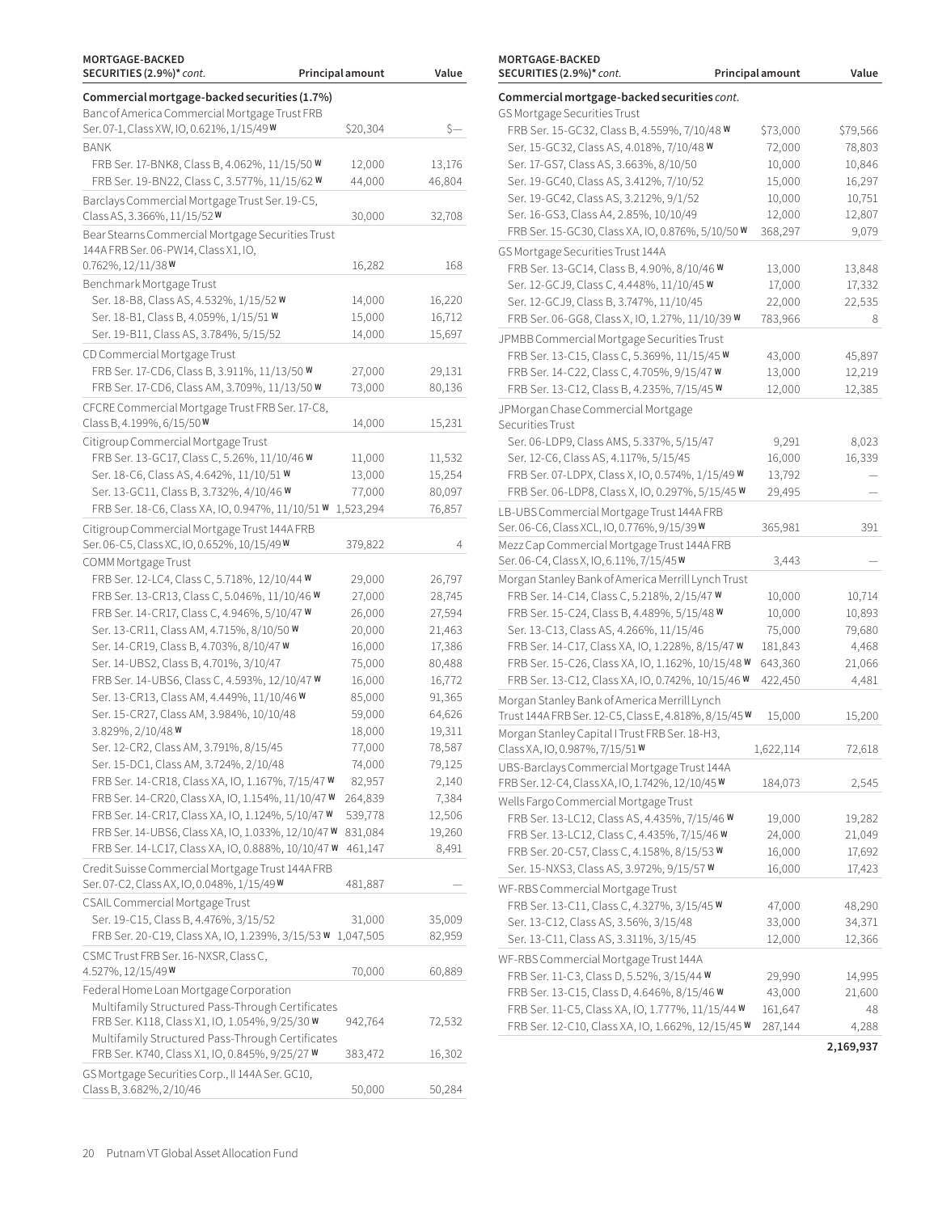| MORTGAGE-BACKED SECURITIES (2.9%)* *cont.* | Principal amount | Value |
|---|---|---|
| **Commercial mortgage-backed securities (1.7%)** | | |
| Banc of America Commercial Mortgage Trust FRB Ser. 07-1, Class XW, IO, 0.621%, 1/15/49 W | $20,304 | $— |
| BANK | | |
| FRB Ser. 17-BNK8, Class B, 4.062%, 11/15/50 W | 12,000 | 13,176 |
| FRB Ser. 19-BN22, Class C, 3.577%, 11/15/62 W | 44,000 | 46,804 |
| Barclays Commercial Mortgage Trust Ser. 19-C5, Class AS, 3.366%, 11/15/52 W | 30,000 | 32,708 |
| Bear Stearns Commercial Mortgage Securities Trust 144A FRB Ser. 06-PW14, Class X1, IO, 0.762%, 12/11/38 W | 16,282 | 168 |
| Benchmark Mortgage Trust | | |
| Ser. 18-B8, Class AS, 4.532%, 1/15/52 W | 14,000 | 16,220 |
| Ser. 18-B1, Class B, 4.059%, 1/15/51 W | 15,000 | 16,712 |
| Ser. 19-B11, Class AS, 3.784%, 5/15/52 | 14,000 | 15,697 |
| CD Commercial Mortgage Trust | | |
| FRB Ser. 17-CD6, Class B, 3.911%, 11/13/50 W | 27,000 | 29,131 |
| FRB Ser. 17-CD6, Class AM, 3.709%, 11/13/50 W | 73,000 | 80,136 |
| CFCRE Commercial Mortgage Trust FRB Ser. 17-C8, Class B, 4.199%, 6/15/50 W | 14,000 | 15,231 |
| Citigroup Commercial Mortgage Trust | | |
| FRB Ser. 13-GC17, Class C, 5.26%, 11/10/46 W | 11,000 | 11,532 |
| Ser. 18-C6, Class AS, 4.642%, 11/10/51 W | 13,000 | 15,254 |
| Ser. 13-GC11, Class B, 3.732%, 4/10/46 W | 77,000 | 80,097 |
| FRB Ser. 18-C6, Class XA, IO, 0.947%, 11/10/51 W | 1,523,294 | 76,857 |
| Citigroup Commercial Mortgage Trust 144A FRB Ser. 06-C5, Class XC, IO, 0.652%, 10/15/49 W | 379,822 | 4 |
| COMM Mortgage Trust | | |
| FRB Ser. 12-LC4, Class C, 5.718%, 12/10/44 W | 29,000 | 26,797 |
| FRB Ser. 13-CR13, Class C, 5.046%, 11/10/46 W | 27,000 | 28,745 |
| FRB Ser. 14-CR17, Class C, 4.946%, 5/10/47 W | 26,000 | 27,594 |
| Ser. 13-CR11, Class AM, 4.715%, 8/10/50 W | 20,000 | 21,463 |
| FRB Ser. 14-CR19, Class B, 4.703%, 8/10/47 W | 16,000 | 17,386 |
| Ser. 14-UBS2, Class B, 4.701%, 3/10/47 | 75,000 | 80,488 |
| FRB Ser. 14-UBS6, Class C, 4.593%, 12/10/47 W | 16,000 | 16,772 |
| Ser. 13-CR13, Class AM, 4.449%, 11/10/46 W | 85,000 | 91,365 |
| Ser. 15-CR27, Class AM, 3.984%, 10/10/48 | 59,000 | 64,626 |
| 3.829%, 2/10/48 W | 18,000 | 19,311 |
| Ser. 12-CR2, Class AM, 3.791%, 8/15/45 | 77,000 | 78,587 |
| Ser. 15-DC1, Class AM, 3.724%, 2/10/48 | 74,000 | 79,125 |
| FRB Ser. 14-CR18, Class XA, IO, 1.167%, 7/15/47 W | 82,957 | 2,140 |
| FRB Ser. 14-CR20, Class XA, IO, 1.154%, 11/10/47 W | 264,839 | 7,384 |
| FRB Ser. 14-CR17, Class XA, IO, 1.124%, 5/10/47 W | 539,778 | 12,506 |
| FRB Ser. 14-UBS6, Class XA, IO, 1.033%, 12/10/47 W | 831,084 | 19,260 |
| FRB Ser. 14-LC17, Class XA, IO, 0.888%, 10/10/47 W | 461,147 | 8,491 |
| Credit Suisse Commercial Mortgage Trust 144A FRB Ser. 07-C2, Class AX, IO, 0.048%, 1/15/49 W | 481,887 | — |
| CSAIL Commercial Mortgage Trust | | |
| Ser. 19-C15, Class B, 4.476%, 3/15/52 | 31,000 | 35,009 |
| FRB Ser. 20-C19, Class XA, IO, 1.239%, 3/15/53 W | 1,047,505 | 82,959 |
| CSMC Trust FRB Ser. 16-NXSR, Class C, 4.527%, 12/15/49 W | 70,000 | 60,889 |
| Federal Home Loan Mortgage Corporation | | |
| Multifamily Structured Pass-Through Certificates FRB Ser. K118, Class X1, IO, 1.054%, 9/25/30 W | 942,764 | 72,532 |
| Multifamily Structured Pass-Through Certificates FRB Ser. K740, Class X1, IO, 0.845%, 9/25/27 W | 383,472 | 16,302 |
| GS Mortgage Securities Corp., II 144A Ser. GC10, Class B, 3.682%, 2/10/46 | 50,000 | 50,284 |
| **Commercial mortgage-backed securities** *cont.* | | |
| GS Mortgage Securities Trust | | |
| FRB Ser. 15-GC32, Class B, 4.559%, 7/10/48 W | $73,000 | $79,566 |
| Ser. 15-GC32, Class AS, 4.018%, 7/10/48 W | 72,000 | 78,803 |
| Ser. 17-GS7, Class AS, 3.663%, 8/10/50 | 10,000 | 10,846 |
| Ser. 19-GC40, Class AS, 3.412%, 7/10/52 | 15,000 | 16,297 |
| Ser. 19-GC42, Class AS, 3.212%, 9/1/52 | 10,000 | 10,751 |
| Ser. 16-GS3, Class A4, 2.85%, 10/10/49 | 12,000 | 12,807 |
| FRB Ser. 15-GC30, Class XA, IO, 0.876%, 5/10/50 W | 368,297 | 9,079 |
| GS Mortgage Securities Trust 144A | | |
| FRB Ser. 13-GC14, Class B, 4.90%, 8/10/46 W | 13,000 | 13,848 |
| Ser. 12-GCJ9, Class C, 4.448%, 11/10/45 W | 17,000 | 17,332 |
| Ser. 12-GCJ9, Class B, 3.747%, 11/10/45 | 22,000 | 22,535 |
| FRB Ser. 06-GG8, Class X, IO, 1.27%, 11/10/39 W | 783,966 | 8 |
| JPMBB Commercial Mortgage Securities Trust | | |
| FRB Ser. 13-C15, Class C, 5.369%, 11/15/45 W | 43,000 | 45,897 |
| FRB Ser. 14-C22, Class C, 4.705%, 9/15/47 W | 13,000 | 12,219 |
| FRB Ser. 13-C12, Class B, 4.235%, 7/15/45 W | 12,000 | 12,385 |
| JPMorgan Chase Commercial Mortgage Securities Trust | | |
| Ser. 06-LDP9, Class AMS, 5.337%, 5/15/47 | 9,291 | 8,023 |
| Ser. 12-C6, Class AS, 4.117%, 5/15/45 | 16,000 | 16,339 |
| FRB Ser. 07-LDPX, Class X, IO, 0.574%, 1/15/49 W | 13,792 | — |
| FRB Ser. 06-LDP8, Class X, IO, 0.297%, 5/15/45 W | 29,495 | — |
| LB-UBS Commercial Mortgage Trust 144A FRB Ser. 06-C6, Class XCL, IO, 0.776%, 9/15/39 W | 365,981 | 391 |
| Mezz Cap Commercial Mortgage Trust 144A FRB Ser. 06-C4, Class X, IO, 6.11%, 7/15/45 W | 3,443 | — |
| Morgan Stanley Bank of America Merrill Lynch Trust | | |
| FRB Ser. 14-C14, Class C, 5.218%, 2/15/47 W | 10,000 | 10,714 |
| FRB Ser. 15-C24, Class B, 4.489%, 5/15/48 W | 10,000 | 10,893 |
| Ser. 13-C13, Class AS, 4.266%, 11/15/46 | 75,000 | 79,680 |
| FRB Ser. 14-C17, Class XA, IO, 1.228%, 8/15/47 W | 181,843 | 4,468 |
| FRB Ser. 15-C26, Class XA, IO, 1.162%, 10/15/48 W | 643,360 | 21,066 |
| FRB Ser. 13-C12, Class XA, IO, 0.742%, 10/15/46 W | 422,450 | 4,481 |
| Morgan Stanley Bank of America Merrill Lynch Trust 144A FRB Ser. 12-C5, Class E, 4.818%, 8/15/45 W | 15,000 | 15,200 |
| Morgan Stanley Capital I Trust FRB Ser. 18-H3, Class XA, IO, 0.987%, 7/15/51 W | 1,622,114 | 72,618 |
| UBS-Barclays Commercial Mortgage Trust 144A FRB Ser. 12-C4, Class XA, IO, 1.742%, 12/10/45 W | 184,073 | 2,545 |
| Wells Fargo Commercial Mortgage Trust | | |
| FRB Ser. 13-LC12, Class AS, 4.435%, 7/15/46 W | 19,000 | 19,282 |
| FRB Ser. 13-LC12, Class C, 4.435%, 7/15/46 W | 24,000 | 21,049 |
| FRB Ser. 20-C57, Class C, 4.158%, 8/15/53 W | 16,000 | 17,692 |
| Ser. 15-NXS3, Class AS, 3.972%, 9/15/57 W | 16,000 | 17,423 |
| WF-RBS Commercial Mortgage Trust | | |
| FRB Ser. 13-C11, Class C, 4.327%, 3/15/45 W | 47,000 | 48,290 |
| Ser. 13-C12, Class AS, 3.56%, 3/15/48 | 33,000 | 34,371 |
| Ser. 13-C11, Class AS, 3.311%, 3/15/45 | 12,000 | 12,366 |
| WF-RBS Commercial Mortgage Trust 144A | | |
| FRB Ser. 11-C3, Class D, 5.52%, 3/15/44 W | 29,990 | 14,995 |
| FRB Ser. 13-C15, Class D, 4.646%, 8/15/46 W | 43,000 | 21,600 |
| FRB Ser. 11-C5, Class XA, IO, 1.777%, 11/15/44 W | 161,647 | 48 |
| FRB Ser. 12-C10, Class XA, IO, 1.662%, 12/15/45 W | 287,144 | 4,288 |
| | | **2,169,937** |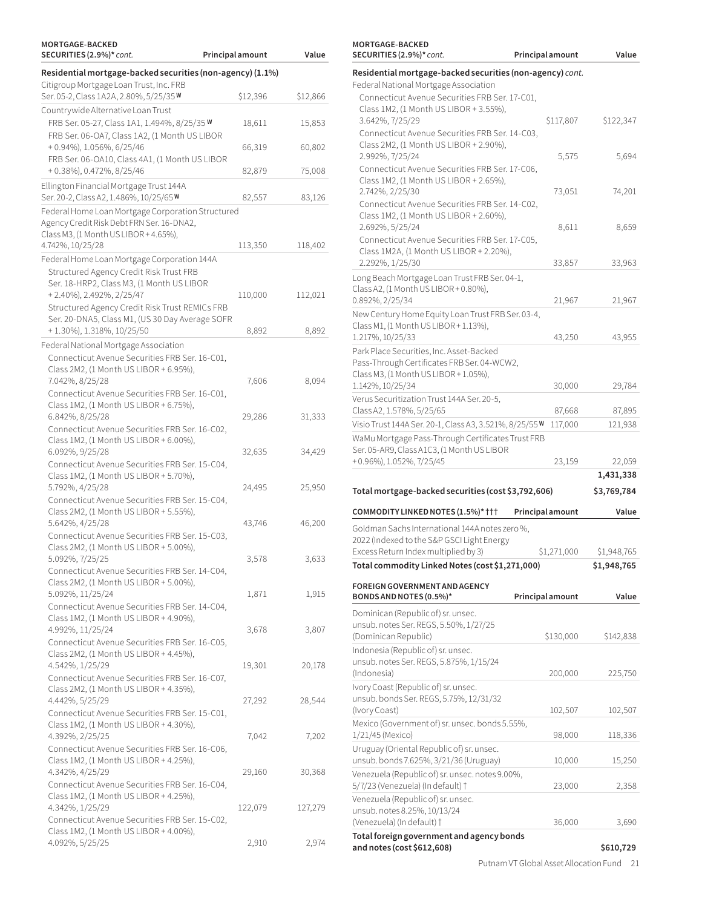| MORTGAGE-BACKED SECURITIES (2.9%)* *cont.* | Principal amount | Value |
|---|---|---|
| **Residential mortgage-backed securities (non-agency) (1.1%)** | | |
| Citigroup Mortgage Loan Trust, Inc. FRB Ser. 05-2, Class 1A2A, 2.80%, 5/25/35 W | $12,396 | $12,866 |
| Countrywide Alternative Loan Trust | | |
| FRB Ser. 05-27, Class 1A1, 1.494%, 8/25/35 W | 18,611 | 15,853 |
| FRB Ser. 06-OA7, Class 1A2, (1 Month US LIBOR + 0.94%), 1.056%, 6/25/46 | 66,319 | 60,802 |
| FRB Ser. 06-OA10, Class 4A1, (1 Month US LIBOR + 0.38%), 0.472%, 8/25/46 | 82,879 | 75,008 |
| Ellington Financial Mortgage Trust 144A Ser. 20-2, Class A2, 1.486%, 10/25/65 W | 82,557 | 83,126 |
| Federal Home Loan Mortgage Corporation Structured Agency Credit Risk Debt FRN Ser. 16-DNA2, Class M3, (1 Month US LIBOR + 4.65%), 4.742%, 10/25/28 | 113,350 | 118,402 |
| Federal Home Loan Mortgage Corporation 144A | | |
| Structured Agency Credit Risk Trust FRB Ser. 18-HRP2, Class M3, (1 Month US LIBOR + 2.40%), 2.492%, 2/25/47 | 110,000 | 112,021 |
| Structured Agency Credit Risk Trust REMICs FRB Ser. 20-DNA5, Class M1, (US 30 Day Average SOFR + 1.30%), 1.318%, 10/25/50 | 8,892 | 8,892 |
| Federal National Mortgage Association | | |
| Connecticut Avenue Securities FRB Ser. 16-C01, Class 2M2, (1 Month US LIBOR + 6.95%), 7.042%, 8/25/28 | 7,606 | 8,094 |
| Connecticut Avenue Securities FRB Ser. 16-C01, Class 1M2, (1 Month US LIBOR + 6.75%), 6.842%, 8/25/28 | 29,286 | 31,333 |
| Connecticut Avenue Securities FRB Ser. 16-C02, Class 1M2, (1 Month US LIBOR + 6.00%), 6.092%, 9/25/28 | 32,635 | 34,429 |
| Connecticut Avenue Securities FRB Ser. 15-C04, Class 1M2, (1 Month US LIBOR + 5.70%), 5.792%, 4/25/28 | 24,495 | 25,950 |
| Connecticut Avenue Securities FRB Ser. 15-C04, Class 2M2, (1 Month US LIBOR + 5.55%), 5.642%, 4/25/28 | 43,746 | 46,200 |
| Connecticut Avenue Securities FRB Ser. 15-C03, Class 2M2, (1 Month US LIBOR + 5.00%), 5.092%, 7/25/25 | 3,578 | 3,633 |
| Connecticut Avenue Securities FRB Ser. 14-C04, Class 2M2, (1 Month US LIBOR + 5.00%), 5.092%, 11/25/24 | 1,871 | 1,915 |
| Connecticut Avenue Securities FRB Ser. 14-C04, Class 1M2, (1 Month US LIBOR + 4.90%), 4.992%, 11/25/24 | 3,678 | 3,807 |
| Connecticut Avenue Securities FRB Ser. 16-C05, Class 2M2, (1 Month US LIBOR + 4.45%), 4.542%, 1/25/29 | 19,301 | 20,178 |
| Connecticut Avenue Securities FRB Ser. 16-C07, Class 2M2, (1 Month US LIBOR + 4.35%), 4.442%, 5/25/29 | 27,292 | 28,544 |
| Connecticut Avenue Securities FRB Ser. 15-C01, Class 1M2, (1 Month US LIBOR + 4.30%), 4.392%, 2/25/25 | 7,042 | 7,202 |
| Connecticut Avenue Securities FRB Ser. 16-C06, Class 1M2, (1 Month US LIBOR + 4.25%), 4.342%, 4/25/29 | 29,160 | 30,368 |
| Connecticut Avenue Securities FRB Ser. 16-C04, Class 1M2, (1 Month US LIBOR + 4.25%), 4.342%, 1/25/29 | 122,079 | 127,279 |
| Connecticut Avenue Securities FRB Ser. 15-C02, Class 1M2, (1 Month US LIBOR + 4.00%), 4.092%, 5/25/25 | 2,910 | 2,974 |

| MORTGAGE-BACKED SECURITIES (2.9%)* *cont.* | Principal amount | Value |
|---|---|---|
| **Residential mortgage-backed securities (non-agency)** *cont.* | | |
| Federal National Mortgage Association | | |
| Connecticut Avenue Securities FRB Ser. 17-C01, Class 1M2, (1 Month US LIBOR + 3.55%), 3.642%, 7/25/29 | $117,807 | $122,347 |
| Connecticut Avenue Securities FRB Ser. 14-C03, Class 2M2, (1 Month US LIBOR + 2.90%), 2.992%, 7/25/24 | 5,575 | 5,694 |
| Connecticut Avenue Securities FRB Ser. 17-C06, Class 1M2, (1 Month US LIBOR + 2.65%), 2.742%, 2/25/30 | 73,051 | 74,201 |
| Connecticut Avenue Securities FRB Ser. 14-C02, Class 1M2, (1 Month US LIBOR + 2.60%), 2.692%, 5/25/24 | 8,611 | 8,659 |
| Connecticut Avenue Securities FRB Ser. 17-C05, Class 1M2A, (1 Month US LIBOR + 2.20%), 2.292%, 1/25/30 | 33,857 | 33,963 |
| Long Beach Mortgage Loan Trust FRB Ser. 04-1, Class A2, (1 Month US LIBOR + 0.80%), 0.892%, 2/25/34 | 21,967 | 21,967 |
| New Century Home Equity Loan Trust FRB Ser. 03-4, Class M1, (1 Month US LIBOR + 1.13%), 1.217%, 10/25/33 | 43,250 | 43,955 |
| Park Place Securities, Inc. Asset-Backed Pass-Through Certificates FRB Ser. 04-WCW2, Class M3, (1 Month US LIBOR + 1.05%), 1.142%, 10/25/34 | 30,000 | 29,784 |
| Verus Securitization Trust 144A Ser. 20-5, Class A2, 1.578%, 5/25/65 | 87,668 | 87,895 |
| Visio Trust 144A Ser. 20-1, Class A3, 3.521%, 8/25/55 W | 117,000 | 121,938 |
| WaMu Mortgage Pass-Through Certificates Trust FRB Ser. 05-AR9, Class A1C3, (1 Month US LIBOR + 0.96%), 1.052%, 7/25/45 | 23,159 | 22,059 |
| | | **1,431,338** |
| **Total mortgage-backed securities (cost $3,792,606)** | | **$3,769,784** |

| COMMODITY LINKED NOTES (1.5%)* ††† | Principal amount | Value |
|---|---|---|
| Goldman Sachs International 144A notes zero %, 2022 (Indexed to the S&P GSCI Light Energy Excess Return Index multiplied by 3) | $1,271,000 | $1,948,765 |
| **Total commodity Linked Notes (cost $1,271,000)** | | **$1,948,765** |

| FOREIGN GOVERNMENT AND AGENCY BONDS AND NOTES (0.5%)* | Principal amount | Value |
|---|---|---|
| Dominican (Republic of) sr. unsec. unsub. notes Ser. REGS, 5.50%, 1/27/25 (Dominican Republic) | $130,000 | $142,838 |
| Indonesia (Republic of) sr. unsec. unsub. notes Ser. REGS, 5.875%, 1/15/24 (Indonesia) | 200,000 | 225,750 |
| Ivory Coast (Republic of) sr. unsec. unsub. bonds Ser. REGS, 5.75%, 12/31/32 (Ivory Coast) | 102,507 | 102,507 |
| Mexico (Government of) sr. unsec. bonds 5.55%, 1/21/45 (Mexico) | 98,000 | 118,336 |
| Uruguay (Oriental Republic of) sr. unsec. unsub. bonds 7.625%, 3/21/36 (Uruguay) | 10,000 | 15,250 |
| Venezuela (Republic of) sr. unsec. notes 9.00%, 5/7/23 (Venezuela) (In default) † | 23,000 | 2,358 |
| Venezuela (Republic of) sr. unsec. unsub. notes 8.25%, 10/13/24 (Venezuela) (In default) † | 36,000 | 3,690 |
| **Total foreign government and agency bonds and notes (cost $612,608)** | | **$610,729** |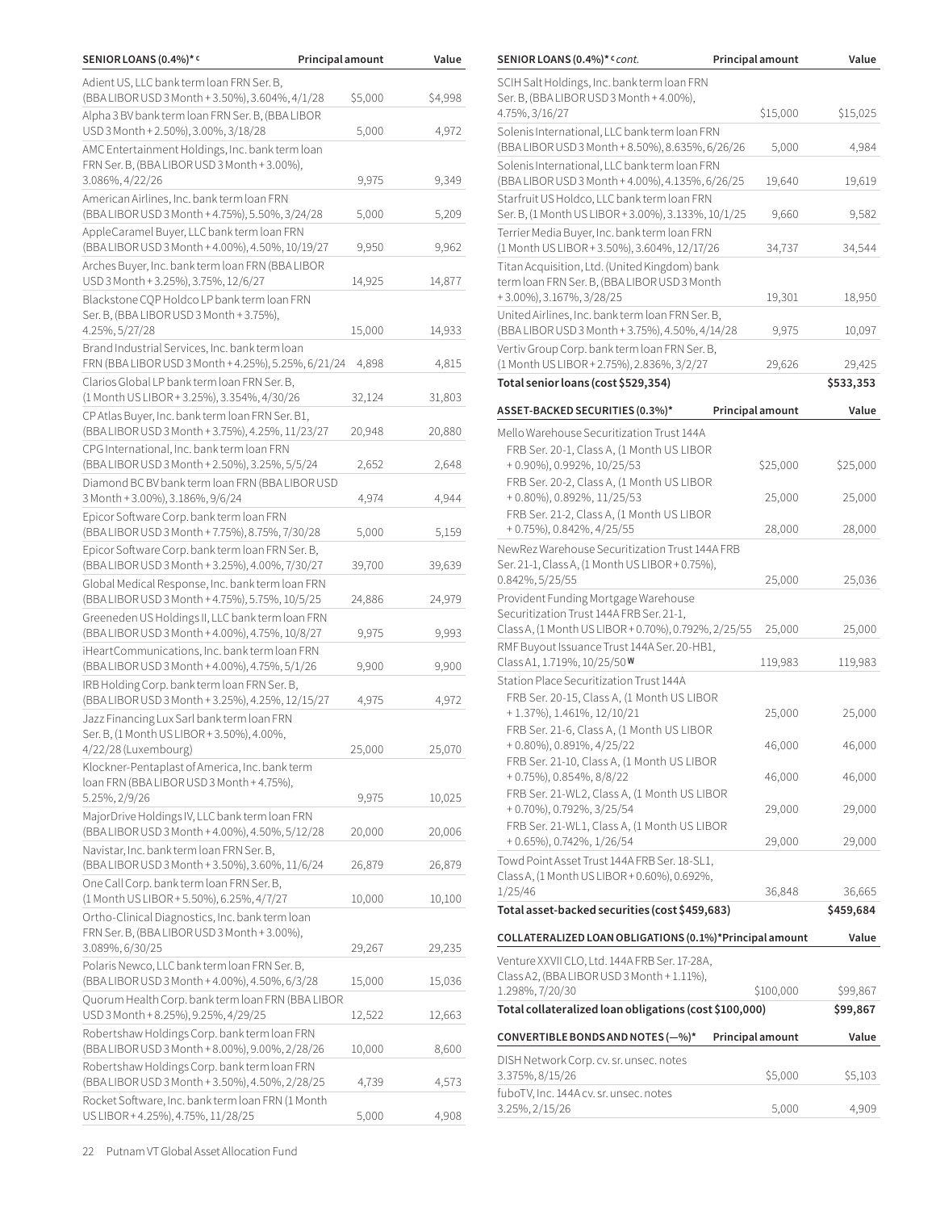| SENIOR LOANS (0.4%)* c | Principal amount | Value |
|---|---|---|
| Adient US, LLC bank term loan FRN Ser. B, (BBA LIBOR USD 3 Month + 3.50%), 3.604%, 4/1/28 | $5,000 | $4,998 |
| Alpha 3 BV bank term loan FRN Ser. B, (BBA LIBOR USD 3 Month + 2.50%), 3.00%, 3/18/28 | 5,000 | 4,972 |
| AMC Entertainment Holdings, Inc. bank term loan FRN Ser. B, (BBA LIBOR USD 3 Month + 3.00%), 3.086%, 4/22/26 | 9,975 | 9,349 |
| American Airlines, Inc. bank term loan FRN (BBA LIBOR USD 3 Month + 4.75%), 5.50%, 3/24/28 | 5,000 | 5,209 |
| AppleCaramel Buyer, LLC bank term loan FRN (BBA LIBOR USD 3 Month + 4.00%), 4.50%, 10/19/27 | 9,950 | 9,962 |
| Arches Buyer, Inc. bank term loan FRN (BBA LIBOR USD 3 Month + 3.25%), 3.75%, 12/6/27 | 14,925 | 14,877 |
| Blackstone CQP Holdco LP bank term loan FRN Ser. B, (BBA LIBOR USD 3 Month + 3.75%), 4.25%, 5/27/28 | 15,000 | 14,933 |
| Brand Industrial Services, Inc. bank term loan FRN (BBA LIBOR USD 3 Month + 4.25%), 5.25%, 6/21/24 | 4,898 | 4,815 |
| Clarios Global LP bank term loan FRN Ser. B, (1 Month US LIBOR + 3.25%), 3.354%, 4/30/26 | 32,124 | 31,803 |
| CP Atlas Buyer, Inc. bank term loan FRN Ser. B1, (BBA LIBOR USD 3 Month + 3.75%), 4.25%, 11/23/27 | 20,948 | 20,880 |
| CPG International, Inc. bank term loan FRN (BBA LIBOR USD 3 Month + 2.50%), 3.25%, 5/5/24 | 2,652 | 2,648 |
| Diamond BC BV bank term loan FRN (BBA LIBOR USD 3 Month + 3.00%), 3.186%, 9/6/24 | 4,974 | 4,944 |
| Epicor Software Corp. bank term loan FRN (BBA LIBOR USD 3 Month + 7.75%), 8.75%, 7/30/28 | 5,000 | 5,159 |
| Epicor Software Corp. bank term loan FRN Ser. B, (BBA LIBOR USD 3 Month + 3.25%), 4.00%, 7/30/27 | 39,700 | 39,639 |
| Global Medical Response, Inc. bank term loan FRN (BBA LIBOR USD 3 Month + 4.75%), 5.75%, 10/5/25 | 24,886 | 24,979 |
| Greeneden US Holdings II, LLC bank term loan FRN (BBA LIBOR USD 3 Month + 4.00%), 4.75%, 10/8/27 | 9,975 | 9,993 |
| iHeartCommunications, Inc. bank term loan FRN (BBA LIBOR USD 3 Month + 4.00%), 4.75%, 5/1/26 | 9,900 | 9,900 |
| IRB Holding Corp. bank term loan FRN Ser. B, (BBA LIBOR USD 3 Month + 3.25%), 4.25%, 12/15/27 | 4,975 | 4,972 |
| Jazz Financing Lux Sarl bank term loan FRN Ser. B, (1 Month US LIBOR + 3.50%), 4.00%, 4/22/28 (Luxembourg) | 25,000 | 25,070 |
| Klockner-Pentaplast of America, Inc. bank term loan FRN (BBA LIBOR USD 3 Month + 4.75%), 5.25%, 2/9/26 | 9,975 | 10,025 |
| MajorDrive Holdings IV, LLC bank term loan FRN (BBA LIBOR USD 3 Month + 4.00%), 4.50%, 5/12/28 | 20,000 | 20,006 |
| Navistar, Inc. bank term loan FRN Ser. B, (BBA LIBOR USD 3 Month + 3.50%), 3.60%, 11/6/24 | 26,879 | 26,879 |
| One Call Corp. bank term loan FRN Ser. B, (1 Month US LIBOR + 5.50%), 6.25%, 4/7/27 | 10,000 | 10,100 |
| Ortho-Clinical Diagnostics, Inc. bank term loan FRN Ser. B, (BBA LIBOR USD 3 Month + 3.00%), 3.089%, 6/30/25 | 29,267 | 29,235 |
| Polaris Newco, LLC bank term loan FRN Ser. B, (BBA LIBOR USD 3 Month + 4.00%), 4.50%, 6/3/28 | 15,000 | 15,036 |
| Quorum Health Corp. bank term loan FRN (BBA LIBOR USD 3 Month + 8.25%), 9.25%, 4/29/25 | 12,522 | 12,663 |
| Robertshaw Holdings Corp. bank term loan FRN (BBA LIBOR USD 3 Month + 8.00%), 9.00%, 2/28/26 | 10,000 | 8,600 |
| Robertshaw Holdings Corp. bank term loan FRN (BBA LIBOR USD 3 Month + 3.50%), 4.50%, 2/28/25 | 4,739 | 4,573 |
| Rocket Software, Inc. bank term loan FRN (1 Month US LIBOR + 4.25%), 4.75%, 11/28/25 | 5,000 | 4,908 |
| SCIH Salt Holdings, Inc. bank term loan FRN Ser. B, (BBA LIBOR USD 3 Month + 4.00%), 4.75%, 3/16/27 | $15,000 | $15,025 |
| Solenis International, LLC bank term loan FRN (BBA LIBOR USD 3 Month + 8.50%), 8.635%, 6/26/26 | 5,000 | 4,984 |
| Solenis International, LLC bank term loan FRN (BBA LIBOR USD 3 Month + 4.00%), 4.135%, 6/26/25 | 19,640 | 19,619 |
| Starfruit US Holdco, LLC bank term loan FRN Ser. B, (1 Month US LIBOR + 3.00%), 3.133%, 10/1/25 | 9,660 | 9,582 |
| Terrier Media Buyer, Inc. bank term loan FRN (1 Month US LIBOR + 3.50%), 3.604%, 12/17/26 | 34,737 | 34,544 |
| Titan Acquisition, Ltd. (United Kingdom) bank term loan FRN Ser. B, (BBA LIBOR USD 3 Month + 3.00%), 3.167%, 3/28/25 | 19,301 | 18,950 |
| United Airlines, Inc. bank term loan FRN Ser. B, (BBA LIBOR USD 3 Month + 3.75%), 4.50%, 4/14/28 | 9,975 | 10,097 |
| Vertiv Group Corp. bank term loan FRN Ser. B, (1 Month US LIBOR + 2.75%), 2.836%, 3/2/27 | 29,626 | 29,425 |
| **Total senior loans (cost $529,354)** | | **$533,353** |

| ASSET-BACKED SECURITIES (0.3%)* | Principal amount | Value |
|---|---|---|
| Mello Warehouse Securitization Trust 144A | | |
| FRB Ser. 20-1, Class A, (1 Month US LIBOR + 0.90%), 0.992%, 10/25/53 | $25,000 | $25,000 |
| FRB Ser. 20-2, Class A, (1 Month US LIBOR + 0.80%), 0.892%, 11/25/53 | 25,000 | 25,000 |
| FRB Ser. 21-2, Class A, (1 Month US LIBOR + 0.75%), 0.842%, 4/25/55 | 28,000 | 28,000 |
| NewRez Warehouse Securitization Trust 144A FRB Ser. 21-1, Class A, (1 Month US LIBOR + 0.75%), 0.842%, 5/25/55 | 25,000 | 25,036 |
| Provident Funding Mortgage Warehouse Securitization Trust 144A FRB Ser. 21-1, Class A, (1 Month US LIBOR + 0.70%), 0.792%, 2/25/55 | 25,000 | 25,000 |
| RMF Buyout Issuance Trust 144A Ser. 20-HB1, Class A1, 1.719%, 10/25/50 W | 119,983 | 119,983 |
| Station Place Securitization Trust 144A | | |
| FRB Ser. 20-15, Class A, (1 Month US LIBOR + 1.37%), 1.461%, 12/10/21 | 25,000 | 25,000 |
| FRB Ser. 21-6, Class A, (1 Month US LIBOR + 0.80%), 0.891%, 4/25/22 | 46,000 | 46,000 |
| FRB Ser. 21-10, Class A, (1 Month US LIBOR + 0.75%), 0.854%, 8/8/22 | 46,000 | 46,000 |
| FRB Ser. 21-WL2, Class A, (1 Month US LIBOR + 0.70%), 0.792%, 3/25/54 | 29,000 | 29,000 |
| FRB Ser. 21-WL1, Class A, (1 Month US LIBOR + 0.65%), 0.742%, 1/26/54 | 29,000 | 29,000 |
| Towd Point Asset Trust 144A FRB Ser. 18-SL1, Class A, (1 Month US LIBOR + 0.60%), 0.692%, 1/25/46 | 36,848 | 36,665 |
| **Total asset-backed securities (cost $459,683)** | | **$459,684** |

| COLLATERALIZED LOAN OBLIGATIONS (0.1%)* | Principal amount | Value |
|---|---|---|
| Venture XXVII CLO, Ltd. 144A FRB Ser. 17-28A, Class A2, (BBA LIBOR USD 3 Month + 1.11%), 1.298%, 7/20/30 | $100,000 | $99,867 |
| **Total collateralized loan obligations (cost $100,000)** | | **$99,867** |

| CONVERTIBLE BONDS AND NOTES (—%)* | Principal amount | Value |
|---|---|---|
| DISH Network Corp. cv. sr. unsec. notes 3.375%, 8/15/26 | $5,000 | $5,103 |
| fuboTV, Inc. 144A cv. sr. unsec. notes 3.25%, 2/15/26 | 5,000 | 4,909 |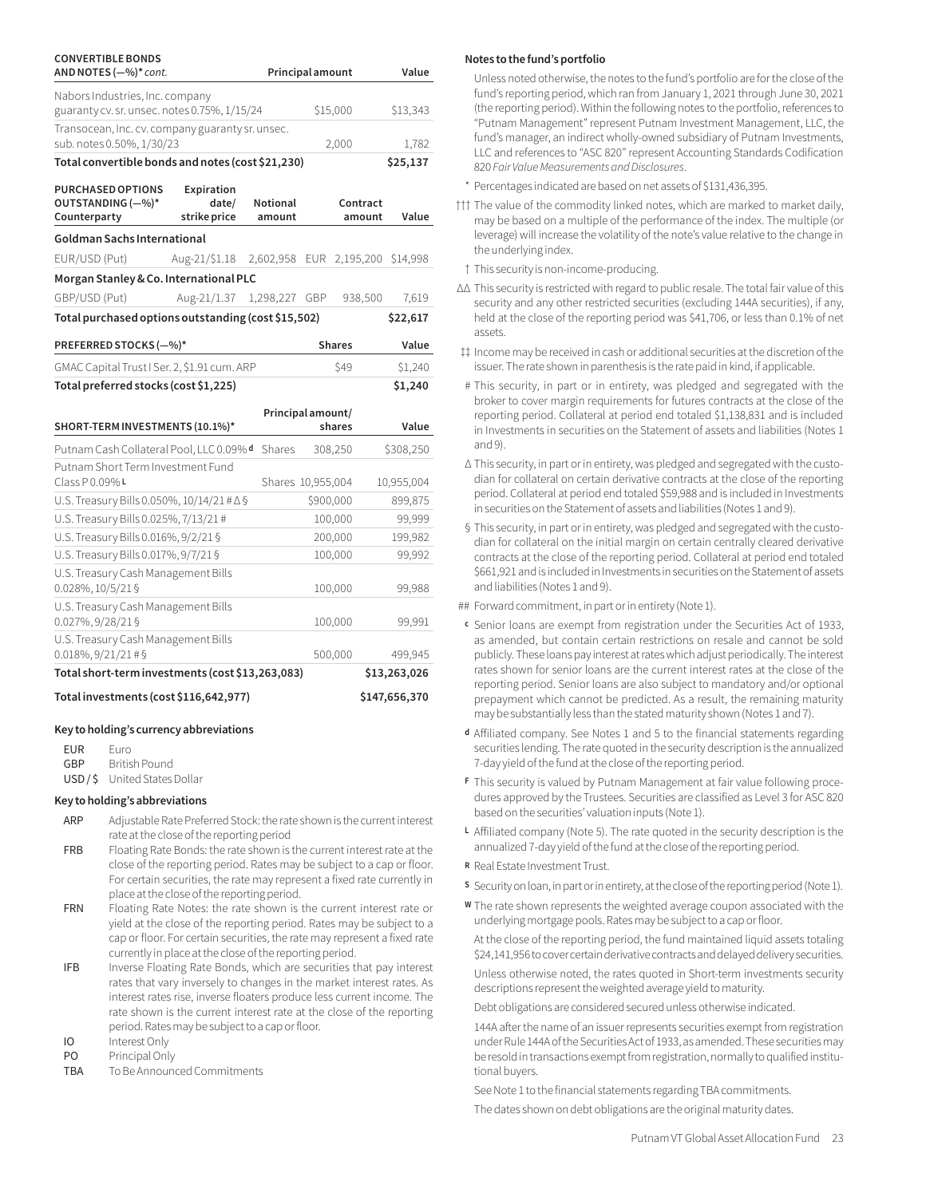| CONVERTIBLE BONDS AND NOTES (—%)* *cont.* | Principal amount | Value |
|---|---|---|
| Nabors Industries, Inc. company guaranty cv. sr. unsec. notes 0.75%, 1/15/24 | $15,000 | $13,343 |
| Transocean, Inc. cv. company guaranty sr. unsec. sub. notes 0.50%, 1/30/23 | 2,000 | 1,782 |
| **Total convertible bonds and notes (cost $21,230)** | | **$25,137** |

| PURCHASED OPTIONS OUTSTANDING (—%)* Counterparty | Expiration date/ strike price | Notional amount | Contract amount | Value |
|---|---|---|---|---|
| **Goldman Sachs International** | | | | |
| EUR/USD (Put) | Aug-21/$1.18 | 2,602,958 | EUR 2,195,200 | $14,998 |
| **Morgan Stanley & Co. International PLC** | | | | |
| GBP/USD (Put) | Aug-21/1.37 | 1,298,227 | GBP 938,500 | 7,619 |
| **Total purchased options outstanding (cost $15,502)** | | | | **$22,617** |

| PREFERRED STOCKS (—%)* | Shares | Value |
|---|---|---|
| GMAC Capital Trust I Ser. 2, $1.91 cum. ARP | $49 | $1,240 |
| **Total preferred stocks (cost $1,225)** | | **$1,240** |

| SHORT-TERM INVESTMENTS (10.1%)* | | Principal amount/ shares | Value |
|---|---|---|---|
| Putnam Cash Collateral Pool, LLC 0.09% d | Shares | 308,250 | $308,250 |
| Putnam Short Term Investment Fund Class P 0.09% L | Shares | 10,955,004 | 10,955,004 |
| U.S. Treasury Bills 0.050%, 10/14/21 # Δ § | | $900,000 | 899,875 |
| U.S. Treasury Bills 0.025%, 7/13/21 # | | 100,000 | 99,999 |
| U.S. Treasury Bills 0.016%, 9/2/21 § | | 200,000 | 199,982 |
| U.S. Treasury Bills 0.017%, 9/7/21 § | | 100,000 | 99,992 |
| U.S. Treasury Cash Management Bills 0.028%, 10/5/21 § | | 100,000 | 99,988 |
| U.S. Treasury Cash Management Bills 0.027%, 9/28/21 § | | 100,000 | 99,991 |
| U.S. Treasury Cash Management Bills 0.018%, 9/21/21 # § | | 500,000 | 499,945 |
| **Total short-term investments (cost $13,263,083)** | | | **$13,263,026** |
| **Total investments (cost $116,642,977)** | | | **$147,656,370** |

**Key to holding's currency abbreviations**

- EUR Euro
- GBP British Pound
- USD / $ United States Dollar

**Key to holding's abbreviations**

- ARP Adjustable Rate Preferred Stock: the rate shown is the current interest rate at the close of the reporting period
- FRB Floating Rate Bonds: the rate shown is the current interest rate at the close of the reporting period. Rates may be subject to a cap or floor. For certain securities, the rate may represent a fixed rate currently in place at the close of the reporting period.
- FRN Floating Rate Notes: the rate shown is the current interest rate or yield at the close of the reporting period. Rates may be subject to a cap or floor. For certain securities, the rate may represent a fixed rate currently in place at the close of the reporting period.
- IFB Inverse Floating Rate Bonds, which are securities that pay interest rates that vary inversely to changes in the market interest rates. As interest rates rise, inverse floaters produce less current income. The rate shown is the current interest rate at the close of the reporting period. Rates may be subject to a cap or floor.
- IO Interest Only
- PO Principal Only
- TBA To Be Announced Commitments

**Notes to the fund's portfolio**

Unless noted otherwise, the notes to the fund's portfolio are for the close of the fund's reporting period, which ran from January 1, 2021 through June 30, 2021 (the reporting period). Within the following notes to the portfolio, references to "Putnam Management" represent Putnam Investment Management, LLC, the fund's manager, an indirect wholly-owned subsidiary of Putnam Investments, LLC and references to "ASC 820" represent Accounting Standards Codification 820 *Fair Value Measurements and Disclosures*.

\* Percentages indicated are based on net assets of $131,436,395.

††† The value of the commodity linked notes, which are marked to market daily, may be based on a multiple of the performance of the index. The multiple (or leverage) will increase the volatility of the note's value relative to the change in the underlying index.

† This security is non-income-producing.

ΔΔ This security is restricted with regard to public resale. The total fair value of this security and any other restricted securities (excluding 144A securities), if any, held at the close of the reporting period was $41,706, or less than 0.1% of net assets.

‡‡ Income may be received in cash or additional securities at the discretion of the issuer. The rate shown in parenthesis is the rate paid in kind, if applicable.

# This security, in part or in entirety, was pledged and segregated with the broker to cover margin requirements for futures contracts at the close of the reporting period. Collateral at period end totaled $1,138,831 and is included in Investments in securities on the Statement of assets and liabilities (Notes 1 and 9).

Δ This security, in part or in entirety, was pledged and segregated with the custodian for collateral on certain derivative contracts at the close of the reporting period. Collateral at period end totaled $59,988 and is included in Investments in securities on the Statement of assets and liabilities (Notes 1 and 9).

§ This security, in part or in entirety, was pledged and segregated with the custodian for collateral on the initial margin on certain centrally cleared derivative contracts at the close of the reporting period. Collateral at period end totaled $661,921 and is included in Investments in securities on the Statement of assets and liabilities (Notes 1 and 9).

## Forward commitment, in part or in entirety (Note 1).

c Senior loans are exempt from registration under the Securities Act of 1933, as amended, but contain certain restrictions on resale and cannot be sold publicly. These loans pay interest at rates which adjust periodically. The interest rates shown for senior loans are the current interest rates at the close of the reporting period. Senior loans are also subject to mandatory and/or optional prepayment which cannot be predicted. As a result, the remaining maturity may be substantially less than the stated maturity shown (Notes 1 and 7).

d Affiliated company. See Notes 1 and 5 to the financial statements regarding securities lending. The rate quoted in the security description is the annualized 7-day yield of the fund at the close of the reporting period.

F This security is valued by Putnam Management at fair value following procedures approved by the Trustees. Securities are classified as Level 3 for ASC 820 based on the securities' valuation inputs (Note 1).

L Affiliated company (Note 5). The rate quoted in the security description is the annualized 7-day yield of the fund at the close of the reporting period.

R Real Estate Investment Trust.

S Security on loan, in part or in entirety, at the close of the reporting period (Note 1).

W The rate shown represents the weighted average coupon associated with the underlying mortgage pools. Rates may be subject to a cap or floor.

At the close of the reporting period, the fund maintained liquid assets totaling $24,141,956 to cover certain derivative contracts and delayed delivery securities.

Unless otherwise noted, the rates quoted in Short-term investments security descriptions represent the weighted average yield to maturity.

Debt obligations are considered secured unless otherwise indicated.

144A after the name of an issuer represents securities exempt from registration under Rule 144A of the Securities Act of 1933, as amended. These securities may be resold in transactions exempt from registration, normally to qualified institutional buyers.

See Note 1 to the financial statements regarding TBA commitments.

The dates shown on debt obligations are the original maturity dates.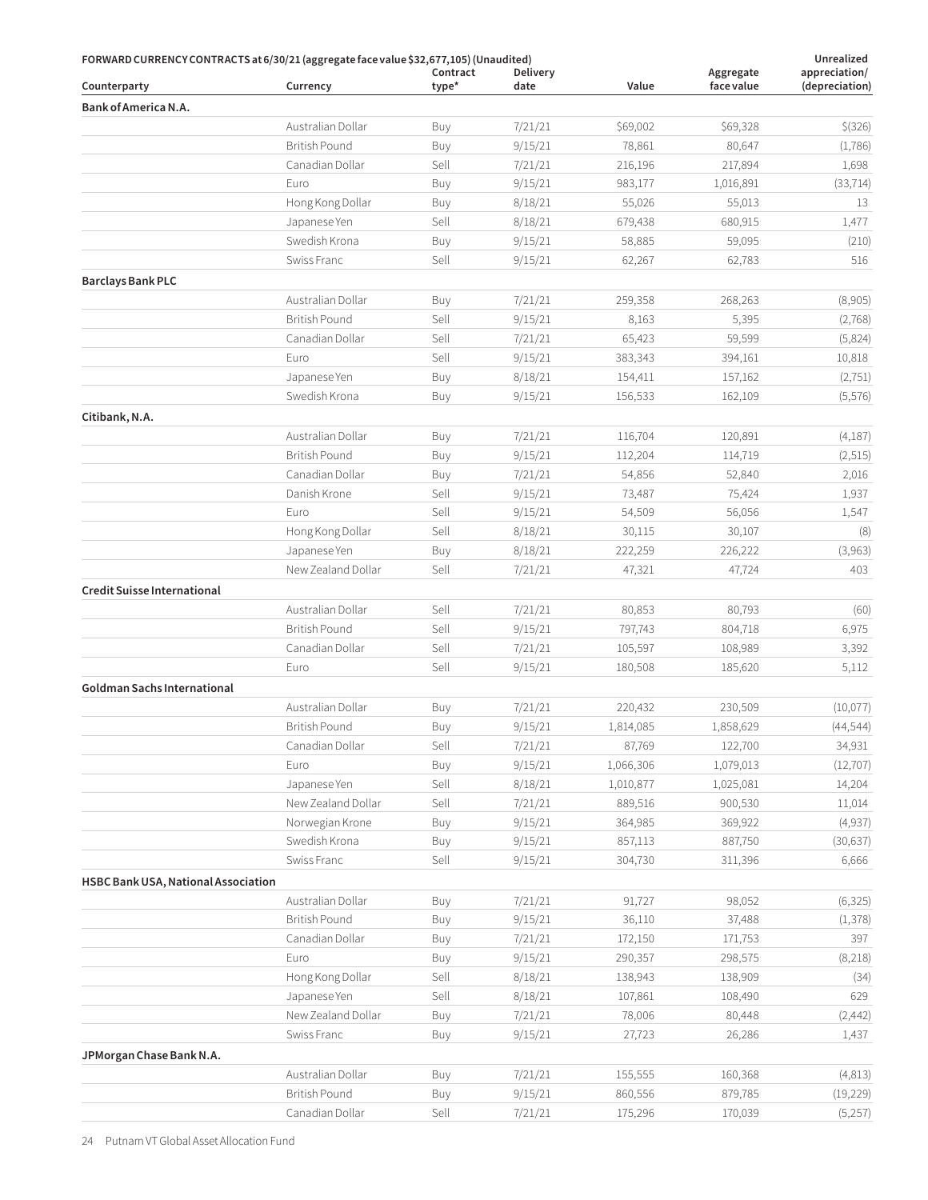**FORWARD CURRENCY CONTRACTS at 6/30/21 (aggregate face value $32,677,105) (Unaudited)**

| Counterparty | Currency | Contract type* | Delivery date | Value | Aggregate face value | Unrealized appreciation/ (depreciation) |
|---|---|---|---|---|---|---|
| **Bank of America N.A.** | | | | | | |
| | Australian Dollar | Buy | 7/21/21 | $69,002 | $69,328 | $(326) |
| | British Pound | Buy | 9/15/21 | 78,861 | 80,647 | (1,786) |
| | Canadian Dollar | Sell | 7/21/21 | 216,196 | 217,894 | 1,698 |
| | Euro | Buy | 9/15/21 | 983,177 | 1,016,891 | (33,714) |
| | Hong Kong Dollar | Buy | 8/18/21 | 55,026 | 55,013 | 13 |
| | Japanese Yen | Sell | 8/18/21 | 679,438 | 680,915 | 1,477 |
| | Swedish Krona | Buy | 9/15/21 | 58,885 | 59,095 | (210) |
| | Swiss Franc | Sell | 9/15/21 | 62,267 | 62,783 | 516 |
| **Barclays Bank PLC** | | | | | | |
| | Australian Dollar | Buy | 7/21/21 | 259,358 | 268,263 | (8,905) |
| | British Pound | Sell | 9/15/21 | 8,163 | 5,395 | (2,768) |
| | Canadian Dollar | Sell | 7/21/21 | 65,423 | 59,599 | (5,824) |
| | Euro | Sell | 9/15/21 | 383,343 | 394,161 | 10,818 |
| | Japanese Yen | Buy | 8/18/21 | 154,411 | 157,162 | (2,751) |
| | Swedish Krona | Buy | 9/15/21 | 156,533 | 162,109 | (5,576) |
| **Citibank, N.A.** | | | | | | |
| | Australian Dollar | Buy | 7/21/21 | 116,704 | 120,891 | (4,187) |
| | British Pound | Buy | 9/15/21 | 112,204 | 114,719 | (2,515) |
| | Canadian Dollar | Buy | 7/21/21 | 54,856 | 52,840 | 2,016 |
| | Danish Krone | Sell | 9/15/21 | 73,487 | 75,424 | 1,937 |
| | Euro | Sell | 9/15/21 | 54,509 | 56,056 | 1,547 |
| | Hong Kong Dollar | Sell | 8/18/21 | 30,115 | 30,107 | (8) |
| | Japanese Yen | Buy | 8/18/21 | 222,259 | 226,222 | (3,963) |
| | New Zealand Dollar | Sell | 7/21/21 | 47,321 | 47,724 | 403 |
| **Credit Suisse International** | | | | | | |
| | Australian Dollar | Sell | 7/21/21 | 80,853 | 80,793 | (60) |
| | British Pound | Sell | 9/15/21 | 797,743 | 804,718 | 6,975 |
| | Canadian Dollar | Sell | 7/21/21 | 105,597 | 108,989 | 3,392 |
| | Euro | Sell | 9/15/21 | 180,508 | 185,620 | 5,112 |
| **Goldman Sachs International** | | | | | | |
| | Australian Dollar | Buy | 7/21/21 | 220,432 | 230,509 | (10,077) |
| | British Pound | Buy | 9/15/21 | 1,814,085 | 1,858,629 | (44,544) |
| | Canadian Dollar | Sell | 7/21/21 | 87,769 | 122,700 | 34,931 |
| | Euro | Buy | 9/15/21 | 1,066,306 | 1,079,013 | (12,707) |
| | Japanese Yen | Sell | 8/18/21 | 1,010,877 | 1,025,081 | 14,204 |
| | New Zealand Dollar | Sell | 7/21/21 | 889,516 | 900,530 | 11,014 |
| | Norwegian Krone | Buy | 9/15/21 | 364,985 | 369,922 | (4,937) |
| | Swedish Krona | Buy | 9/15/21 | 857,113 | 887,750 | (30,637) |
| | Swiss Franc | Sell | 9/15/21 | 304,730 | 311,396 | 6,666 |
| **HSBC Bank USA, National Association** | | | | | | |
| | Australian Dollar | Buy | 7/21/21 | 91,727 | 98,052 | (6,325) |
| | British Pound | Buy | 9/15/21 | 36,110 | 37,488 | (1,378) |
| | Canadian Dollar | Buy | 7/21/21 | 172,150 | 171,753 | 397 |
| | Euro | Buy | 9/15/21 | 290,357 | 298,575 | (8,218) |
| | Hong Kong Dollar | Sell | 8/18/21 | 138,943 | 138,909 | (34) |
| | Japanese Yen | Sell | 8/18/21 | 107,861 | 108,490 | 629 |
| | New Zealand Dollar | Buy | 7/21/21 | 78,006 | 80,448 | (2,442) |
| | Swiss Franc | Buy | 9/15/21 | 27,723 | 26,286 | 1,437 |
| **JPMorgan Chase Bank N.A.** | | | | | | |
| | Australian Dollar | Buy | 7/21/21 | 155,555 | 160,368 | (4,813) |
| | British Pound | Buy | 9/15/21 | 860,556 | 879,785 | (19,229) |
| | Canadian Dollar | Sell | 7/21/21 | 175,296 | 170,039 | (5,257) |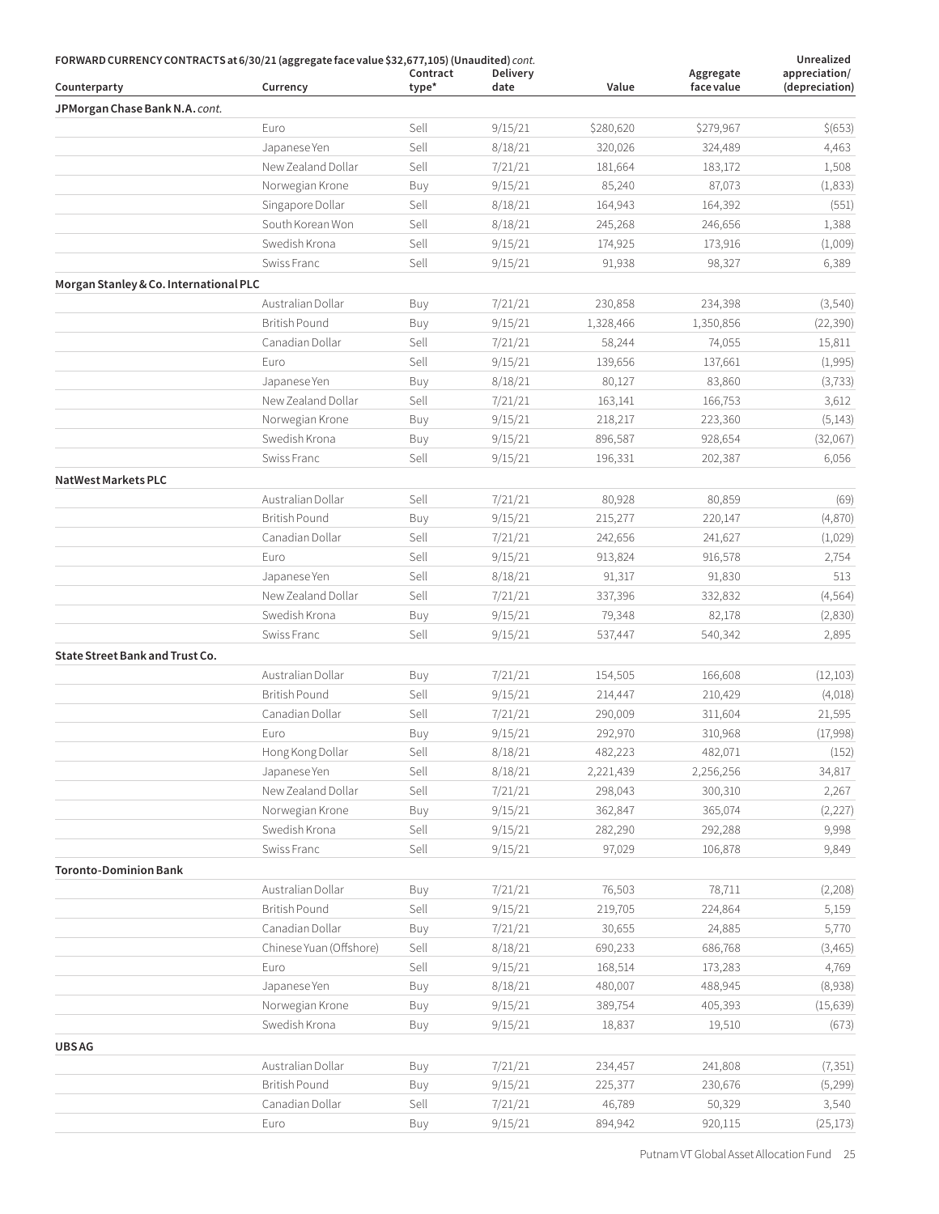**FORWARD CURRENCY CONTRACTS at 6/30/21 (aggregate face value $32,677,105) (Unaudited)** *cont.*

| Counterparty | Currency | Contract type* | Delivery date | Value | Aggregate face value | Unrealized appreciation/ (depreciation) |
|---|---|---|---|---|---|---|
| **JPMorgan Chase Bank N.A.** *cont.* | | | | | | |
| | Euro | Sell | 9/15/21 | $280,620 | $279,967 | $(653) |
| | Japanese Yen | Sell | 8/18/21 | 320,026 | 324,489 | 4,463 |
| | New Zealand Dollar | Sell | 7/21/21 | 181,664 | 183,172 | 1,508 |
| | Norwegian Krone | Buy | 9/15/21 | 85,240 | 87,073 | (1,833) |
| | Singapore Dollar | Sell | 8/18/21 | 164,943 | 164,392 | (551) |
| | South Korean Won | Sell | 8/18/21 | 245,268 | 246,656 | 1,388 |
| | Swedish Krona | Sell | 9/15/21 | 174,925 | 173,916 | (1,009) |
| | Swiss Franc | Sell | 9/15/21 | 91,938 | 98,327 | 6,389 |
| **Morgan Stanley & Co. International PLC** | | | | | | |
| | Australian Dollar | Buy | 7/21/21 | 230,858 | 234,398 | (3,540) |
| | British Pound | Buy | 9/15/21 | 1,328,466 | 1,350,856 | (22,390) |
| | Canadian Dollar | Sell | 7/21/21 | 58,244 | 74,055 | 15,811 |
| | Euro | Sell | 9/15/21 | 139,656 | 137,661 | (1,995) |
| | Japanese Yen | Buy | 8/18/21 | 80,127 | 83,860 | (3,733) |
| | New Zealand Dollar | Sell | 7/21/21 | 163,141 | 166,753 | 3,612 |
| | Norwegian Krone | Buy | 9/15/21 | 218,217 | 223,360 | (5,143) |
| | Swedish Krona | Buy | 9/15/21 | 896,587 | 928,654 | (32,067) |
| | Swiss Franc | Sell | 9/15/21 | 196,331 | 202,387 | 6,056 |
| **NatWest Markets PLC** | | | | | | |
| | Australian Dollar | Sell | 7/21/21 | 80,928 | 80,859 | (69) |
| | British Pound | Buy | 9/15/21 | 215,277 | 220,147 | (4,870) |
| | Canadian Dollar | Sell | 7/21/21 | 242,656 | 241,627 | (1,029) |
| | Euro | Sell | 9/15/21 | 913,824 | 916,578 | 2,754 |
| | Japanese Yen | Sell | 8/18/21 | 91,317 | 91,830 | 513 |
| | New Zealand Dollar | Sell | 7/21/21 | 337,396 | 332,832 | (4,564) |
| | Swedish Krona | Buy | 9/15/21 | 79,348 | 82,178 | (2,830) |
| | Swiss Franc | Sell | 9/15/21 | 537,447 | 540,342 | 2,895 |
| **State Street Bank and Trust Co.** | | | | | | |
| | Australian Dollar | Buy | 7/21/21 | 154,505 | 166,608 | (12,103) |
| | British Pound | Sell | 9/15/21 | 214,447 | 210,429 | (4,018) |
| | Canadian Dollar | Sell | 7/21/21 | 290,009 | 311,604 | 21,595 |
| | Euro | Buy | 9/15/21 | 292,970 | 310,968 | (17,998) |
| | Hong Kong Dollar | Sell | 8/18/21 | 482,223 | 482,071 | (152) |
| | Japanese Yen | Sell | 8/18/21 | 2,221,439 | 2,256,256 | 34,817 |
| | New Zealand Dollar | Sell | 7/21/21 | 298,043 | 300,310 | 2,267 |
| | Norwegian Krone | Buy | 9/15/21 | 362,847 | 365,074 | (2,227) |
| | Swedish Krona | Sell | 9/15/21 | 282,290 | 292,288 | 9,998 |
| | Swiss Franc | Sell | 9/15/21 | 97,029 | 106,878 | 9,849 |
| **Toronto-Dominion Bank** | | | | | | |
| | Australian Dollar | Buy | 7/21/21 | 76,503 | 78,711 | (2,208) |
| | British Pound | Sell | 9/15/21 | 219,705 | 224,864 | 5,159 |
| | Canadian Dollar | Buy | 7/21/21 | 30,655 | 24,885 | 5,770 |
| | Chinese Yuan (Offshore) | Sell | 8/18/21 | 690,233 | 686,768 | (3,465) |
| | Euro | Sell | 9/15/21 | 168,514 | 173,283 | 4,769 |
| | Japanese Yen | Buy | 8/18/21 | 480,007 | 488,945 | (8,938) |
| | Norwegian Krone | Buy | 9/15/21 | 389,754 | 405,393 | (15,639) |
| | Swedish Krona | Buy | 9/15/21 | 18,837 | 19,510 | (673) |
| **UBS AG** | | | | | | |
| | Australian Dollar | Buy | 7/21/21 | 234,457 | 241,808 | (7,351) |
| | British Pound | Buy | 9/15/21 | 225,377 | 230,676 | (5,299) |
| | Canadian Dollar | Sell | 7/21/21 | 46,789 | 50,329 | 3,540 |
| | Euro | Buy | 9/15/21 | 894,942 | 920,115 | (25,173) |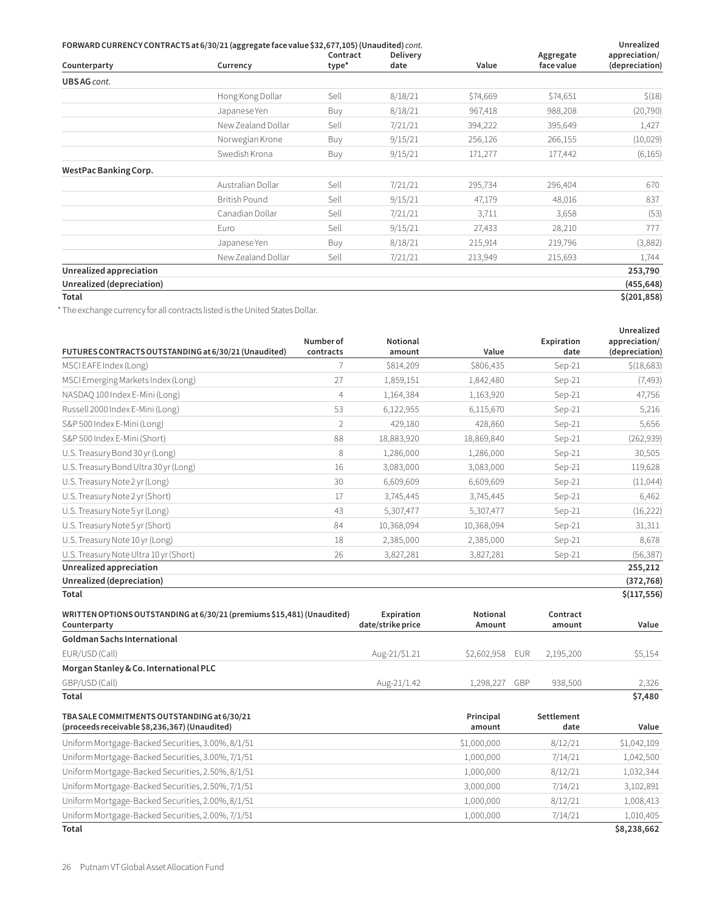**FORWARD CURRENCY CONTRACTS at 6/30/21 (aggregate face value $32,677,105) (Unaudited)** *cont.*

| Counterparty | Currency | Contract type* | Delivery date | Value | Aggregate face value | Unrealized appreciation/ (depreciation) |
|---|---|---|---|---|---|---|
| **UBS AG** *cont.* | | | | | | |
| | Hong Kong Dollar | Sell | 8/18/21 | $74,669 | $74,651 | $(18) |
| | Japanese Yen | Buy | 8/18/21 | 967,418 | 988,208 | (20,790) |
| | New Zealand Dollar | Sell | 7/21/21 | 394,222 | 395,649 | 1,427 |
| | Norwegian Krone | Buy | 9/15/21 | 256,126 | 266,155 | (10,029) |
| | Swedish Krona | Buy | 9/15/21 | 171,277 | 177,442 | (6,165) |
| **WestPac Banking Corp.** | | | | | | |
| | Australian Dollar | Sell | 7/21/21 | 295,734 | 296,404 | 670 |
| | British Pound | Sell | 9/15/21 | 47,179 | 48,016 | 837 |
| | Canadian Dollar | Sell | 7/21/21 | 3,711 | 3,658 | (53) |
| | Euro | Sell | 9/15/21 | 27,433 | 28,210 | 777 |
| | Japanese Yen | Buy | 8/18/21 | 215,914 | 219,796 | (3,882) |
| | New Zealand Dollar | Sell | 7/21/21 | 213,949 | 215,693 | 1,744 |
| **Unrealized appreciation** | | | | | | **253,790** |
| **Unrealized (depreciation)** | | | | | | **(455,648)** |
| **Total** | | | | | | **$(201,858)** |

* The exchange currency for all contracts listed is the United States Dollar.

| FUTURES CONTRACTS OUTSTANDING at 6/30/21 (Unaudited) | Number of contracts | Notional amount | Value | Expiration date | Unrealized appreciation/ (depreciation) |
|---|---|---|---|---|---|
| MSCI EAFE Index (Long) | 7 | $814,209 | $806,435 | Sep-21 | $(18,683) |
| MSCI Emerging Markets Index (Long) | 27 | 1,859,151 | 1,842,480 | Sep-21 | (7,493) |
| NASDAQ 100 Index E-Mini (Long) | 4 | 1,164,384 | 1,163,920 | Sep-21 | 47,756 |
| Russell 2000 Index E-Mini (Long) | 53 | 6,122,955 | 6,115,670 | Sep-21 | 5,216 |
| S&P 500 Index E-Mini (Long) | 2 | 429,180 | 428,860 | Sep-21 | 5,656 |
| S&P 500 Index E-Mini (Short) | 88 | 18,883,920 | 18,869,840 | Sep-21 | (262,939) |
| U.S. Treasury Bond 30 yr (Long) | 8 | 1,286,000 | 1,286,000 | Sep-21 | 30,505 |
| U.S. Treasury Bond Ultra 30 yr (Long) | 16 | 3,083,000 | 3,083,000 | Sep-21 | 119,628 |
| U.S. Treasury Note 2 yr (Long) | 30 | 6,609,609 | 6,609,609 | Sep-21 | (11,044) |
| U.S. Treasury Note 2 yr (Short) | 17 | 3,745,445 | 3,745,445 | Sep-21 | 6,462 |
| U.S. Treasury Note 5 yr (Long) | 43 | 5,307,477 | 5,307,477 | Sep-21 | (16,222) |
| U.S. Treasury Note 5 yr (Short) | 84 | 10,368,094 | 10,368,094 | Sep-21 | 31,311 |
| U.S. Treasury Note 10 yr (Long) | 18 | 2,385,000 | 2,385,000 | Sep-21 | 8,678 |
| U.S. Treasury Note Ultra 10 yr (Short) | 26 | 3,827,281 | 3,827,281 | Sep-21 | (56,387) |
| **Unrealized appreciation** | | | | | **255,212** |
| **Unrealized (depreciation)** | | | | | **(372,768)** |
| **Total** | | | | | **$(117,556)** |

| WRITTEN OPTIONS OUTSTANDING at 6/30/21 (premiums $15,481) (Unaudited) Counterparty | Expiration date/strike price | Notional Amount | Contract amount | Value |
|---|---|---|---|---|
| **Goldman Sachs International** | | | | |
| EUR/USD (Call) | Aug-21/$1.21 | $2,602,958 | EUR 2,195,200 | $5,154 |
| **Morgan Stanley & Co. International PLC** | | | | |
| GBP/USD (Call) | Aug-21/1.42 | 1,298,227 | GBP 938,500 | 2,326 |
| **Total** | | | | **$7,480** |

| TBA SALE COMMITMENTS OUTSTANDING at 6/30/21 (proceeds receivable $8,236,367) (Unaudited) | Principal amount | Settlement date | Value |
|---|---|---|---|
| Uniform Mortgage-Backed Securities, 3.00%, 8/1/51 | $1,000,000 | 8/12/21 | $1,042,109 |
| Uniform Mortgage-Backed Securities, 3.00%, 7/1/51 | 1,000,000 | 7/14/21 | 1,042,500 |
| Uniform Mortgage-Backed Securities, 2.50%, 8/1/51 | 1,000,000 | 8/12/21 | 1,032,344 |
| Uniform Mortgage-Backed Securities, 2.50%, 7/1/51 | 3,000,000 | 7/14/21 | 3,102,891 |
| Uniform Mortgage-Backed Securities, 2.00%, 8/1/51 | 1,000,000 | 8/12/21 | 1,008,413 |
| Uniform Mortgage-Backed Securities, 2.00%, 7/1/51 | 1,000,000 | 7/14/21 | 1,010,405 |
| **Total** | | | **$8,238,662** |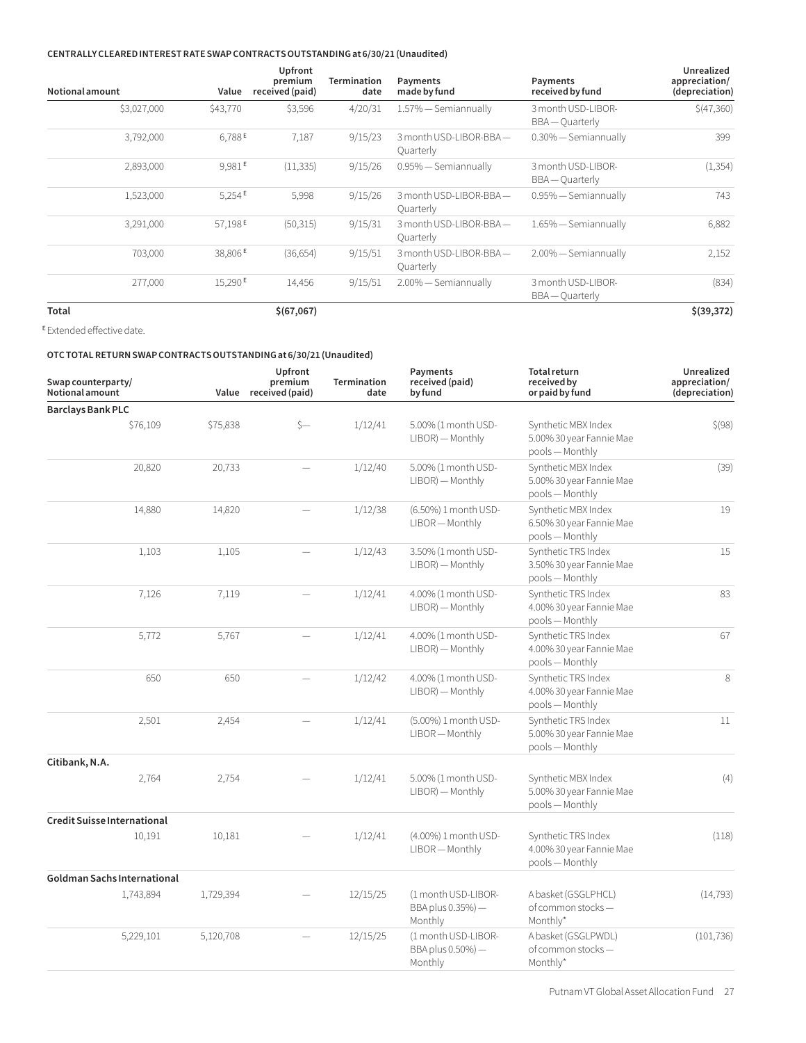**CENTRALLY CLEARED INTEREST RATE SWAP CONTRACTS OUTSTANDING at 6/30/21 (Unaudited)**

| Notional amount | Value | Upfront premium received (paid) | Termination date | Payments made by fund | Payments received by fund | Unrealized appreciation/ (depreciation) |
|---|---|---|---|---|---|---|
| $3,027,000 | $43,770 | $3,596 | 4/20/31 | 1.57% — Semiannually | 3 month USD-LIBOR-BBA — Quarterly | $(47,360) |
| 3,792,000 | 6,788 [E] | 7,187 | 9/15/23 | 3 month USD-LIBOR-BBA — Quarterly | 0.30% — Semiannually | 399 |
| 2,893,000 | 9,981 [E] | (11,335) | 9/15/26 | 0.95% — Semiannually | 3 month USD-LIBOR-BBA — Quarterly | (1,354) |
| 1,523,000 | 5,254 [E] | 5,998 | 9/15/26 | 3 month USD-LIBOR-BBA — Quarterly | 0.95% — Semiannually | 743 |
| 3,291,000 | 57,198 [E] | (50,315) | 9/15/31 | 3 month USD-LIBOR-BBA — Quarterly | 1.65% — Semiannually | 6,882 |
| 703,000 | 38,806 [E] | (36,654) | 9/15/51 | 3 month USD-LIBOR-BBA — Quarterly | 2.00% — Semiannually | 2,152 |
| 277,000 | 15,290 [E] | 14,456 | 9/15/51 | 2.00% — Semiannually | 3 month USD-LIBOR-BBA — Quarterly | (834) |
| **Total** | | **$(67,067)** | | | | **$(39,372)** |

[E] Extended effective date.

**OTC TOTAL RETURN SWAP CONTRACTS OUTSTANDING at 6/30/21 (Unaudited)**

| Swap counterparty/ Notional amount | Value | Upfront premium received (paid) | Termination date | Payments received (paid) by fund | Total return received by or paid by fund | Unrealized appreciation/ (depreciation) |
|---|---|---|---|---|---|---|
| **Barclays Bank PLC** | | | | | | |
| $76,109 | $75,838 | $— | 1/12/41 | 5.00% (1 month USD-LIBOR) — Monthly | Synthetic MBX Index 5.00% 30 year Fannie Mae pools — Monthly | $(98) |
| 20,820 | 20,733 | — | 1/12/40 | 5.00% (1 month USD-LIBOR) — Monthly | Synthetic MBX Index 5.00% 30 year Fannie Mae pools — Monthly | (39) |
| 14,880 | 14,820 | — | 1/12/38 | (6.50%) 1 month USD-LIBOR — Monthly | Synthetic MBX Index 6.50% 30 year Fannie Mae pools — Monthly | 19 |
| 1,103 | 1,105 | — | 1/12/43 | 3.50% (1 month USD-LIBOR) — Monthly | Synthetic TRS Index 3.50% 30 year Fannie Mae pools — Monthly | 15 |
| 7,126 | 7,119 | — | 1/12/41 | 4.00% (1 month USD-LIBOR) — Monthly | Synthetic TRS Index 4.00% 30 year Fannie Mae pools — Monthly | 83 |
| 5,772 | 5,767 | — | 1/12/41 | 4.00% (1 month USD-LIBOR) — Monthly | Synthetic TRS Index 4.00% 30 year Fannie Mae pools — Monthly | 67 |
| 650 | 650 | — | 1/12/42 | 4.00% (1 month USD-LIBOR) — Monthly | Synthetic TRS Index 4.00% 30 year Fannie Mae pools — Monthly | 8 |
| 2,501 | 2,454 | — | 1/12/41 | (5.00%) 1 month USD-LIBOR — Monthly | Synthetic TRS Index 5.00% 30 year Fannie Mae pools — Monthly | 11 |
| **Citibank, N.A.** | | | | | | |
| 2,764 | 2,754 | — | 1/12/41 | 5.00% (1 month USD-LIBOR) — Monthly | Synthetic MBX Index 5.00% 30 year Fannie Mae pools — Monthly | (4) |
| **Credit Suisse International** | | | | | | |
| 10,191 | 10,181 | — | 1/12/41 | (4.00%) 1 month USD-LIBOR — Monthly | Synthetic TRS Index 4.00% 30 year Fannie Mae pools — Monthly | (118) |
| **Goldman Sachs International** | | | | | | |
| 1,743,894 | 1,729,394 | — | 12/15/25 | (1 month USD-LIBOR-BBA plus 0.35%) — Monthly | A basket (GSGLPHCL) of common stocks — Monthly* | (14,793) |
| 5,229,101 | 5,120,708 | — | 12/15/25 | (1 month USD-LIBOR-BBA plus 0.50%) — Monthly | A basket (GSGLPWDL) of common stocks — Monthly* | (101,736) |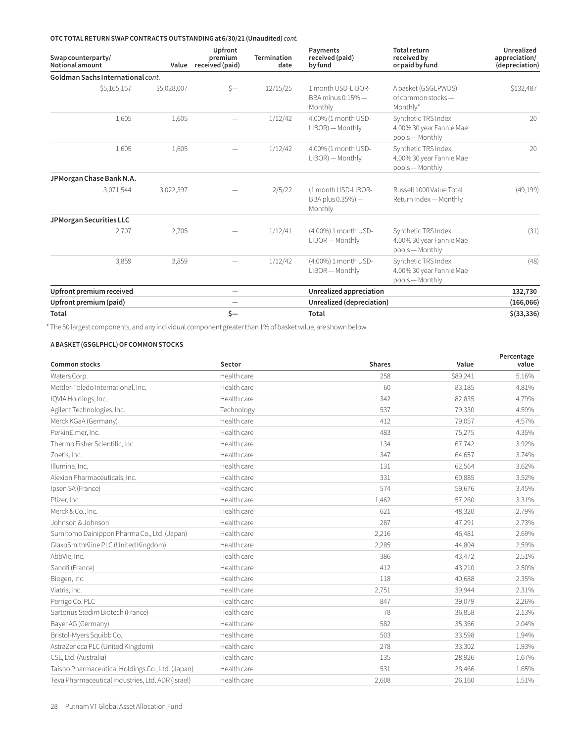**OTC TOTAL RETURN SWAP CONTRACTS OUTSTANDING at 6/30/21 (Unaudited)** *cont.*

| Swap counterparty/ Notional amount | Value | Upfront premium received (paid) | Termination date | Payments received (paid) by fund | Total return received by or paid by fund | Unrealized appreciation/ (depreciation) |
|---|---|---|---|---|---|---|
| **Goldman Sachs International** *cont.* | | | | | | |
| $5,165,157 | $5,028,007 | $— | 12/15/25 | 1 month USD-LIBOR-BBA minus 0.15% — Monthly | A basket (GSGLPWDS) of common stocks — Monthly* | $132,487 |
| 1,605 | 1,605 | — | 1/12/42 | 4.00% (1 month USD-LIBOR) — Monthly | Synthetic TRS Index 4.00% 30 year Fannie Mae pools — Monthly | 20 |
| 1,605 | 1,605 | — | 1/12/42 | 4.00% (1 month USD-LIBOR) — Monthly | Synthetic TRS Index 4.00% 30 year Fannie Mae pools — Monthly | 20 |
| **JPMorgan Chase Bank N.A.** | | | | | | |
| 3,071,544 | 3,022,397 | — | 2/5/22 | (1 month USD-LIBOR-BBA plus 0.35%) — Monthly | Russell 1000 Value Total Return Index — Monthly | (49,199) |
| **JPMorgan Securities LLC** | | | | | | |
| 2,707 | 2,705 | — | 1/12/41 | (4.00%) 1 month USD-LIBOR — Monthly | Synthetic TRS Index 4.00% 30 year Fannie Mae pools — Monthly | (31) |
| 3,859 | 3,859 | — | 1/12/42 | (4.00%) 1 month USD-LIBOR — Monthly | Synthetic TRS Index 4.00% 30 year Fannie Mae pools — Monthly | (48) |
| **Upfront premium received** | | **—** | | **Unrealized appreciation** | | **132,730** |
| **Upfront premium (paid)** | | **—** | | **Unrealized (depreciation)** | | **(166,066)** |
| **Total** | | **$—** | | **Total** | | **$(33,336)** |

* The 50 largest components, and any individual component greater than 1% of basket value, are shown below.

**A BASKET (GSGLPHCL) OF COMMON STOCKS**

| Common stocks | Sector | Shares | Value | Percentage value |
|---|---|---|---|---|
| Waters Corp. | Health care | 258 | $89,241 | 5.16% |
| Mettler-Toledo International, Inc. | Health care | 60 | 83,185 | 4.81% |
| IQVIA Holdings, Inc. | Health care | 342 | 82,835 | 4.79% |
| Agilent Technologies, Inc. | Technology | 537 | 79,330 | 4.59% |
| Merck KGaA (Germany) | Health care | 412 | 79,057 | 4.57% |
| PerkinElmer, Inc. | Health care | 483 | 75,275 | 4.35% |
| Thermo Fisher Scientific, Inc. | Health care | 134 | 67,742 | 3.92% |
| Zoetis, Inc. | Health care | 347 | 64,657 | 3.74% |
| Illumina, Inc. | Health care | 131 | 62,564 | 3.62% |
| Alexion Pharmaceuticals, Inc. | Health care | 331 | 60,885 | 3.52% |
| Ipsen SA (France) | Health care | 574 | 59,676 | 3.45% |
| Pfizer, Inc. | Health care | 1,462 | 57,260 | 3.31% |
| Merck & Co., Inc. | Health care | 621 | 48,320 | 2.79% |
| Johnson & Johnson | Health care | 287 | 47,291 | 2.73% |
| Sumitomo Dainippon Pharma Co., Ltd. (Japan) | Health care | 2,216 | 46,481 | 2.69% |
| GlaxoSmithKline PLC (United Kingdom) | Health care | 2,285 | 44,804 | 2.59% |
| AbbVie, Inc. | Health care | 386 | 43,472 | 2.51% |
| Sanofi (France) | Health care | 412 | 43,210 | 2.50% |
| Biogen, Inc. | Health care | 118 | 40,688 | 2.35% |
| Viatris, Inc. | Health care | 2,751 | 39,944 | 2.31% |
| Perrigo Co. PLC | Health care | 847 | 39,079 | 2.26% |
| Sartorius Stedim Biotech (France) | Health care | 78 | 36,858 | 2.13% |
| Bayer AG (Germany) | Health care | 582 | 35,366 | 2.04% |
| Bristol-Myers Squibb Co. | Health care | 503 | 33,598 | 1.94% |
| AstraZeneca PLC (United Kingdom) | Health care | 278 | 33,302 | 1.93% |
| CSL, Ltd. (Australia) | Health care | 135 | 28,926 | 1.67% |
| Taisho Pharmaceutical Holdings Co., Ltd. (Japan) | Health care | 531 | 28,466 | 1.65% |
| Teva Pharmaceutical Industries, Ltd. ADR (Israel) | Health care | 2,608 | 26,160 | 1.51% |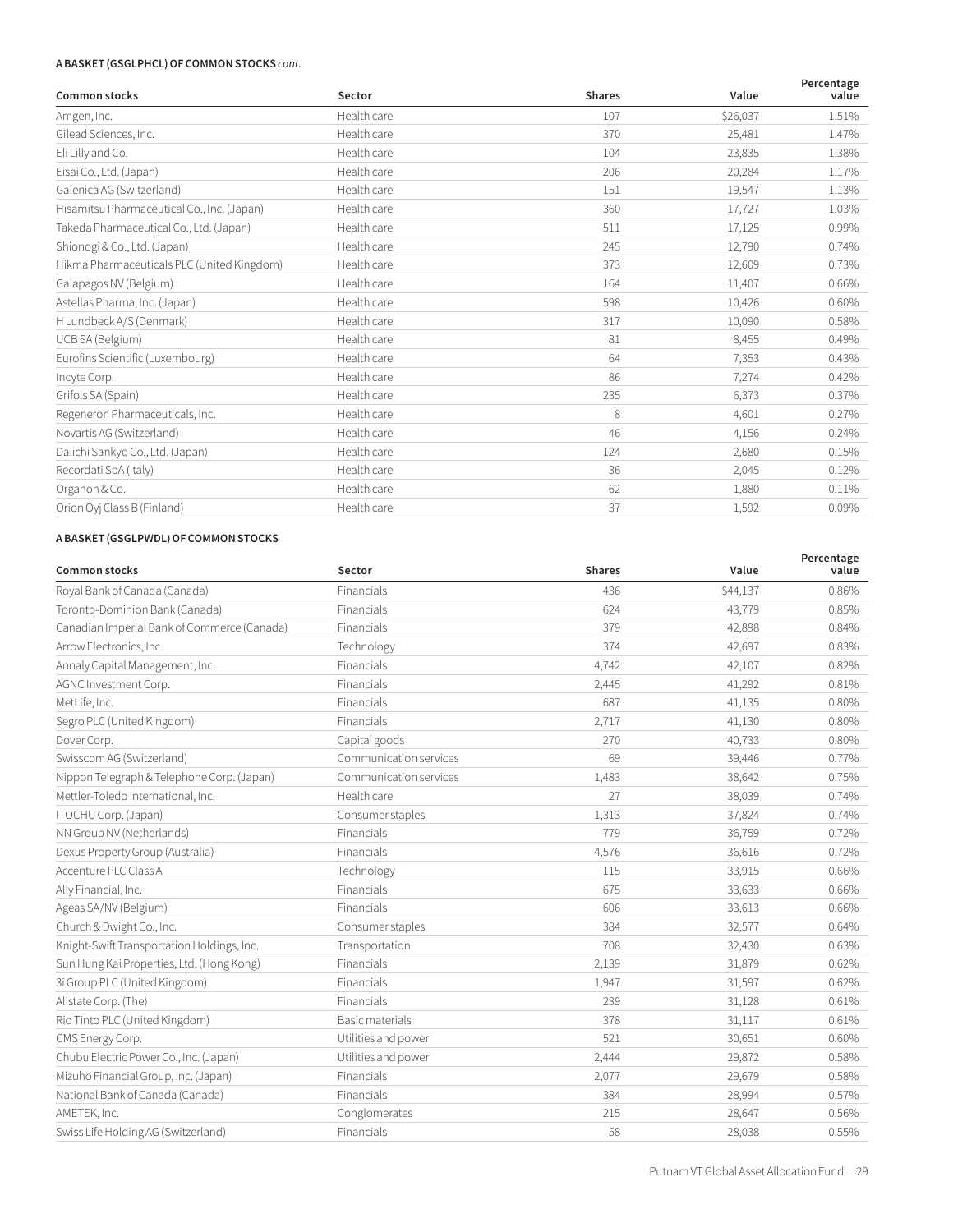**A BASKET (GSGLPHCL) OF COMMON STOCKS** *cont.*

| Common stocks | Sector | Shares | Value | Percentage value |
|---|---|---|---|---|
| Amgen, Inc. | Health care | 107 | $26,037 | 1.51% |
| Gilead Sciences, Inc. | Health care | 370 | 25,481 | 1.47% |
| Eli Lilly and Co. | Health care | 104 | 23,835 | 1.38% |
| Eisai Co., Ltd. (Japan) | Health care | 206 | 20,284 | 1.17% |
| Galenica AG (Switzerland) | Health care | 151 | 19,547 | 1.13% |
| Hisamitsu Pharmaceutical Co., Inc. (Japan) | Health care | 360 | 17,727 | 1.03% |
| Takeda Pharmaceutical Co., Ltd. (Japan) | Health care | 511 | 17,125 | 0.99% |
| Shionogi & Co., Ltd. (Japan) | Health care | 245 | 12,790 | 0.74% |
| Hikma Pharmaceuticals PLC (United Kingdom) | Health care | 373 | 12,609 | 0.73% |
| Galapagos NV (Belgium) | Health care | 164 | 11,407 | 0.66% |
| Astellas Pharma, Inc. (Japan) | Health care | 598 | 10,426 | 0.60% |
| H Lundbeck A/S (Denmark) | Health care | 317 | 10,090 | 0.58% |
| UCB SA (Belgium) | Health care | 81 | 8,455 | 0.49% |
| Eurofins Scientific (Luxembourg) | Health care | 64 | 7,353 | 0.43% |
| Incyte Corp. | Health care | 86 | 7,274 | 0.42% |
| Grifols SA (Spain) | Health care | 235 | 6,373 | 0.37% |
| Regeneron Pharmaceuticals, Inc. | Health care | 8 | 4,601 | 0.27% |
| Novartis AG (Switzerland) | Health care | 46 | 4,156 | 0.24% |
| Daiichi Sankyo Co., Ltd. (Japan) | Health care | 124 | 2,680 | 0.15% |
| Recordati SpA (Italy) | Health care | 36 | 2,045 | 0.12% |
| Organon & Co. | Health care | 62 | 1,880 | 0.11% |
| Orion Oyj Class B (Finland) | Health care | 37 | 1,592 | 0.09% |

**A BASKET (GSGLPWDL) OF COMMON STOCKS**

| Common stocks | Sector | Shares | Value | Percentage value |
|---|---|---|---|---|
| Royal Bank of Canada (Canada) | Financials | 436 | $44,137 | 0.86% |
| Toronto-Dominion Bank (Canada) | Financials | 624 | 43,779 | 0.85% |
| Canadian Imperial Bank of Commerce (Canada) | Financials | 379 | 42,898 | 0.84% |
| Arrow Electronics, Inc. | Technology | 374 | 42,697 | 0.83% |
| Annaly Capital Management, Inc. | Financials | 4,742 | 42,107 | 0.82% |
| AGNC Investment Corp. | Financials | 2,445 | 41,292 | 0.81% |
| MetLife, Inc. | Financials | 687 | 41,135 | 0.80% |
| Segro PLC (United Kingdom) | Financials | 2,717 | 41,130 | 0.80% |
| Dover Corp. | Capital goods | 270 | 40,733 | 0.80% |
| Swisscom AG (Switzerland) | Communication services | 69 | 39,446 | 0.77% |
| Nippon Telegraph & Telephone Corp. (Japan) | Communication services | 1,483 | 38,642 | 0.75% |
| Mettler-Toledo International, Inc. | Health care | 27 | 38,039 | 0.74% |
| ITOCHU Corp. (Japan) | Consumer staples | 1,313 | 37,824 | 0.74% |
| NN Group NV (Netherlands) | Financials | 779 | 36,759 | 0.72% |
| Dexus Property Group (Australia) | Financials | 4,576 | 36,616 | 0.72% |
| Accenture PLC Class A | Technology | 115 | 33,915 | 0.66% |
| Ally Financial, Inc. | Financials | 675 | 33,633 | 0.66% |
| Ageas SA/NV (Belgium) | Financials | 606 | 33,613 | 0.66% |
| Church & Dwight Co., Inc. | Consumer staples | 384 | 32,577 | 0.64% |
| Knight-Swift Transportation Holdings, Inc. | Transportation | 708 | 32,430 | 0.63% |
| Sun Hung Kai Properties, Ltd. (Hong Kong) | Financials | 2,139 | 31,879 | 0.62% |
| 3i Group PLC (United Kingdom) | Financials | 1,947 | 31,597 | 0.62% |
| Allstate Corp. (The) | Financials | 239 | 31,128 | 0.61% |
| Rio Tinto PLC (United Kingdom) | Basic materials | 378 | 31,117 | 0.61% |
| CMS Energy Corp. | Utilities and power | 521 | 30,651 | 0.60% |
| Chubu Electric Power Co., Inc. (Japan) | Utilities and power | 2,444 | 29,872 | 0.58% |
| Mizuho Financial Group, Inc. (Japan) | Financials | 2,077 | 29,679 | 0.58% |
| National Bank of Canada (Canada) | Financials | 384 | 28,994 | 0.57% |
| AMETEK, Inc. | Conglomerates | 215 | 28,647 | 0.56% |
| Swiss Life Holding AG (Switzerland) | Financials | 58 | 28,038 | 0.55% |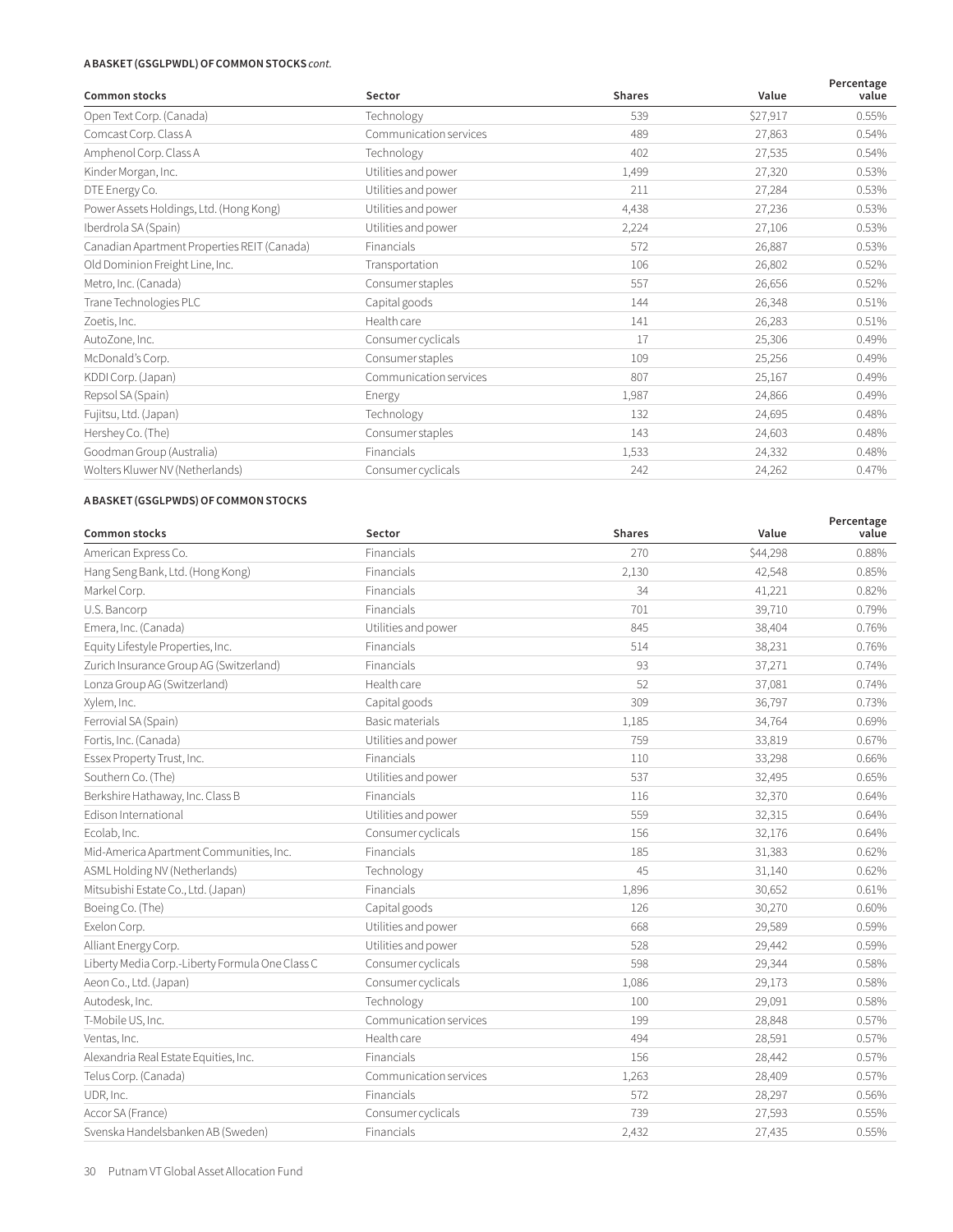**A BASKET (GSGLPWDL) OF COMMON STOCKS** *cont.*

| Common stocks | Sector | Shares | Value | Percentage value |
|---|---|---|---|---|
| Open Text Corp. (Canada) | Technology | 539 | $27,917 | 0.55% |
| Comcast Corp. Class A | Communication services | 489 | 27,863 | 0.54% |
| Amphenol Corp. Class A | Technology | 402 | 27,535 | 0.54% |
| Kinder Morgan, Inc. | Utilities and power | 1,499 | 27,320 | 0.53% |
| DTE Energy Co. | Utilities and power | 211 | 27,284 | 0.53% |
| Power Assets Holdings, Ltd. (Hong Kong) | Utilities and power | 4,438 | 27,236 | 0.53% |
| Iberdrola SA (Spain) | Utilities and power | 2,224 | 27,106 | 0.53% |
| Canadian Apartment Properties REIT (Canada) | Financials | 572 | 26,887 | 0.53% |
| Old Dominion Freight Line, Inc. | Transportation | 106 | 26,802 | 0.52% |
| Metro, Inc. (Canada) | Consumer staples | 557 | 26,656 | 0.52% |
| Trane Technologies PLC | Capital goods | 144 | 26,348 | 0.51% |
| Zoetis, Inc. | Health care | 141 | 26,283 | 0.51% |
| AutoZone, Inc. | Consumer cyclicals | 17 | 25,306 | 0.49% |
| McDonald's Corp. | Consumer staples | 109 | 25,256 | 0.49% |
| KDDI Corp. (Japan) | Communication services | 807 | 25,167 | 0.49% |
| Repsol SA (Spain) | Energy | 1,987 | 24,866 | 0.49% |
| Fujitsu, Ltd. (Japan) | Technology | 132 | 24,695 | 0.48% |
| Hershey Co. (The) | Consumer staples | 143 | 24,603 | 0.48% |
| Goodman Group (Australia) | Financials | 1,533 | 24,332 | 0.48% |
| Wolters Kluwer NV (Netherlands) | Consumer cyclicals | 242 | 24,262 | 0.47% |

**A BASKET (GSGLPWDS) OF COMMON STOCKS**

| Common stocks | Sector | Shares | Value | Percentage value |
|---|---|---|---|---|
| American Express Co. | Financials | 270 | $44,298 | 0.88% |
| Hang Seng Bank, Ltd. (Hong Kong) | Financials | 2,130 | 42,548 | 0.85% |
| Markel Corp. | Financials | 34 | 41,221 | 0.82% |
| U.S. Bancorp | Financials | 701 | 39,710 | 0.79% |
| Emera, Inc. (Canada) | Utilities and power | 845 | 38,404 | 0.76% |
| Equity Lifestyle Properties, Inc. | Financials | 514 | 38,231 | 0.76% |
| Zurich Insurance Group AG (Switzerland) | Financials | 93 | 37,271 | 0.74% |
| Lonza Group AG (Switzerland) | Health care | 52 | 37,081 | 0.74% |
| Xylem, Inc. | Capital goods | 309 | 36,797 | 0.73% |
| Ferrovial SA (Spain) | Basic materials | 1,185 | 34,764 | 0.69% |
| Fortis, Inc. (Canada) | Utilities and power | 759 | 33,819 | 0.67% |
| Essex Property Trust, Inc. | Financials | 110 | 33,298 | 0.66% |
| Southern Co. (The) | Utilities and power | 537 | 32,495 | 0.65% |
| Berkshire Hathaway, Inc. Class B | Financials | 116 | 32,370 | 0.64% |
| Edison International | Utilities and power | 559 | 32,315 | 0.64% |
| Ecolab, Inc. | Consumer cyclicals | 156 | 32,176 | 0.64% |
| Mid-America Apartment Communities, Inc. | Financials | 185 | 31,383 | 0.62% |
| ASML Holding NV (Netherlands) | Technology | 45 | 31,140 | 0.62% |
| Mitsubishi Estate Co., Ltd. (Japan) | Financials | 1,896 | 30,652 | 0.61% |
| Boeing Co. (The) | Capital goods | 126 | 30,270 | 0.60% |
| Exelon Corp. | Utilities and power | 668 | 29,589 | 0.59% |
| Alliant Energy Corp. | Utilities and power | 528 | 29,442 | 0.59% |
| Liberty Media Corp.-Liberty Formula One Class C | Consumer cyclicals | 598 | 29,344 | 0.58% |
| Aeon Co., Ltd. (Japan) | Consumer cyclicals | 1,086 | 29,173 | 0.58% |
| Autodesk, Inc. | Technology | 100 | 29,091 | 0.58% |
| T-Mobile US, Inc. | Communication services | 199 | 28,848 | 0.57% |
| Ventas, Inc. | Health care | 494 | 28,591 | 0.57% |
| Alexandria Real Estate Equities, Inc. | Financials | 156 | 28,442 | 0.57% |
| Telus Corp. (Canada) | Communication services | 1,263 | 28,409 | 0.57% |
| UDR, Inc. | Financials | 572 | 28,297 | 0.56% |
| Accor SA (France) | Consumer cyclicals | 739 | 27,593 | 0.55% |
| Svenska Handelsbanken AB (Sweden) | Financials | 2,432 | 27,435 | 0.55% |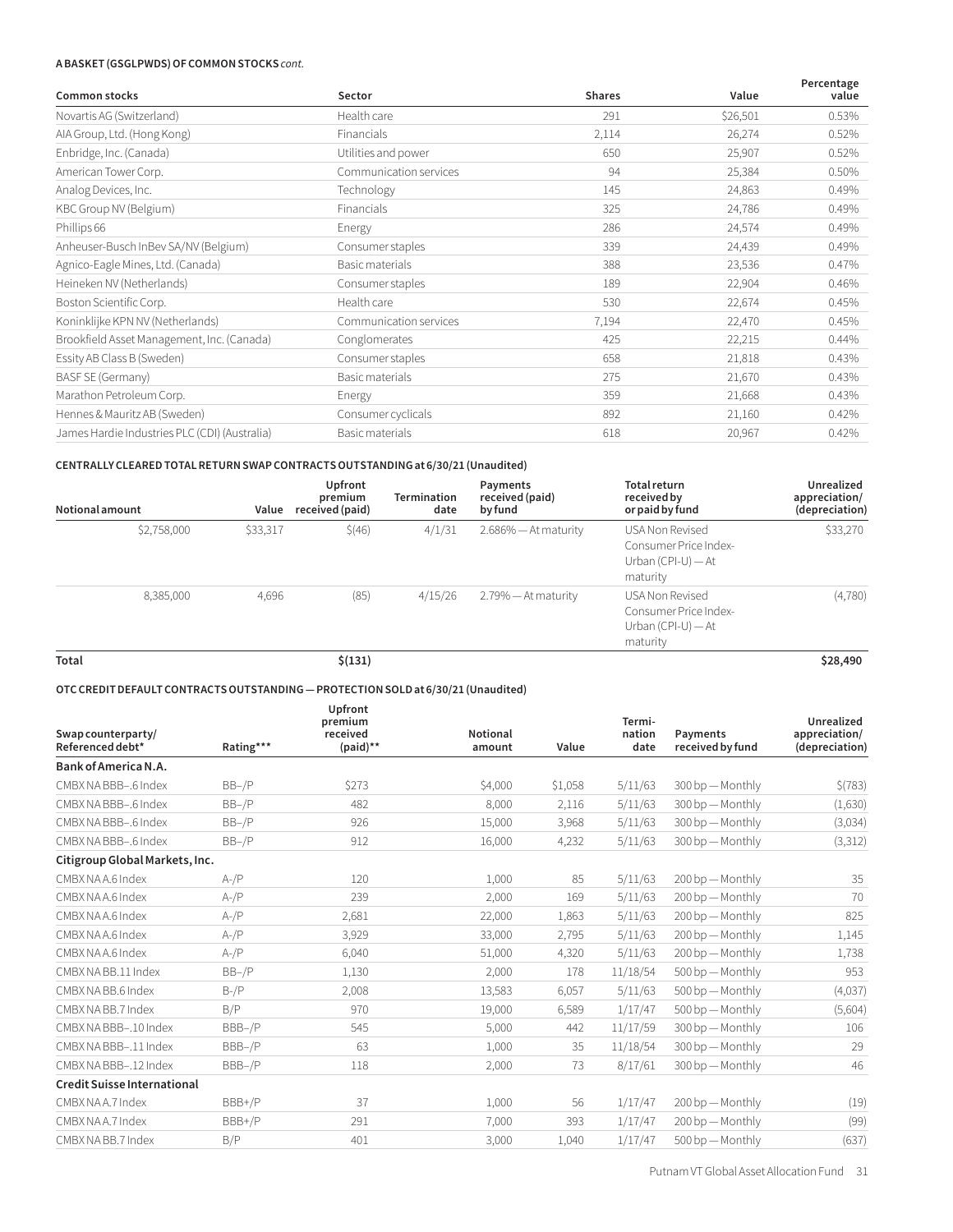**A BASKET (GSGLPWDS) OF COMMON STOCKS** *cont.*

| Common stocks | Sector | Shares | Value | Percentage value |
|---|---|---|---|---|
| Novartis AG (Switzerland) | Health care | 291 | $26,501 | 0.53% |
| AIA Group, Ltd. (Hong Kong) | Financials | 2,114 | 26,274 | 0.52% |
| Enbridge, Inc. (Canada) | Utilities and power | 650 | 25,907 | 0.52% |
| American Tower Corp. | Communication services | 94 | 25,384 | 0.50% |
| Analog Devices, Inc. | Technology | 145 | 24,863 | 0.49% |
| KBC Group NV (Belgium) | Financials | 325 | 24,786 | 0.49% |
| Phillips 66 | Energy | 286 | 24,574 | 0.49% |
| Anheuser-Busch InBev SA/NV (Belgium) | Consumer staples | 339 | 24,439 | 0.49% |
| Agnico-Eagle Mines, Ltd. (Canada) | Basic materials | 388 | 23,536 | 0.47% |
| Heineken NV (Netherlands) | Consumer staples | 189 | 22,904 | 0.46% |
| Boston Scientific Corp. | Health care | 530 | 22,674 | 0.45% |
| Koninklijke KPN NV (Netherlands) | Communication services | 7,194 | 22,470 | 0.45% |
| Brookfield Asset Management, Inc. (Canada) | Conglomerates | 425 | 22,215 | 0.44% |
| Essity AB Class B (Sweden) | Consumer staples | 658 | 21,818 | 0.43% |
| BASF SE (Germany) | Basic materials | 275 | 21,670 | 0.43% |
| Marathon Petroleum Corp. | Energy | 359 | 21,668 | 0.43% |
| Hennes & Mauritz AB (Sweden) | Consumer cyclicals | 892 | 21,160 | 0.42% |
| James Hardie Industries PLC (CDI) (Australia) | Basic materials | 618 | 20,967 | 0.42% |

**CENTRALLY CLEARED TOTAL RETURN SWAP CONTRACTS OUTSTANDING at 6/30/21 (Unaudited)**

| Notional amount | Value | Upfront premium received (paid) | Termination date | Payments received (paid) by fund | Total return received by or paid by fund | Unrealized appreciation/ (depreciation) |
|---|---|---|---|---|---|---|
| $2,758,000 | $33,317 | $(46) | 4/1/31 | 2.686% — At maturity | USA Non Revised Consumer Price Index-Urban (CPI-U) — At maturity | $33,270 |
| 8,385,000 | 4,696 | (85) | 4/15/26 | 2.79% — At maturity | USA Non Revised Consumer Price Index-Urban (CPI-U) — At maturity | (4,780) |
| **Total** | | **$(131)** | | | | **$28,490** |

**OTC CREDIT DEFAULT CONTRACTS OUTSTANDING — PROTECTION SOLD at 6/30/21 (Unaudited)**

| Swap counterparty/ Referenced debt* | Rating*** | Upfront premium received (paid)** | Notional amount | Value | Termi- nation date | Payments received by fund | Unrealized appreciation/ (depreciation) |
|---|---|---|---|---|---|---|---|
| **Bank of America N.A.** | | | | | | | |
| CMBX NA BBB–.6 Index | BB–/P | $273 | $4,000 | $1,058 | 5/11/63 | 300 bp — Monthly | $(783) |
| CMBX NA BBB–.6 Index | BB–/P | 482 | 8,000 | 2,116 | 5/11/63 | 300 bp — Monthly | (1,630) |
| CMBX NA BBB–.6 Index | BB–/P | 926 | 15,000 | 3,968 | 5/11/63 | 300 bp — Monthly | (3,034) |
| CMBX NA BBB–.6 Index | BB–/P | 912 | 16,000 | 4,232 | 5/11/63 | 300 bp — Monthly | (3,312) |
| **Citigroup Global Markets, Inc.** | | | | | | | |
| CMBX NA A.6 Index | A-/P | 120 | 1,000 | 85 | 5/11/63 | 200 bp — Monthly | 35 |
| CMBX NA A.6 Index | A-/P | 239 | 2,000 | 169 | 5/11/63 | 200 bp — Monthly | 70 |
| CMBX NA A.6 Index | A-/P | 2,681 | 22,000 | 1,863 | 5/11/63 | 200 bp — Monthly | 825 |
| CMBX NA A.6 Index | A-/P | 3,929 | 33,000 | 2,795 | 5/11/63 | 200 bp — Monthly | 1,145 |
| CMBX NA A.6 Index | A-/P | 6,040 | 51,000 | 4,320 | 5/11/63 | 200 bp — Monthly | 1,738 |
| CMBX NA BB.11 Index | BB–/P | 1,130 | 2,000 | 178 | 11/18/54 | 500 bp — Monthly | 953 |
| CMBX NA BB.6 Index | B–/P | 2,008 | 13,583 | 6,057 | 5/11/63 | 500 bp — Monthly | (4,037) |
| CMBX NA BB.7 Index | B/P | 970 | 19,000 | 6,589 | 1/17/47 | 500 bp — Monthly | (5,604) |
| CMBX NA BBB–.10 Index | BBB–/P | 545 | 5,000 | 442 | 11/17/59 | 300 bp — Monthly | 106 |
| CMBX NA BBB–.11 Index | BBB–/P | 63 | 1,000 | 35 | 11/18/54 | 300 bp — Monthly | 29 |
| CMBX NA BBB–.12 Index | BBB–/P | 118 | 2,000 | 73 | 8/17/61 | 300 bp — Monthly | 46 |
| **Credit Suisse International** | | | | | | | |
| CMBX NA A.7 Index | BBB+/P | 37 | 1,000 | 56 | 1/17/47 | 200 bp — Monthly | (19) |
| CMBX NA A.7 Index | BBB+/P | 291 | 7,000 | 393 | 1/17/47 | 200 bp — Monthly | (99) |
| CMBX NA BB.7 Index | B/P | 401 | 3,000 | 1,040 | 1/17/47 | 500 bp — Monthly | (637) |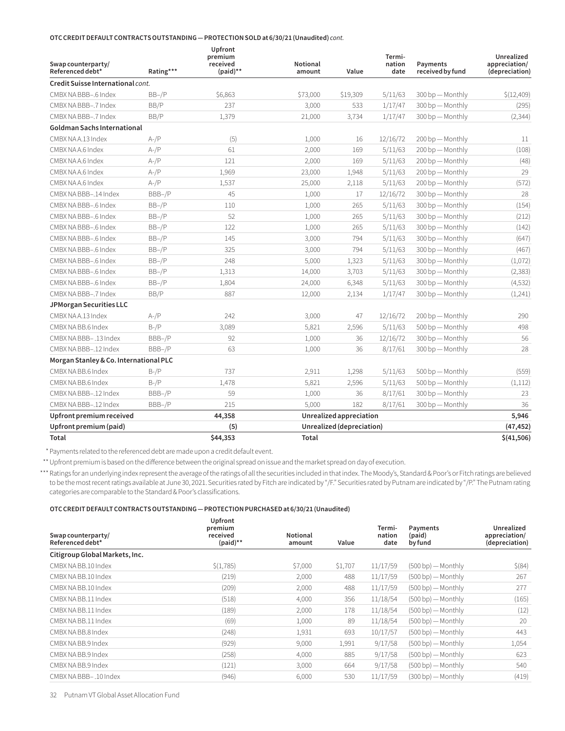**OTC CREDIT DEFAULT CONTRACTS OUTSTANDING — PROTECTION SOLD at 6/30/21 (Unaudited)** *cont.*

| Swap counterparty/ Referenced debt* | Rating*** | Upfront premium received (paid)** | Notional amount | Value | Termi-nation date | Payments received by fund | Unrealized appreciation/ (depreciation) |
|---|---|---|---|---|---|---|---|
| **Credit Suisse International** *cont.* | | | | | | | |
| CMBX NA BBB–.6 Index | BB–/P | $6,863 | $73,000 | $19,309 | 5/11/63 | 300 bp — Monthly | $(12,409) |
| CMBX NA BBB–.7 Index | BB/P | 237 | 3,000 | 533 | 1/17/47 | 300 bp — Monthly | (295) |
| CMBX NA BBB–.7 Index | BB/P | 1,379 | 21,000 | 3,734 | 1/17/47 | 300 bp — Monthly | (2,344) |
| **Goldman Sachs International** | | | | | | | |
| CMBX NA A.13 Index | A–/P | (5) | 1,000 | 16 | 12/16/72 | 200 bp — Monthly | 11 |
| CMBX NA A.6 Index | A–/P | 61 | 2,000 | 169 | 5/11/63 | 200 bp — Monthly | (108) |
| CMBX NA A.6 Index | A–/P | 121 | 2,000 | 169 | 5/11/63 | 200 bp — Monthly | (48) |
| CMBX NA A.6 Index | A–/P | 1,969 | 23,000 | 1,948 | 5/11/63 | 200 bp — Monthly | 29 |
| CMBX NA A.6 Index | A–/P | 1,537 | 25,000 | 2,118 | 5/11/63 | 200 bp — Monthly | (572) |
| CMBX NA BBB–.14 Index | BBB–/P | 45 | 1,000 | 17 | 12/16/72 | 300 bp — Monthly | 28 |
| CMBX NA BBB–.6 Index | BB–/P | 110 | 1,000 | 265 | 5/11/63 | 300 bp — Monthly | (154) |
| CMBX NA BBB–.6 Index | BB–/P | 52 | 1,000 | 265 | 5/11/63 | 300 bp — Monthly | (212) |
| CMBX NA BBB–.6 Index | BB–/P | 122 | 1,000 | 265 | 5/11/63 | 300 bp — Monthly | (142) |
| CMBX NA BBB–.6 Index | BB–/P | 145 | 3,000 | 794 | 5/11/63 | 300 bp — Monthly | (647) |
| CMBX NA BBB–.6 Index | BB–/P | 325 | 3,000 | 794 | 5/11/63 | 300 bp — Monthly | (467) |
| CMBX NA BBB–.6 Index | BB–/P | 248 | 5,000 | 1,323 | 5/11/63 | 300 bp — Monthly | (1,072) |
| CMBX NA BBB–.6 Index | BB–/P | 1,313 | 14,000 | 3,703 | 5/11/63 | 300 bp — Monthly | (2,383) |
| CMBX NA BBB–.6 Index | BB–/P | 1,804 | 24,000 | 6,348 | 5/11/63 | 300 bp — Monthly | (4,532) |
| CMBX NA BBB–.7 Index | BB/P | 887 | 12,000 | 2,134 | 1/17/47 | 300 bp — Monthly | (1,241) |
| **JPMorgan Securities LLC** | | | | | | | |
| CMBX NA A.13 Index | A–/P | 242 | 3,000 | 47 | 12/16/72 | 200 bp — Monthly | 290 |
| CMBX NA BB.6 Index | B–/P | 3,089 | 5,821 | 2,596 | 5/11/63 | 500 bp — Monthly | 498 |
| CMBX NA BBB– .13 Index | BBB–/P | 92 | 1,000 | 36 | 12/16/72 | 300 bp — Monthly | 56 |
| CMBX NA BBB–.12 Index | BBB–/P | 63 | 1,000 | 36 | 8/17/61 | 300 bp — Monthly | 28 |
| **Morgan Stanley & Co. International PLC** | | | | | | | |
| CMBX NA BB.6 Index | B–/P | 737 | 2,911 | 1,298 | 5/11/63 | 500 bp — Monthly | (559) |
| CMBX NA BB.6 Index | B–/P | 1,478 | 5,821 | 2,596 | 5/11/63 | 500 bp — Monthly | (1,112) |
| CMBX NA BBB–.12 Index | BBB–/P | 59 | 1,000 | 36 | 8/17/61 | 300 bp — Monthly | 23 |
| CMBX NA BBB–.12 Index | BBB–/P | 215 | 5,000 | 182 | 8/17/61 | 300 bp — Monthly | 36 |
| **Upfront premium received** | | **44,358** | **Unrealized appreciation** | | | | **5,946** |
| **Upfront premium (paid)** | | **(5)** | **Unrealized (depreciation)** | | | | **(47,452)** |
| **Total** | | **$44,353** | **Total** | | | | **$(41,506)** |

\* Payments related to the referenced debt are made upon a credit default event.

\*\* Upfront premium is based on the difference between the original spread on issue and the market spread on day of execution.

\*\*\* Ratings for an underlying index represent the average of the ratings of all the securities included in that index. The Moody's, Standard & Poor's or Fitch ratings are believed to be the most recent ratings available at June 30, 2021. Securities rated by Fitch are indicated by "/F." Securities rated by Putnam are indicated by "/P." The Putnam rating categories are comparable to the Standard & Poor's classifications.

**OTC CREDIT DEFAULT CONTRACTS OUTSTANDING — PROTECTION PURCHASED at 6/30/21 (Unaudited)**

| Swap counterparty/ Referenced debt* | Upfront premium received (paid)** | Notional amount | Value | Termi-nation date | Payments (paid) by fund | Unrealized appreciation/ (depreciation) |
|---|---|---|---|---|---|---|
| **Citigroup Global Markets, Inc.** | | | | | | |
| CMBX NA BB.10 Index | $(1,785) | $7,000 | $1,707 | 11/17/59 | (500 bp) — Monthly | $(84) |
| CMBX NA BB.10 Index | (219) | 2,000 | 488 | 11/17/59 | (500 bp) — Monthly | 267 |
| CMBX NA BB.10 Index | (209) | 2,000 | 488 | 11/17/59 | (500 bp) — Monthly | 277 |
| CMBX NA BB.11 Index | (518) | 4,000 | 356 | 11/18/54 | (500 bp) — Monthly | (165) |
| CMBX NA BB.11 Index | (189) | 2,000 | 178 | 11/18/54 | (500 bp) — Monthly | (12) |
| CMBX NA BB.11 Index | (69) | 1,000 | 89 | 11/18/54 | (500 bp) — Monthly | 20 |
| CMBX NA BB.8 Index | (248) | 1,931 | 693 | 10/17/57 | (500 bp) — Monthly | 443 |
| CMBX NA BB.9 Index | (929) | 9,000 | 1,991 | 9/17/58 | (500 bp) — Monthly | 1,054 |
| CMBX NA BB.9 Index | (258) | 4,000 | 885 | 9/17/58 | (500 bp) — Monthly | 623 |
| CMBX NA BB.9 Index | (121) | 3,000 | 664 | 9/17/58 | (500 bp) — Monthly | 540 |
| CMBX NA BBB– .10 Index | (946) | 6,000 | 530 | 11/17/59 | (300 bp) — Monthly | (419) |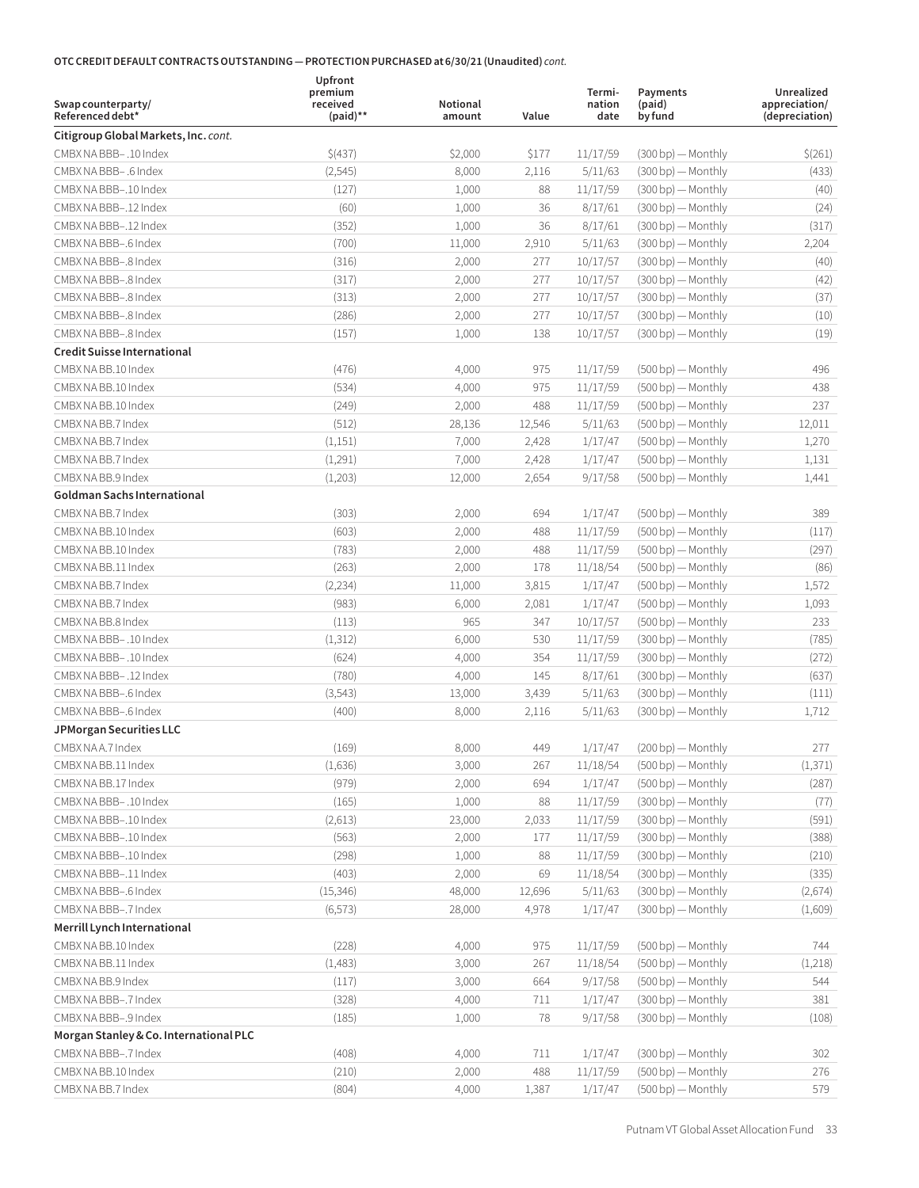**OTC CREDIT DEFAULT CONTRACTS OUTSTANDING — PROTECTION PURCHASED at 6/30/21 (Unaudited)** *cont.*

| Swap counterparty/ Referenced debt* | Upfront premium received (paid)** | Notional amount | Value | Termi-nation date | Payments (paid) by fund | Unrealized appreciation/ (depreciation) |
|---|---|---|---|---|---|---|
| **Citigroup Global Markets, Inc.** *cont.* | | | | | | |
| CMBX NA BBB– .10 Index | $(437) | $2,000 | $177 | 11/17/59 | (300 bp) — Monthly | $(261) |
| CMBX NA BBB– .6 Index | (2,545) | 8,000 | 2,116 | 5/11/63 | (300 bp) — Monthly | (433) |
| CMBX NA BBB–.10 Index | (127) | 1,000 | 88 | 11/17/59 | (300 bp) — Monthly | (40) |
| CMBX NA BBB–.12 Index | (60) | 1,000 | 36 | 8/17/61 | (300 bp) — Monthly | (24) |
| CMBX NA BBB–.12 Index | (352) | 1,000 | 36 | 8/17/61 | (300 bp) — Monthly | (317) |
| CMBX NA BBB–.6 Index | (700) | 11,000 | 2,910 | 5/11/63 | (300 bp) — Monthly | 2,204 |
| CMBX NA BBB–.8 Index | (316) | 2,000 | 277 | 10/17/57 | (300 bp) — Monthly | (40) |
| CMBX NA BBB–.8 Index | (317) | 2,000 | 277 | 10/17/57 | (300 bp) — Monthly | (42) |
| CMBX NA BBB–.8 Index | (313) | 2,000 | 277 | 10/17/57 | (300 bp) — Monthly | (37) |
| CMBX NA BBB–.8 Index | (286) | 2,000 | 277 | 10/17/57 | (300 bp) — Monthly | (10) |
| CMBX NA BBB–.8 Index | (157) | 1,000 | 138 | 10/17/57 | (300 bp) — Monthly | (19) |
| **Credit Suisse International** | | | | | | |
| CMBX NA BB.10 Index | (476) | 4,000 | 975 | 11/17/59 | (500 bp) — Monthly | 496 |
| CMBX NA BB.10 Index | (534) | 4,000 | 975 | 11/17/59 | (500 bp) — Monthly | 438 |
| CMBX NA BB.10 Index | (249) | 2,000 | 488 | 11/17/59 | (500 bp) — Monthly | 237 |
| CMBX NA BB.7 Index | (512) | 28,136 | 12,546 | 5/11/63 | (500 bp) — Monthly | 12,011 |
| CMBX NA BB.7 Index | (1,151) | 7,000 | 2,428 | 1/17/47 | (500 bp) — Monthly | 1,270 |
| CMBX NA BB.7 Index | (1,291) | 7,000 | 2,428 | 1/17/47 | (500 bp) — Monthly | 1,131 |
| CMBX NA BB.9 Index | (1,203) | 12,000 | 2,654 | 9/17/58 | (500 bp) — Monthly | 1,441 |
| **Goldman Sachs International** | | | | | | |
| CMBX NA BB.7 Index | (303) | 2,000 | 694 | 1/17/47 | (500 bp) — Monthly | 389 |
| CMBX NA BB.10 Index | (603) | 2,000 | 488 | 11/17/59 | (500 bp) — Monthly | (117) |
| CMBX NA BB.10 Index | (783) | 2,000 | 488 | 11/17/59 | (500 bp) — Monthly | (297) |
| CMBX NA BB.11 Index | (263) | 2,000 | 178 | 11/18/54 | (500 bp) — Monthly | (86) |
| CMBX NA BB.7 Index | (2,234) | 11,000 | 3,815 | 1/17/47 | (500 bp) — Monthly | 1,572 |
| CMBX NA BB.7 Index | (983) | 6,000 | 2,081 | 1/17/47 | (500 bp) — Monthly | 1,093 |
| CMBX NA BB.8 Index | (113) | 965 | 347 | 10/17/57 | (500 bp) — Monthly | 233 |
| CMBX NA BBB– .10 Index | (1,312) | 6,000 | 530 | 11/17/59 | (300 bp) — Monthly | (785) |
| CMBX NA BBB– .10 Index | (624) | 4,000 | 354 | 11/17/59 | (300 bp) — Monthly | (272) |
| CMBX NA BBB– .12 Index | (780) | 4,000 | 145 | 8/17/61 | (300 bp) — Monthly | (637) |
| CMBX NA BBB–.6 Index | (3,543) | 13,000 | 3,439 | 5/11/63 | (300 bp) — Monthly | (111) |
| CMBX NA BBB–.6 Index | (400) | 8,000 | 2,116 | 5/11/63 | (300 bp) — Monthly | 1,712 |
| **JPMorgan Securities LLC** | | | | | | |
| CMBX NA A.7 Index | (169) | 8,000 | 449 | 1/17/47 | (200 bp) — Monthly | 277 |
| CMBX NA BB.11 Index | (1,636) | 3,000 | 267 | 11/18/54 | (500 bp) — Monthly | (1,371) |
| CMBX NA BB.17 Index | (979) | 2,000 | 694 | 1/17/47 | (500 bp) — Monthly | (287) |
| CMBX NA BBB– .10 Index | (165) | 1,000 | 88 | 11/17/59 | (300 bp) — Monthly | (77) |
| CMBX NA BBB–.10 Index | (2,613) | 23,000 | 2,033 | 11/17/59 | (300 bp) — Monthly | (591) |
| CMBX NA BBB–.10 Index | (563) | 2,000 | 177 | 11/17/59 | (300 bp) — Monthly | (388) |
| CMBX NA BBB–.10 Index | (298) | 1,000 | 88 | 11/17/59 | (300 bp) — Monthly | (210) |
| CMBX NA BBB–.11 Index | (403) | 2,000 | 69 | 11/18/54 | (300 bp) — Monthly | (335) |
| CMBX NA BBB–.6 Index | (15,346) | 48,000 | 12,696 | 5/11/63 | (300 bp) — Monthly | (2,674) |
| CMBX NA BBB–.7 Index | (6,573) | 28,000 | 4,978 | 1/17/47 | (300 bp) — Monthly | (1,609) |
| **Merrill Lynch International** | | | | | | |
| CMBX NA BB.10 Index | (228) | 4,000 | 975 | 11/17/59 | (500 bp) — Monthly | 744 |
| CMBX NA BB.11 Index | (1,483) | 3,000 | 267 | 11/18/54 | (500 bp) — Monthly | (1,218) |
| CMBX NA BB.9 Index | (117) | 3,000 | 664 | 9/17/58 | (500 bp) — Monthly | 544 |
| CMBX NA BBB–.7 Index | (328) | 4,000 | 711 | 1/17/47 | (300 bp) — Monthly | 381 |
| CMBX NA BBB–.9 Index | (185) | 1,000 | 78 | 9/17/58 | (300 bp) — Monthly | (108) |
| **Morgan Stanley & Co. International PLC** | | | | | | |
| CMBX NA BBB–.7 Index | (408) | 4,000 | 711 | 1/17/47 | (300 bp) — Monthly | 302 |
| CMBX NA BB.10 Index | (210) | 2,000 | 488 | 11/17/59 | (500 bp) — Monthly | 276 |
| CMBX NA BB.7 Index | (804) | 4,000 | 1,387 | 1/17/47 | (500 bp) — Monthly | 579 |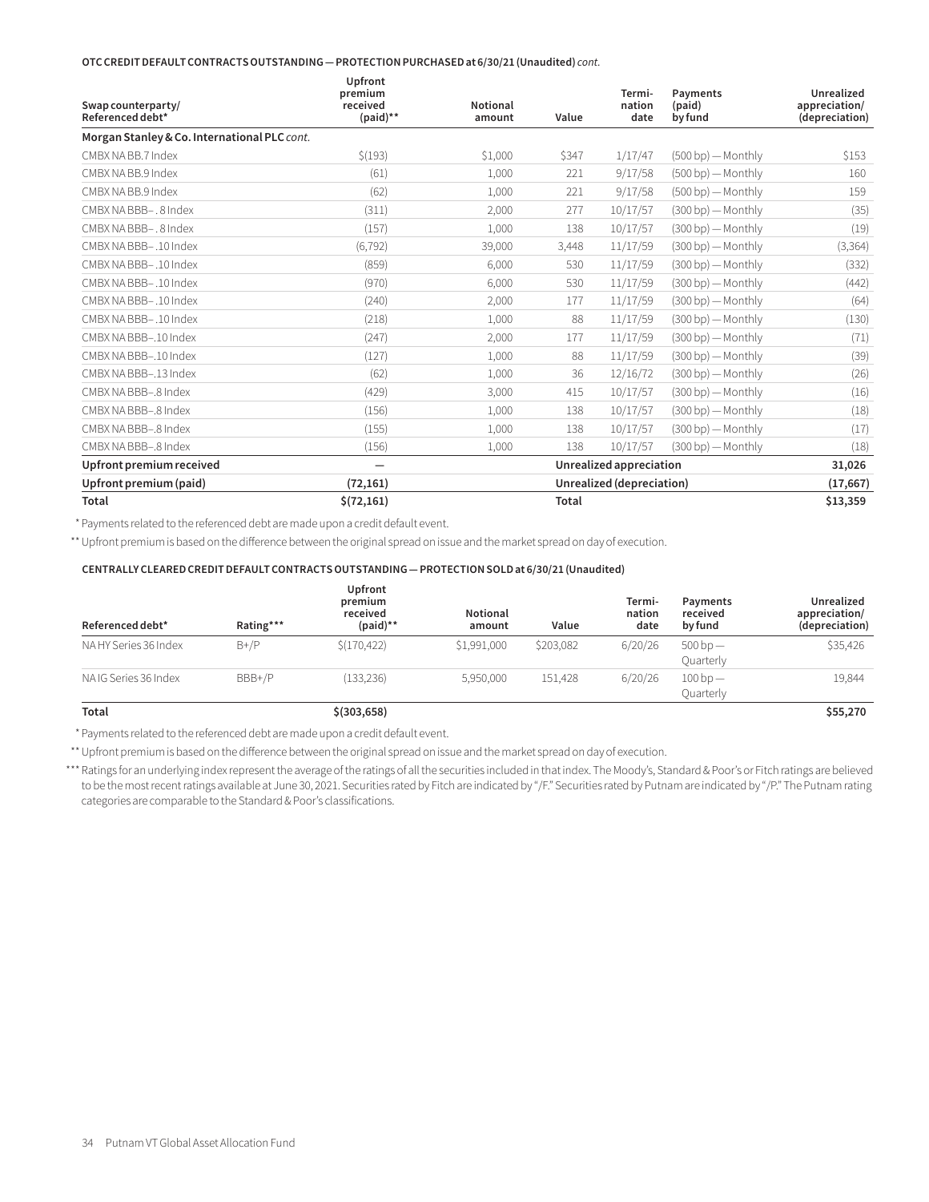**OTC CREDIT DEFAULT CONTRACTS OUTSTANDING — PROTECTION PURCHASED at 6/30/21 (Unaudited)** *cont.*

| Swap counterparty/ Referenced debt* | Upfront premium received (paid)** | Notional amount | Value | Termi-nation date | Payments (paid) by fund | Unrealized appreciation/ (depreciation) |
|---|---|---|---|---|---|---|
| **Morgan Stanley & Co. International PLC** *cont.* | | | | | | |
| CMBX NA BB.7 Index | $(193) | $1,000 | $347 | 1/17/47 | (500 bp) — Monthly | $153 |
| CMBX NA BB.9 Index | (61) | 1,000 | 221 | 9/17/58 | (500 bp) — Monthly | 160 |
| CMBX NA BB.9 Index | (62) | 1,000 | 221 | 9/17/58 | (500 bp) — Monthly | 159 |
| CMBX NA BBB– .8 Index | (311) | 2,000 | 277 | 10/17/57 | (300 bp) — Monthly | (35) |
| CMBX NA BBB– .8 Index | (157) | 1,000 | 138 | 10/17/57 | (300 bp) — Monthly | (19) |
| CMBX NA BBB– .10 Index | (6,792) | 39,000 | 3,448 | 11/17/59 | (300 bp) — Monthly | (3,364) |
| CMBX NA BBB– .10 Index | (859) | 6,000 | 530 | 11/17/59 | (300 bp) — Monthly | (332) |
| CMBX NA BBB– .10 Index | (970) | 6,000 | 530 | 11/17/59 | (300 bp) — Monthly | (442) |
| CMBX NA BBB– .10 Index | (240) | 2,000 | 177 | 11/17/59 | (300 bp) — Monthly | (64) |
| CMBX NA BBB– .10 Index | (218) | 1,000 | 88 | 11/17/59 | (300 bp) — Monthly | (130) |
| CMBX NA BBB–.10 Index | (247) | 2,000 | 177 | 11/17/59 | (300 bp) — Monthly | (71) |
| CMBX NA BBB–.10 Index | (127) | 1,000 | 88 | 11/17/59 | (300 bp) — Monthly | (39) |
| CMBX NA BBB–.13 Index | (62) | 1,000 | 36 | 12/16/72 | (300 bp) — Monthly | (26) |
| CMBX NA BBB–.8 Index | (429) | 3,000 | 415 | 10/17/57 | (300 bp) — Monthly | (16) |
| CMBX NA BBB–.8 Index | (156) | 1,000 | 138 | 10/17/57 | (300 bp) — Monthly | (18) |
| CMBX NA BBB–.8 Index | (155) | 1,000 | 138 | 10/17/57 | (300 bp) — Monthly | (17) |
| CMBX NA BBB–.8 Index | (156) | 1,000 | 138 | 10/17/57 | (300 bp) — Monthly | (18) |
| **Upfront premium received** | — | | **Unrealized appreciation** | | | **31,026** |
| **Upfront premium (paid)** | **(72,161)** | | **Unrealized (depreciation)** | | | **(17,667)** |
| **Total** | **$(72,161)** | | **Total** | | | **$13,359** |

\* Payments related to the referenced debt are made upon a credit default event.

** Upfront premium is based on the difference between the original spread on issue and the market spread on day of execution.

**CENTRALLY CLEARED CREDIT DEFAULT CONTRACTS OUTSTANDING — PROTECTION SOLD at 6/30/21 (Unaudited)**

| Referenced debt* | Rating*** | Upfront premium received (paid)** | Notional amount | Value | Termi-nation date | Payments received by fund | Unrealized appreciation/ (depreciation) |
|---|---|---|---|---|---|---|---|
| NA HY Series 36 Index | B+/P | $(170,422) | $1,991,000 | $203,082 | 6/20/26 | 500 bp — Quarterly | $35,426 |
| NA IG Series 36 Index | BBB+/P | (133,236) | 5,950,000 | 151,428 | 6/20/26 | 100 bp — Quarterly | 19,844 |
| **Total** | | **$(303,658)** | | | | | **$55,270** |

\* Payments related to the referenced debt are made upon a credit default event.

** Upfront premium is based on the difference between the original spread on issue and the market spread on day of execution.

*** Ratings for an underlying index represent the average of the ratings of all the securities included in that index. The Moody's, Standard & Poor's or Fitch ratings are believed to be the most recent ratings available at June 30, 2021. Securities rated by Fitch are indicated by "/F." Securities rated by Putnam are indicated by "/P." The Putnam rating categories are comparable to the Standard & Poor's classifications.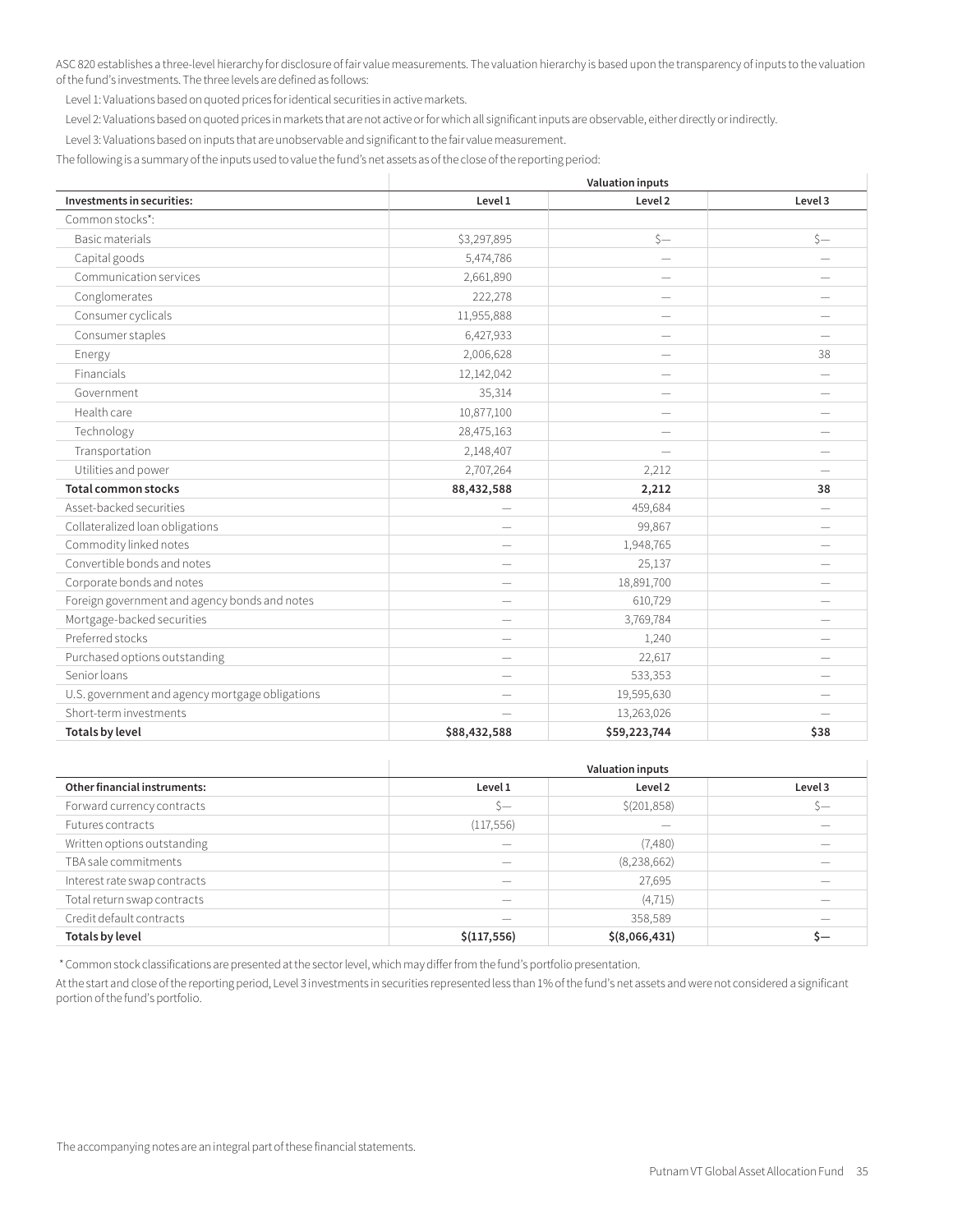ASC 820 establishes a three-level hierarchy for disclosure of fair value measurements. The valuation hierarchy is based upon the transparency of inputs to the valuation of the fund's investments. The three levels are defined as follows:

Level 1: Valuations based on quoted prices for identical securities in active markets.

Level 2: Valuations based on quoted prices in markets that are not active or for which all significant inputs are observable, either directly or indirectly.

Level 3: Valuations based on inputs that are unobservable and significant to the fair value measurement.

The following is a summary of the inputs used to value the fund's net assets as of the close of the reporting period:

| | Valuation inputs | | |
|---|---|---|---|
| **Investments in securities:** | **Level 1** | **Level 2** | **Level 3** |
| Common stocks*: | | | |
| Basic materials | $3,297,895 | $— | $— |
| Capital goods | 5,474,786 | — | — |
| Communication services | 2,661,890 | — | — |
| Conglomerates | 222,278 | — | — |
| Consumer cyclicals | 11,955,888 | — | — |
| Consumer staples | 6,427,933 | — | — |
| Energy | 2,006,628 | — | 38 |
| Financials | 12,142,042 | — | — |
| Government | 35,314 | — | — |
| Health care | 10,877,100 | — | — |
| Technology | 28,475,163 | — | — |
| Transportation | 2,148,407 | — | — |
| Utilities and power | 2,707,264 | 2,212 | — |
| **Total common stocks** | **88,432,588** | **2,212** | **38** |
| Asset-backed securities | — | 459,684 | — |
| Collateralized loan obligations | — | 99,867 | — |
| Commodity linked notes | — | 1,948,765 | — |
| Convertible bonds and notes | — | 25,137 | — |
| Corporate bonds and notes | — | 18,891,700 | — |
| Foreign government and agency bonds and notes | — | 610,729 | — |
| Mortgage-backed securities | — | 3,769,784 | — |
| Preferred stocks | — | 1,240 | — |
| Purchased options outstanding | — | 22,617 | — |
| Senior loans | — | 533,353 | — |
| U.S. government and agency mortgage obligations | — | 19,595,630 | — |
| Short-term investments | — | 13,263,026 | — |
| **Totals by level** | **$88,432,588** | **$59,223,744** | **$38** |

| | Valuation inputs | | |
|---|---|---|---|
| **Other financial instruments:** | **Level 1** | **Level 2** | **Level 3** |
| Forward currency contracts | $— | $(201,858) | $— |
| Futures contracts | (117,556) | — | — |
| Written options outstanding | — | (7,480) | — |
| TBA sale commitments | — | (8,238,662) | — |
| Interest rate swap contracts | — | 27,695 | — |
| Total return swap contracts | — | (4,715) | — |
| Credit default contracts | — | 358,589 | — |
| **Totals by level** | **$(117,556)** | **$(8,066,431)** | **$—** |

\* Common stock classifications are presented at the sector level, which may differ from the fund's portfolio presentation.

At the start and close of the reporting period, Level 3 investments in securities represented less than 1% of the fund's net assets and were not considered a significant portion of the fund's portfolio.

The accompanying notes are an integral part of these financial statements.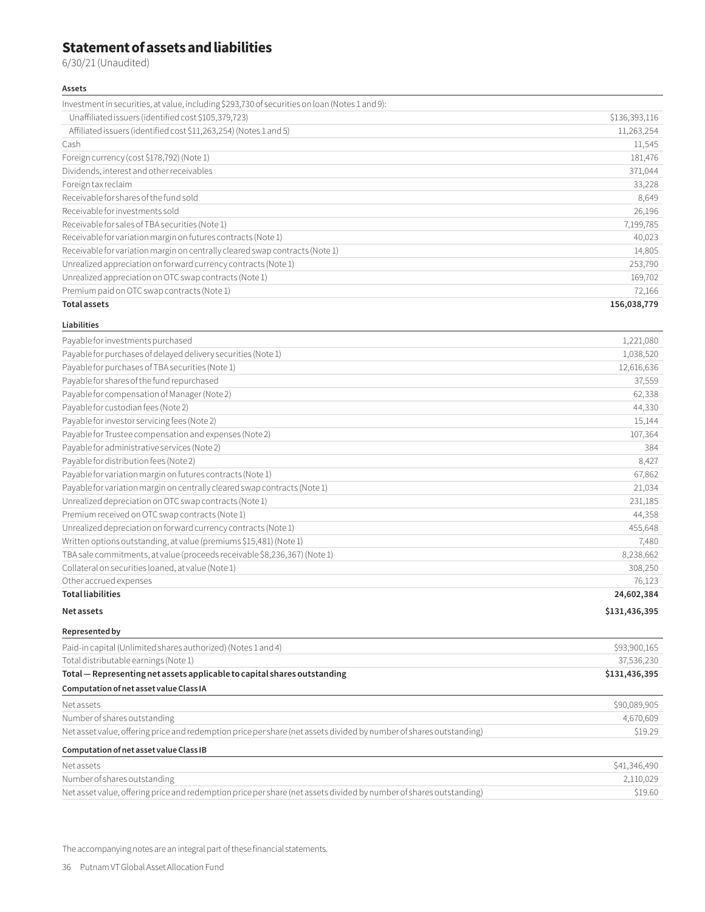# Statement of assets and liabilities

6/30/21 (Unaudited)

| **Assets** | |
|---|---|
| Investment in securities, at value, including $293,730 of securities on loan (Notes 1 and 9): | |
| Unaffiliated issuers (identified cost $105,379,723) | $136,393,116 |
| Affiliated issuers (identified cost $11,263,254) (Notes 1 and 5) | 11,263,254 |
| Cash | 11,545 |
| Foreign currency (cost $178,792) (Note 1) | 181,476 |
| Dividends, interest and other receivables | 371,044 |
| Foreign tax reclaim | 33,228 |
| Receivable for shares of the fund sold | 8,649 |
| Receivable for investments sold | 26,196 |
| Receivable for sales of TBA securities (Note 1) | 7,199,785 |
| Receivable for variation margin on futures contracts (Note 1) | 40,023 |
| Receivable for variation margin on centrally cleared swap contracts (Note 1) | 14,805 |
| Unrealized appreciation on forward currency contracts (Note 1) | 253,790 |
| Unrealized appreciation on OTC swap contracts (Note 1) | 169,702 |
| Premium paid on OTC swap contracts (Note 1) | 72,166 |
| **Total assets** | **156,038,779** |

| **Liabilities** | |
|---|---|
| Payable for investments purchased | 1,221,080 |
| Payable for purchases of delayed delivery securities (Note 1) | 1,038,520 |
| Payable for purchases of TBA securities (Note 1) | 12,616,636 |
| Payable for shares of the fund repurchased | 37,559 |
| Payable for compensation of Manager (Note 2) | 62,338 |
| Payable for custodian fees (Note 2) | 44,330 |
| Payable for investor servicing fees (Note 2) | 15,144 |
| Payable for Trustee compensation and expenses (Note 2) | 107,364 |
| Payable for administrative services (Note 2) | 384 |
| Payable for distribution fees (Note 2) | 8,427 |
| Payable for variation margin on futures contracts (Note 1) | 67,862 |
| Payable for variation margin on centrally cleared swap contracts (Note 1) | 21,034 |
| Unrealized depreciation on OTC swap contracts (Note 1) | 231,185 |
| Premium received on OTC swap contracts (Note 1) | 44,358 |
| Unrealized depreciation on forward currency contracts (Note 1) | 455,648 |
| Written options outstanding, at value (premiums $15,481) (Note 1) | 7,480 |
| TBA sale commitments, at value (proceeds receivable $8,236,367) (Note 1) | 8,238,662 |
| Collateral on securities loaned, at value (Note 1) | 308,250 |
| Other accrued expenses | 76,123 |
| **Total liabilities** | **24,602,384** |
| **Net assets** | **$131,436,395** |

| **Represented by** | |
|---|---|
| Paid-in capital (Unlimited shares authorized) (Notes 1 and 4) | $93,900,165 |
| Total distributable earnings (Note 1) | 37,536,230 |
| **Total — Representing net assets applicable to capital shares outstanding** | **$131,436,395** |

| **Computation of net asset value Class IA** | |
|---|---|
| Net assets | $90,089,905 |
| Number of shares outstanding | 4,670,609 |
| Net asset value, offering price and redemption price per share (net assets divided by number of shares outstanding) | $19.29 |

| **Computation of net asset value Class IB** | |
|---|---|
| Net assets | $41,346,490 |
| Number of shares outstanding | 2,110,029 |
| Net asset value, offering price and redemption price per share (net assets divided by number of shares outstanding) | $19.60 |

The accompanying notes are an integral part of these financial statements.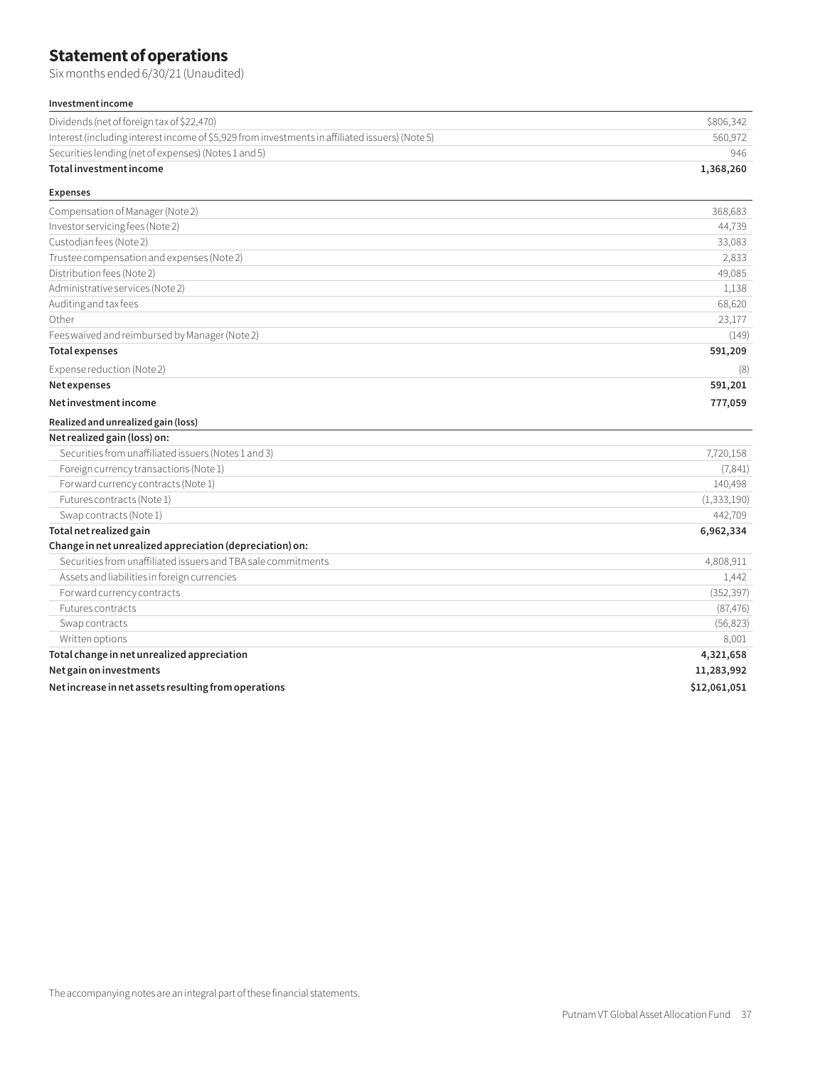# Statement of operations

Six months ended 6/30/21 (Unaudited)

| **Investment income** | |
|---|---|
| Dividends (net of foreign tax of $22,470) | $806,342 |
| Interest (including interest income of $5,929 from investments in affiliated issuers) (Note 5) | 560,972 |
| Securities lending (net of expenses) (Notes 1 and 5) | 946 |
| **Total investment income** | **1,368,260** |
| **Expenses** | |
| Compensation of Manager (Note 2) | 368,683 |
| Investor servicing fees (Note 2) | 44,739 |
| Custodian fees (Note 2) | 33,083 |
| Trustee compensation and expenses (Note 2) | 2,833 |
| Distribution fees (Note 2) | 49,085 |
| Administrative services (Note 2) | 1,138 |
| Auditing and tax fees | 68,620 |
| Other | 23,177 |
| Fees waived and reimbursed by Manager (Note 2) | (149) |
| **Total expenses** | **591,209** |
| Expense reduction (Note 2) | (8) |
| **Net expenses** | **591,201** |
| **Net investment income** | **777,059** |
| **Realized and unrealized gain (loss)** | |
| **Net realized gain (loss) on:** | |
| Securities from unaffiliated issuers (Notes 1 and 3) | 7,720,158 |
| Foreign currency transactions (Note 1) | (7,841) |
| Forward currency contracts (Note 1) | 140,498 |
| Futures contracts (Note 1) | (1,333,190) |
| Swap contracts (Note 1) | 442,709 |
| **Total net realized gain** | **6,962,334** |
| **Change in net unrealized appreciation (depreciation) on:** | |
| Securities from unaffiliated issuers and TBA sale commitments | 4,808,911 |
| Assets and liabilities in foreign currencies | 1,442 |
| Forward currency contracts | (352,397) |
| Futures contracts | (87,476) |
| Swap contracts | (56,823) |
| Written options | 8,001 |
| **Total change in net unrealized appreciation** | **4,321,658** |
| **Net gain on investments** | **11,283,992** |
| **Net increase in net assets resulting from operations** | **$12,061,051** |

The accompanying notes are an integral part of these financial statements.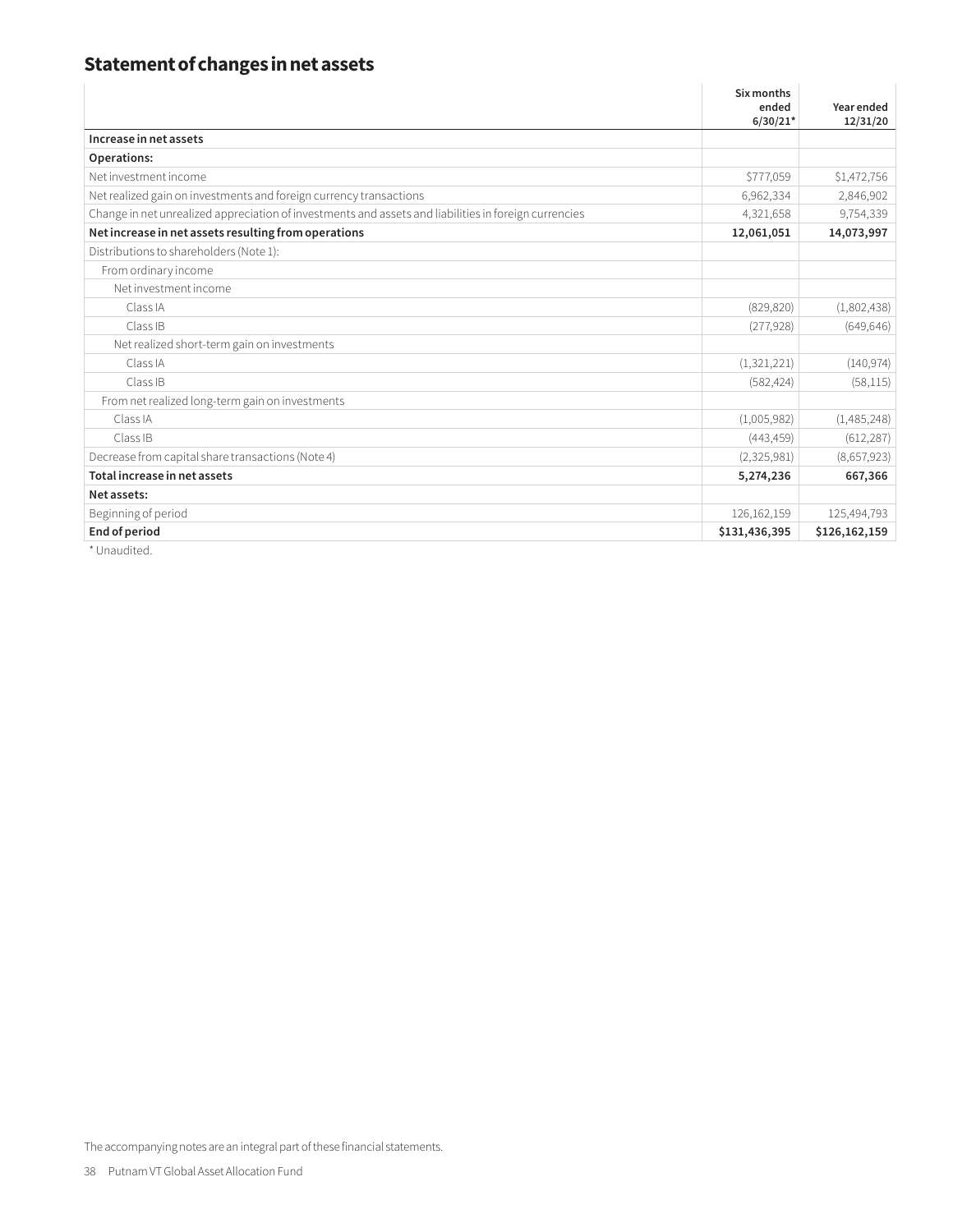# Statement of changes in net assets

| | Six months ended 6/30/21* | Year ended 12/31/20 |
|---|---|---|
| **Increase in net assets** | | |
| **Operations:** | | |
| Net investment income | $777,059 | $1,472,756 |
| Net realized gain on investments and foreign currency transactions | 6,962,334 | 2,846,902 |
| Change in net unrealized appreciation of investments and assets and liabilities in foreign currencies | 4,321,658 | 9,754,339 |
| **Net increase in net assets resulting from operations** | **12,061,051** | **14,073,997** |
| Distributions to shareholders (Note 1): | | |
| From ordinary income | | |
| Net investment income | | |
| Class IA | (829,820) | (1,802,438) |
| Class IB | (277,928) | (649,646) |
| Net realized short-term gain on investments | | |
| Class IA | (1,321,221) | (140,974) |
| Class IB | (582,424) | (58,115) |
| From net realized long-term gain on investments | | |
| Class IA | (1,005,982) | (1,485,248) |
| Class IB | (443,459) | (612,287) |
| Decrease from capital share transactions (Note 4) | (2,325,981) | (8,657,923) |
| **Total increase in net assets** | **5,274,236** | **667,366** |
| **Net assets:** | | |
| Beginning of period | 126,162,159 | 125,494,793 |
| **End of period** | **$131,436,395** | **$126,162,159** |

\* Unaudited.

The accompanying notes are an integral part of these financial statements.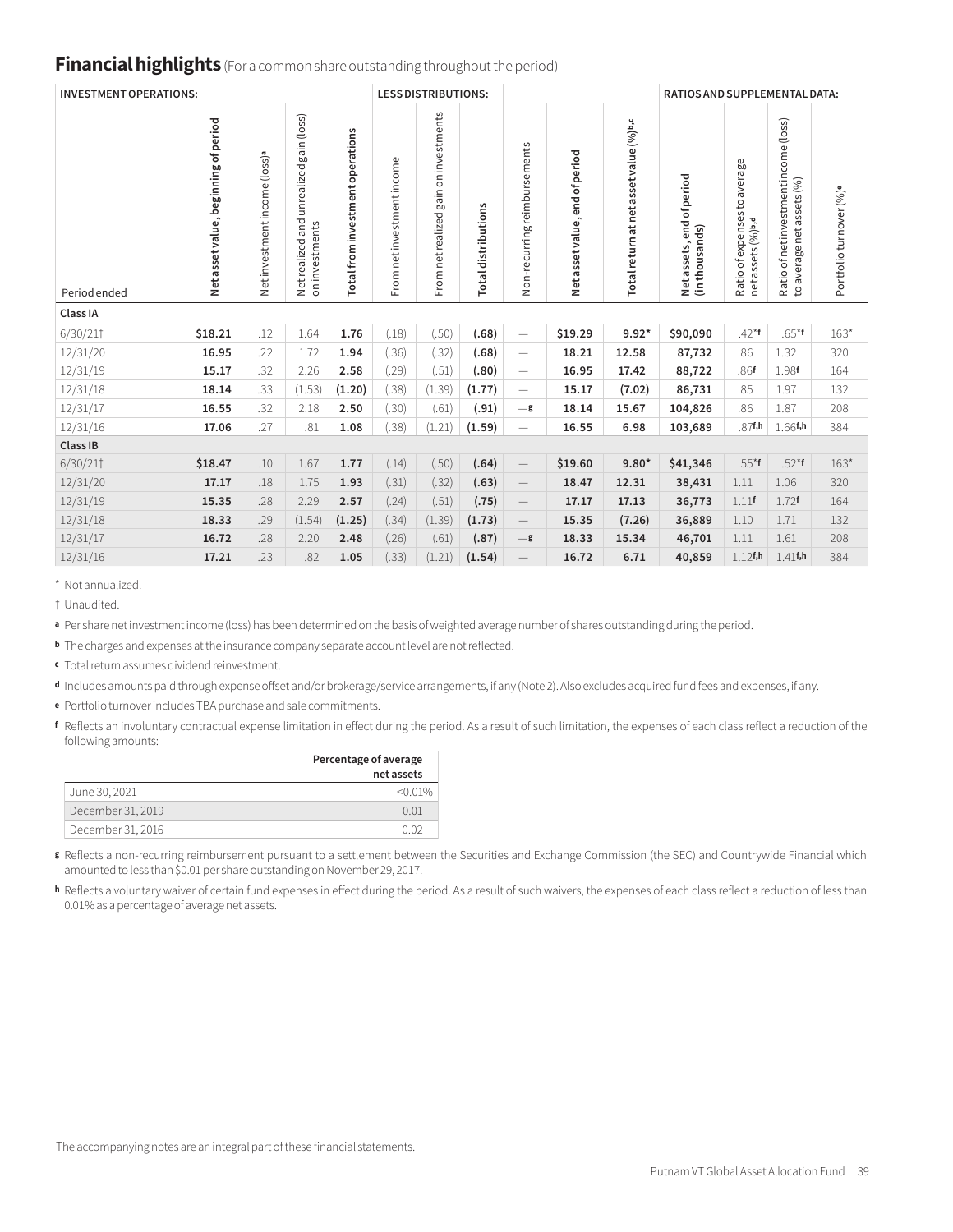## Financial highlights (For a common share outstanding throughout the period)

| INVESTMENT OPERATIONS: | | | | | LESS DISTRIBUTIONS: | | | | | | RATIOS AND SUPPLEMENTAL DATA: | | | |
|---|---|---|---|---|---|---|---|---|---|---|---|---|---|---|
| Period ended | Net asset value, beginning of period | Net investment income (loss)[a] | Net realized and unrealized gain (loss) on investments | Total from investment operations | From net investment income | From net realized gain on investments | Total distributions | Non-recurring reimbursements | Net asset value, end of period | Total return at net asset value (%)[b,c] | Net assets, end of period (in thousands) | Ratio of expenses to average net assets (%)[b,d] | Ratio of net investment income (loss) to average net assets (%) | Portfolio turnover (%)[e] |
| **Class IA** | | | | | | | | | | | | | | |
| 6/30/21† | **$18.21** | .12 | 1.64 | **1.76** | (.18) | (.50) | **(.68)** | — | **$19.29** | **9.92*** | **$90,090** | .42*[f] | .65*[f] | 163* |
| 12/31/20 | **16.95** | .22 | 1.72 | **1.94** | (.36) | (.32) | **(.68)** | — | **18.21** | **12.58** | **87,732** | .86 | 1.32 | 320 |
| 12/31/19 | **15.17** | .32 | 2.26 | **2.58** | (.29) | (.51) | **(.80)** | — | **16.95** | **17.42** | **88,722** | .86[f] | 1.98[f] | 164 |
| 12/31/18 | **18.14** | .33 | (1.53) | **(1.20)** | (.38) | (1.39) | **(1.77)** | — | **15.17** | **(7.02)** | **86,731** | .85 | 1.97 | 132 |
| 12/31/17 | **16.55** | .32 | 2.18 | **2.50** | (.30) | (.61) | **(.91)** | —[g] | **18.14** | **15.67** | **104,826** | .86 | 1.87 | 208 |
| 12/31/16 | **17.06** | .27 | .81 | **1.08** | (.38) | (1.21) | **(1.59)** | — | **16.55** | **6.98** | **103,689** | .87[f,h] | 1.66[f,h] | 384 |
| **Class IB** | | | | | | | | | | | | | | |
| 6/30/21† | **$18.47** | .10 | 1.67 | **1.77** | (.14) | (.50) | **(.64)** | — | **$19.60** | **9.80*** | **$41,346** | .55*[f] | .52*[f] | 163* |
| 12/31/20 | **17.17** | .18 | 1.75 | **1.93** | (.31) | (.32) | **(.63)** | — | **18.47** | **12.31** | **38,431** | 1.11 | 1.06 | 320 |
| 12/31/19 | **15.35** | .28 | 2.29 | **2.57** | (.24) | (.51) | **(.75)** | — | **17.17** | **17.13** | **36,773** | 1.11[f] | 1.72[f] | 164 |
| 12/31/18 | **18.33** | .29 | (1.54) | **(1.25)** | (.34) | (1.39) | **(1.73)** | — | **15.35** | **(7.26)** | **36,889** | 1.10 | 1.71 | 132 |
| 12/31/17 | **16.72** | .28 | 2.20 | **2.48** | (.26) | (.61) | **(.87)** | —[g] | **18.33** | **15.34** | **46,701** | 1.11 | 1.61 | 208 |
| 12/31/16 | **17.21** | .23 | .82 | **1.05** | (.33) | (1.21) | **(1.54)** | — | **16.72** | **6.71** | **40,859** | 1.12[f,h] | 1.41[f,h] | 384 |

\* Not annualized.

† Unaudited.

**a** Per share net investment income (loss) has been determined on the basis of weighted average number of shares outstanding during the period.

**b** The charges and expenses at the insurance company separate account level are not reflected.

**c** Total return assumes dividend reinvestment.

**d** Includes amounts paid through expense offset and/or brokerage/service arrangements, if any (Note 2). Also excludes acquired fund fees and expenses, if any.

**e** Portfolio turnover includes TBA purchase and sale commitments.

**f** Reflects an involuntary contractual expense limitation in effect during the period. As a result of such limitation, the expenses of each class reflect a reduction of the following amounts:

| | Percentage of average net assets |
|---|---|
| June 30, 2021 | <0.01% |
| December 31, 2019 | 0.01 |
| December 31, 2016 | 0.02 |

**g** Reflects a non-recurring reimbursement pursuant to a settlement between the Securities and Exchange Commission (the SEC) and Countrywide Financial which amounted to less than $0.01 per share outstanding on November 29, 2017.

**h** Reflects a voluntary waiver of certain fund expenses in effect during the period. As a result of such waivers, the expenses of each class reflect a reduction of less than 0.01% as a percentage of average net assets.

The accompanying notes are an integral part of these financial statements.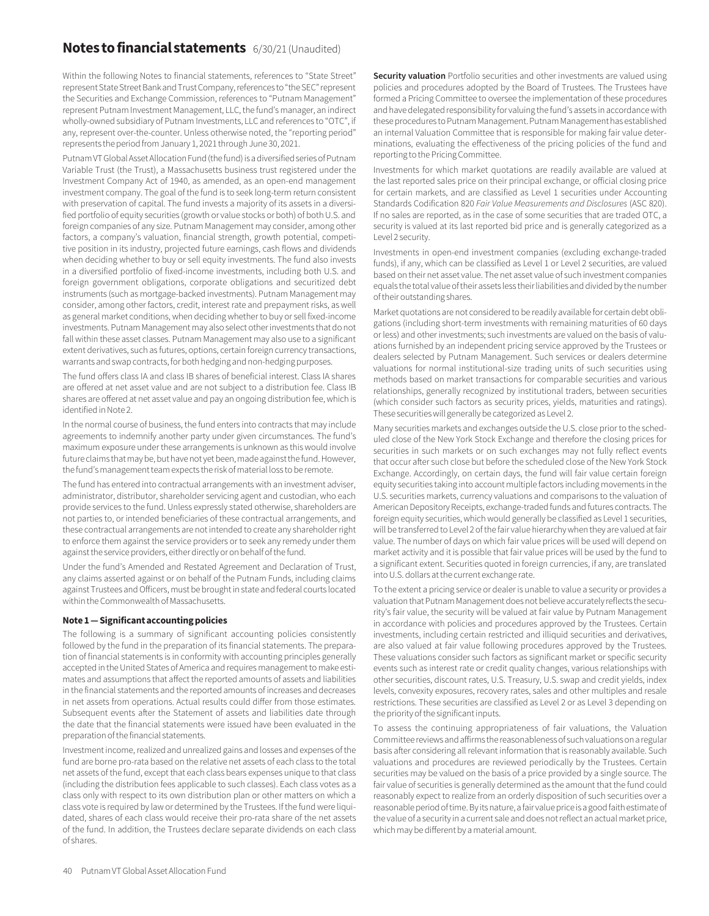# Notes to financial statements 6/30/21 (Unaudited)

Within the following Notes to financial statements, references to "State Street" represent State Street Bank and Trust Company, references to "the SEC" represent the Securities and Exchange Commission, references to "Putnam Management" represent Putnam Investment Management, LLC, the fund's manager, an indirect wholly-owned subsidiary of Putnam Investments, LLC and references to "OTC", if any, represent over-the-counter. Unless otherwise noted, the "reporting period" represents the period from January 1, 2021 through June 30, 2021.

Putnam VT Global Asset Allocation Fund (the fund) is a diversified series of Putnam Variable Trust (the Trust), a Massachusetts business trust registered under the Investment Company Act of 1940, as amended, as an open-end management investment company. The goal of the fund is to seek long-term return consistent with preservation of capital. The fund invests a majority of its assets in a diversified portfolio of equity securities (growth or value stocks or both) of both U.S. and foreign companies of any size. Putnam Management may consider, among other factors, a company's valuation, financial strength, growth potential, competitive position in its industry, projected future earnings, cash flows and dividends when deciding whether to buy or sell equity investments. The fund also invests in a diversified portfolio of fixed-income investments, including both U.S. and foreign government obligations, corporate obligations and securitized debt instruments (such as mortgage-backed investments). Putnam Management may consider, among other factors, credit, interest rate and prepayment risks, as well as general market conditions, when deciding whether to buy or sell fixed-income investments. Putnam Management may also select other investments that do not fall within these asset classes. Putnam Management may also use to a significant extent derivatives, such as futures, options, certain foreign currency transactions, warrants and swap contracts, for both hedging and non-hedging purposes.

The fund offers class IA and class IB shares of beneficial interest. Class IA shares are offered at net asset value and are not subject to a distribution fee. Class IB shares are offered at net asset value and pay an ongoing distribution fee, which is identified in Note 2.

In the normal course of business, the fund enters into contracts that may include agreements to indemnify another party under given circumstances. The fund's maximum exposure under these arrangements is unknown as this would involve future claims that may be, but have not yet been, made against the fund. However, the fund's management team expects the risk of material loss to be remote.

The fund has entered into contractual arrangements with an investment adviser, administrator, distributor, shareholder servicing agent and custodian, who each provide services to the fund. Unless expressly stated otherwise, shareholders are not parties to, or intended beneficiaries of these contractual arrangements, and these contractual arrangements are not intended to create any shareholder right to enforce them against the service providers or to seek any remedy under them against the service providers, either directly or on behalf of the fund.

Under the fund's Amended and Restated Agreement and Declaration of Trust, any claims asserted against or on behalf of the Putnam Funds, including claims against Trustees and Officers, must be brought in state and federal courts located within the Commonwealth of Massachusetts.

### Note 1 — Significant accounting policies

The following is a summary of significant accounting policies consistently followed by the fund in the preparation of its financial statements. The preparation of financial statements is in conformity with accounting principles generally accepted in the United States of America and requires management to make estimates and assumptions that affect the reported amounts of assets and liabilities in the financial statements and the reported amounts of increases and decreases in net assets from operations. Actual results could differ from those estimates. Subsequent events after the Statement of assets and liabilities date through the date that the financial statements were issued have been evaluated in the preparation of the financial statements.

Investment income, realized and unrealized gains and losses and expenses of the fund are borne pro-rata based on the relative net assets of each class to the total net assets of the fund, except that each class bears expenses unique to that class (including the distribution fees applicable to such classes). Each class votes as a class only with respect to its own distribution plan or other matters on which a class vote is required by law or determined by the Trustees. If the fund were liquidated, shares of each class would receive their pro-rata share of the net assets of the fund. In addition, the Trustees declare separate dividends on each class of shares.

**Security valuation** Portfolio securities and other investments are valued using policies and procedures adopted by the Board of Trustees. The Trustees have formed a Pricing Committee to oversee the implementation of these procedures and have delegated responsibility for valuing the fund's assets in accordance with these procedures to Putnam Management. Putnam Management has established an internal Valuation Committee that is responsible for making fair value determinations, evaluating the effectiveness of the pricing policies of the fund and reporting to the Pricing Committee.

Investments for which market quotations are readily available are valued at the last reported sales price on their principal exchange, or official closing price for certain markets, and are classified as Level 1 securities under Accounting Standards Codification 820 *Fair Value Measurements and Disclosures* (ASC 820). If no sales are reported, as in the case of some securities that are traded OTC, a security is valued at its last reported bid price and is generally categorized as a Level 2 security.

Investments in open-end investment companies (excluding exchange-traded funds), if any, which can be classified as Level 1 or Level 2 securities, are valued based on their net asset value. The net asset value of such investment companies equals the total value of their assets less their liabilities and divided by the number of their outstanding shares.

Market quotations are not considered to be readily available for certain debt obligations (including short-term investments with remaining maturities of 60 days or less) and other investments; such investments are valued on the basis of valuations furnished by an independent pricing service approved by the Trustees or dealers selected by Putnam Management. Such services or dealers determine valuations for normal institutional-size trading units of such securities using methods based on market transactions for comparable securities and various relationships, generally recognized by institutional traders, between securities (which consider such factors as security prices, yields, maturities and ratings). These securities will generally be categorized as Level 2.

Many securities markets and exchanges outside the U.S. close prior to the scheduled close of the New York Stock Exchange and therefore the closing prices for securities in such markets or on such exchanges may not fully reflect events that occur after such close but before the scheduled close of the New York Stock Exchange. Accordingly, on certain days, the fund will fair value certain foreign equity securities taking into account multiple factors including movements in the U.S. securities markets, currency valuations and comparisons to the valuation of American Depository Receipts, exchange-traded funds and futures contracts. The foreign equity securities, which would generally be classified as Level 1 securities, will be transferred to Level 2 of the fair value hierarchy when they are valued at fair value. The number of days on which fair value prices will be used will depend on market activity and it is possible that fair value prices will be used by the fund to a significant extent. Securities quoted in foreign currencies, if any, are translated into U.S. dollars at the current exchange rate.

To the extent a pricing service or dealer is unable to value a security or provides a valuation that Putnam Management does not believe accurately reflects the security's fair value, the security will be valued at fair value by Putnam Management in accordance with policies and procedures approved by the Trustees. Certain investments, including certain restricted and illiquid securities and derivatives, are also valued at fair value following procedures approved by the Trustees. These valuations consider such factors as significant market or specific security events such as interest rate or credit quality changes, various relationships with other securities, discount rates, U.S. Treasury, U.S. swap and credit yields, index levels, convexity exposures, recovery rates, sales and other multiples and resale restrictions. These securities are classified as Level 2 or as Level 3 depending on the priority of the significant inputs.

To assess the continuing appropriateness of fair valuations, the Valuation Committee reviews and affirms the reasonableness of such valuations on a regular basis after considering all relevant information that is reasonably available. Such valuations and procedures are reviewed periodically by the Trustees. Certain securities may be valued on the basis of a price provided by a single source. The fair value of securities is generally determined as the amount that the fund could reasonably expect to realize from an orderly disposition of such securities over a reasonable period of time. By its nature, a fair value price is a good faith estimate of the value of a security in a current sale and does not reflect an actual market price, which may be different by a material amount.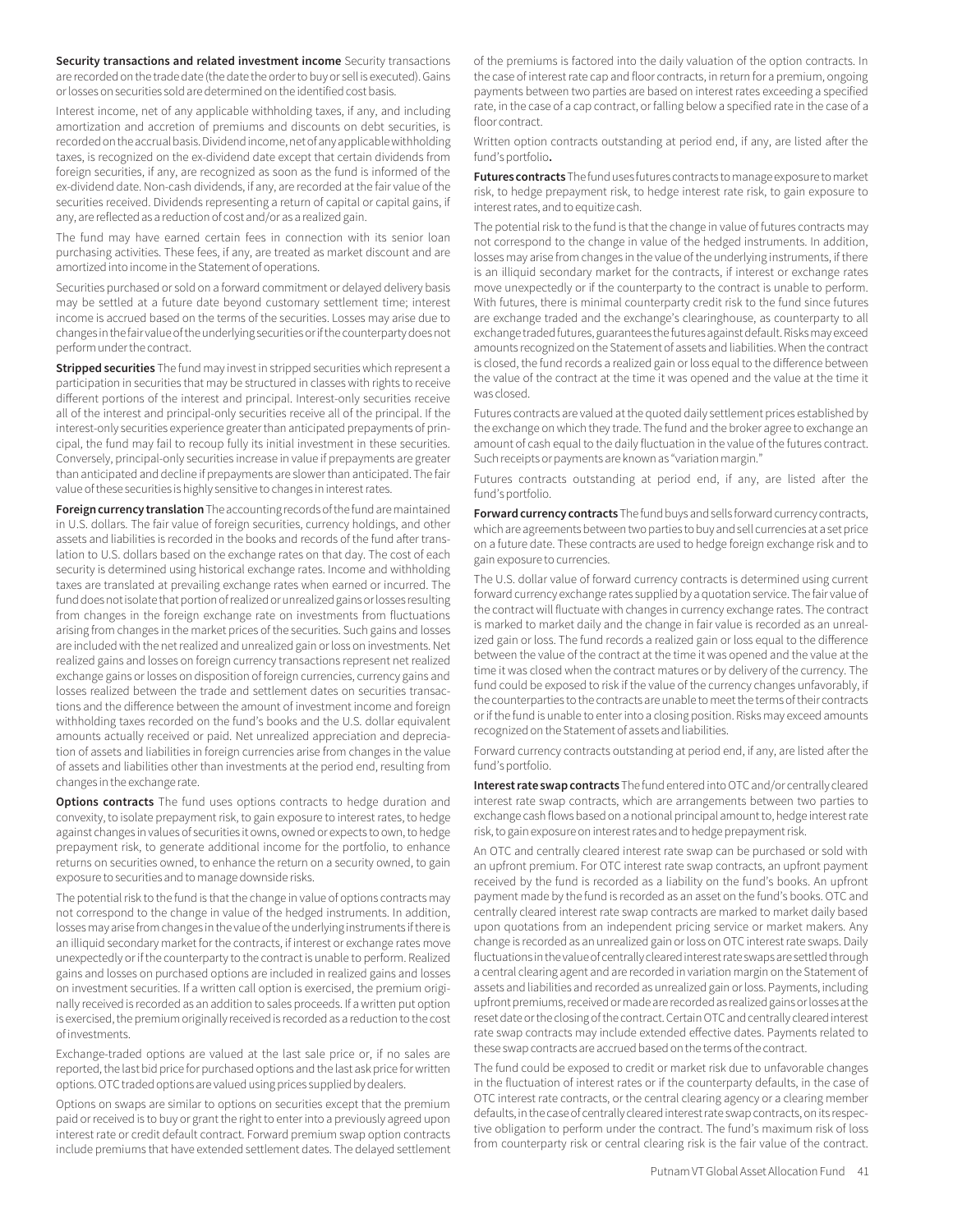**Security transactions and related investment income** Security transactions are recorded on the trade date (the date the order to buy or sell is executed). Gains or losses on securities sold are determined on the identified cost basis.

Interest income, net of any applicable withholding taxes, if any, and including amortization and accretion of premiums and discounts on debt securities, is recorded on the accrual basis. Dividend income, net of any applicable withholding taxes, is recognized on the ex-dividend date except that certain dividends from foreign securities, if any, are recognized as soon as the fund is informed of the ex-dividend date. Non-cash dividends, if any, are recorded at the fair value of the securities received. Dividends representing a return of capital or capital gains, if any, are reflected as a reduction of cost and/or as a realized gain.

The fund may have earned certain fees in connection with its senior loan purchasing activities. These fees, if any, are treated as market discount and are amortized into income in the Statement of operations.

Securities purchased or sold on a forward commitment or delayed delivery basis may be settled at a future date beyond customary settlement time; interest income is accrued based on the terms of the securities. Losses may arise due to changes in the fair value of the underlying securities or if the counterparty does not perform under the contract.

**Stripped securities** The fund may invest in stripped securities which represent a participation in securities that may be structured in classes with rights to receive different portions of the interest and principal. Interest-only securities receive all of the interest and principal-only securities receive all of the principal. If the interest-only securities experience greater than anticipated prepayments of principal, the fund may fail to recoup fully its initial investment in these securities. Conversely, principal-only securities increase in value if prepayments are greater than anticipated and decline if prepayments are slower than anticipated. The fair value of these securities is highly sensitive to changes in interest rates.

**Foreign currency translation** The accounting records of the fund are maintained in U.S. dollars. The fair value of foreign securities, currency holdings, and other assets and liabilities is recorded in the books and records of the fund after translation to U.S. dollars based on the exchange rates on that day. The cost of each security is determined using historical exchange rates. Income and withholding taxes are translated at prevailing exchange rates when earned or incurred. The fund does not isolate that portion of realized or unrealized gains or losses resulting from changes in the foreign exchange rate on investments from fluctuations arising from changes in the market prices of the securities. Such gains and losses are included with the net realized and unrealized gain or loss on investments. Net realized gains and losses on foreign currency transactions represent net realized exchange gains or losses on disposition of foreign currencies, currency gains and losses realized between the trade and settlement dates on securities transactions and the difference between the amount of investment income and foreign withholding taxes recorded on the fund's books and the U.S. dollar equivalent amounts actually received or paid. Net unrealized appreciation and depreciation of assets and liabilities in foreign currencies arise from changes in the value of assets and liabilities other than investments at the period end, resulting from changes in the exchange rate.

**Options contracts** The fund uses options contracts to hedge duration and convexity, to isolate prepayment risk, to gain exposure to interest rates, to hedge against changes in values of securities it owns, owned or expects to own, to hedge prepayment risk, to generate additional income for the portfolio, to enhance returns on securities owned, to enhance the return on a security owned, to gain exposure to securities and to manage downside risks.

The potential risk to the fund is that the change in value of options contracts may not correspond to the change in value of the hedged instruments. In addition, losses may arise from changes in the value of the underlying instruments if there is an illiquid secondary market for the contracts, if interest or exchange rates move unexpectedly or if the counterparty to the contract is unable to perform. Realized gains and losses on purchased options are included in realized gains and losses on investment securities. If a written call option is exercised, the premium originally received is recorded as an addition to sales proceeds. If a written put option is exercised, the premium originally received is recorded as a reduction to the cost of investments.

Exchange-traded options are valued at the last sale price or, if no sales are reported, the last bid price for purchased options and the last ask price for written options. OTC traded options are valued using prices supplied by dealers.

Options on swaps are similar to options on securities except that the premium paid or received is to buy or grant the right to enter into a previously agreed upon interest rate or credit default contract. Forward premium swap option contracts include premiums that have extended settlement dates. The delayed settlement of the premiums is factored into the daily valuation of the option contracts. In the case of interest rate cap and floor contracts, in return for a premium, ongoing payments between two parties are based on interest rates exceeding a specified rate, in the case of a cap contract, or falling below a specified rate in the case of a floor contract.

Written option contracts outstanding at period end, if any, are listed after the fund's portfolio**.**

**Futures contracts** The fund uses futures contracts to manage exposure to market risk, to hedge prepayment risk, to hedge interest rate risk, to gain exposure to interest rates, and to equitize cash.

The potential risk to the fund is that the change in value of futures contracts may not correspond to the change in value of the hedged instruments. In addition, losses may arise from changes in the value of the underlying instruments, if there is an illiquid secondary market for the contracts, if interest or exchange rates move unexpectedly or if the counterparty to the contract is unable to perform. With futures, there is minimal counterparty credit risk to the fund since futures are exchange traded and the exchange's clearinghouse, as counterparty to all exchange traded futures, guarantees the futures against default. Risks may exceed amounts recognized on the Statement of assets and liabilities. When the contract is closed, the fund records a realized gain or loss equal to the difference between the value of the contract at the time it was opened and the value at the time it was closed.

Futures contracts are valued at the quoted daily settlement prices established by the exchange on which they trade. The fund and the broker agree to exchange an amount of cash equal to the daily fluctuation in the value of the futures contract. Such receipts or payments are known as "variation margin."

Futures contracts outstanding at period end, if any, are listed after the fund's portfolio.

**Forward currency contracts** The fund buys and sells forward currency contracts, which are agreements between two parties to buy and sell currencies at a set price on a future date. These contracts are used to hedge foreign exchange risk and to gain exposure to currencies.

The U.S. dollar value of forward currency contracts is determined using current forward currency exchange rates supplied by a quotation service. The fair value of the contract will fluctuate with changes in currency exchange rates. The contract is marked to market daily and the change in fair value is recorded as an unrealized gain or loss. The fund records a realized gain or loss equal to the difference between the value of the contract at the time it was opened and the value at the time it was closed when the contract matures or by delivery of the currency. The fund could be exposed to risk if the value of the currency changes unfavorably, if the counterparties to the contracts are unable to meet the terms of their contracts or if the fund is unable to enter into a closing position. Risks may exceed amounts recognized on the Statement of assets and liabilities.

Forward currency contracts outstanding at period end, if any, are listed after the fund's portfolio.

**Interest rate swap contracts** The fund entered into OTC and/or centrally cleared interest rate swap contracts, which are arrangements between two parties to exchange cash flows based on a notional principal amount to, hedge interest rate risk, to gain exposure on interest rates and to hedge prepayment risk.

An OTC and centrally cleared interest rate swap can be purchased or sold with an upfront premium. For OTC interest rate swap contracts, an upfront payment received by the fund is recorded as a liability on the fund's books. An upfront payment made by the fund is recorded as an asset on the fund's books. OTC and centrally cleared interest rate swap contracts are marked to market daily based upon quotations from an independent pricing service or market makers. Any change is recorded as an unrealized gain or loss on OTC interest rate swaps. Daily fluctuations in the value of centrally cleared interest rate swaps are settled through a central clearing agent and are recorded in variation margin on the Statement of assets and liabilities and recorded as unrealized gain or loss. Payments, including upfront premiums, received or made are recorded as realized gains or losses at the reset date or the closing of the contract. Certain OTC and centrally cleared interest rate swap contracts may include extended effective dates. Payments related to these swap contracts are accrued based on the terms of the contract.

The fund could be exposed to credit or market risk due to unfavorable changes in the fluctuation of interest rates or if the counterparty defaults, in the case of OTC interest rate contracts, or the central clearing agency or a clearing member defaults, in the case of centrally cleared interest rate swap contracts, on its respective obligation to perform under the contract. The fund's maximum risk of loss from counterparty risk or central clearing risk is the fair value of the contract.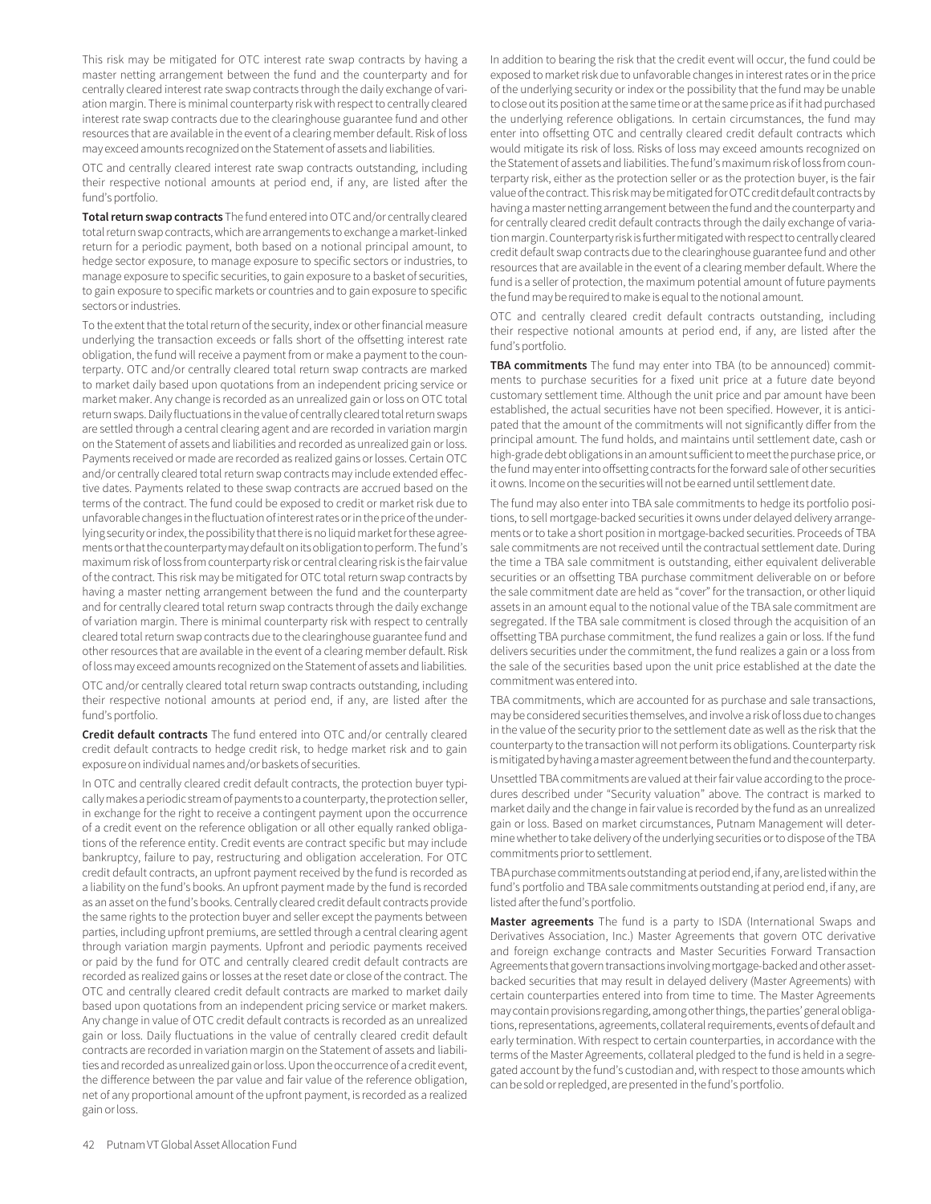This risk may be mitigated for OTC interest rate swap contracts by having a master netting arrangement between the fund and the counterparty and for centrally cleared interest rate swap contracts through the daily exchange of variation margin. There is minimal counterparty risk with respect to centrally cleared interest rate swap contracts due to the clearinghouse guarantee fund and other resources that are available in the event of a clearing member default. Risk of loss may exceed amounts recognized on the Statement of assets and liabilities.

OTC and centrally cleared interest rate swap contracts outstanding, including their respective notional amounts at period end, if any, are listed after the fund's portfolio.

**Total return swap contracts** The fund entered into OTC and/or centrally cleared total return swap contracts, which are arrangements to exchange a market-linked return for a periodic payment, both based on a notional principal amount, to hedge sector exposure, to manage exposure to specific sectors or industries, to manage exposure to specific securities, to gain exposure to a basket of securities, to gain exposure to specific markets or countries and to gain exposure to specific sectors or industries.

To the extent that the total return of the security, index or other financial measure underlying the transaction exceeds or falls short of the offsetting interest rate obligation, the fund will receive a payment from or make a payment to the counterparty. OTC and/or centrally cleared total return swap contracts are marked to market daily based upon quotations from an independent pricing service or market maker. Any change is recorded as an unrealized gain or loss on OTC total return swaps. Daily fluctuations in the value of centrally cleared total return swaps are settled through a central clearing agent and are recorded in variation margin on the Statement of assets and liabilities and recorded as unrealized gain or loss. Payments received or made are recorded as realized gains or losses. Certain OTC and/or centrally cleared total return swap contracts may include extended effective dates. Payments related to these swap contracts are accrued based on the terms of the contract. The fund could be exposed to credit or market risk due to unfavorable changes in the fluctuation of interest rates or in the price of the underlying security or index, the possibility that there is no liquid market for these agreements or that the counterparty may default on its obligation to perform. The fund's maximum risk of loss from counterparty risk or central clearing risk is the fair value of the contract. This risk may be mitigated for OTC total return swap contracts by having a master netting arrangement between the fund and the counterparty and for centrally cleared total return swap contracts through the daily exchange of variation margin. There is minimal counterparty risk with respect to centrally cleared total return swap contracts due to the clearinghouse guarantee fund and other resources that are available in the event of a clearing member default. Risk of loss may exceed amounts recognized on the Statement of assets and liabilities.

OTC and/or centrally cleared total return swap contracts outstanding, including their respective notional amounts at period end, if any, are listed after the fund's portfolio.

**Credit default contracts** The fund entered into OTC and/or centrally cleared credit default contracts to hedge credit risk, to hedge market risk and to gain exposure on individual names and/or baskets of securities.

In OTC and centrally cleared credit default contracts, the protection buyer typically makes a periodic stream of payments to a counterparty, the protection seller, in exchange for the right to receive a contingent payment upon the occurrence of a credit event on the reference obligation or all other equally ranked obligations of the reference entity. Credit events are contract specific but may include bankruptcy, failure to pay, restructuring and obligation acceleration. For OTC credit default contracts, an upfront payment received by the fund is recorded as a liability on the fund's books. An upfront payment made by the fund is recorded as an asset on the fund's books. Centrally cleared credit default contracts provide the same rights to the protection buyer and seller except the payments between parties, including upfront premiums, are settled through a central clearing agent through variation margin payments. Upfront and periodic payments received or paid by the fund for OTC and centrally cleared credit default contracts are recorded as realized gains or losses at the reset date or close of the contract. The OTC and centrally cleared credit default contracts are marked to market daily based upon quotations from an independent pricing service or market makers. Any change in value of OTC credit default contracts is recorded as an unrealized gain or loss. Daily fluctuations in the value of centrally cleared credit default contracts are recorded in variation margin on the Statement of assets and liabilities and recorded as unrealized gain or loss. Upon the occurrence of a credit event, the difference between the par value and fair value of the reference obligation, net of any proportional amount of the upfront payment, is recorded as a realized gain or loss.

In addition to bearing the risk that the credit event will occur, the fund could be exposed to market risk due to unfavorable changes in interest rates or in the price of the underlying security or index or the possibility that the fund may be unable to close out its position at the same time or at the same price as if it had purchased the underlying reference obligations. In certain circumstances, the fund may enter into offsetting OTC and centrally cleared credit default contracts which would mitigate its risk of loss. Risks of loss may exceed amounts recognized on the Statement of assets and liabilities. The fund's maximum risk of loss from counterparty risk, either as the protection seller or as the protection buyer, is the fair value of the contract. This risk may be mitigated for OTC credit default contracts by having a master netting arrangement between the fund and the counterparty and for centrally cleared credit default contracts through the daily exchange of variation margin. Counterparty risk is further mitigated with respect to centrally cleared credit default swap contracts due to the clearinghouse guarantee fund and other resources that are available in the event of a clearing member default. Where the fund is a seller of protection, the maximum potential amount of future payments the fund may be required to make is equal to the notional amount.

OTC and centrally cleared credit default contracts outstanding, including their respective notional amounts at period end, if any, are listed after the fund's portfolio.

**TBA commitments** The fund may enter into TBA (to be announced) commitments to purchase securities for a fixed unit price at a future date beyond customary settlement time. Although the unit price and par amount have been established, the actual securities have not been specified. However, it is anticipated that the amount of the commitments will not significantly differ from the principal amount. The fund holds, and maintains until settlement date, cash or high-grade debt obligations in an amount sufficient to meet the purchase price, or the fund may enter into offsetting contracts for the forward sale of other securities it owns. Income on the securities will not be earned until settlement date.

The fund may also enter into TBA sale commitments to hedge its portfolio positions, to sell mortgage-backed securities it owns under delayed delivery arrangements or to take a short position in mortgage-backed securities. Proceeds of TBA sale commitments are not received until the contractual settlement date. During the time a TBA sale commitment is outstanding, either equivalent deliverable securities or an offsetting TBA purchase commitment deliverable on or before the sale commitment date are held as "cover" for the transaction, or other liquid assets in an amount equal to the notional value of the TBA sale commitment are segregated. If the TBA sale commitment is closed through the acquisition of an offsetting TBA purchase commitment, the fund realizes a gain or loss. If the fund delivers securities under the commitment, the fund realizes a gain or a loss from the sale of the securities based upon the unit price established at the date the commitment was entered into.

TBA commitments, which are accounted for as purchase and sale transactions, may be considered securities themselves, and involve a risk of loss due to changes in the value of the security prior to the settlement date as well as the risk that the counterparty to the transaction will not perform its obligations. Counterparty risk is mitigated by having a master agreement between the fund and the counterparty.

Unsettled TBA commitments are valued at their fair value according to the procedures described under "Security valuation" above. The contract is marked to market daily and the change in fair value is recorded by the fund as an unrealized gain or loss. Based on market circumstances, Putnam Management will determine whether to take delivery of the underlying securities or to dispose of the TBA commitments prior to settlement.

TBA purchase commitments outstanding at period end, if any, are listed within the fund's portfolio and TBA sale commitments outstanding at period end, if any, are listed after the fund's portfolio.

**Master agreements** The fund is a party to ISDA (International Swaps and Derivatives Association, Inc.) Master Agreements that govern OTC derivative and foreign exchange contracts and Master Securities Forward Transaction Agreements that govern transactions involving mortgage-backed and other asset-backed securities that may result in delayed delivery (Master Agreements) with certain counterparties entered into from time to time. The Master Agreements may contain provisions regarding, among other things, the parties' general obligations, representations, agreements, collateral requirements, events of default and early termination. With respect to certain counterparties, in accordance with the terms of the Master Agreements, collateral pledged to the fund is held in a segregated account by the fund's custodian and, with respect to those amounts which can be sold or repledged, are presented in the fund's portfolio.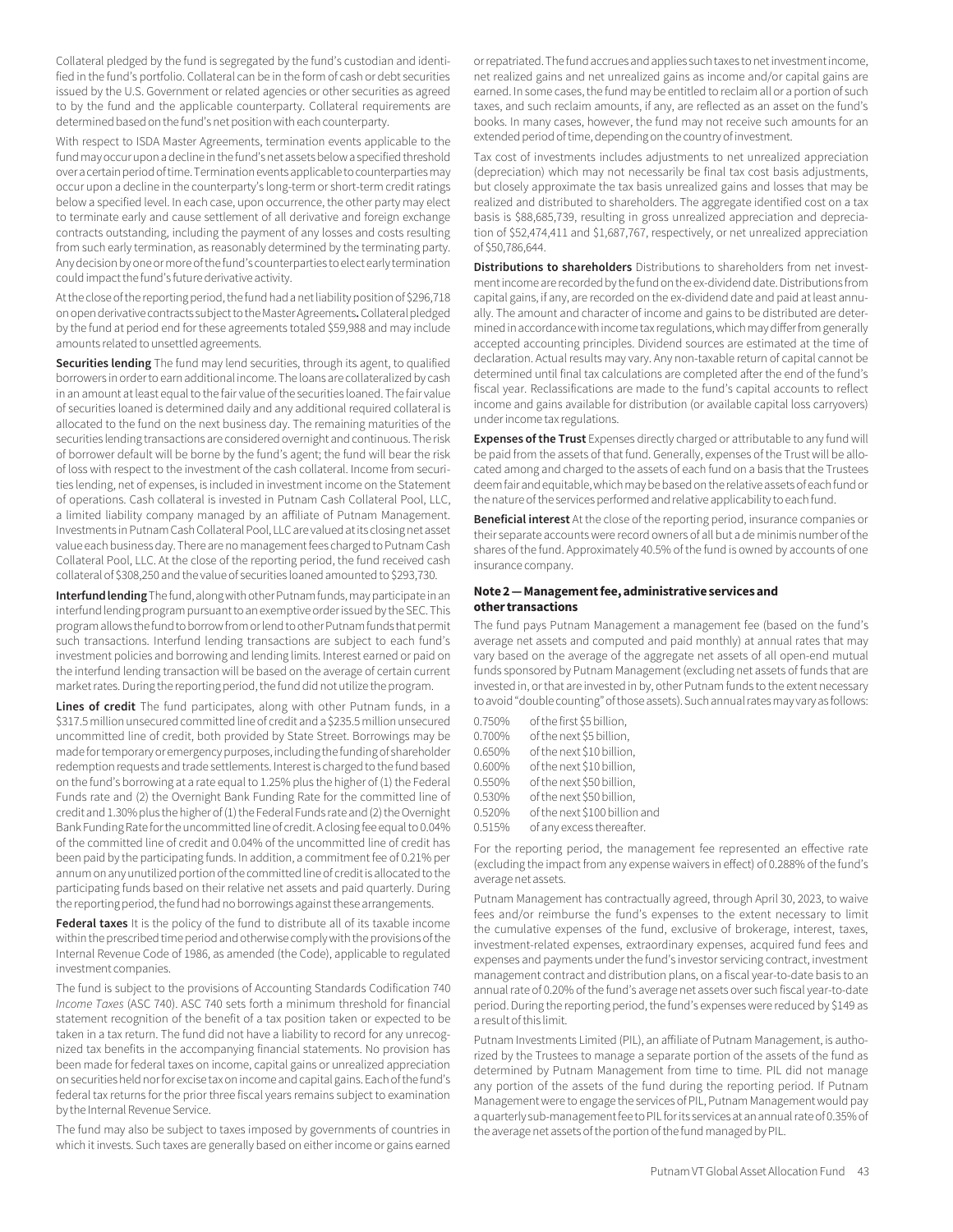Collateral pledged by the fund is segregated by the fund's custodian and identified in the fund's portfolio. Collateral can be in the form of cash or debt securities issued by the U.S. Government or related agencies or other securities as agreed to by the fund and the applicable counterparty. Collateral requirements are determined based on the fund's net position with each counterparty.

With respect to ISDA Master Agreements, termination events applicable to the fund may occur upon a decline in the fund's net assets below a specified threshold over a certain period of time. Termination events applicable to counterparties may occur upon a decline in the counterparty's long-term or short-term credit ratings below a specified level. In each case, upon occurrence, the other party may elect to terminate early and cause settlement of all derivative and foreign exchange contracts outstanding, including the payment of any losses and costs resulting from such early termination, as reasonably determined by the terminating party. Any decision by one or more of the fund's counterparties to elect early termination could impact the fund's future derivative activity.

At the close of the reporting period, the fund had a net liability position of $296,718 on open derivative contracts subject to the Master Agreements**.** Collateral pledged by the fund at period end for these agreements totaled $59,988 and may include amounts related to unsettled agreements.

**Securities lending** The fund may lend securities, through its agent, to qualified borrowers in order to earn additional income. The loans are collateralized by cash in an amount at least equal to the fair value of the securities loaned. The fair value of securities loaned is determined daily and any additional required collateral is allocated to the fund on the next business day. The remaining maturities of the securities lending transactions are considered overnight and continuous. The risk of borrower default will be borne by the fund's agent; the fund will bear the risk of loss with respect to the investment of the cash collateral. Income from securities lending, net of expenses, is included in investment income on the Statement of operations. Cash collateral is invested in Putnam Cash Collateral Pool, LLC, a limited liability company managed by an affiliate of Putnam Management. Investments in Putnam Cash Collateral Pool, LLC are valued at its closing net asset value each business day. There are no management fees charged to Putnam Cash Collateral Pool, LLC. At the close of the reporting period, the fund received cash collateral of $308,250 and the value of securities loaned amounted to $293,730.

**Interfund lending** The fund, along with other Putnam funds, may participate in an interfund lending program pursuant to an exemptive order issued by the SEC. This program allows the fund to borrow from or lend to other Putnam funds that permit such transactions. Interfund lending transactions are subject to each fund's investment policies and borrowing and lending limits. Interest earned or paid on the interfund lending transaction will be based on the average of certain current market rates. During the reporting period, the fund did not utilize the program.

**Lines of credit** The fund participates, along with other Putnam funds, in a $317.5 million unsecured committed line of credit and a $235.5 million unsecured uncommitted line of credit, both provided by State Street. Borrowings may be made for temporary or emergency purposes, including the funding of shareholder redemption requests and trade settlements. Interest is charged to the fund based on the fund's borrowing at a rate equal to 1.25% plus the higher of (1) the Federal Funds rate and (2) the Overnight Bank Funding Rate for the committed line of credit and 1.30% plus the higher of (1) the Federal Funds rate and (2) the Overnight Bank Funding Rate for the uncommitted line of credit. A closing fee equal to 0.04% of the committed line of credit and 0.04% of the uncommitted line of credit has been paid by the participating funds. In addition, a commitment fee of 0.21% per annum on any unutilized portion of the committed line of credit is allocated to the participating funds based on their relative net assets and paid quarterly. During the reporting period, the fund had no borrowings against these arrangements.

**Federal taxes** It is the policy of the fund to distribute all of its taxable income within the prescribed time period and otherwise comply with the provisions of the Internal Revenue Code of 1986, as amended (the Code), applicable to regulated investment companies.

The fund is subject to the provisions of Accounting Standards Codification 740 *Income Taxes* (ASC 740). ASC 740 sets forth a minimum threshold for financial statement recognition of the benefit of a tax position taken or expected to be taken in a tax return. The fund did not have a liability to record for any unrecognized tax benefits in the accompanying financial statements. No provision has been made for federal taxes on income, capital gains or unrealized appreciation on securities held nor for excise tax on income and capital gains. Each of the fund's federal tax returns for the prior three fiscal years remains subject to examination by the Internal Revenue Service.

The fund may also be subject to taxes imposed by governments of countries in which it invests. Such taxes are generally based on either income or gains earned or repatriated. The fund accrues and applies such taxes to net investment income, net realized gains and net unrealized gains as income and/or capital gains are earned. In some cases, the fund may be entitled to reclaim all or a portion of such taxes, and such reclaim amounts, if any, are reflected as an asset on the fund's books. In many cases, however, the fund may not receive such amounts for an extended period of time, depending on the country of investment.

Tax cost of investments includes adjustments to net unrealized appreciation (depreciation) which may not necessarily be final tax cost basis adjustments, but closely approximate the tax basis unrealized gains and losses that may be realized and distributed to shareholders. The aggregate identified cost on a tax basis is $88,685,739, resulting in gross unrealized appreciation and depreciation of $52,474,411 and $1,687,767, respectively, or net unrealized appreciation of $50,786,644.

**Distributions to shareholders** Distributions to shareholders from net investment income are recorded by the fund on the ex-dividend date. Distributions from capital gains, if any, are recorded on the ex-dividend date and paid at least annually. The amount and character of income and gains to be distributed are determined in accordance with income tax regulations, which may differ from generally accepted accounting principles. Dividend sources are estimated at the time of declaration. Actual results may vary. Any non-taxable return of capital cannot be determined until final tax calculations are completed after the end of the fund's fiscal year. Reclassifications are made to the fund's capital accounts to reflect income and gains available for distribution (or available capital loss carryovers) under income tax regulations.

**Expenses of the Trust** Expenses directly charged or attributable to any fund will be paid from the assets of that fund. Generally, expenses of the Trust will be allocated among and charged to the assets of each fund on a basis that the Trustees deem fair and equitable, which may be based on the relative assets of each fund or the nature of the services performed and relative applicability to each fund.

**Beneficial interest** At the close of the reporting period, insurance companies or their separate accounts were record owners of all but a de minimis number of the shares of the fund. Approximately 40.5% of the fund is owned by accounts of one insurance company.

### Note 2 — Management fee, administrative services and other transactions

The fund pays Putnam Management a management fee (based on the fund's average net assets and computed and paid monthly) at annual rates that may vary based on the average of the aggregate net assets of all open-end mutual funds sponsored by Putnam Management (excluding net assets of funds that are invested in, or that are invested in by, other Putnam funds to the extent necessary to avoid "double counting" of those assets). Such annual rates may vary as follows:

| | |
|---|---|
| 0.750% | of the first $5 billion, |
| 0.700% | of the next $5 billion, |
| 0.650% | of the next $10 billion, |
| 0.600% | of the next $10 billion, |
| 0.550% | of the next $50 billion, |
| 0.530% | of the next $50 billion, |
| 0.520% | of the next $100 billion and |
| 0.515% | of any excess thereafter. |

For the reporting period, the management fee represented an effective rate (excluding the impact from any expense waivers in effect) of 0.288% of the fund's average net assets.

Putnam Management has contractually agreed, through April 30, 2023, to waive fees and/or reimburse the fund's expenses to the extent necessary to limit the cumulative expenses of the fund, exclusive of brokerage, interest, taxes, investment-related expenses, extraordinary expenses, acquired fund fees and expenses and payments under the fund's investor servicing contract, investment management contract and distribution plans, on a fiscal year-to-date basis to an annual rate of 0.20% of the fund's average net assets over such fiscal year-to-date period. During the reporting period, the fund's expenses were reduced by $149 as a result of this limit.

Putnam Investments Limited (PIL), an affiliate of Putnam Management, is authorized by the Trustees to manage a separate portion of the assets of the fund as determined by Putnam Management from time to time. PIL did not manage any portion of the assets of the fund during the reporting period. If Putnam Management were to engage the services of PIL, Putnam Management would pay a quarterly sub-management fee to PIL for its services at an annual rate of 0.35% of the average net assets of the portion of the fund managed by PIL.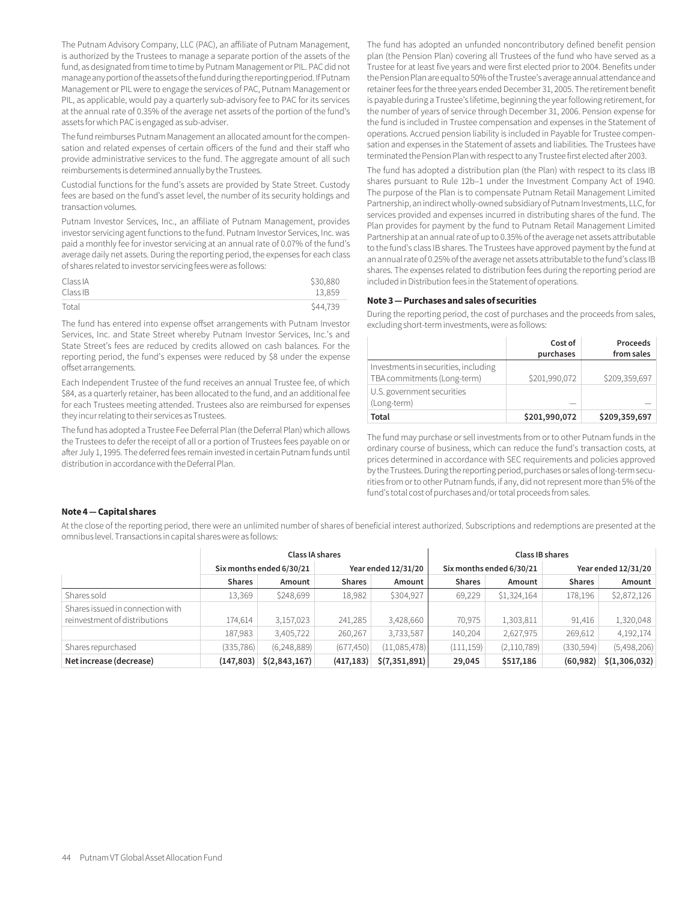The Putnam Advisory Company, LLC (PAC), an affiliate of Putnam Management, is authorized by the Trustees to manage a separate portion of the assets of the fund, as designated from time to time by Putnam Management or PIL. PAC did not manage any portion of the assets of the fund during the reporting period. If Putnam Management or PIL were to engage the services of PAC, Putnam Management or PIL, as applicable, would pay a quarterly sub-advisory fee to PAC for its services at the annual rate of 0.35% of the average net assets of the portion of the fund's assets for which PAC is engaged as sub-adviser.

The fund reimburses Putnam Management an allocated amount for the compensation and related expenses of certain officers of the fund and their staff who provide administrative services to the fund. The aggregate amount of all such reimbursements is determined annually by the Trustees.

Custodial functions for the fund's assets are provided by State Street. Custody fees are based on the fund's asset level, the number of its security holdings and transaction volumes.

Putnam Investor Services, Inc., an affiliate of Putnam Management, provides investor servicing agent functions to the fund. Putnam Investor Services, Inc. was paid a monthly fee for investor servicing at an annual rate of 0.07% of the fund's average daily net assets. During the reporting period, the expenses for each class of shares related to investor servicing fees were as follows:

| | |
|---|---|
| Class IA | $30,880 |
| Class IB | 13,859 |
| Total | $44,739 |

The fund has entered into expense offset arrangements with Putnam Investor Services, Inc. and State Street whereby Putnam Investor Services, Inc.'s and State Street's fees are reduced by credits allowed on cash balances. For the reporting period, the fund's expenses were reduced by $8 under the expense offset arrangements.

Each Independent Trustee of the fund receives an annual Trustee fee, of which $84, as a quarterly retainer, has been allocated to the fund, and an additional fee for each Trustees meeting attended. Trustees also are reimbursed for expenses they incur relating to their services as Trustees.

The fund has adopted a Trustee Fee Deferral Plan (the Deferral Plan) which allows the Trustees to defer the receipt of all or a portion of Trustees fees payable on or after July 1, 1995. The deferred fees remain invested in certain Putnam funds until distribution in accordance with the Deferral Plan.

The fund has adopted an unfunded noncontributory defined benefit pension plan (the Pension Plan) covering all Trustees of the fund who have served as a Trustee for at least five years and were first elected prior to 2004. Benefits under the Pension Plan are equal to 50% of the Trustee's average annual attendance and retainer fees for the three years ended December 31, 2005. The retirement benefit is payable during a Trustee's lifetime, beginning the year following retirement, for the number of years of service through December 31, 2006. Pension expense for the fund is included in Trustee compensation and expenses in the Statement of operations. Accrued pension liability is included in Payable for Trustee compensation and expenses in the Statement of assets and liabilities. The Trustees have terminated the Pension Plan with respect to any Trustee first elected after 2003.

The fund has adopted a distribution plan (the Plan) with respect to its class IB shares pursuant to Rule 12b–1 under the Investment Company Act of 1940. The purpose of the Plan is to compensate Putnam Retail Management Limited Partnership, an indirect wholly-owned subsidiary of Putnam Investments, LLC, for services provided and expenses incurred in distributing shares of the fund. The Plan provides for payment by the fund to Putnam Retail Management Limited Partnership at an annual rate of up to 0.35% of the average net assets attributable to the fund's class IB shares. The Trustees have approved payment by the fund at an annual rate of 0.25% of the average net assets attributable to the fund's class IB shares. The expenses related to distribution fees during the reporting period are included in Distribution fees in the Statement of operations.

### Note 3 — Purchases and sales of securities

During the reporting period, the cost of purchases and the proceeds from sales, excluding short-term investments, were as follows:

| | Cost of purchases | Proceeds from sales |
|---|---|---|
| Investments in securities, including TBA commitments (Long-term) | $201,990,072 | $209,359,697 |
| U.S. government securities (Long-term) | — | — |
| **Total** | **$201,990,072** | **$209,359,697** |

The fund may purchase or sell investments from or to other Putnam funds in the ordinary course of business, which can reduce the fund's transaction costs, at prices determined in accordance with SEC requirements and policies approved by the Trustees. During the reporting period, purchases or sales of long-term securities from or to other Putnam funds, if any, did not represent more than 5% of the fund's total cost of purchases and/or total proceeds from sales.

### Note 4 — Capital shares

At the close of the reporting period, there were an unlimited number of shares of beneficial interest authorized. Subscriptions and redemptions are presented at the omnibus level. Transactions in capital shares were as follows:

| | Class IA shares | | | | Class IB shares | | | |
|---|---|---|---|---|---|---|---|---|
| | Six months ended 6/30/21 | | Year ended 12/31/20 | | Six months ended 6/30/21 | | Year ended 12/31/20 | |
| | Shares | Amount | Shares | Amount | Shares | Amount | Shares | Amount |
| Shares sold | 13,369 | $248,699 | 18,982 | $304,927 | 69,229 | $1,324,164 | 178,196 | $2,872,126 |
| Shares issued in connection with reinvestment of distributions | 174,614 | 3,157,023 | 241,285 | 3,428,660 | 70,975 | 1,303,811 | 91,416 | 1,320,048 |
| | 187,983 | 3,405,722 | 260,267 | 3,733,587 | 140,204 | 2,627,975 | 269,612 | 4,192,174 |
| Shares repurchased | (335,786) | (6,248,889) | (677,450) | (11,085,478) | (111,159) | (2,110,789) | (330,594) | (5,498,206) |
| **Net increase (decrease)** | **(147,803)** | **$(2,843,167)** | **(417,183)** | **$(7,351,891)** | **29,045** | **$517,186** | **(60,982)** | **$(1,306,032)** |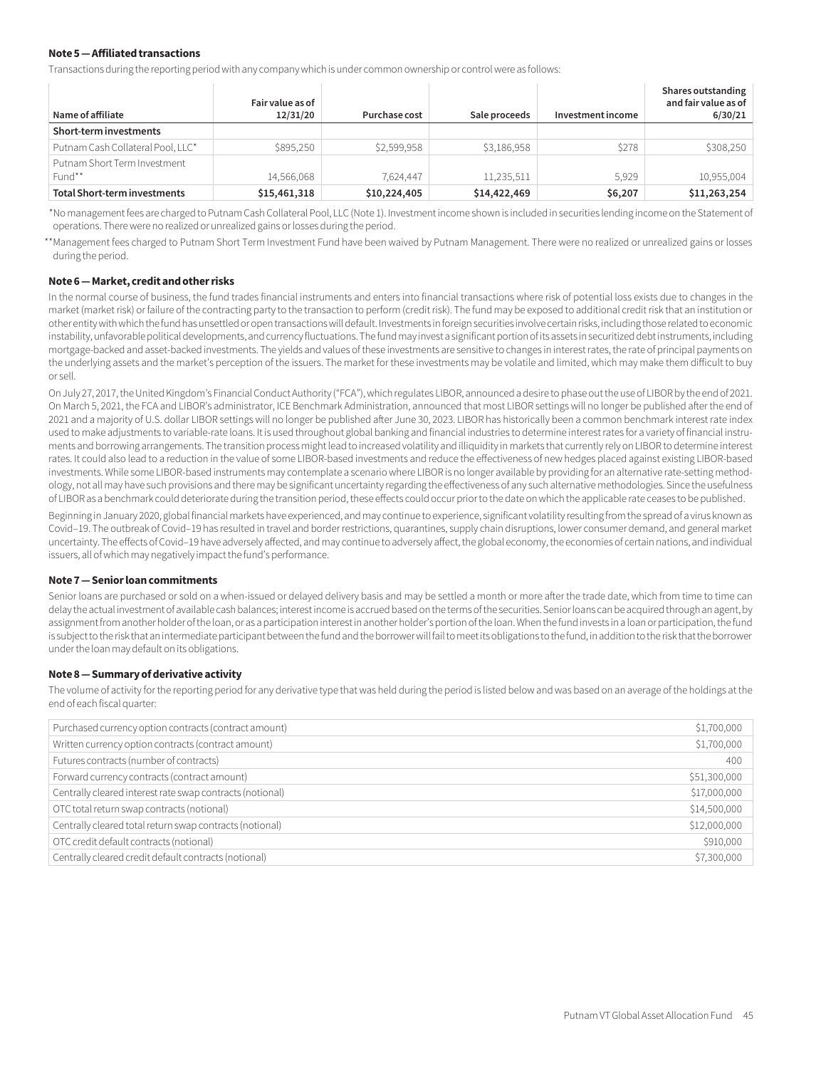**Note 5 — Affiliated transactions**

Transactions during the reporting period with any company which is under common ownership or control were as follows:

| Name of affiliate | Fair value as of 12/31/20 | Purchase cost | Sale proceeds | Investment income | Shares outstanding and fair value as of 6/30/21 |
|---|---|---|---|---|---|
| **Short-term investments** | | | | | |
| Putnam Cash Collateral Pool, LLC* | $895,250 | $2,599,958 | $3,186,958 | $278 | $308,250 |
| Putnam Short Term Investment Fund** | 14,566,068 | 7,624,447 | 11,235,511 | 5,929 | 10,955,004 |
| **Total Short-term investments** | **$15,461,318** | **$10,224,405** | **$14,422,469** | **$6,207** | **$11,263,254** |

*No management fees are charged to Putnam Cash Collateral Pool, LLC (Note 1). Investment income shown is included in securities lending income on the Statement of operations. There were no realized or unrealized gains or losses during the period.

**Management fees charged to Putnam Short Term Investment Fund have been waived by Putnam Management. There were no realized or unrealized gains or losses during the period.

**Note 6 — Market, credit and other risks**

In the normal course of business, the fund trades financial instruments and enters into financial transactions where risk of potential loss exists due to changes in the market (market risk) or failure of the contracting party to the transaction to perform (credit risk). The fund may be exposed to additional credit risk that an institution or other entity with which the fund has unsettled or open transactions will default. Investments in foreign securities involve certain risks, including those related to economic instability, unfavorable political developments, and currency fluctuations. The fund may invest a significant portion of its assets in securitized debt instruments, including mortgage-backed and asset-backed investments. The yields and values of these investments are sensitive to changes in interest rates, the rate of principal payments on the underlying assets and the market's perception of the issuers. The market for these investments may be volatile and limited, which may make them difficult to buy or sell.

On July 27, 2017, the United Kingdom's Financial Conduct Authority ("FCA"), which regulates LIBOR, announced a desire to phase out the use of LIBOR by the end of 2021. On March 5, 2021, the FCA and LIBOR's administrator, ICE Benchmark Administration, announced that most LIBOR settings will no longer be published after the end of 2021 and a majority of U.S. dollar LIBOR settings will no longer be published after June 30, 2023. LIBOR has historically been a common benchmark interest rate index used to make adjustments to variable-rate loans. It is used throughout global banking and financial industries to determine interest rates for a variety of financial instruments and borrowing arrangements. The transition process might lead to increased volatility and illiquidity in markets that currently rely on LIBOR to determine interest rates. It could also lead to a reduction in the value of some LIBOR-based investments and reduce the effectiveness of new hedges placed against existing LIBOR-based investments. While some LIBOR-based instruments may contemplate a scenario where LIBOR is no longer available by providing for an alternative rate-setting methodology, not all may have such provisions and there may be significant uncertainty regarding the effectiveness of any such alternative methodologies. Since the usefulness of LIBOR as a benchmark could deteriorate during the transition period, these effects could occur prior to the date on which the applicable rate ceases to be published.

Beginning in January 2020, global financial markets have experienced, and may continue to experience, significant volatility resulting from the spread of a virus known as Covid–19. The outbreak of Covid–19 has resulted in travel and border restrictions, quarantines, supply chain disruptions, lower consumer demand, and general market uncertainty. The effects of Covid–19 have adversely affected, and may continue to adversely affect, the global economy, the economies of certain nations, and individual issuers, all of which may negatively impact the fund's performance.

**Note 7 — Senior loan commitments**

Senior loans are purchased or sold on a when-issued or delayed delivery basis and may be settled a month or more after the trade date, which from time to time can delay the actual investment of available cash balances; interest income is accrued based on the terms of the securities. Senior loans can be acquired through an agent, by assignment from another holder of the loan, or as a participation interest in another holder's portion of the loan. When the fund invests in a loan or participation, the fund is subject to the risk that an intermediate participant between the fund and the borrower will fail to meet its obligations to the fund, in addition to the risk that the borrower under the loan may default on its obligations.

**Note 8 — Summary of derivative activity**

The volume of activity for the reporting period for any derivative type that was held during the period is listed below and was based on an average of the holdings at the end of each fiscal quarter:

| | |
|---|---|
| Purchased currency option contracts (contract amount) | $1,700,000 |
| Written currency option contracts (contract amount) | $1,700,000 |
| Futures contracts (number of contracts) | 400 |
| Forward currency contracts (contract amount) | $51,300,000 |
| Centrally cleared interest rate swap contracts (notional) | $17,000,000 |
| OTC total return swap contracts (notional) | $14,500,000 |
| Centrally cleared total return swap contracts (notional) | $12,000,000 |
| OTC credit default contracts (notional) | $910,000 |
| Centrally cleared credit default contracts (notional) | $7,300,000 |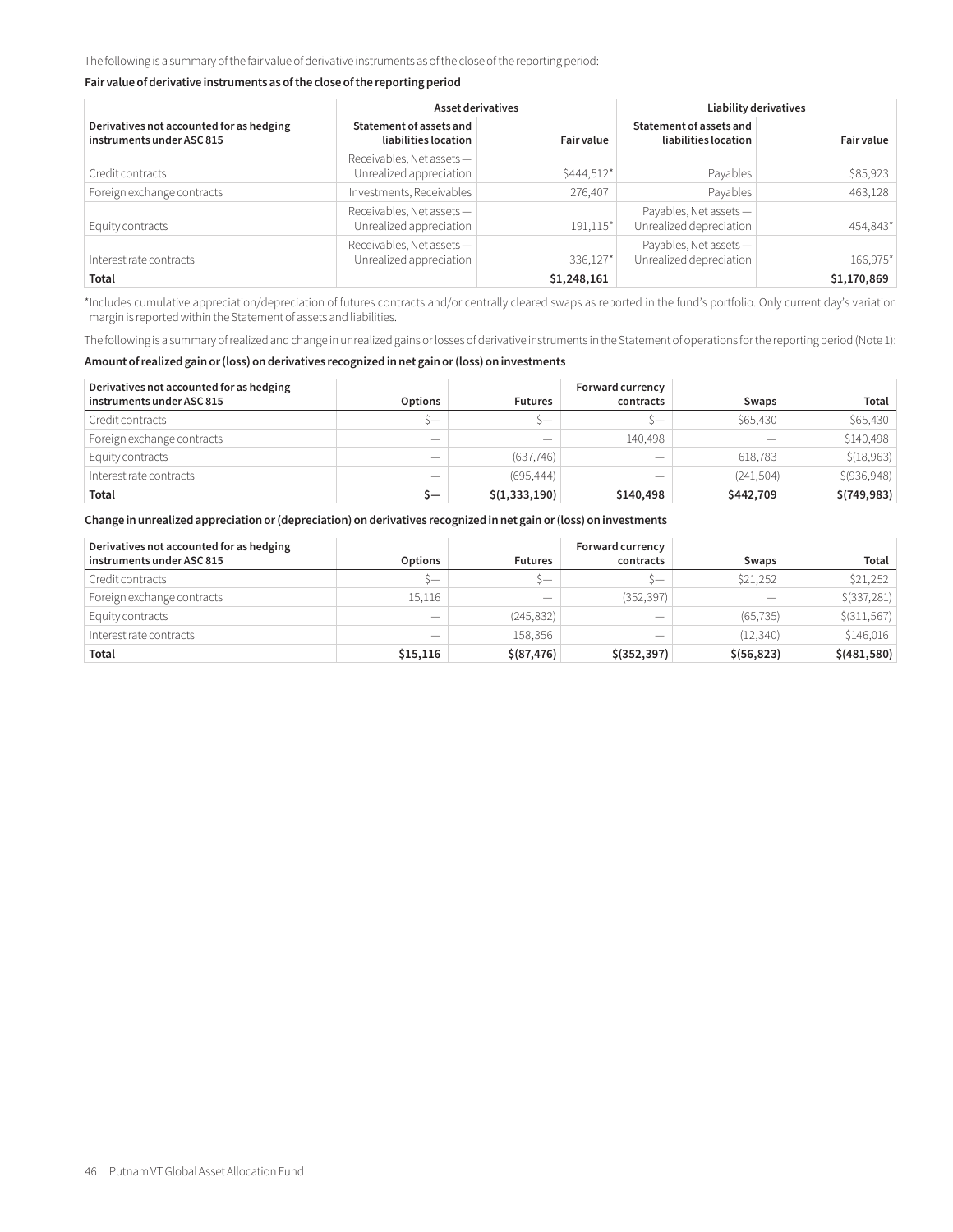The following is a summary of the fair value of derivative instruments as of the close of the reporting period:

**Fair value of derivative instruments as of the close of the reporting period**

| | Asset derivatives | | Liability derivatives | |
|---|---|---|---|---|
| **Derivatives not accounted for as hedging instruments under ASC 815** | **Statement of assets and liabilities location** | **Fair value** | **Statement of assets and liabilities location** | **Fair value** |
| Credit contracts | Receivables, Net assets — Unrealized appreciation | $444,512* | Payables | $85,923 |
| Foreign exchange contracts | Investments, Receivables | 276,407 | Payables | 463,128 |
| Equity contracts | Receivables, Net assets — Unrealized appreciation | 191,115* | Payables, Net assets — Unrealized depreciation | 454,843* |
| Interest rate contracts | Receivables, Net assets — Unrealized appreciation | 336,127* | Payables, Net assets — Unrealized depreciation | 166,975* |
| **Total** | | **$1,248,161** | | **$1,170,869** |

*Includes cumulative appreciation/depreciation of futures contracts and/or centrally cleared swaps as reported in the fund's portfolio. Only current day's variation margin is reported within the Statement of assets and liabilities.

The following is a summary of realized and change in unrealized gains or losses of derivative instruments in the Statement of operations for the reporting period (Note 1):

**Amount of realized gain or (loss) on derivatives recognized in net gain or (loss) on investments**

| Derivatives not accounted for as hedging instruments under ASC 815 | Options | Futures | Forward currency contracts | Swaps | Total |
|---|---|---|---|---|---|
| Credit contracts | $— | $— | $— | $65,430 | $65,430 |
| Foreign exchange contracts | — | — | 140,498 | — | $140,498 |
| Equity contracts | — | (637,746) | — | 618,783 | $(18,963) |
| Interest rate contracts | — | (695,444) | — | (241,504) | $(936,948) |
| **Total** | **$—** | **$(1,333,190)** | **$140,498** | **$442,709** | **$(749,983)** |

**Change in unrealized appreciation or (depreciation) on derivatives recognized in net gain or (loss) on investments**

| Derivatives not accounted for as hedging instruments under ASC 815 | Options | Futures | Forward currency contracts | Swaps | Total |
|---|---|---|---|---|---|
| Credit contracts | $— | $— | $— | $21,252 | $21,252 |
| Foreign exchange contracts | 15,116 | — | (352,397) | — | $(337,281) |
| Equity contracts | — | (245,832) | — | (65,735) | $(311,567) |
| Interest rate contracts | — | 158,356 | — | (12,340) | $146,016 |
| **Total** | **$15,116** | **$(87,476)** | **$(352,397)** | **$(56,823)** | **$(481,580)** |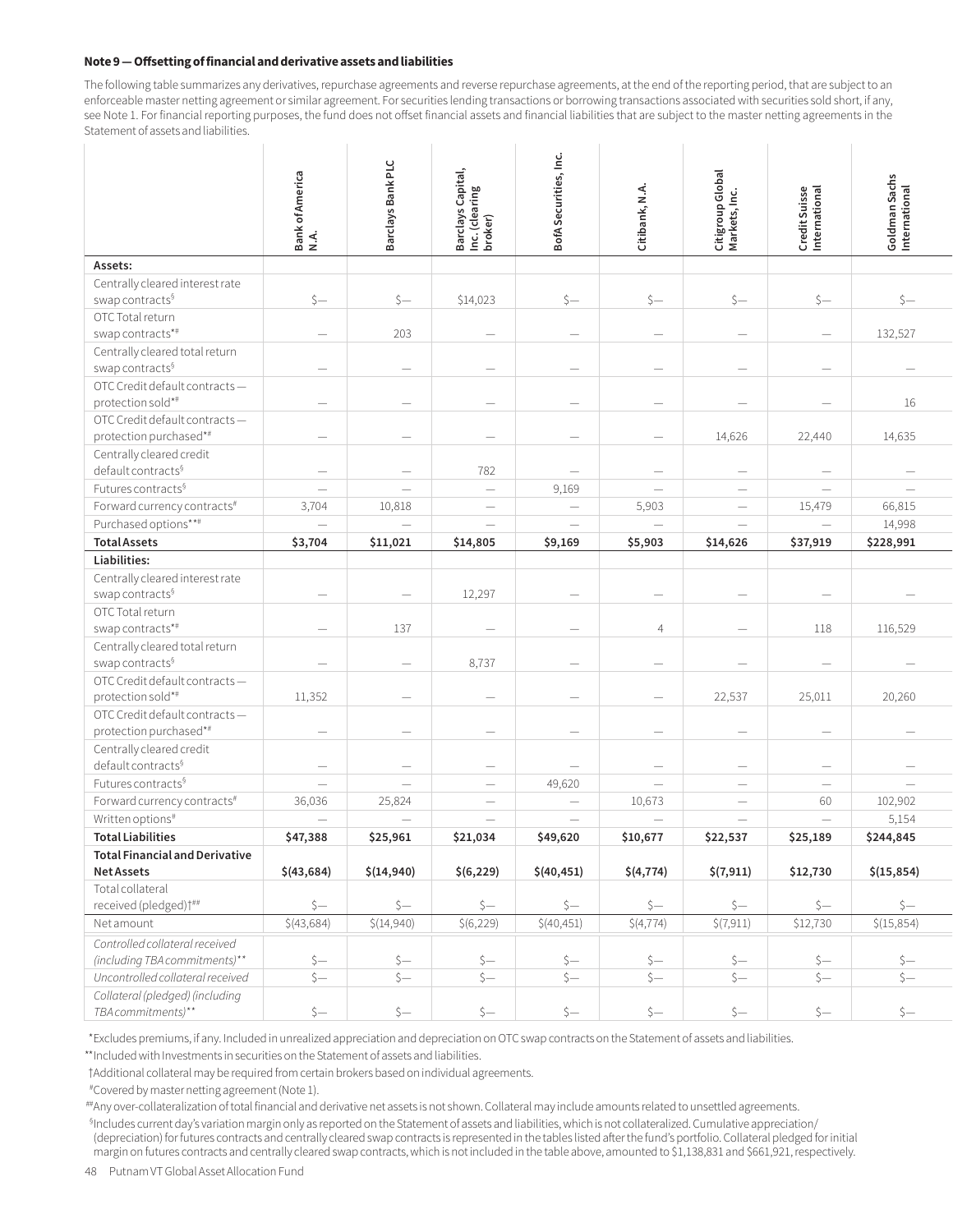## Note 9 — Offsetting of financial and derivative assets and liabilities

The following table summarizes any derivatives, repurchase agreements and reverse repurchase agreements, at the end of the reporting period, that are subject to an enforceable master netting agreement or similar agreement. For securities lending transactions or borrowing transactions associated with securities sold short, if any, see Note 1. For financial reporting purposes, the fund does not offset financial assets and financial liabilities that are subject to the master netting agreements in the Statement of assets and liabilities.

| | Bank of America N.A. | Barclays Bank PLC | Barclays Capital, Inc. (clearing broker) | BofA Securities, Inc. | Citibank, N.A. | Citigroup Global Markets, Inc. | Credit Suisse International | Goldman Sachs International |
|---|---|---|---|---|---|---|---|---|
| **Assets:** | | | | | | | | |
| Centrally cleared interest rate swap contracts§ | $— | $— | $14,023 | $— | $— | $— | $— | $— |
| OTC Total return swap contracts*# | — | 203 | — | — | — | — | — | 132,527 |
| Centrally cleared total return swap contracts§ | — | — | — | — | — | — | — | — |
| OTC Credit default contracts — protection sold*# | — | — | — | — | — | — | — | 16 |
| OTC Credit default contracts — protection purchased*# | — | — | — | — | — | 14,626 | 22,440 | 14,635 |
| Centrally cleared credit default contracts§ | — | — | 782 | — | — | — | — | — |
| Futures contracts§ | — | — | — | 9,169 | — | — | — | — |
| Forward currency contracts# | 3,704 | 10,818 | — | — | 5,903 | — | 15,479 | 66,815 |
| Purchased options**# | — | — | — | — | — | — | — | 14,998 |
| **Total Assets** | **$3,704** | **$11,021** | **$14,805** | **$9,169** | **$5,903** | **$14,626** | **$37,919** | **$228,991** |
| **Liabilities:** | | | | | | | | |
| Centrally cleared interest rate swap contracts§ | — | — | 12,297 | — | — | — | — | — |
| OTC Total return swap contracts*# | — | 137 | — | — | 4 | — | 118 | 116,529 |
| Centrally cleared total return swap contracts§ | — | — | 8,737 | — | — | — | — | — |
| OTC Credit default contracts — protection sold*# | 11,352 | — | — | — | — | 22,537 | 25,011 | 20,260 |
| OTC Credit default contracts — protection purchased*# | — | — | — | — | — | — | — | — |
| Centrally cleared credit default contracts§ | — | — | — | — | — | — | — | — |
| Futures contracts§ | — | — | — | 49,620 | — | — | — | — |
| Forward currency contracts# | 36,036 | 25,824 | — | — | 10,673 | — | 60 | 102,902 |
| Written options# | — | — | — | — | — | — | — | 5,154 |
| **Total Liabilities** | **$47,388** | **$25,961** | **$21,034** | **$49,620** | **$10,677** | **$22,537** | **$25,189** | **$244,845** |
| **Total Financial and Derivative Net Assets** | **$(43,684)** | **$(14,940)** | **$(6,229)** | **$(40,451)** | **$(4,774)** | **$(7,911)** | **$12,730** | **$(15,854)** |
| Total collateral received (pledged)†## | $— | $— | $— | $— | $— | $— | $— | $— |
| Net amount | $(43,684) | $(14,940) | $(6,229) | $(40,451) | $(4,774) | $(7,911) | $12,730 | $(15,854) |
| *Controlled collateral received (including TBA commitments)*** | $— | $— | $— | $— | $— | $— | $— | $— |
| *Uncontrolled collateral received* | $— | $— | $— | $— | $— | $— | $— | $— |
| *Collateral (pledged) (including TBA commitments)*** | $— | $— | $— | $— | $— | $— | $— | $— |

*Excludes premiums, if any. Included in unrealized appreciation and depreciation on OTC swap contracts on the Statement of assets and liabilities.

**Included with Investments in securities on the Statement of assets and liabilities.

†Additional collateral may be required from certain brokers based on individual agreements.

#Covered by master netting agreement (Note 1).

##Any over-collateralization of total financial and derivative net assets is not shown. Collateral may include amounts related to unsettled agreements.

§Includes current day's variation margin only as reported on the Statement of assets and liabilities, which is not collateralized. Cumulative appreciation/(depreciation) for futures contracts and centrally cleared swap contracts is represented in the tables listed after the fund's portfolio. Collateral pledged for initial margin on futures contracts and centrally cleared swap contracts, which is not included in the table above, amounted to $1,138,831 and $661,921, respectively.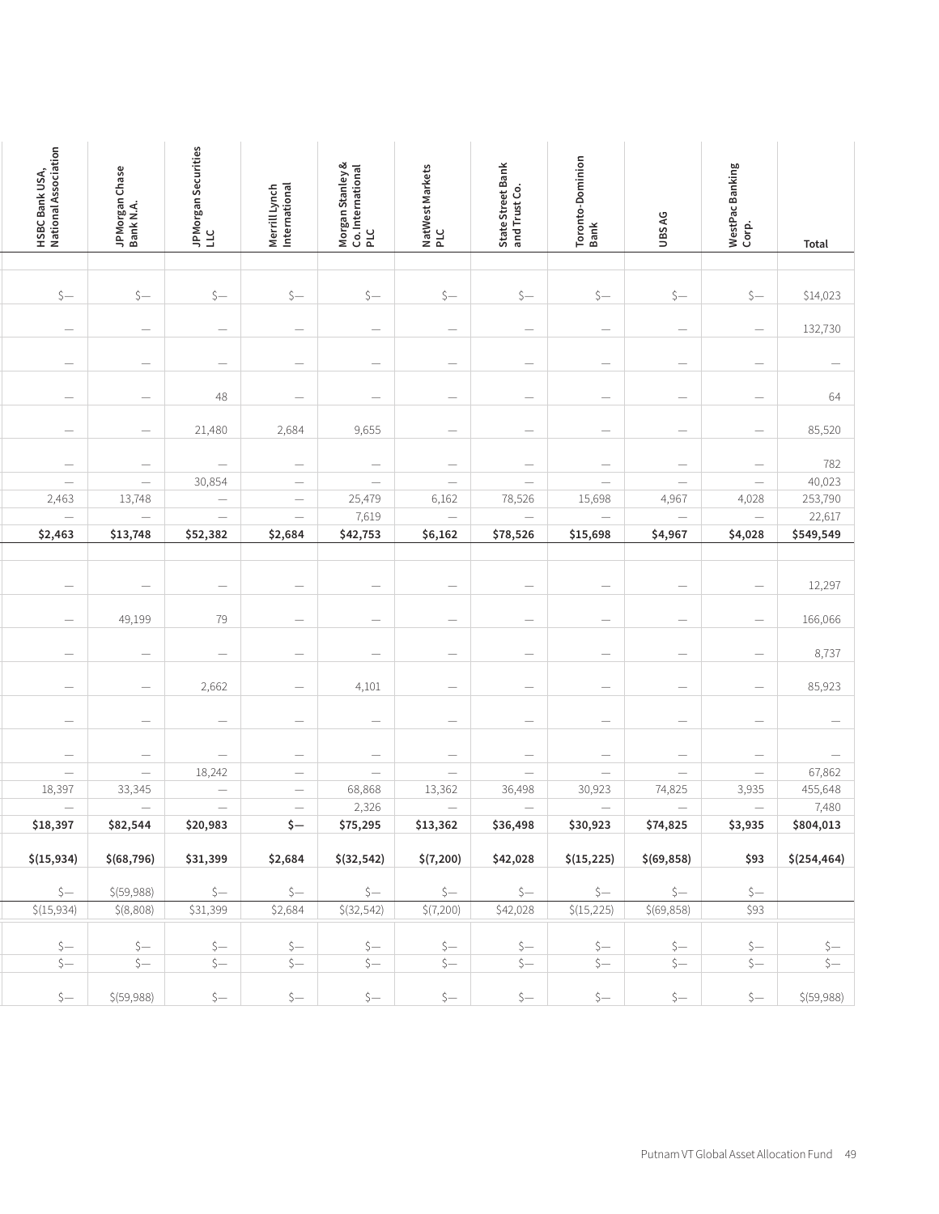| HSBC Bank USA, National Association | JPMorgan Chase Bank N.A. | JPMorgan Securities LLC | Merrill Lynch International | Morgan Stanley & Co. International PLC | NatWest Markets PLC | State Street Bank and Trust Co. | Toronto-Dominion Bank | UBS AG | WestPac Banking Corp. | Total |
|---|---|---|---|---|---|---|---|---|---|---|
| | | | | | | | | | | |
| $— | $— | $— | $— | $— | $— | $— | $— | $— | $— | $14,023 |
| — | — | — | — | — | — | — | — | — | — | 132,730 |
| — | — | — | — | — | — | — | — | — | — | — |
| — | — | 48 | — | — | — | — | — | — | — | 64 |
| — | — | 21,480 | 2,684 | 9,655 | — | — | — | — | — | 85,520 |
| — | — | — | — | — | — | — | — | — | — | 782 |
| — | — | 30,854 | — | — | — | — | — | — | — | 40,023 |
| 2,463 | 13,748 | — | — | 25,479 | 6,162 | 78,526 | 15,698 | 4,967 | 4,028 | 253,790 |
| — | — | — | — | 7,619 | — | — | — | — | — | 22,617 |
| **$2,463** | **$13,748** | **$52,382** | **$2,684** | **$42,753** | **$6,162** | **$78,526** | **$15,698** | **$4,967** | **$4,028** | **$549,549** |
| | | | | | | | | | | |
| — | — | — | — | — | — | — | — | — | — | 12,297 |
| — | 49,199 | 79 | — | — | — | — | — | — | — | 166,066 |
| — | — | — | — | — | — | — | — | — | — | 8,737 |
| — | — | 2,662 | — | 4,101 | — | — | — | — | — | 85,923 |
| — | — | — | — | — | — | — | — | — | — | — |
| — | — | — | — | — | — | — | — | — | — | — |
| — | — | 18,242 | — | — | — | — | — | — | — | 67,862 |
| 18,397 | 33,345 | — | — | 68,868 | 13,362 | 36,498 | 30,923 | 74,825 | 3,935 | 455,648 |
| — | — | — | — | 2,326 | — | — | — | — | — | 7,480 |
| **$18,397** | **$82,544** | **$20,983** | **$—** | **$75,295** | **$13,362** | **$36,498** | **$30,923** | **$74,825** | **$3,935** | **$804,013** |
| **$(15,934)** | **$(68,796)** | **$31,399** | **$2,684** | **$(32,542)** | **$(7,200)** | **$42,028** | **$(15,225)** | **$(69,858)** | **$93** | **$(254,464)** |
| $— | $(59,988) | $— | $— | $— | $— | $— | $— | $— | $— | |
| $(15,934) | $(8,808) | $31,399 | $2,684 | $(32,542) | $(7,200) | $42,028 | $(15,225) | $(69,858) | $93 | |
| $— | $— | $— | $— | $— | $— | $— | $— | $— | $— | $— |
| $— | $— | $— | $— | $— | $— | $— | $— | $— | $— | $— |
| $— | $(59,988) | $— | $— | $— | $— | $— | $— | $— | $— | $(59,988) |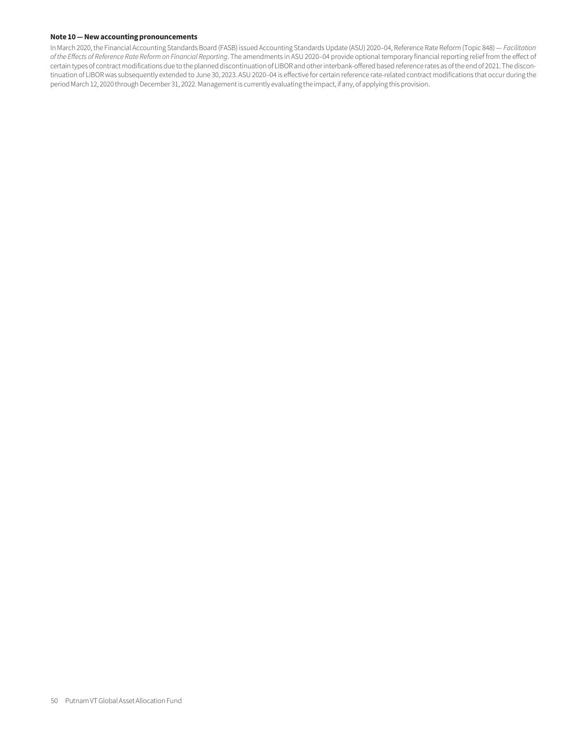**Note 10 — New accounting pronouncements**

In March 2020, the Financial Accounting Standards Board (FASB) issued Accounting Standards Update (ASU) 2020–04, Reference Rate Reform (Topic 848) — *Facilitation of the Effects of Reference Rate Reform on Financial Reporting*. The amendments in ASU 2020–04 provide optional temporary financial reporting relief from the effect of certain types of contract modifications due to the planned discontinuation of LIBOR and other interbank-offered based reference rates as of the end of 2021. The discontinuation of LIBOR was subsequently extended to June 30, 2023. ASU 2020–04 is effective for certain reference rate-related contract modifications that occur during the period March 12, 2020 through December 31, 2022. Management is currently evaluating the impact, if any, of applying this provision.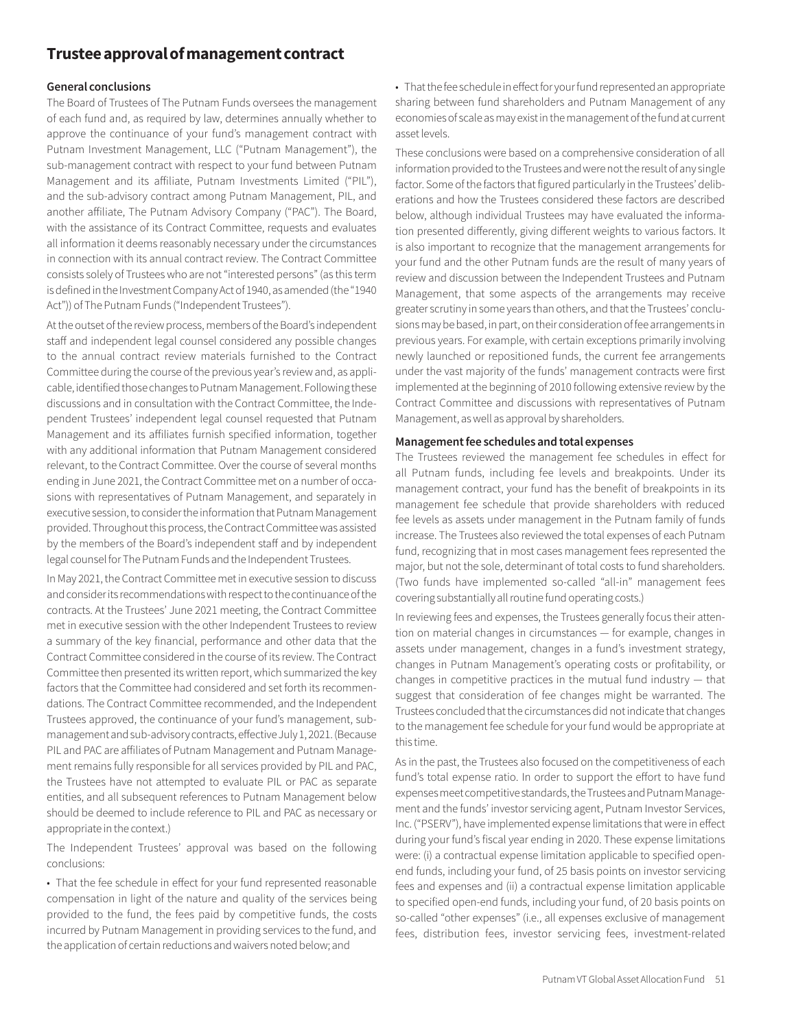# Trustee approval of management contract

### General conclusions

The Board of Trustees of The Putnam Funds oversees the management of each fund and, as required by law, determines annually whether to approve the continuance of your fund's management contract with Putnam Investment Management, LLC ("Putnam Management"), the sub-management contract with respect to your fund between Putnam Management and its affiliate, Putnam Investments Limited ("PIL"), and the sub-advisory contract among Putnam Management, PIL, and another affiliate, The Putnam Advisory Company ("PAC"). The Board, with the assistance of its Contract Committee, requests and evaluates all information it deems reasonably necessary under the circumstances in connection with its annual contract review. The Contract Committee consists solely of Trustees who are not "interested persons" (as this term is defined in the Investment Company Act of 1940, as amended (the "1940 Act")) of The Putnam Funds ("Independent Trustees").

At the outset of the review process, members of the Board's independent staff and independent legal counsel considered any possible changes to the annual contract review materials furnished to the Contract Committee during the course of the previous year's review and, as applicable, identified those changes to Putnam Management. Following these discussions and in consultation with the Contract Committee, the Independent Trustees' independent legal counsel requested that Putnam Management and its affiliates furnish specified information, together with any additional information that Putnam Management considered relevant, to the Contract Committee. Over the course of several months ending in June 2021, the Contract Committee met on a number of occasions with representatives of Putnam Management, and separately in executive session, to consider the information that Putnam Management provided. Throughout this process, the Contract Committee was assisted by the members of the Board's independent staff and by independent legal counsel for The Putnam Funds and the Independent Trustees.

In May 2021, the Contract Committee met in executive session to discuss and consider its recommendations with respect to the continuance of the contracts. At the Trustees' June 2021 meeting, the Contract Committee met in executive session with the other Independent Trustees to review a summary of the key financial, performance and other data that the Contract Committee considered in the course of its review. The Contract Committee then presented its written report, which summarized the key factors that the Committee had considered and set forth its recommendations. The Contract Committee recommended, and the Independent Trustees approved, the continuance of your fund's management, sub-management and sub-advisory contracts, effective July 1, 2021. (Because PIL and PAC are affiliates of Putnam Management and Putnam Management remains fully responsible for all services provided by PIL and PAC, the Trustees have not attempted to evaluate PIL or PAC as separate entities, and all subsequent references to Putnam Management below should be deemed to include reference to PIL and PAC as necessary or appropriate in the context.)

The Independent Trustees' approval was based on the following conclusions:

- That the fee schedule in effect for your fund represented reasonable compensation in light of the nature and quality of the services being provided to the fund, the fees paid by competitive funds, the costs incurred by Putnam Management in providing services to the fund, and the application of certain reductions and waivers noted below; and
- That the fee schedule in effect for your fund represented an appropriate sharing between fund shareholders and Putnam Management of any economies of scale as may exist in the management of the fund at current asset levels.

These conclusions were based on a comprehensive consideration of all information provided to the Trustees and were not the result of any single factor. Some of the factors that figured particularly in the Trustees' deliberations and how the Trustees considered these factors are described below, although individual Trustees may have evaluated the information presented differently, giving different weights to various factors. It is also important to recognize that the management arrangements for your fund and the other Putnam funds are the result of many years of review and discussion between the Independent Trustees and Putnam Management, that some aspects of the arrangements may receive greater scrutiny in some years than others, and that the Trustees' conclusions may be based, in part, on their consideration of fee arrangements in previous years. For example, with certain exceptions primarily involving newly launched or repositioned funds, the current fee arrangements under the vast majority of the funds' management contracts were first implemented at the beginning of 2010 following extensive review by the Contract Committee and discussions with representatives of Putnam Management, as well as approval by shareholders.

### Management fee schedules and total expenses

The Trustees reviewed the management fee schedules in effect for all Putnam funds, including fee levels and breakpoints. Under its management contract, your fund has the benefit of breakpoints in its management fee schedule that provide shareholders with reduced fee levels as assets under management in the Putnam family of funds increase. The Trustees also reviewed the total expenses of each Putnam fund, recognizing that in most cases management fees represented the major, but not the sole, determinant of total costs to fund shareholders. (Two funds have implemented so-called "all-in" management fees covering substantially all routine fund operating costs.)

In reviewing fees and expenses, the Trustees generally focus their attention on material changes in circumstances — for example, changes in assets under management, changes in a fund's investment strategy, changes in Putnam Management's operating costs or profitability, or changes in competitive practices in the mutual fund industry — that suggest that consideration of fee changes might be warranted. The Trustees concluded that the circumstances did not indicate that changes to the management fee schedule for your fund would be appropriate at this time.

As in the past, the Trustees also focused on the competitiveness of each fund's total expense ratio. In order to support the effort to have fund expenses meet competitive standards, the Trustees and Putnam Management and the funds' investor servicing agent, Putnam Investor Services, Inc. ("PSERV"), have implemented expense limitations that were in effect during your fund's fiscal year ending in 2020. These expense limitations were: (i) a contractual expense limitation applicable to specified open-end funds, including your fund, of 25 basis points on investor servicing fees and expenses and (ii) a contractual expense limitation applicable to specified open-end funds, including your fund, of 20 basis points on so-called "other expenses" (i.e., all expenses exclusive of management fees, distribution fees, investor servicing fees, investment-related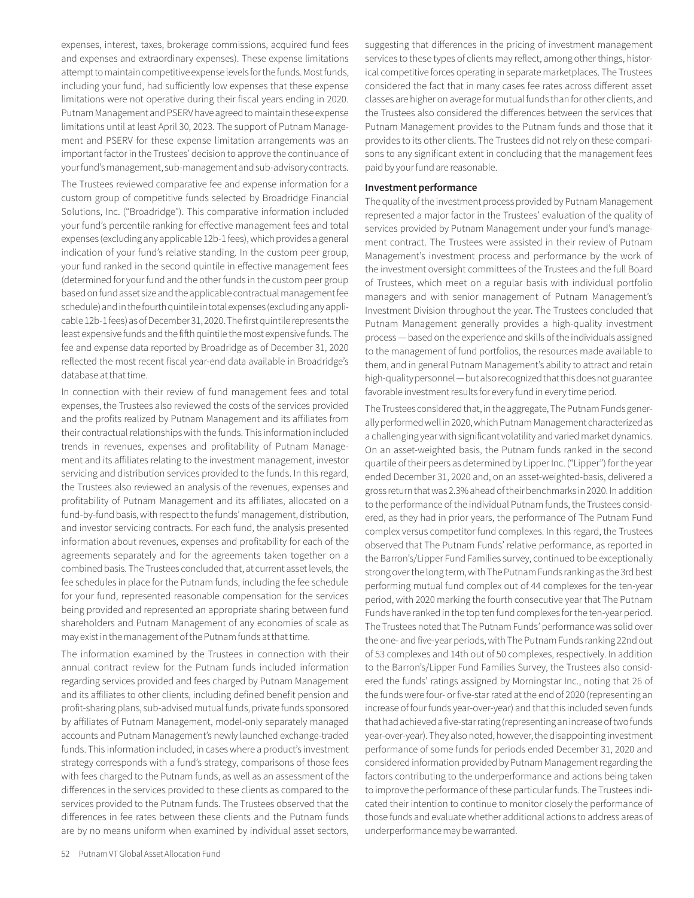expenses, interest, taxes, brokerage commissions, acquired fund fees and expenses and extraordinary expenses). These expense limitations attempt to maintain competitive expense levels for the funds. Most funds, including your fund, had sufficiently low expenses that these expense limitations were not operative during their fiscal years ending in 2020. Putnam Management and PSERV have agreed to maintain these expense limitations until at least April 30, 2023. The support of Putnam Management and PSERV for these expense limitation arrangements was an important factor in the Trustees' decision to approve the continuance of your fund's management, sub-management and sub-advisory contracts.

The Trustees reviewed comparative fee and expense information for a custom group of competitive funds selected by Broadridge Financial Solutions, Inc. ("Broadridge"). This comparative information included your fund's percentile ranking for effective management fees and total expenses (excluding any applicable 12b-1 fees), which provides a general indication of your fund's relative standing. In the custom peer group, your fund ranked in the second quintile in effective management fees (determined for your fund and the other funds in the custom peer group based on fund asset size and the applicable contractual management fee schedule) and in the fourth quintile in total expenses (excluding any applicable 12b-1 fees) as of December 31, 2020. The first quintile represents the least expensive funds and the fifth quintile the most expensive funds. The fee and expense data reported by Broadridge as of December 31, 2020 reflected the most recent fiscal year-end data available in Broadridge's database at that time.

In connection with their review of fund management fees and total expenses, the Trustees also reviewed the costs of the services provided and the profits realized by Putnam Management and its affiliates from their contractual relationships with the funds. This information included trends in revenues, expenses and profitability of Putnam Management and its affiliates relating to the investment management, investor servicing and distribution services provided to the funds. In this regard, the Trustees also reviewed an analysis of the revenues, expenses and profitability of Putnam Management and its affiliates, allocated on a fund-by-fund basis, with respect to the funds' management, distribution, and investor servicing contracts. For each fund, the analysis presented information about revenues, expenses and profitability for each of the agreements separately and for the agreements taken together on a combined basis. The Trustees concluded that, at current asset levels, the fee schedules in place for the Putnam funds, including the fee schedule for your fund, represented reasonable compensation for the services being provided and represented an appropriate sharing between fund shareholders and Putnam Management of any economies of scale as may exist in the management of the Putnam funds at that time.

The information examined by the Trustees in connection with their annual contract review for the Putnam funds included information regarding services provided and fees charged by Putnam Management and its affiliates to other clients, including defined benefit pension and profit-sharing plans, sub-advised mutual funds, private funds sponsored by affiliates of Putnam Management, model-only separately managed accounts and Putnam Management's newly launched exchange-traded funds. This information included, in cases where a product's investment strategy corresponds with a fund's strategy, comparisons of those fees with fees charged to the Putnam funds, as well as an assessment of the differences in the services provided to these clients as compared to the services provided to the Putnam funds. The Trustees observed that the differences in fee rates between these clients and the Putnam funds are by no means uniform when examined by individual asset sectors, suggesting that differences in the pricing of investment management services to these types of clients may reflect, among other things, historical competitive forces operating in separate marketplaces. The Trustees considered the fact that in many cases fee rates across different asset classes are higher on average for mutual funds than for other clients, and the Trustees also considered the differences between the services that Putnam Management provides to the Putnam funds and those that it provides to its other clients. The Trustees did not rely on these comparisons to any significant extent in concluding that the management fees paid by your fund are reasonable.

**Investment performance**

The quality of the investment process provided by Putnam Management represented a major factor in the Trustees' evaluation of the quality of services provided by Putnam Management under your fund's management contract. The Trustees were assisted in their review of Putnam Management's investment process and performance by the work of the investment oversight committees of the Trustees and the full Board of Trustees, which meet on a regular basis with individual portfolio managers and with senior management of Putnam Management's Investment Division throughout the year. The Trustees concluded that Putnam Management generally provides a high-quality investment process — based on the experience and skills of the individuals assigned to the management of fund portfolios, the resources made available to them, and in general Putnam Management's ability to attract and retain high-quality personnel — but also recognized that this does not guarantee favorable investment results for every fund in every time period.

The Trustees considered that, in the aggregate, The Putnam Funds generally performed well in 2020, which Putnam Management characterized as a challenging year with significant volatility and varied market dynamics. On an asset-weighted basis, the Putnam funds ranked in the second quartile of their peers as determined by Lipper Inc. ("Lipper") for the year ended December 31, 2020 and, on an asset-weighted-basis, delivered a gross return that was 2.3% ahead of their benchmarks in 2020. In addition to the performance of the individual Putnam funds, the Trustees considered, as they had in prior years, the performance of The Putnam Fund complex versus competitor fund complexes. In this regard, the Trustees observed that The Putnam Funds' relative performance, as reported in the Barron's/Lipper Fund Families survey, continued to be exceptionally strong over the long term, with The Putnam Funds ranking as the 3rd best performing mutual fund complex out of 44 complexes for the ten-year period, with 2020 marking the fourth consecutive year that The Putnam Funds have ranked in the top ten fund complexes for the ten-year period. The Trustees noted that The Putnam Funds' performance was solid over the one- and five-year periods, with The Putnam Funds ranking 22nd out of 53 complexes and 14th out of 50 complexes, respectively. In addition to the Barron's/Lipper Fund Families Survey, the Trustees also considered the funds' ratings assigned by Morningstar Inc., noting that 26 of the funds were four- or five-star rated at the end of 2020 (representing an increase of four funds year-over-year) and that this included seven funds that had achieved a five-star rating (representing an increase of two funds year-over-year). They also noted, however, the disappointing investment performance of some funds for periods ended December 31, 2020 and considered information provided by Putnam Management regarding the factors contributing to the underperformance and actions being taken to improve the performance of these particular funds. The Trustees indicated their intention to continue to monitor closely the performance of those funds and evaluate whether additional actions to address areas of underperformance may be warranted.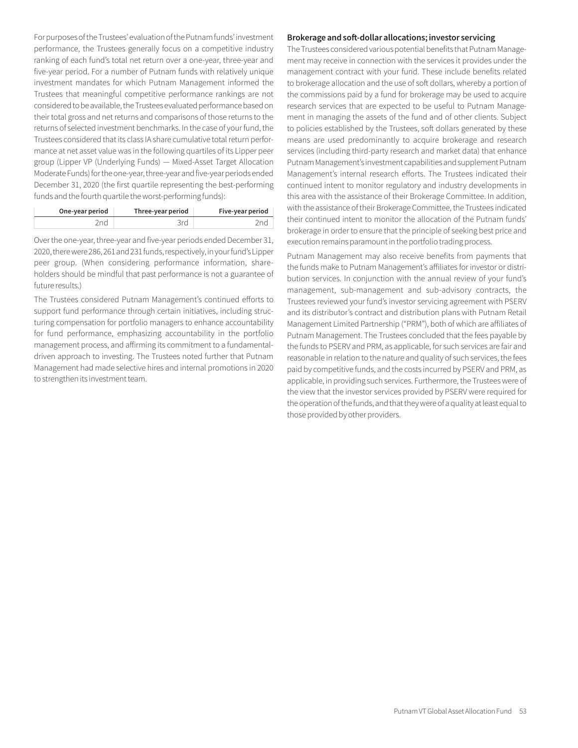For purposes of the Trustees' evaluation of the Putnam funds' investment performance, the Trustees generally focus on a competitive industry ranking of each fund's total net return over a one-year, three-year and five-year period. For a number of Putnam funds with relatively unique investment mandates for which Putnam Management informed the Trustees that meaningful competitive performance rankings are not considered to be available, the Trustees evaluated performance based on their total gross and net returns and comparisons of those returns to the returns of selected investment benchmarks. In the case of your fund, the Trustees considered that its class IA share cumulative total return performance at net asset value was in the following quartiles of its Lipper peer group (Lipper VP (Underlying Funds) — Mixed-Asset Target Allocation Moderate Funds) for the one-year, three-year and five-year periods ended December 31, 2020 (the first quartile representing the best-performing funds and the fourth quartile the worst-performing funds):

| One-year period | Three-year period | Five-year period |
| --- | --- | --- |
| 2nd | 3rd | 2nd |

Over the one-year, three-year and five-year periods ended December 31, 2020, there were 286, 261 and 231 funds, respectively, in your fund's Lipper peer group. (When considering performance information, shareholders should be mindful that past performance is not a guarantee of future results.)

The Trustees considered Putnam Management's continued efforts to support fund performance through certain initiatives, including structuring compensation for portfolio managers to enhance accountability for fund performance, emphasizing accountability in the portfolio management process, and affirming its commitment to a fundamental-driven approach to investing. The Trustees noted further that Putnam Management had made selective hires and internal promotions in 2020 to strengthen its investment team.

**Brokerage and soft-dollar allocations; investor servicing**

The Trustees considered various potential benefits that Putnam Management may receive in connection with the services it provides under the management contract with your fund. These include benefits related to brokerage allocation and the use of soft dollars, whereby a portion of the commissions paid by a fund for brokerage may be used to acquire research services that are expected to be useful to Putnam Management in managing the assets of the fund and of other clients. Subject to policies established by the Trustees, soft dollars generated by these means are used predominantly to acquire brokerage and research services (including third-party research and market data) that enhance Putnam Management's investment capabilities and supplement Putnam Management's internal research efforts. The Trustees indicated their continued intent to monitor regulatory and industry developments in this area with the assistance of their Brokerage Committee. In addition, with the assistance of their Brokerage Committee, the Trustees indicated their continued intent to monitor the allocation of the Putnam funds' brokerage in order to ensure that the principle of seeking best price and execution remains paramount in the portfolio trading process.

Putnam Management may also receive benefits from payments that the funds make to Putnam Management's affiliates for investor or distribution services. In conjunction with the annual review of your fund's management, sub-management and sub-advisory contracts, the Trustees reviewed your fund's investor servicing agreement with PSERV and its distributor's contract and distribution plans with Putnam Retail Management Limited Partnership ("PRM"), both of which are affiliates of Putnam Management. The Trustees concluded that the fees payable by the funds to PSERV and PRM, as applicable, for such services are fair and reasonable in relation to the nature and quality of such services, the fees paid by competitive funds, and the costs incurred by PSERV and PRM, as applicable, in providing such services. Furthermore, the Trustees were of the view that the investor services provided by PSERV were required for the operation of the funds, and that they were of a quality at least equal to those provided by other providers.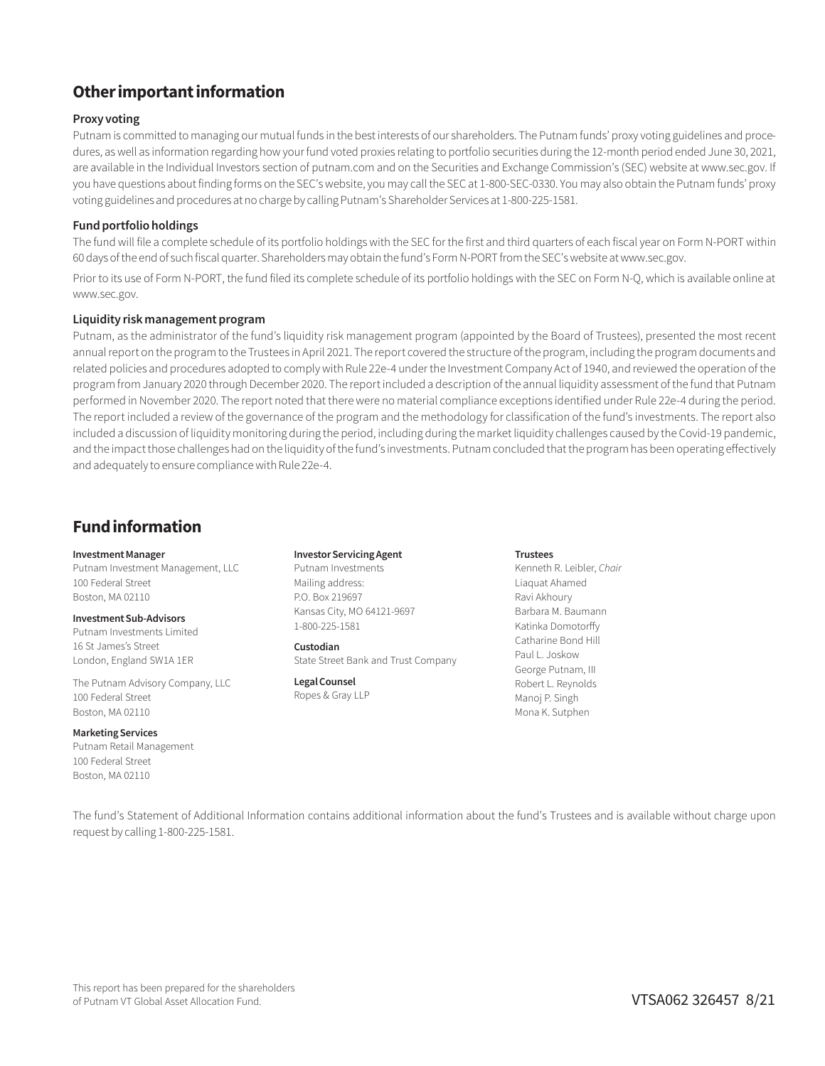## Other important information

**Proxy voting**

Putnam is committed to managing our mutual funds in the best interests of our shareholders. The Putnam funds' proxy voting guidelines and procedures, as well as information regarding how your fund voted proxies relating to portfolio securities during the 12-month period ended June 30, 2021, are available in the Individual Investors section of putnam.com and on the Securities and Exchange Commission's (SEC) website at www.sec.gov. If you have questions about finding forms on the SEC's website, you may call the SEC at 1-800-SEC-0330. You may also obtain the Putnam funds' proxy voting guidelines and procedures at no charge by calling Putnam's Shareholder Services at 1-800-225-1581.

**Fund portfolio holdings**

The fund will file a complete schedule of its portfolio holdings with the SEC for the first and third quarters of each fiscal year on Form N-PORT within 60 days of the end of such fiscal quarter. Shareholders may obtain the fund's Form N-PORT from the SEC's website at www.sec.gov.

Prior to its use of Form N-PORT, the fund filed its complete schedule of its portfolio holdings with the SEC on Form N-Q, which is available online at www.sec.gov.

**Liquidity risk management program**

Putnam, as the administrator of the fund's liquidity risk management program (appointed by the Board of Trustees), presented the most recent annual report on the program to the Trustees in April 2021. The report covered the structure of the program, including the program documents and related policies and procedures adopted to comply with Rule 22e-4 under the Investment Company Act of 1940, and reviewed the operation of the program from January 2020 through December 2020. The report included a description of the annual liquidity assessment of the fund that Putnam performed in November 2020. The report noted that there were no material compliance exceptions identified under Rule 22e-4 during the period. The report included a review of the governance of the program and the methodology for classification of the fund's investments. The report also included a discussion of liquidity monitoring during the period, including during the market liquidity challenges caused by the Covid-19 pandemic, and the impact those challenges had on the liquidity of the fund's investments. Putnam concluded that the program has been operating effectively and adequately to ensure compliance with Rule 22e-4.

## Fund information

**Investment Manager**
Putnam Investment Management, LLC
100 Federal Street
Boston, MA 02110

**Investment Sub-Advisors**
Putnam Investments Limited
16 St James's Street
London, England SW1A 1ER

The Putnam Advisory Company, LLC
100 Federal Street
Boston, MA 02110

**Marketing Services**
Putnam Retail Management
100 Federal Street
Boston, MA 02110

**Investor Servicing Agent**
Putnam Investments
Mailing address:
P.O. Box 219697
Kansas City, MO 64121-9697
1-800-225-1581

**Custodian**
State Street Bank and Trust Company

**Legal Counsel**
Ropes & Gray LLP

**Trustees**
Kenneth R. Leibler, *Chair*
Liaquat Ahamed
Ravi Akhoury
Barbara M. Baumann
Katinka Domotorffy
Catharine Bond Hill
Paul L. Joskow
George Putnam, III
Robert L. Reynolds
Manoj P. Singh
Mona K. Sutphen

The fund's Statement of Additional Information contains additional information about the fund's Trustees and is available without charge upon request by calling 1-800-225-1581.

This report has been prepared for the shareholders of Putnam VT Global Asset Allocation Fund.

VTSA062 326457 8/21